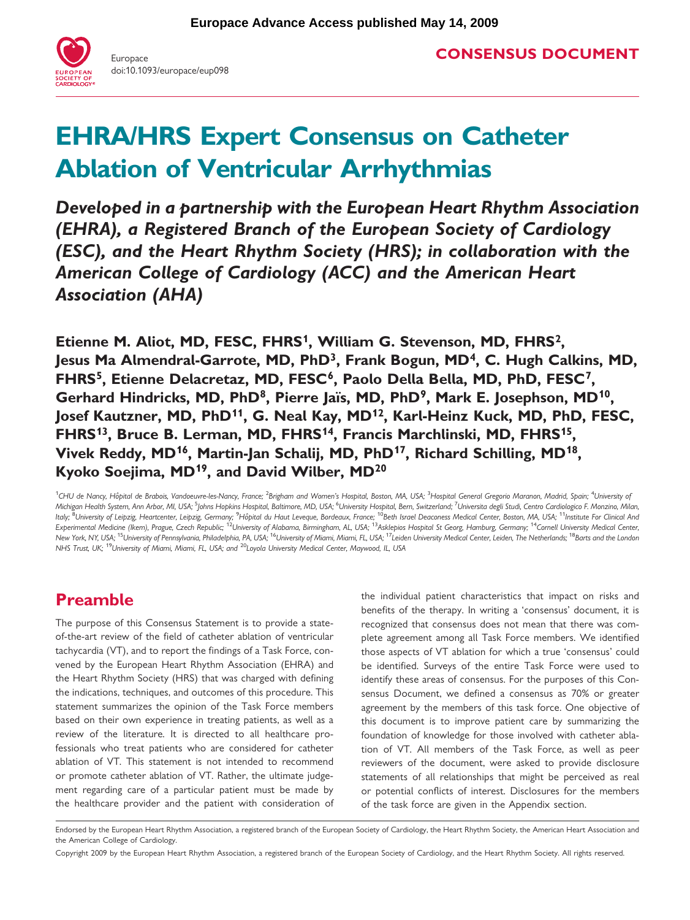Europace Advance Access published May 14, 2009

Europace
doi:10.1093/europace/eup098

**CONSENSUS DOCUMENT**

# EHRA/HRS Expert Consensus on Catheter Ablation of Ventricular Arrhythmias

*Developed in a partnership with the European Heart Rhythm Association (EHRA), a Registered Branch of the European Society of Cardiology (ESC), and the Heart Rhythm Society (HRS); in collaboration with the American College of Cardiology (ACC) and the American Heart Association (AHA)*

**Etienne M. Aliot, MD, FESC, FHRS[1], William G. Stevenson, MD, FHRS[2], Jesus Ma Almendral-Garrote, MD, PhD[3], Frank Bogun, MD[4], C. Hugh Calkins, MD, FHRS[5], Etienne Delacretaz, MD, FESC[6], Paolo Della Bella, MD, PhD, FESC[7], Gerhard Hindricks, MD, PhD[8], Pierre Jaïs, MD, PhD[9], Mark E. Josephson, MD[10], Josef Kautzner, MD, PhD[11], G. Neal Kay, MD[12], Karl-Heinz Kuck, MD, PhD, FESC, FHRS[13], Bruce B. Lerman, MD, FHRS[14], Francis Marchlinski, MD, FHRS[15], Vivek Reddy, MD[16], Martin-Jan Schalij, MD, PhD[17], Richard Schilling, MD[18], Kyoko Soejima, MD[19], and David Wilber, MD[20]**

[1]CHU de Nancy, Hôpital de Brabois, Vandoeuvre-les-Nancy, France; [2]Brigham and Women's Hospital, Boston, MA, USA; [3]Hospital General Gregorio Maranon, Madrid, Spain; [4]University of Michigan Health System, Ann Arbor, MI, USA; [5]Johns Hopkins Hospital, Baltimore, MD, USA; [6]University Hospital, Bern, Switzerland; [7]Universita degli Studi, Centro Cardiologico F. Monzino, Milan, Italy; [8]University of Leipzig, Heartcenter, Leipzig, Germany; [9]Hôpital du Haut Leveque, Bordeaux, France; [10]Beth Israel Deaconess Medical Center, Boston, MA, USA; [11]Institute For Clinical And Experimental Medicine (Ikem), Prague, Czech Republic; [12]University of Alabama, Birmingham, AL, USA; [13]Asklepios Hospital St Georg, Hamburg, Germany; [14]Cornell University Medical Center, New York, NY, USA; [15]University of Pennsylvania, Philadelphia, PA, USA; [16]University of Miami, Miami, FL, USA; [17]Leiden University Medical Center, Leiden, The Netherlands; [18]Barts and the London NHS Trust, UK; [19]University of Miami, Miami, FL, USA; and [20]Loyola University Medical Center, Maywood, IL, USA

## Preamble

The purpose of this Consensus Statement is to provide a state-of-the-art review of the field of catheter ablation of ventricular tachycardia (VT), and to report the findings of a Task Force, convened by the European Heart Rhythm Association (EHRA) and the Heart Rhythm Society (HRS) that was charged with defining the indications, techniques, and outcomes of this procedure. This statement summarizes the opinion of the Task Force members based on their own experience in treating patients, as well as a review of the literature. It is directed to all healthcare professionals who treat patients who are considered for catheter ablation of VT. This statement is not intended to recommend or promote catheter ablation of VT. Rather, the ultimate judgement regarding care of a particular patient must be made by the healthcare provider and the patient with consideration of the individual patient characteristics that impact on risks and benefits of the therapy. In writing a 'consensus' document, it is recognized that consensus does not mean that there was complete agreement among all Task Force members. We identified those aspects of VT ablation for which a true 'consensus' could be identified. Surveys of the entire Task Force were used to identify these areas of consensus. For the purposes of this Consensus Document, we defined a consensus as 70% or greater agreement by the members of this task force. One objective of this document is to improve patient care by summarizing the foundation of knowledge for those involved with catheter ablation of VT. All members of the Task Force, as well as peer reviewers of the document, were asked to provide disclosure statements of all relationships that might be perceived as real or potential conflicts of interest. Disclosures for the members of the task force are given in the Appendix section.

Endorsed by the European Heart Rhythm Association, a registered branch of the European Society of Cardiology, the Heart Rhythm Society, the American Heart Association and the American College of Cardiology.

Copyright 2009 by the European Heart Rhythm Association, a registered branch of the European Society of Cardiology, and the Heart Rhythm Society. All rights reserved.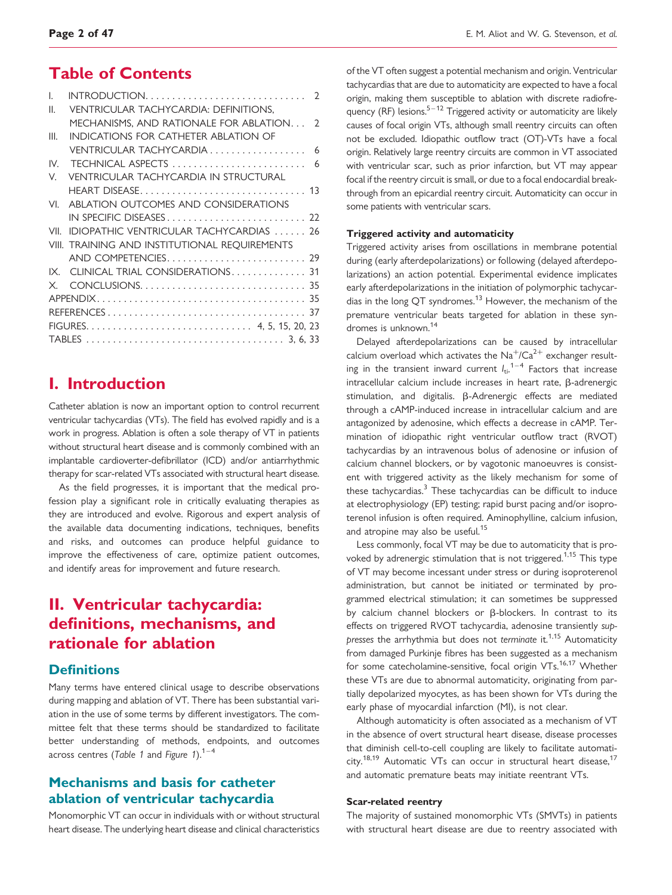## Table of Contents

I. INTRODUCTION . . . . . . . . . . . . . . . . . . . . . . . . . . . . . . 2
II. VENTRICULAR TACHYCARDIA: DEFINITIONS, MECHANISMS, AND RATIONALE FOR ABLATION . . . 2
III. INDICATIONS FOR CATHETER ABLATION OF VENTRICULAR TACHYCARDIA . . . . . . . . . . . . . . . . . . 6
IV. TECHNICAL ASPECTS . . . . . . . . . . . . . . . . . . . . . . . . . 6
V. VENTRICULAR TACHYCARDIA IN STRUCTURAL HEART DISEASE . . . . . . . . . . . . . . . . . . . . . . . . . . . . . . 13
VI. ABLATION OUTCOMES AND CONSIDERATIONS IN SPECIFIC DISEASES . . . . . . . . . . . . . . . . . . . . . . . . . . 22
VII. IDIOPATHIC VENTRICULAR TACHYCARDIAS . . . . . . 26
VIII. TRAINING AND INSTITUTIONAL REQUIREMENTS AND COMPETENCIES . . . . . . . . . . . . . . . . . . . . . . . . . . 29
IX. CLINICAL TRIAL CONSIDERATIONS . . . . . . . . . . . . . . 31
X. CONCLUSIONS . . . . . . . . . . . . . . . . . . . . . . . . . . . . . . 35
APPENDIX . . . . . . . . . . . . . . . . . . . . . . . . . . . . . . . . . . . . 35
REFERENCES . . . . . . . . . . . . . . . . . . . . . . . . . . . . . . . . . . . 37
FIGURES . . . . . . . . . . . . . . . . . . . . . . . . . . . . . . 4, 5, 15, 20, 23
TABLES . . . . . . . . . . . . . . . . . . . . . . . . . . . . . . . . . . . . 3, 6, 33

# I. Introduction

Catheter ablation is now an important option to control recurrent ventricular tachycardias (VTs). The field has evolved rapidly and is a work in progress. Ablation is often a sole therapy of VT in patients without structural heart disease and is commonly combined with an implantable cardioverter-defibrillator (ICD) and/or antiarrhythmic therapy for scar-related VTs associated with structural heart disease.

As the field progresses, it is important that the medical profession play a significant role in critically evaluating therapies as they are introduced and evolve. Rigorous and expert analysis of the available data documenting indications, techniques, benefits and risks, and outcomes can produce helpful guidance to improve the effectiveness of care, optimize patient outcomes, and identify areas for improvement and future research.

# II. Ventricular tachycardia: definitions, mechanisms, and rationale for ablation

## Definitions

Many terms have entered clinical usage to describe observations during mapping and ablation of VT. There has been substantial variation in the use of some terms by different investigators. The committee felt that these terms should be standardized to facilitate better understanding of methods, endpoints, and outcomes across centres (*Table 1* and *Figure 1*).[1–4]

## Mechanisms and basis for catheter ablation of ventricular tachycardia

Monomorphic VT can occur in individuals with or without structural heart disease. The underlying heart disease and clinical characteristics of the VT often suggest a potential mechanism and origin. Ventricular tachycardias that are due to automaticity are expected to have a focal origin, making them susceptible to ablation with discrete radiofrequency (RF) lesions.[5–12] Triggered activity or automaticity are likely causes of focal origin VTs, although small reentry circuits can often not be excluded. Idiopathic outflow tract (OT)-VTs have a focal origin. Relatively large reentry circuits are common in VT associated with ventricular scar, such as prior infarction, but VT may appear focal if the reentry circuit is small, or due to a focal endocardial breakthrough from an epicardial reentry circuit. Automaticity can occur in some patients with ventricular scars.

### Triggered activity and automaticity

Triggered activity arises from oscillations in membrane potential during (early afterdepolarizations) or following (delayed afterdepolarizations) an action potential. Experimental evidence implicates early afterdepolarizations in the initiation of polymorphic tachycardias in the long QT syndromes.[13] However, the mechanism of the premature ventricular beats targeted for ablation in these syndromes is unknown.[14]

Delayed afterdepolarizations can be caused by intracellular calcium overload which activates the $Na^+/Ca^{2+}$ exchanger resulting in the transient inward current $I_{ti}$.[1–4] Factors that increase intracellular calcium include increases in heart rate, β-adrenergic stimulation, and digitalis. β-Adrenergic effects are mediated through a cAMP-induced increase in intracellular calcium and are antagonized by adenosine, which effects a decrease in cAMP. Termination of idiopathic right ventricular outflow tract (RVOT) tachycardias by an intravenous bolus of adenosine or infusion of calcium channel blockers, or by vagotonic manoeuvres is consistent with triggered activity as the likely mechanism for some of these tachycardias.[3] These tachycardias can be difficult to induce at electrophysiology (EP) testing; rapid burst pacing and/or isoproterenol infusion is often required. Aminophylline, calcium infusion, and atropine may also be useful.[15]

Less commonly, focal VT may be due to automaticity that is provoked by adrenergic stimulation that is not triggered.[1,15] This type of VT may become incessant under stress or during isoproterenol administration, but cannot be initiated or terminated by programmed electrical stimulation; it can sometimes be suppressed by calcium channel blockers or β-blockers. In contrast to its effects on triggered RVOT tachycardia, adenosine transiently *suppresses* the arrhythmia but does not *terminate* it.[1,15] Automaticity from damaged Purkinje fibres has been suggested as a mechanism for some catecholamine-sensitive, focal origin VTs.[16,17] Whether these VTs are due to abnormal automaticity, originating from partially depolarized myocytes, as has been shown for VTs during the early phase of myocardial infarction (MI), is not clear.

Although automaticity is often associated as a mechanism of VT in the absence of overt structural heart disease, disease processes that diminish cell-to-cell coupling are likely to facilitate automaticity.[18,19] Automatic VTs can occur in structural heart disease,[17] and automatic premature beats may initiate reentrant VTs.

### Scar-related reentry

The majority of sustained monomorphic VTs (SMVTs) in patients with structural heart disease are due to reentry associated with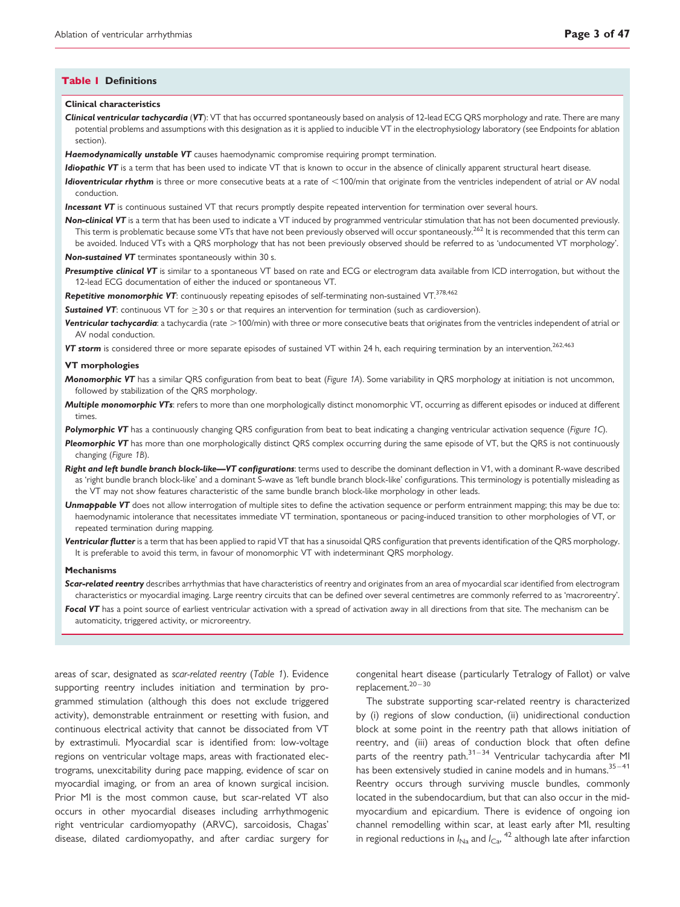**Table 1 Definitions**

**Clinical characteristics**

***Clinical ventricular tachycardia (VT)***: VT that has occurred spontaneously based on analysis of 12-lead ECG QRS morphology and rate. There are many potential problems and assumptions with this designation as it is applied to inducible VT in the electrophysiology laboratory (see Endpoints for ablation section).

***Haemodynamically unstable VT*** causes haemodynamic compromise requiring prompt termination.

***Idiopathic VT*** is a term that has been used to indicate VT that is known to occur in the absence of clinically apparent structural heart disease.

***Idioventricular rhythm*** is three or more consecutive beats at a rate of <100/min that originate from the ventricles independent of atrial or AV nodal conduction.

***Incessant VT*** is continuous sustained VT that recurs promptly despite repeated intervention for termination over several hours.

***Non-clinical VT*** is a term that has been used to indicate a VT induced by programmed ventricular stimulation that has not been documented previously. This term is problematic because some VTs that have not been previously observed will occur spontaneously.[262] It is recommended that this term can be avoided. Induced VTs with a QRS morphology that has not been previously observed should be referred to as 'undocumented VT morphology'.

***Non-sustained VT*** terminates spontaneously within 30 s.

***Presumptive clinical VT*** is similar to a spontaneous VT based on rate and ECG or electrogram data available from ICD interrogation, but without the 12-lead ECG documentation of either the induced or spontaneous VT.

***Repetitive monomorphic VT***: continuously repeating episodes of self-terminating non-sustained VT.[378,462]

***Sustained VT***: continuous VT for ≥30 s or that requires an intervention for termination (such as cardioversion).

***Ventricular tachycardia***: a tachycardia (rate >100/min) with three or more consecutive beats that originates from the ventricles independent of atrial or AV nodal conduction.

***VT storm*** is considered three or more separate episodes of sustained VT within 24 h, each requiring termination by an intervention.[262,463]

**VT morphologies**

***Monomorphic VT*** has a similar QRS configuration from beat to beat (*Figure 1A*). Some variability in QRS morphology at initiation is not uncommon, followed by stabilization of the QRS morphology.

***Multiple monomorphic VTs***: refers to more than one morphologically distinct monomorphic VT, occurring as different episodes or induced at different times.

***Polymorphic VT*** has a continuously changing QRS configuration from beat to beat indicating a changing ventricular activation sequence (*Figure 1C*).

***Pleomorphic VT*** has more than one morphologically distinct QRS complex occurring during the same episode of VT, but the QRS is not continuously changing (*Figure 1B*).

***Right and left bundle branch block-like—VT configurations***: terms used to describe the dominant deflection in V1, with a dominant R-wave described as 'right bundle branch block-like' and a dominant S-wave as 'left bundle branch block-like' configurations. This terminology is potentially misleading as the VT may not show features characteristic of the same bundle branch block-like morphology in other leads.

***Unmappable VT*** does not allow interrogation of multiple sites to define the activation sequence or perform entrainment mapping; this may be due to: haemodynamic intolerance that necessitates immediate VT termination, spontaneous or pacing-induced transition to other morphologies of VT, or repeated termination during mapping.

***Ventricular flutter*** is a term that has been applied to rapid VT that has a sinusoidal QRS configuration that prevents identification of the QRS morphology. It is preferable to avoid this term, in favour of monomorphic VT with indeterminant QRS morphology.

**Mechanisms**

***Scar-related reentry*** describes arrhythmias that have characteristics of reentry and originates from an area of myocardial scar identified from electrogram characteristics or myocardial imaging. Large reentry circuits that can be defined over several centimetres are commonly referred to as 'macroreentry'.

***Focal VT*** has a point source of earliest ventricular activation with a spread of activation away in all directions from that site. The mechanism can be automaticity, triggered activity, or microreentry.

areas of scar, designated as *scar-related reentry* (*Table 1*). Evidence supporting reentry includes initiation and termination by programmed stimulation (although this does not exclude triggered activity), demonstrable entrainment or resetting with fusion, and continuous electrical activity that cannot be dissociated from VT by extrastimuli. Myocardial scar is identified from: low-voltage regions on ventricular voltage maps, areas with fractionated electrograms, unexcitability during pace mapping, evidence of scar on myocardial imaging, or from an area of known surgical incision. Prior MI is the most common cause, but scar-related VT also occurs in other myocardial diseases including arrhythmogenic right ventricular cardiomyopathy (ARVC), sarcoidosis, Chagas' disease, dilated cardiomyopathy, and after cardiac surgery for congenital heart disease (particularly Tetralogy of Fallot) or valve replacement.[20–30]

The substrate supporting scar-related reentry is characterized by (i) regions of slow conduction, (ii) unidirectional conduction block at some point in the reentry path that allows initiation of reentry, and (iii) areas of conduction block that often define parts of the reentry path.[31–34] Ventricular tachycardia after MI has been extensively studied in canine models and in humans.[35–41] Reentry occurs through surviving muscle bundles, commonly located in the subendocardium, but that can also occur in the mid-myocardium and epicardium. There is evidence of ongoing ion channel remodelling within scar, at least early after MI, resulting in regional reductions in $I_{Na}$ and $I_{Ca}$,[42] although late after infarction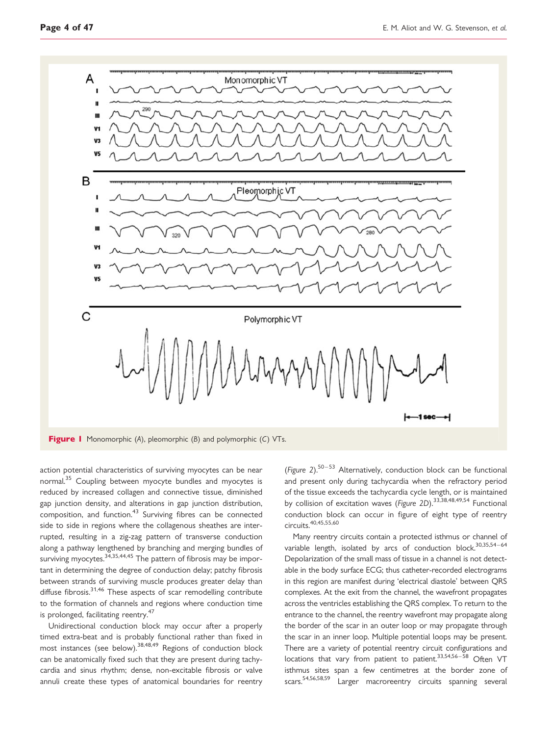**Figure 1** Monomorphic (*A*), pleomorphic (*B*) and polymorphic (*C*) VTs.

action potential characteristics of surviving myocytes can be near normal.[35] Coupling between myocyte bundles and myocytes is reduced by increased collagen and connective tissue, diminished gap junction density, and alterations in gap junction distribution, composition, and function.[43] Surviving fibres can be connected side to side in regions where the collagenous sheathes are interrupted, resulting in a zig-zag pattern of transverse conduction along a pathway lengthened by branching and merging bundles of surviving myocytes.[34,35,44,45] The pattern of fibrosis may be important in determining the degree of conduction delay; patchy fibrosis between strands of surviving muscle produces greater delay than diffuse fibrosis.[31,46] These aspects of scar remodelling contribute to the formation of channels and regions where conduction time is prolonged, facilitating reentry.[47]

Unidirectional conduction block may occur after a properly timed extra-beat and is probably functional rather than fixed in most instances (see below).[38,48,49] Regions of conduction block can be anatomically fixed such that they are present during tachycardia and sinus rhythm; dense, non-excitable fibrosis or valve annuli create these types of anatomical boundaries for reentry (*Figure 2*).[50–53] Alternatively, conduction block can be functional and present only during tachycardia when the refractory period of the tissue exceeds the tachycardia cycle length, or is maintained by collision of excitation waves (*Figure 2D*).[33,38,48,49,54] Functional conduction block can occur in figure of eight type of reentry circuits.[40,45,55,60]

Many reentry circuits contain a protected isthmus or channel of variable length, isolated by arcs of conduction block.[30,35,54–64] Depolarization of the small mass of tissue in a channel is not detectable in the body surface ECG; thus catheter-recorded electrograms in this region are manifest during 'electrical diastole' between QRS complexes. At the exit from the channel, the wavefront propagates across the ventricles establishing the QRS complex. To return to the entrance to the channel, the reentry wavefront may propagate along the border of the scar in an outer loop or may propagate through the scar in an inner loop. Multiple potential loops may be present. There are a variety of potential reentry circuit configurations and locations that vary from patient to patient.[33,54,56–58] Often VT isthmus sites span a few centimetres at the border zone of scars.[54,56,58,59] Larger macroreentry circuits spanning several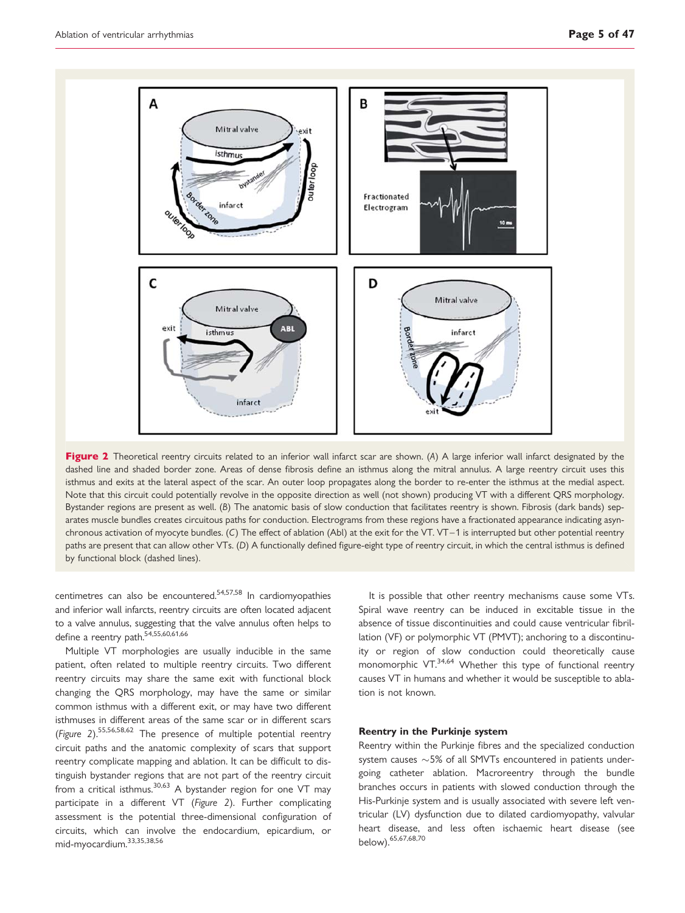A

Mitral valve

exit

isthmus

bystander

outer loop

Border zone

infarct

outer loop

B

Fractionated Electrogram

10 ms

C

Mitral valve

exit

isthmus

ABL

infarct

D

Mitral valve

Border zone

infarct

exit

**Figure 2** Theoretical reentry circuits related to an inferior wall infarct scar are shown. (*A*) A large inferior wall infarct designated by the dashed line and shaded border zone. Areas of dense fibrosis define an isthmus along the mitral annulus. A large reentry circuit uses this isthmus and exits at the lateral aspect of the scar. An outer loop propagates along the border to re-enter the isthmus at the medial aspect. Note that this circuit could potentially revolve in the opposite direction as well (not shown) producing VT with a different QRS morphology. Bystander regions are present as well. (*B*) The anatomic basis of slow conduction that facilitates reentry is shown. Fibrosis (dark bands) separates muscle bundles creates circuitous paths for conduction. Electrograms from these regions have a fractionated appearance indicating asynchronous activation of myocyte bundles. (*C*) The effect of ablation (Abl) at the exit for the VT. VT−1 is interrupted but other potential reentry paths are present that can allow other VTs. (*D*) A functionally defined figure-eight type of reentry circuit, in which the central isthmus is defined by functional block (dashed lines).

centimetres can also be encountered.[54,57,58] In cardiomyopathies and inferior wall infarcts, reentry circuits are often located adjacent to a valve annulus, suggesting that the valve annulus often helps to define a reentry path.[54,55,60,61,66]

Multiple VT morphologies are usually inducible in the same patient, often related to multiple reentry circuits. Two different reentry circuits may share the same exit with functional block changing the QRS morphology, may have the same or similar common isthmus with a different exit, or may have two different isthmuses in different areas of the same scar or in different scars (*Figure 2*).[55,56,58,62] The presence of multiple potential reentry circuit paths and the anatomic complexity of scars that support reentry complicate mapping and ablation. It can be difficult to distinguish bystander regions that are not part of the reentry circuit from a critical isthmus.[30,63] A bystander region for one VT may participate in a different VT (*Figure 2*). Further complicating assessment is the potential three-dimensional configuration of circuits, which can involve the endocardium, epicardium, or mid-myocardium.[33,35,38,56]

It is possible that other reentry mechanisms cause some VTs. Spiral wave reentry can be induced in excitable tissue in the absence of tissue discontinuities and could cause ventricular fibrillation (VF) or polymorphic VT (PMVT); anchoring to a discontinuity or region of slow conduction could theoretically cause monomorphic VT.[34,64] Whether this type of functional reentry causes VT in humans and whether it would be susceptible to ablation is not known.

### Reentry in the Purkinje system

Reentry within the Purkinje fibres and the specialized conduction system causes ~5% of all SMVTs encountered in patients undergoing catheter ablation. Macroreentry through the bundle branches occurs in patients with slowed conduction through the His-Purkinje system and is usually associated with severe left ventricular (LV) dysfunction due to dilated cardiomyopathy, valvular heart disease, and less often ischaemic heart disease (see below).[65,67,68,70]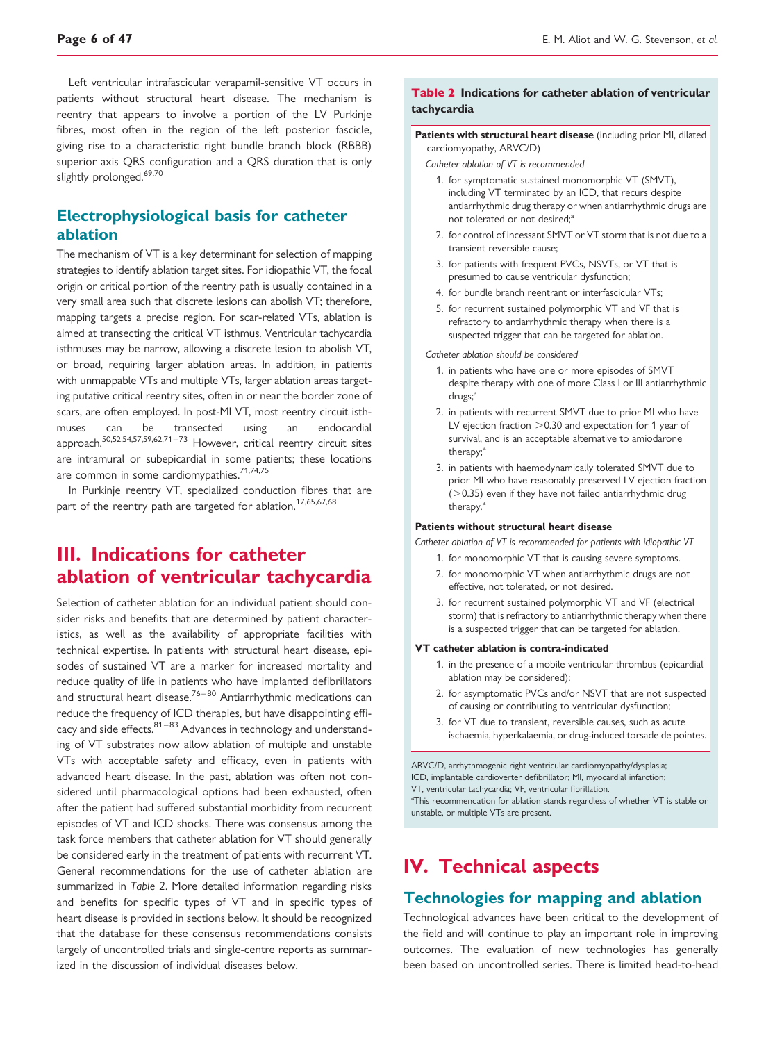Left ventricular intrafascicular verapamil-sensitive VT occurs in patients without structural heart disease. The mechanism is reentry that appears to involve a portion of the LV Purkinje fibres, most often in the region of the left posterior fascicle, giving rise to a characteristic right bundle branch block (RBBB) superior axis QRS configuration and a QRS duration that is only slightly prolonged.[69,70]

## Electrophysiological basis for catheter ablation

The mechanism of VT is a key determinant for selection of mapping strategies to identify ablation target sites. For idiopathic VT, the focal origin or critical portion of the reentry path is usually contained in a very small area such that discrete lesions can abolish VT; therefore, mapping targets a precise region. For scar-related VTs, ablation is aimed at transecting the critical VT isthmus. Ventricular tachycardia isthmuses may be narrow, allowing a discrete lesion to abolish VT, or broad, requiring larger ablation areas. In addition, in patients with unmappable VTs and multiple VTs, larger ablation areas targeting putative critical reentry sites, often in or near the border zone of scars, are often employed. In post-MI VT, most reentry circuit isthmuses can be transected using an endocardial approach.[50,52,54,57,59,62,71–73] However, critical reentry circuit sites are intramural or subepicardial in some patients; these locations are common in some cardiomyopathies.[71,74,75]

In Purkinje reentry VT, specialized conduction fibres that are part of the reentry path are targeted for ablation.[17,65,67,68]

# III. Indications for catheter ablation of ventricular tachycardia

Selection of catheter ablation for an individual patient should consider risks and benefits that are determined by patient characteristics, as well as the availability of appropriate facilities with technical expertise. In patients with structural heart disease, episodes of sustained VT are a marker for increased mortality and reduce quality of life in patients who have implanted defibrillators and structural heart disease.[76–80] Antiarrhythmic medications can reduce the frequency of ICD therapies, but have disappointing efficacy and side effects.[81–83] Advances in technology and understanding of VT substrates now allow ablation of multiple and unstable VTs with acceptable safety and efficacy, even in patients with advanced heart disease. In the past, ablation was often not considered until pharmacological options had been exhausted, often after the patient had suffered substantial morbidity from recurrent episodes of VT and ICD shocks. There was consensus among the task force members that catheter ablation for VT should generally be considered early in the treatment of patients with recurrent VT. General recommendations for the use of catheter ablation are summarized in *Table 2*. More detailed information regarding risks and benefits for specific types of VT and in specific types of heart disease is provided in sections below. It should be recognized that the database for these consensus recommendations consists largely of uncontrolled trials and single-centre reports as summarized in the discussion of individual diseases below.

**Table 2 Indications for catheter ablation of ventricular tachycardia**

**Patients with structural heart disease** (including prior MI, dilated cardiomyopathy, ARVC/D)

*Catheter ablation of VT is recommended*

1. for symptomatic sustained monomorphic VT (SMVT), including VT terminated by an ICD, that recurs despite antiarrhythmic drug therapy or when antiarrhythmic drugs are not tolerated or not desired;[a]
2. for control of incessant SMVT or VT storm that is not due to a transient reversible cause;
3. for patients with frequent PVCs, NSVTs, or VT that is presumed to cause ventricular dysfunction;
4. for bundle branch reentrant or interfascicular VTs;
5. for recurrent sustained polymorphic VT and VF that is refractory to antiarrhythmic therapy when there is a suspected trigger that can be targeted for ablation.

*Catheter ablation should be considered*

1. in patients who have one or more episodes of SMVT despite therapy with one of more Class I or III antiarrhythmic drugs;[a]
2. in patients with recurrent SMVT due to prior MI who have LV ejection fraction >0.30 and expectation for 1 year of survival, and is an acceptable alternative to amiodarone therapy;[a]
3. in patients with haemodynamically tolerated SMVT due to prior MI who have reasonably preserved LV ejection fraction (>0.35) even if they have not failed antiarrhythmic drug therapy.[a]

**Patients without structural heart disease**

*Catheter ablation of VT is recommended for patients with idiopathic VT*

1. for monomorphic VT that is causing severe symptoms.
2. for monomorphic VT when antiarrhythmic drugs are not effective, not tolerated, or not desired.
3. for recurrent sustained polymorphic VT and VF (electrical storm) that is refractory to antiarrhythmic therapy when there is a suspected trigger that can be targeted for ablation.

**VT catheter ablation is contra-indicated**

1. in the presence of a mobile ventricular thrombus (epicardial ablation may be considered);
2. for asymptomatic PVCs and/or NSVT that are not suspected of causing or contributing to ventricular dysfunction;
3. for VT due to transient, reversible causes, such as acute ischaemia, hyperkalaemia, or drug-induced torsade de pointes.

ARVC/D, arrhythmogenic right ventricular cardiomyopathy/dysplasia; ICD, implantable cardioverter defibrillator; MI, myocardial infarction; VT, ventricular tachycardia; VF, ventricular fibrillation.
[a]This recommendation for ablation stands regardless of whether VT is stable or unstable, or multiple VTs are present.

# IV. Technical aspects

## Technologies for mapping and ablation

Technological advances have been critical to the development of the field and will continue to play an important role in improving outcomes. The evaluation of new technologies has generally been based on uncontrolled series. There is limited head-to-head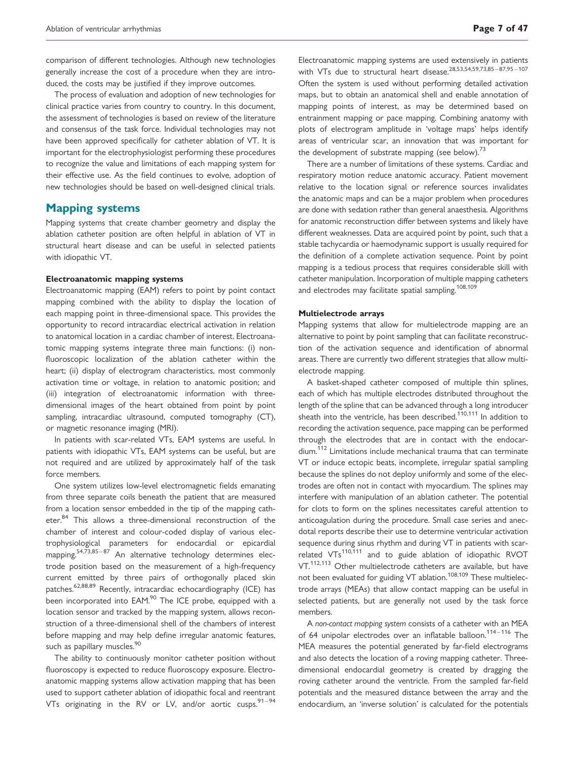comparison of different technologies. Although new technologies generally increase the cost of a procedure when they are introduced, the costs may be justified if they improve outcomes.

The process of evaluation and adoption of new technologies for clinical practice varies from country to country. In this document, the assessment of technologies is based on review of the literature and consensus of the task force. Individual technologies may not have been approved specifically for catheter ablation of VT. It is important for the electrophysiologist performing these procedures to recognize the value and limitations of each mapping system for their effective use. As the field continues to evolve, adoption of new technologies should be based on well-designed clinical trials.

## Mapping systems

Mapping systems that create chamber geometry and display the ablation catheter position are often helpful in ablation of VT in structural heart disease and can be useful in selected patients with idiopathic VT.

### Electroanatomic mapping systems

Electroanatomic mapping (EAM) refers to point by point contact mapping combined with the ability to display the location of each mapping point in three-dimensional space. This provides the opportunity to record intracardiac electrical activation in relation to anatomical location in a cardiac chamber of interest. Electroanatomic mapping systems integrate three main functions: (i) non-fluoroscopic localization of the ablation catheter within the heart; (ii) display of electrogram characteristics, most commonly activation time or voltage, in relation to anatomic position; and (iii) integration of electroanatomic information with three-dimensional images of the heart obtained from point by point sampling, intracardiac ultrasound, computed tomography (CT), or magnetic resonance imaging (MRI).

In patients with scar-related VTs, EAM systems are useful. In patients with idiopathic VTs, EAM systems can be useful, but are not required and are utilized by approximately half of the task force members.

One system utilizes low-level electromagnetic fields emanating from three separate coils beneath the patient that are measured from a location sensor embedded in the tip of the mapping catheter.[84] This allows a three-dimensional reconstruction of the chamber of interest and colour-coded display of various electrophysiological parameters for endocardial or epicardial mapping.[54,73,85–87] An alternative technology determines electrode position based on the measurement of a high-frequency current emitted by three pairs of orthogonally placed skin patches.[62,88,89] Recently, intracardiac echocardiography (ICE) has been incorporated into EAM.[90] The ICE probe, equipped with a location sensor and tracked by the mapping system, allows reconstruction of a three-dimensional shell of the chambers of interest before mapping and may help define irregular anatomic features, such as papillary muscles.[90]

The ability to continuously monitor catheter position without fluoroscopy is expected to reduce fluoroscopy exposure. Electroanatomic mapping systems allow activation mapping that has been used to support catheter ablation of idiopathic focal and reentrant VTs originating in the RV or LV, and/or aortic cusps.[91–94] Electroanatomic mapping systems are used extensively in patients with VTs due to structural heart disease.[28,53,54,59,73,85–87,95–107] Often the system is used without performing detailed activation maps, but to obtain an anatomical shell and enable annotation of mapping points of interest, as may be determined based on entrainment mapping or pace mapping. Combining anatomy with plots of electrogram amplitude in 'voltage maps' helps identify areas of ventricular scar, an innovation that was important for the development of substrate mapping (see below).[73]

There are a number of limitations of these systems. Cardiac and respiratory motion reduce anatomic accuracy. Patient movement relative to the location signal or reference sources invalidates the anatomic maps and can be a major problem when procedures are done with sedation rather than general anaesthesia. Algorithms for anatomic reconstruction differ between systems and likely have different weaknesses. Data are acquired point by point, such that a stable tachycardia or haemodynamic support is usually required for the definition of a complete activation sequence. Point by point mapping is a tedious process that requires considerable skill with catheter manipulation. Incorporation of multiple mapping catheters and electrodes may facilitate spatial sampling.[108,109]

### Multielectrode arrays

Mapping systems that allow for multielectrode mapping are an alternative to point by point sampling that can facilitate reconstruction of the activation sequence and identification of abnormal areas. There are currently two different strategies that allow multielectrode mapping.

A basket-shaped catheter composed of multiple thin splines, each of which has multiple electrodes distributed throughout the length of the spline that can be advanced through a long introducer sheath into the ventricle, has been described.[110,111] In addition to recording the activation sequence, pace mapping can be performed through the electrodes that are in contact with the endocardium.[112] Limitations include mechanical trauma that can terminate VT or induce ectopic beats, incomplete, irregular spatial sampling because the splines do not deploy uniformly and some of the electrodes are often not in contact with myocardium. The splines may interfere with manipulation of an ablation catheter. The potential for clots to form on the splines necessitates careful attention to anticoagulation during the procedure. Small case series and anecdotal reports describe their use to determine ventricular activation sequence during sinus rhythm and during VT in patients with scar-related VTs[110,111] and to guide ablation of idiopathic RVOT VT.[112,113] Other multielectrode catheters are available, but have not been evaluated for guiding VT ablation.[108,109] These multielectrode arrays (MEAs) that allow contact mapping can be useful in selected patients, but are generally not used by the task force members.

A *non-contact mapping system* consists of a catheter with an MEA of 64 unipolar electrodes over an inflatable balloon.[114–116] The MEA measures the potential generated by far-field electrograms and also detects the location of a roving mapping catheter. Three-dimensional endocardial geometry is created by dragging the roving catheter around the ventricle. From the sampled far-field potentials and the measured distance between the array and the endocardium, an 'inverse solution' is calculated for the potentials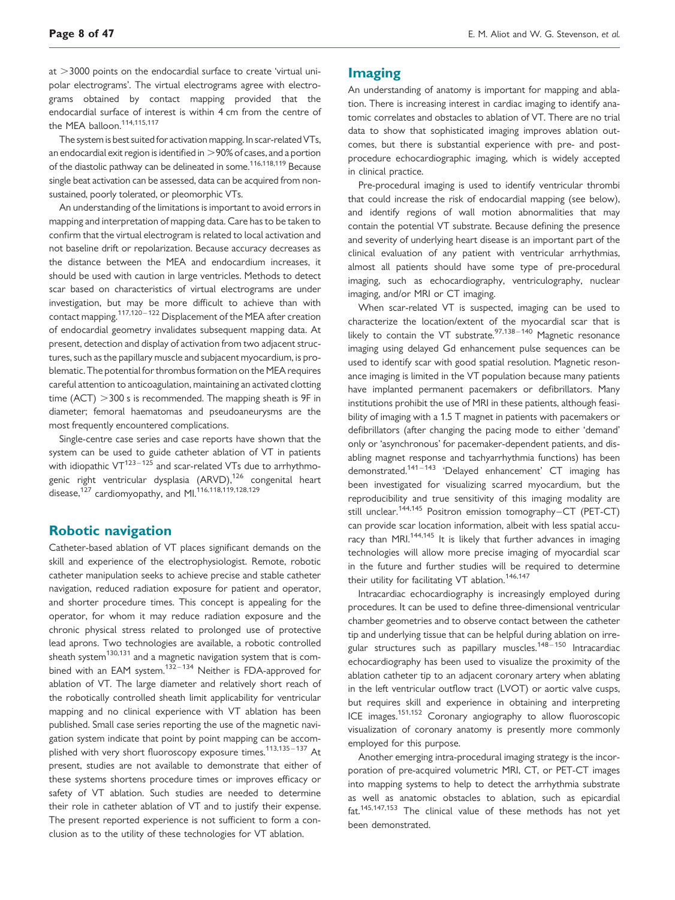at >3000 points on the endocardial surface to create 'virtual unipolar electrograms'. The virtual electrograms agree with electrograms obtained by contact mapping provided that the endocardial surface of interest is within 4 cm from the centre of the MEA balloon.[114,115,117]

The system is best suited for activation mapping. In scar-related VTs, an endocardial exit region is identified in >90% of cases, and a portion of the diastolic pathway can be delineated in some.[116,118,119] Because single beat activation can be assessed, data can be acquired from non-sustained, poorly tolerated, or pleomorphic VTs.

An understanding of the limitations is important to avoid errors in mapping and interpretation of mapping data. Care has to be taken to confirm that the virtual electrogram is related to local activation and not baseline drift or repolarization. Because accuracy decreases as the distance between the MEA and endocardium increases, it should be used with caution in large ventricles. Methods to detect scar based on characteristics of virtual electrograms are under investigation, but may be more difficult to achieve than with contact mapping.[117,120–122] Displacement of the MEA after creation of endocardial geometry invalidates subsequent mapping data. At present, detection and display of activation from two adjacent structures, such as the papillary muscle and subjacent myocardium, is problematic. The potential for thrombus formation on the MEA requires careful attention to anticoagulation, maintaining an activated clotting time (ACT) >300 s is recommended. The mapping sheath is 9F in diameter; femoral haematomas and pseudoaneurysms are the most frequently encountered complications.

Single-centre case series and case reports have shown that the system can be used to guide catheter ablation of VT in patients with idiopathic VT[123–125] and scar-related VTs due to arrhythmogenic right ventricular dysplasia (ARVD),[126] congenital heart disease,[127] cardiomyopathy, and MI.[116,118,119,128,129]

## Robotic navigation

Catheter-based ablation of VT places significant demands on the skill and experience of the electrophysiologist. Remote, robotic catheter manipulation seeks to achieve precise and stable catheter navigation, reduced radiation exposure for patient and operator, and shorter procedure times. This concept is appealing for the operator, for whom it may reduce radiation exposure and the chronic physical stress related to prolonged use of protective lead aprons. Two technologies are available, a robotic controlled sheath system[130,131] and a magnetic navigation system that is combined with an EAM system.[132–134] Neither is FDA-approved for ablation of VT. The large diameter and relatively short reach of the robotically controlled sheath limit applicability for ventricular mapping and no clinical experience with VT ablation has been published. Small case series reporting the use of the magnetic navigation system indicate that point by point mapping can be accomplished with very short fluoroscopy exposure times.[113,135–137] At present, studies are not available to demonstrate that either of these systems shortens procedure times or improves efficacy or safety of VT ablation. Such studies are needed to determine their role in catheter ablation of VT and to justify their expense. The present reported experience is not sufficient to form a conclusion as to the utility of these technologies for VT ablation.

## Imaging

An understanding of anatomy is important for mapping and ablation. There is increasing interest in cardiac imaging to identify anatomic correlates and obstacles to ablation of VT. There are no trial data to show that sophisticated imaging improves ablation outcomes, but there is substantial experience with pre- and post-procedure echocardiographic imaging, which is widely accepted in clinical practice.

Pre-procedural imaging is used to identify ventricular thrombi that could increase the risk of endocardial mapping (see below), and identify regions of wall motion abnormalities that may contain the potential VT substrate. Because defining the presence and severity of underlying heart disease is an important part of the clinical evaluation of any patient with ventricular arrhythmias, almost all patients should have some type of pre-procedural imaging, such as echocardiography, ventriculography, nuclear imaging, and/or MRI or CT imaging.

When scar-related VT is suspected, imaging can be used to characterize the location/extent of the myocardial scar that is likely to contain the VT substrate.[97,138–140] Magnetic resonance imaging using delayed Gd enhancement pulse sequences can be used to identify scar with good spatial resolution. Magnetic resonance imaging is limited in the VT population because many patients have implanted permanent pacemakers or defibrillators. Many institutions prohibit the use of MRI in these patients, although feasibility of imaging with a 1.5 T magnet in patients with pacemakers or defibrillators (after changing the pacing mode to either 'demand' only or 'asynchronous' for pacemaker-dependent patients, and disabling magnet response and tachyarrhythmia functions) has been demonstrated.[141–143] 'Delayed enhancement' CT imaging has been investigated for visualizing scarred myocardium, but the reproducibility and true sensitivity of this imaging modality are still unclear.[144,145] Positron emission tomography–CT (PET-CT) can provide scar location information, albeit with less spatial accuracy than MRI.[144,145] It is likely that further advances in imaging technologies will allow more precise imaging of myocardial scar in the future and further studies will be required to determine their utility for facilitating VT ablation.[146,147]

Intracardiac echocardiography is increasingly employed during procedures. It can be used to define three-dimensional ventricular chamber geometries and to observe contact between the catheter tip and underlying tissue that can be helpful during ablation on irregular structures such as papillary muscles.[148–150] Intracardiac echocardiography has been used to visualize the proximity of the ablation catheter tip to an adjacent coronary artery when ablating in the left ventricular outflow tract (LVOT) or aortic valve cusps, but requires skill and experience in obtaining and interpreting ICE images.[151,152] Coronary angiography to allow fluoroscopic visualization of coronary anatomy is presently more commonly employed for this purpose.

Another emerging intra-procedural imaging strategy is the incorporation of pre-acquired volumetric MRI, CT, or PET-CT images into mapping systems to help to detect the arrhythmia substrate as well as anatomic obstacles to ablation, such as epicardial fat.[145,147,153] The clinical value of these methods has not yet been demonstrated.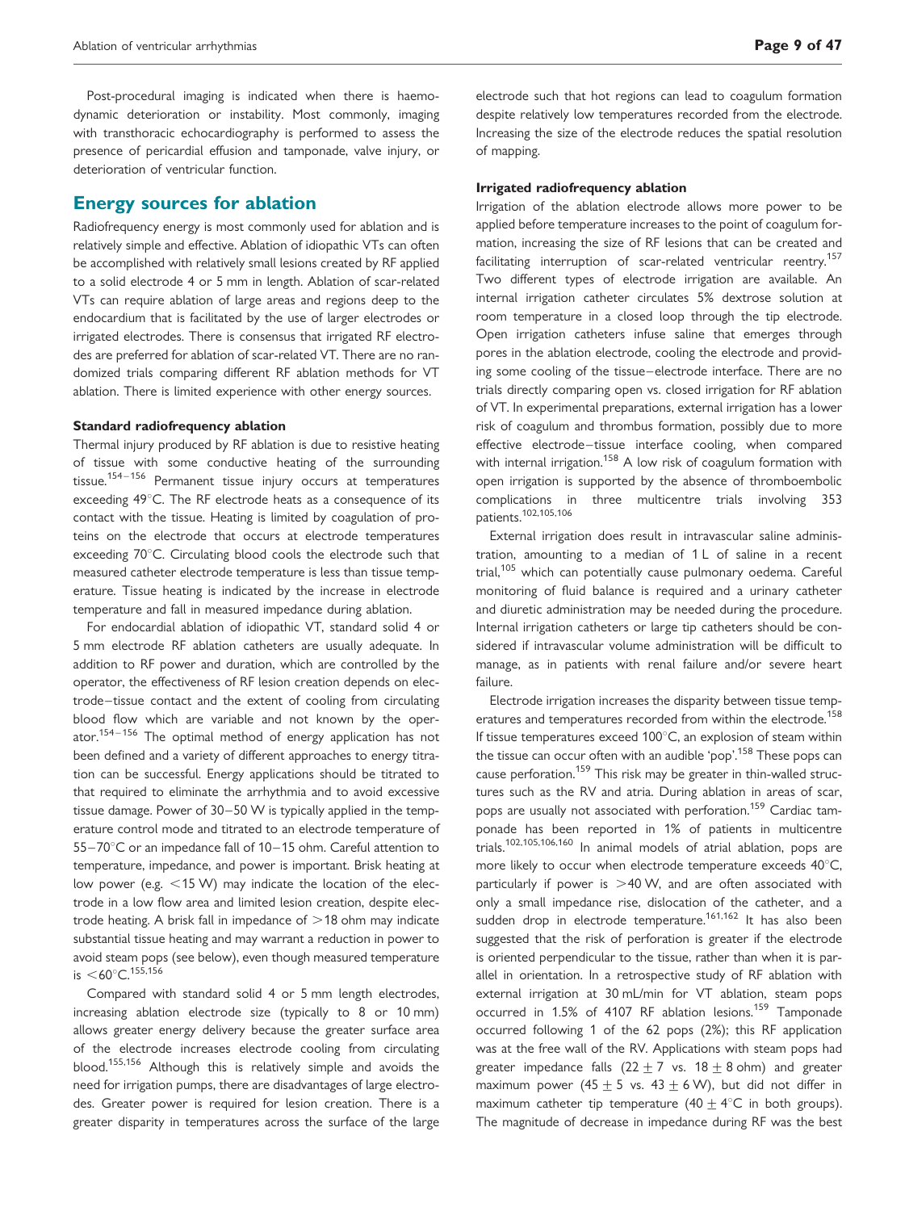Post-procedural imaging is indicated when there is haemodynamic deterioration or instability. Most commonly, imaging with transthoracic echocardiography is performed to assess the presence of pericardial effusion and tamponade, valve injury, or deterioration of ventricular function.

## Energy sources for ablation

Radiofrequency energy is most commonly used for ablation and is relatively simple and effective. Ablation of idiopathic VTs can often be accomplished with relatively small lesions created by RF applied to a solid electrode 4 or 5 mm in length. Ablation of scar-related VTs can require ablation of large areas and regions deep to the endocardium that is facilitated by the use of larger electrodes or irrigated electrodes. There is consensus that irrigated RF electrodes are preferred for ablation of scar-related VT. There are no randomized trials comparing different RF ablation methods for VT ablation. There is limited experience with other energy sources.

### Standard radiofrequency ablation

Thermal injury produced by RF ablation is due to resistive heating of tissue with some conductive heating of the surrounding tissue.[154–156] Permanent tissue injury occurs at temperatures exceeding 49°C. The RF electrode heats as a consequence of its contact with the tissue. Heating is limited by coagulation of proteins on the electrode that occurs at electrode temperatures exceeding 70°C. Circulating blood cools the electrode such that measured catheter electrode temperature is less than tissue temperature. Tissue heating is indicated by the increase in electrode temperature and fall in measured impedance during ablation.

For endocardial ablation of idiopathic VT, standard solid 4 or 5 mm electrode RF ablation catheters are usually adequate. In addition to RF power and duration, which are controlled by the operator, the effectiveness of RF lesion creation depends on electrode–tissue contact and the extent of cooling from circulating blood flow which are variable and not known by the operator.[154–156] The optimal method of energy application has not been defined and a variety of different approaches to energy titration can be successful. Energy applications should be titrated to that required to eliminate the arrhythmia and to avoid excessive tissue damage. Power of 30–50 W is typically applied in the temperature control mode and titrated to an electrode temperature of 55–70°C or an impedance fall of 10–15 ohm. Careful attention to temperature, impedance, and power is important. Brisk heating at low power (e.g. <15 W) may indicate the location of the electrode in a low flow area and limited lesion creation, despite electrode heating. A brisk fall in impedance of >18 ohm may indicate substantial tissue heating and may warrant a reduction in power to avoid steam pops (see below), even though measured temperature is <60°C.[155,156]

Compared with standard solid 4 or 5 mm length electrodes, increasing ablation electrode size (typically to 8 or 10 mm) allows greater energy delivery because the greater surface area of the electrode increases electrode cooling from circulating blood.[155,156] Although this is relatively simple and avoids the need for irrigation pumps, there are disadvantages of large electrodes. Greater power is required for lesion creation. There is a greater disparity in temperatures across the surface of the large electrode such that hot regions can lead to coagulum formation despite relatively low temperatures recorded from the electrode. Increasing the size of the electrode reduces the spatial resolution of mapping.

### Irrigated radiofrequency ablation

Irrigation of the ablation electrode allows more power to be applied before temperature increases to the point of coagulum formation, increasing the size of RF lesions that can be created and facilitating interruption of scar-related ventricular reentry.[157] Two different types of electrode irrigation are available. An internal irrigation catheter circulates 5% dextrose solution at room temperature in a closed loop through the tip electrode. Open irrigation catheters infuse saline that emerges through pores in the ablation electrode, cooling the electrode and providing some cooling of the tissue–electrode interface. There are no trials directly comparing open vs. closed irrigation for RF ablation of VT. In experimental preparations, external irrigation has a lower risk of coagulum and thrombus formation, possibly due to more effective electrode–tissue interface cooling, when compared with internal irrigation.[158] A low risk of coagulum formation with open irrigation is supported by the absence of thromboembolic complications in three multicentre trials involving 353 patients.[102,105,106]

External irrigation does result in intravascular saline administration, amounting to a median of 1 L of saline in a recent trial,[105] which can potentially cause pulmonary oedema. Careful monitoring of fluid balance is required and a urinary catheter and diuretic administration may be needed during the procedure. Internal irrigation catheters or large tip catheters should be considered if intravascular volume administration will be difficult to manage, as in patients with renal failure and/or severe heart failure.

Electrode irrigation increases the disparity between tissue temperatures and temperatures recorded from within the electrode.[158] If tissue temperatures exceed 100°C, an explosion of steam within the tissue can occur often with an audible 'pop'.[158] These pops can cause perforation.[159] This risk may be greater in thin-walled structures such as the RV and atria. During ablation in areas of scar, pops are usually not associated with perforation.[159] Cardiac tamponade has been reported in 1% of patients in multicentre trials.[102,105,106,160] In animal models of atrial ablation, pops are more likely to occur when electrode temperature exceeds 40°C, particularly if power is >40 W, and are often associated with only a small impedance rise, dislocation of the catheter, and a sudden drop in electrode temperature.[161,162] It has also been suggested that the risk of perforation is greater if the electrode is oriented perpendicular to the tissue, rather than when it is parallel in orientation. In a retrospective study of RF ablation with external irrigation at 30 mL/min for VT ablation, steam pops occurred in 1.5% of 4107 RF ablation lesions.[159] Tamponade occurred following 1 of the 62 pops (2%); this RF application was at the free wall of the RV. Applications with steam pops had greater impedance falls ($22 \pm 7$ vs. $18 \pm 8$ ohm) and greater maximum power ($45 \pm 5$ vs. $43 \pm 6$ W), but did not differ in maximum catheter tip temperature ($40 \pm 4$°C in both groups). The magnitude of decrease in impedance during RF was the best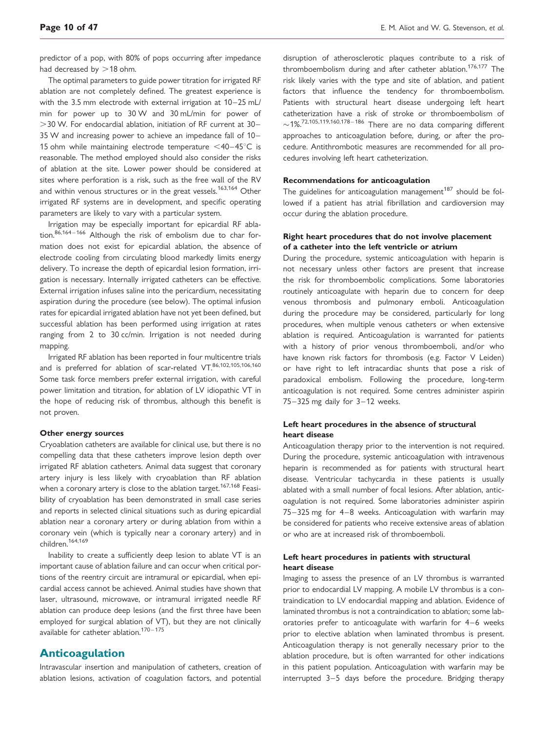predictor of a pop, with 80% of pops occurring after impedance had decreased by >18 ohm.

The optimal parameters to guide power titration for irrigated RF ablation are not completely defined. The greatest experience is with the 3.5 mm electrode with external irrigation at 10–25 mL/min for power up to 30 W and 30 mL/min for power of >30 W. For endocardial ablation, initiation of RF current at 30–35 W and increasing power to achieve an impedance fall of 10–15 ohm while maintaining electrode temperature <40–45°C is reasonable. The method employed should also consider the risks of ablation at the site. Lower power should be considered at sites where perforation is a risk, such as the free wall of the RV and within venous structures or in the great vessels.[163,164] Other irrigated RF systems are in development, and specific operating parameters are likely to vary with a particular system.

Irrigation may be especially important for epicardial RF ablation.[86,164–166] Although the risk of embolism due to char formation does not exist for epicardial ablation, the absence of electrode cooling from circulating blood markedly limits energy delivery. To increase the depth of epicardial lesion formation, irrigation is necessary. Internally irrigated catheters can be effective. External irrigation infuses saline into the pericardium, necessitating aspiration during the procedure (see below). The optimal infusion rates for epicardial irrigated ablation have not yet been defined, but successful ablation has been performed using irrigation at rates ranging from 2 to 30 cc/min. Irrigation is not needed during mapping.

Irrigated RF ablation has been reported in four multicentre trials and is preferred for ablation of scar-related VT.[86,102,105,106,160] Some task force members prefer external irrigation, with careful power limitation and titration, for ablation of LV idiopathic VT in the hope of reducing risk of thrombus, although this benefit is not proven.

#### Other energy sources

Cryoablation catheters are available for clinical use, but there is no compelling data that these catheters improve lesion depth over irrigated RF ablation catheters. Animal data suggest that coronary artery injury is less likely with cryoablation than RF ablation when a coronary artery is close to the ablation target.[167,168] Feasibility of cryoablation has been demonstrated in small case series and reports in selected clinical situations such as during epicardial ablation near a coronary artery or during ablation from within a coronary vein (which is typically near a coronary artery) and in children.[164,169]

Inability to create a sufficiently deep lesion to ablate VT is an important cause of ablation failure and can occur when critical portions of the reentry circuit are intramural or epicardial, when epicardial access cannot be achieved. Animal studies have shown that laser, ultrasound, microwave, or intramural irrigated needle RF ablation can produce deep lesions (and the first three have been employed for surgical ablation of VT), but they are not clinically available for catheter ablation.[170–175]

## Anticoagulation

Intravascular insertion and manipulation of catheters, creation of ablation lesions, activation of coagulation factors, and potential disruption of atherosclerotic plaques contribute to a risk of thromboembolism during and after catheter ablation.[176,177] The risk likely varies with the type and site of ablation, and patient factors that influence the tendency for thromboembolism. Patients with structural heart disease undergoing left heart catheterization have a risk of stroke or thromboembolism of ~1%.[72,105,119,160,178–186] There are no data comparing different approaches to anticoagulation before, during, or after the procedure. Antithrombotic measures are recommended for all procedures involving left heart catheterization.

#### Recommendations for anticoagulation

The guidelines for anticoagulation management[187] should be followed if a patient has atrial fibrillation and cardioversion may occur during the ablation procedure.

### Right heart procedures that do not involve placement of a catheter into the left ventricle or atrium

During the procedure, systemic anticoagulation with heparin is not necessary unless other factors are present that increase the risk for thromboembolic complications. Some laboratories routinely anticoagulate with heparin due to concern for deep venous thrombosis and pulmonary emboli. Anticoagulation during the procedure may be considered, particularly for long procedures, when multiple venous catheters or when extensive ablation is required. Anticoagulation is warranted for patients with a history of prior venous thromboemboli, and/or who have known risk factors for thrombosis (e.g. Factor V Leiden) or have right to left intracardiac shunts that pose a risk of paradoxical embolism. Following the procedure, long-term anticoagulation is not required. Some centres administer aspirin 75–325 mg daily for 3–12 weeks.

### Left heart procedures in the absence of structural heart disease

Anticoagulation therapy prior to the intervention is not required. During the procedure, systemic anticoagulation with intravenous heparin is recommended as for patients with structural heart disease. Ventricular tachycardia in these patients is usually ablated with a small number of focal lesions. After ablation, anticoagulation is not required. Some laboratories administer aspirin 75–325 mg for 4–8 weeks. Anticoagulation with warfarin may be considered for patients who receive extensive areas of ablation or who are at increased risk of thromboemboli.

### Left heart procedures in patients with structural heart disease

Imaging to assess the presence of an LV thrombus is warranted prior to endocardial LV mapping. A mobile LV thrombus is a contraindication to LV endocardial mapping and ablation. Evidence of laminated thrombus is not a contraindication to ablation; some laboratories prefer to anticoagulate with warfarin for 4–6 weeks prior to elective ablation when laminated thrombus is present. Anticoagulation therapy is not generally necessary prior to the ablation procedure, but is often warranted for other indications in this patient population. Anticoagulation with warfarin may be interrupted 3–5 days before the procedure. Bridging therapy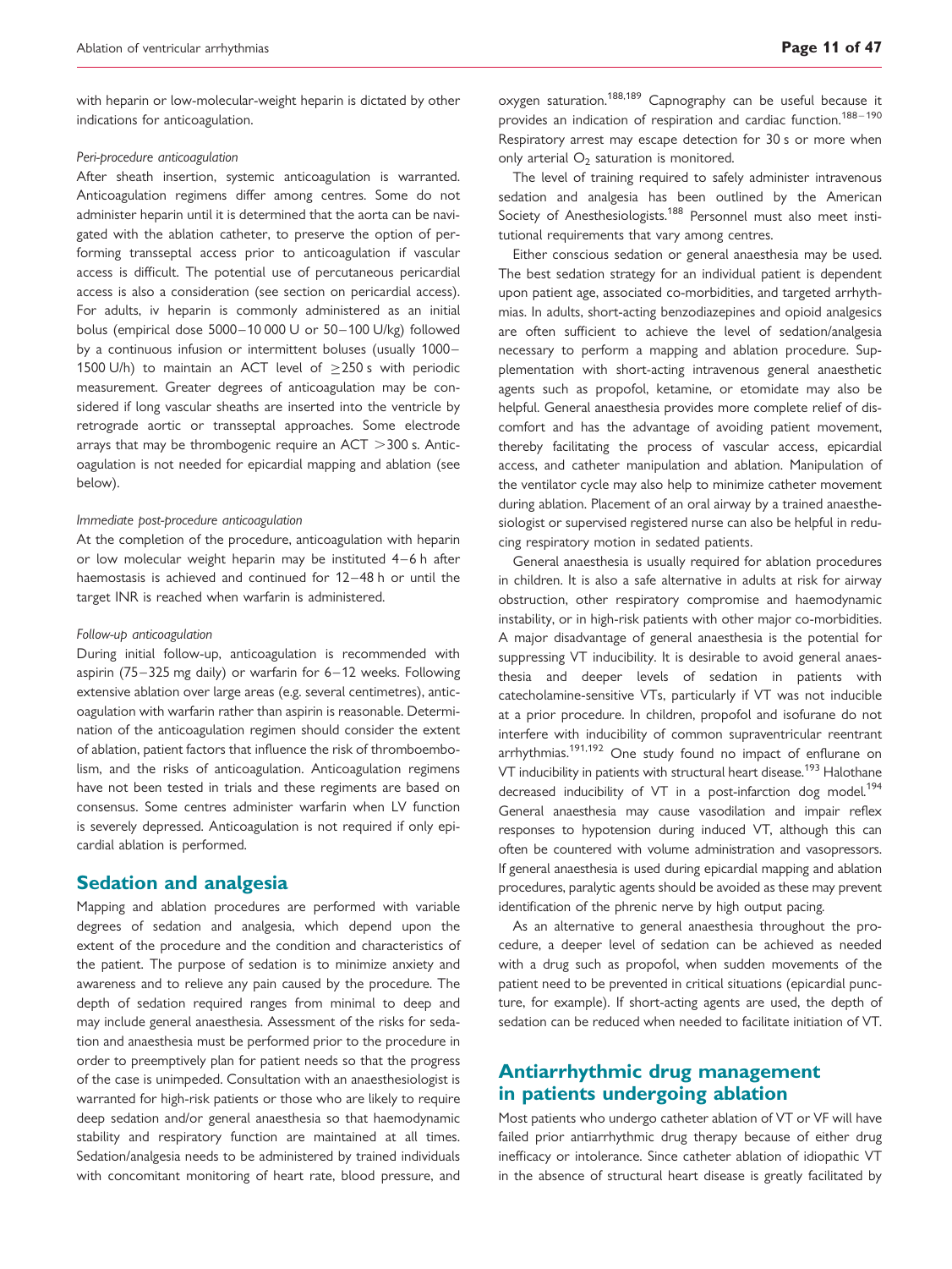with heparin or low-molecular-weight heparin is dictated by other indications for anticoagulation.

*Peri-procedure anticoagulation*

After sheath insertion, systemic anticoagulation is warranted. Anticoagulation regimens differ among centres. Some do not administer heparin until it is determined that the aorta can be navigated with the ablation catheter, to preserve the option of performing transseptal access prior to anticoagulation if vascular access is difficult. The potential use of percutaneous pericardial access is also a consideration (see section on pericardial access). For adults, iv heparin is commonly administered as an initial bolus (empirical dose 5000–10 000 U or 50–100 U/kg) followed by a continuous infusion or intermittent boluses (usually 1000–1500 U/h) to maintain an ACT level of ≥250 s with periodic measurement. Greater degrees of anticoagulation may be considered if long vascular sheaths are inserted into the ventricle by retrograde aortic or transseptal approaches. Some electrode arrays that may be thrombogenic require an ACT >300 s. Anticoagulation is not needed for epicardial mapping and ablation (see below).

*Immediate post-procedure anticoagulation*

At the completion of the procedure, anticoagulation with heparin or low molecular weight heparin may be instituted 4–6 h after haemostasis is achieved and continued for 12–48 h or until the target INR is reached when warfarin is administered.

*Follow-up anticoagulation*

During initial follow-up, anticoagulation is recommended with aspirin (75–325 mg daily) or warfarin for 6–12 weeks. Following extensive ablation over large areas (e.g. several centimetres), anticoagulation with warfarin rather than aspirin is reasonable. Determination of the anticoagulation regimen should consider the extent of ablation, patient factors that influence the risk of thromboembolism, and the risks of anticoagulation. Anticoagulation regimens have not been tested in trials and these regiments are based on consensus. Some centres administer warfarin when LV function is severely depressed. Anticoagulation is not required if only epicardial ablation is performed.

## Sedation and analgesia

Mapping and ablation procedures are performed with variable degrees of sedation and analgesia, which depend upon the extent of the procedure and the condition and characteristics of the patient. The purpose of sedation is to minimize anxiety and awareness and to relieve any pain caused by the procedure. The depth of sedation required ranges from minimal to deep and may include general anaesthesia. Assessment of the risks for sedation and anaesthesia must be performed prior to the procedure in order to preemptively plan for patient needs so that the progress of the case is unimpeded. Consultation with an anaesthesiologist is warranted for high-risk patients or those who are likely to require deep sedation and/or general anaesthesia so that haemodynamic stability and respiratory function are maintained at all times. Sedation/analgesia needs to be administered by trained individuals with concomitant monitoring of heart rate, blood pressure, and oxygen saturation.[188,189] Capnography can be useful because it provides an indication of respiration and cardiac function.[188–190] Respiratory arrest may escape detection for 30 s or more when only arterial $O_2$ saturation is monitored.

The level of training required to safely administer intravenous sedation and analgesia has been outlined by the American Society of Anesthesiologists.[188] Personnel must also meet institutional requirements that vary among centres.

Either conscious sedation or general anaesthesia may be used. The best sedation strategy for an individual patient is dependent upon patient age, associated co-morbidities, and targeted arrhythmias. In adults, short-acting benzodiazepines and opioid analgesics are often sufficient to achieve the level of sedation/analgesia necessary to perform a mapping and ablation procedure. Supplementation with short-acting intravenous general anaesthetic agents such as propofol, ketamine, or etomidate may also be helpful. General anaesthesia provides more complete relief of discomfort and has the advantage of avoiding patient movement, thereby facilitating the process of vascular access, epicardial access, and catheter manipulation and ablation. Manipulation of the ventilator cycle may also help to minimize catheter movement during ablation. Placement of an oral airway by a trained anaesthesiologist or supervised registered nurse can also be helpful in reducing respiratory motion in sedated patients.

General anaesthesia is usually required for ablation procedures in children. It is also a safe alternative in adults at risk for airway obstruction, other respiratory compromise and haemodynamic instability, or in high-risk patients with other major co-morbidities. A major disadvantage of general anaesthesia is the potential for suppressing VT inducibility. It is desirable to avoid general anaesthesia and deeper levels of sedation in patients with catecholamine-sensitive VTs, particularly if VT was not inducible at a prior procedure. In children, propofol and isofurane do not interfere with inducibility of common supraventricular reentrant arrhythmias.[191,192] One study found no impact of enflurane on VT inducibility in patients with structural heart disease.[193] Halothane decreased inducibility of VT in a post-infarction dog model.[194] General anaesthesia may cause vasodilation and impair reflex responses to hypotension during induced VT, although this can often be countered with volume administration and vasopressors. If general anaesthesia is used during epicardial mapping and ablation procedures, paralytic agents should be avoided as these may prevent identification of the phrenic nerve by high output pacing.

As an alternative to general anaesthesia throughout the procedure, a deeper level of sedation can be achieved as needed with a drug such as propofol, when sudden movements of the patient need to be prevented in critical situations (epicardial puncture, for example). If short-acting agents are used, the depth of sedation can be reduced when needed to facilitate initiation of VT.

## Antiarrhythmic drug management in patients undergoing ablation

Most patients who undergo catheter ablation of VT or VF will have failed prior antiarrhythmic drug therapy because of either drug inefficacy or intolerance. Since catheter ablation of idiopathic VT in the absence of structural heart disease is greatly facilitated by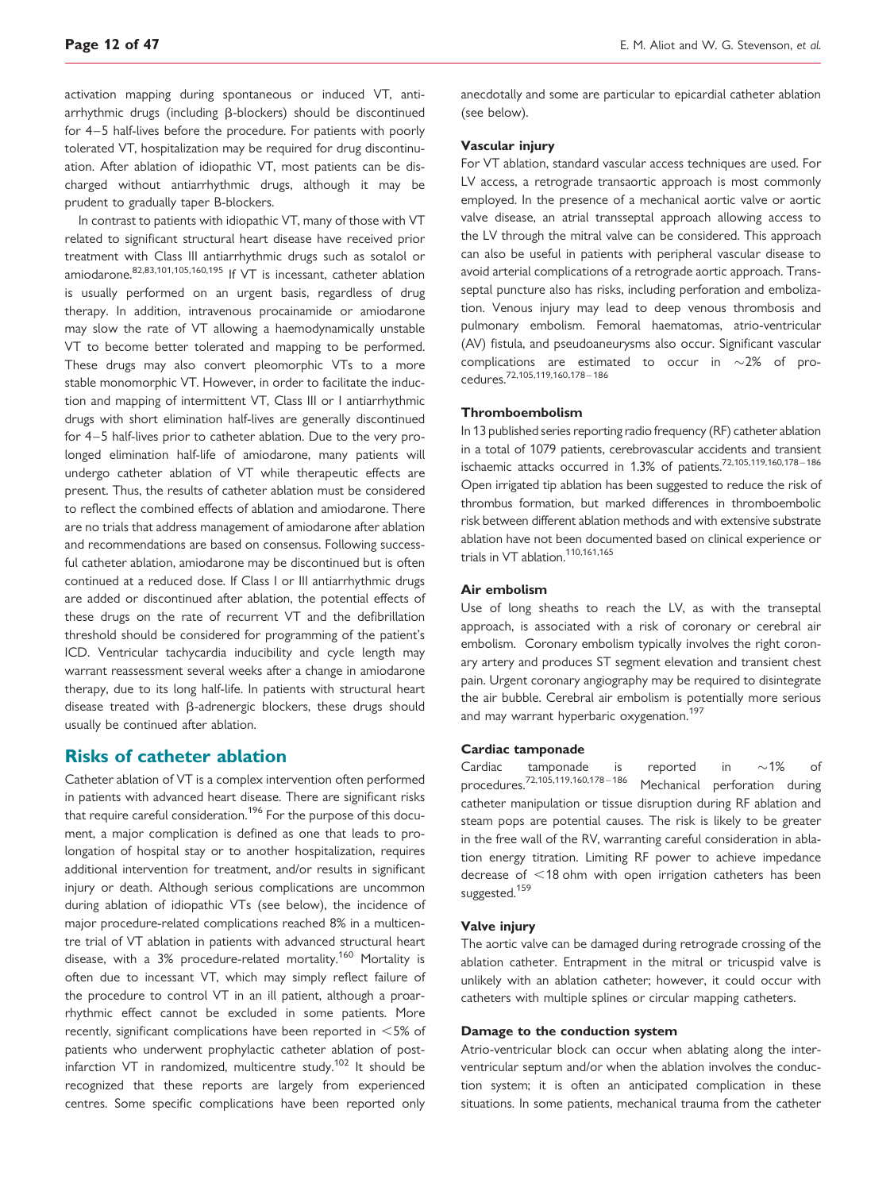activation mapping during spontaneous or induced VT, antiarrhythmic drugs (including β-blockers) should be discontinued for 4–5 half-lives before the procedure. For patients with poorly tolerated VT, hospitalization may be required for drug discontinuation. After ablation of idiopathic VT, most patients can be discharged without antiarrhythmic drugs, although it may be prudent to gradually taper B-blockers.

In contrast to patients with idiopathic VT, many of those with VT related to significant structural heart disease have received prior treatment with Class III antiarrhythmic drugs such as sotalol or amiodarone.[82,83,101,105,160,195] If VT is incessant, catheter ablation is usually performed on an urgent basis, regardless of drug therapy. In addition, intravenous procainamide or amiodarone may slow the rate of VT allowing a haemodynamically unstable VT to become better tolerated and mapping to be performed. These drugs may also convert pleomorphic VTs to a more stable monomorphic VT. However, in order to facilitate the induction and mapping of intermittent VT, Class III or I antiarrhythmic drugs with short elimination half-lives are generally discontinued for 4–5 half-lives prior to catheter ablation. Due to the very prolonged elimination half-life of amiodarone, many patients will undergo catheter ablation of VT while therapeutic effects are present. Thus, the results of catheter ablation must be considered to reflect the combined effects of ablation and amiodarone. There are no trials that address management of amiodarone after ablation and recommendations are based on consensus. Following successful catheter ablation, amiodarone may be discontinued but is often continued at a reduced dose. If Class I or III antiarrhythmic drugs are added or discontinued after ablation, the potential effects of these drugs on the rate of recurrent VT and the defibrillation threshold should be considered for programming of the patient's ICD. Ventricular tachycardia inducibility and cycle length may warrant reassessment several weeks after a change in amiodarone therapy, due to its long half-life. In patients with structural heart disease treated with β-adrenergic blockers, these drugs should usually be continued after ablation.

## Risks of catheter ablation

Catheter ablation of VT is a complex intervention often performed in patients with advanced heart disease. There are significant risks that require careful consideration.[196] For the purpose of this document, a major complication is defined as one that leads to prolongation of hospital stay or to another hospitalization, requires additional intervention for treatment, and/or results in significant injury or death. Although serious complications are uncommon during ablation of idiopathic VTs (see below), the incidence of major procedure-related complications reached 8% in a multicentre trial of VT ablation in patients with advanced structural heart disease, with a 3% procedure-related mortality.[160] Mortality is often due to incessant VT, which may simply reflect failure of the procedure to control VT in an ill patient, although a proarrhythmic effect cannot be excluded in some patients. More recently, significant complications have been reported in <5% of patients who underwent prophylactic catheter ablation of post-infarction VT in randomized, multicentre study.[102] It should be recognized that these reports are largely from experienced centres. Some specific complications have been reported only anecdotally and some are particular to epicardial catheter ablation (see below).

### Vascular injury

For VT ablation, standard vascular access techniques are used. For LV access, a retrograde transaortic approach is most commonly employed. In the presence of a mechanical aortic valve or aortic valve disease, an atrial transseptal approach allowing access to the LV through the mitral valve can be considered. This approach can also be useful in patients with peripheral vascular disease to avoid arterial complications of a retrograde aortic approach. Transseptal puncture also has risks, including perforation and embolization. Venous injury may lead to deep venous thrombosis and pulmonary embolism. Femoral haematomas, atrio-ventricular (AV) fistula, and pseudoaneurysms also occur. Significant vascular complications are estimated to occur in ∼2% of procedures.[72,105,119,160,178–186]

### Thromboembolism

In 13 published series reporting radio frequency (RF) catheter ablation in a total of 1079 patients, cerebrovascular accidents and transient ischaemic attacks occurred in 1.3% of patients.[72,105,119,160,178–186] Open irrigated tip ablation has been suggested to reduce the risk of thrombus formation, but marked differences in thromboembolic risk between different ablation methods and with extensive substrate ablation have not been documented based on clinical experience or trials in VT ablation.[110,161,165]

### Air embolism

Use of long sheaths to reach the LV, as with the transeptal approach, is associated with a risk of coronary or cerebral air embolism. Coronary embolism typically involves the right coronary artery and produces ST segment elevation and transient chest pain. Urgent coronary angiography may be required to disintegrate the air bubble. Cerebral air embolism is potentially more serious and may warrant hyperbaric oxygenation.[197]

### Cardiac tamponade

Cardiac tamponade is reported in ∼1% of procedures.[72,105,119,160,178–186] Mechanical perforation during catheter manipulation or tissue disruption during RF ablation and steam pops are potential causes. The risk is likely to be greater in the free wall of the RV, warranting careful consideration in ablation energy titration. Limiting RF power to achieve impedance decrease of <18 ohm with open irrigation catheters has been suggested.[159]

### Valve injury

The aortic valve can be damaged during retrograde crossing of the ablation catheter. Entrapment in the mitral or tricuspid valve is unlikely with an ablation catheter; however, it could occur with catheters with multiple splines or circular mapping catheters.

### Damage to the conduction system

Atrio-ventricular block can occur when ablating along the interventricular septum and/or when the ablation involves the conduction system; it is often an anticipated complication in these situations. In some patients, mechanical trauma from the catheter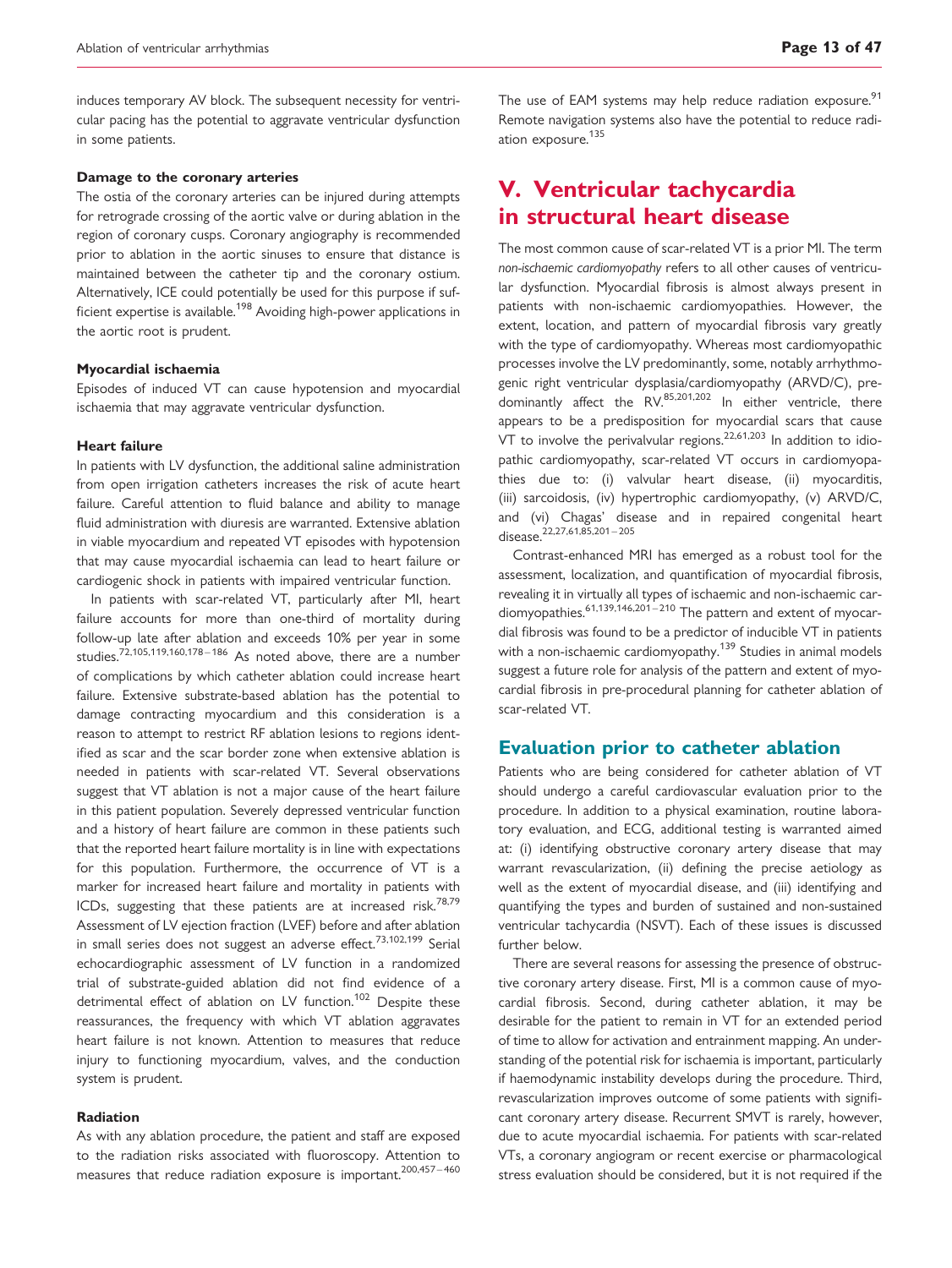induces temporary AV block. The subsequent necessity for ventricular pacing has the potential to aggravate ventricular dysfunction in some patients.

#### Damage to the coronary arteries

The ostia of the coronary arteries can be injured during attempts for retrograde crossing of the aortic valve or during ablation in the region of coronary cusps. Coronary angiography is recommended prior to ablation in the aortic sinuses to ensure that distance is maintained between the catheter tip and the coronary ostium. Alternatively, ICE could potentially be used for this purpose if sufficient expertise is available.[198] Avoiding high-power applications in the aortic root is prudent.

#### Myocardial ischaemia

Episodes of induced VT can cause hypotension and myocardial ischaemia that may aggravate ventricular dysfunction.

#### Heart failure

In patients with LV dysfunction, the additional saline administration from open irrigation catheters increases the risk of acute heart failure. Careful attention to fluid balance and ability to manage fluid administration with diuresis are warranted. Extensive ablation in viable myocardium and repeated VT episodes with hypotension that may cause myocardial ischaemia can lead to heart failure or cardiogenic shock in patients with impaired ventricular function.

In patients with scar-related VT, particularly after MI, heart failure accounts for more than one-third of mortality during follow-up late after ablation and exceeds 10% per year in some studies.[72,105,119,160,178–186] As noted above, there are a number of complications by which catheter ablation could increase heart failure. Extensive substrate-based ablation has the potential to damage contracting myocardium and this consideration is a reason to attempt to restrict RF ablation lesions to regions identified as scar and the scar border zone when extensive ablation is needed in patients with scar-related VT. Several observations suggest that VT ablation is not a major cause of the heart failure in this patient population. Severely depressed ventricular function and a history of heart failure are common in these patients such that the reported heart failure mortality is in line with expectations for this population. Furthermore, the occurrence of VT is a marker for increased heart failure and mortality in patients with ICDs, suggesting that these patients are at increased risk.[78,79] Assessment of LV ejection fraction (LVEF) before and after ablation in small series does not suggest an adverse effect.[73,102,199] Serial echocardiographic assessment of LV function in a randomized trial of substrate-guided ablation did not find evidence of a detrimental effect of ablation on LV function.[102] Despite these reassurances, the frequency with which VT ablation aggravates heart failure is not known. Attention to measures that reduce injury to functioning myocardium, valves, and the conduction system is prudent.

#### Radiation

As with any ablation procedure, the patient and staff are exposed to the radiation risks associated with fluoroscopy. Attention to measures that reduce radiation exposure is important.[200,457–460] The use of EAM systems may help reduce radiation exposure.[91] Remote navigation systems also have the potential to reduce radiation exposure.[135]

# V. Ventricular tachycardia in structural heart disease

The most common cause of scar-related VT is a prior MI. The term *non-ischaemic cardiomyopathy* refers to all other causes of ventricular dysfunction. Myocardial fibrosis is almost always present in patients with non-ischaemic cardiomyopathies. However, the extent, location, and pattern of myocardial fibrosis vary greatly with the type of cardiomyopathy. Whereas most cardiomyopathic processes involve the LV predominantly, some, notably arrhythmogenic right ventricular dysplasia/cardiomyopathy (ARVD/C), predominantly affect the RV.[85,201,202] In either ventricle, there appears to be a predisposition for myocardial scars that cause VT to involve the perivalvular regions.[22,61,203] In addition to idiopathic cardiomyopathy, scar-related VT occurs in cardiomyopathies due to: (i) valvular heart disease, (ii) myocarditis, (iii) sarcoidosis, (iv) hypertrophic cardiomyopathy, (v) ARVD/C, and (vi) Chagas' disease and in repaired congenital heart disease.[22,27,61,85,201–205]

Contrast-enhanced MRI has emerged as a robust tool for the assessment, localization, and quantification of myocardial fibrosis, revealing it in virtually all types of ischaemic and non-ischaemic cardiomyopathies.[61,139,146,201–210] The pattern and extent of myocardial fibrosis was found to be a predictor of inducible VT in patients with a non-ischaemic cardiomyopathy.[139] Studies in animal models suggest a future role for analysis of the pattern and extent of myocardial fibrosis in pre-procedural planning for catheter ablation of scar-related VT.

## Evaluation prior to catheter ablation

Patients who are being considered for catheter ablation of VT should undergo a careful cardiovascular evaluation prior to the procedure. In addition to a physical examination, routine laboratory evaluation, and ECG, additional testing is warranted aimed at: (i) identifying obstructive coronary artery disease that may warrant revascularization, (ii) defining the precise aetiology as well as the extent of myocardial disease, and (iii) identifying and quantifying the types and burden of sustained and non-sustained ventricular tachycardia (NSVT). Each of these issues is discussed further below.

There are several reasons for assessing the presence of obstructive coronary artery disease. First, MI is a common cause of myocardial fibrosis. Second, during catheter ablation, it may be desirable for the patient to remain in VT for an extended period of time to allow for activation and entrainment mapping. An understanding of the potential risk for ischaemia is important, particularly if haemodynamic instability develops during the procedure. Third, revascularization improves outcome of some patients with significant coronary artery disease. Recurrent SMVT is rarely, however, due to acute myocardial ischaemia. For patients with scar-related VTs, a coronary angiogram or recent exercise or pharmacological stress evaluation should be considered, but it is not required if the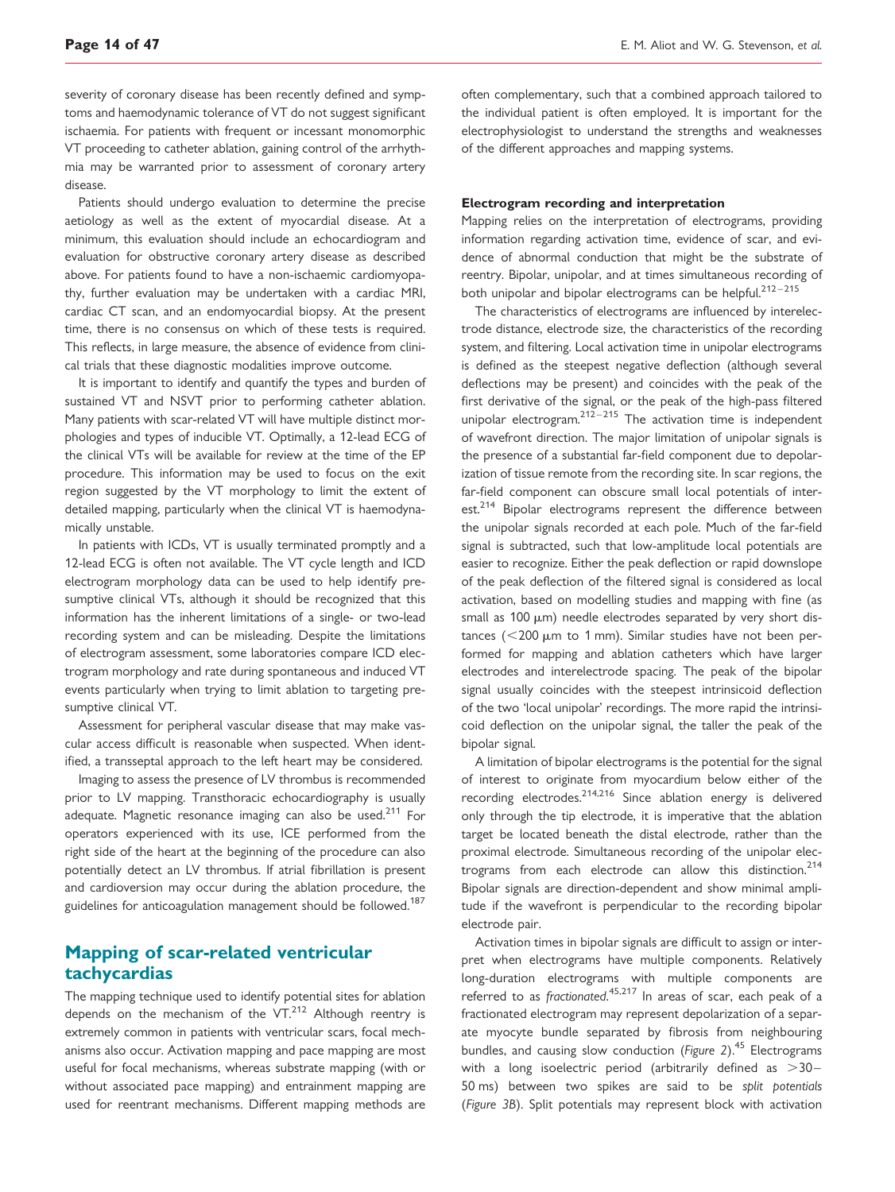severity of coronary disease has been recently defined and symptoms and haemodynamic tolerance of VT do not suggest significant ischaemia. For patients with frequent or incessant monomorphic VT proceeding to catheter ablation, gaining control of the arrhythmia may be warranted prior to assessment of coronary artery disease.

Patients should undergo evaluation to determine the precise aetiology as well as the extent of myocardial disease. At a minimum, this evaluation should include an echocardiogram and evaluation for obstructive coronary artery disease as described above. For patients found to have a non-ischaemic cardiomyopathy, further evaluation may be undertaken with a cardiac MRI, cardiac CT scan, and an endomyocardial biopsy. At the present time, there is no consensus on which of these tests is required. This reflects, in large measure, the absence of evidence from clinical trials that these diagnostic modalities improve outcome.

It is important to identify and quantify the types and burden of sustained VT and NSVT prior to performing catheter ablation. Many patients with scar-related VT will have multiple distinct morphologies and types of inducible VT. Optimally, a 12-lead ECG of the clinical VTs will be available for review at the time of the EP procedure. This information may be used to focus on the exit region suggested by the VT morphology to limit the extent of detailed mapping, particularly when the clinical VT is haemodynamically unstable.

In patients with ICDs, VT is usually terminated promptly and a 12-lead ECG is often not available. The VT cycle length and ICD electrogram morphology data can be used to help identify presumptive clinical VTs, although it should be recognized that this information has the inherent limitations of a single- or two-lead recording system and can be misleading. Despite the limitations of electrogram assessment, some laboratories compare ICD electrogram morphology and rate during spontaneous and induced VT events particularly when trying to limit ablation to targeting presumptive clinical VT.

Assessment for peripheral vascular disease that may make vascular access difficult is reasonable when suspected. When identified, a transseptal approach to the left heart may be considered.

Imaging to assess the presence of LV thrombus is recommended prior to LV mapping. Transthoracic echocardiography is usually adequate. Magnetic resonance imaging can also be used.[211] For operators experienced with its use, ICE performed from the right side of the heart at the beginning of the procedure can also potentially detect an LV thrombus. If atrial fibrillation is present and cardioversion may occur during the ablation procedure, the guidelines for anticoagulation management should be followed.[187]

## Mapping of scar-related ventricular tachycardias

The mapping technique used to identify potential sites for ablation depends on the mechanism of the VT.[212] Although reentry is extremely common in patients with ventricular scars, focal mechanisms also occur. Activation mapping and pace mapping are most useful for focal mechanisms, whereas substrate mapping (with or without associated pace mapping) and entrainment mapping are used for reentrant mechanisms. Different mapping methods are often complementary, such that a combined approach tailored to the individual patient is often employed. It is important for the electrophysiologist to understand the strengths and weaknesses of the different approaches and mapping systems.

### Electrogram recording and interpretation

Mapping relies on the interpretation of electrograms, providing information regarding activation time, evidence of scar, and evidence of abnormal conduction that might be the substrate of reentry. Bipolar, unipolar, and at times simultaneous recording of both unipolar and bipolar electrograms can be helpful.[212–215]

The characteristics of electrograms are influenced by interelectrode distance, electrode size, the characteristics of the recording system, and filtering. Local activation time in unipolar electrograms is defined as the steepest negative deflection (although several deflections may be present) and coincides with the peak of the first derivative of the signal, or the peak of the high-pass filtered unipolar electrogram.[212–215] The activation time is independent of wavefront direction. The major limitation of unipolar signals is the presence of a substantial far-field component due to depolarization of tissue remote from the recording site. In scar regions, the far-field component can obscure small local potentials of interest.[214] Bipolar electrograms represent the difference between the unipolar signals recorded at each pole. Much of the far-field signal is subtracted, such that low-amplitude local potentials are easier to recognize. Either the peak deflection or rapid downslope of the peak deflection of the filtered signal is considered as local activation, based on modelling studies and mapping with fine (as small as 100 μm) needle electrodes separated by very short distances (<200 μm to 1 mm). Similar studies have not been performed for mapping and ablation catheters which have larger electrodes and interelectrode spacing. The peak of the bipolar signal usually coincides with the steepest intrinsicoid deflection of the two 'local unipolar' recordings. The more rapid the intrinsicoid deflection on the unipolar signal, the taller the peak of the bipolar signal.

A limitation of bipolar electrograms is the potential for the signal of interest to originate from myocardium below either of the recording electrodes.[214,216] Since ablation energy is delivered only through the tip electrode, it is imperative that the ablation target be located beneath the distal electrode, rather than the proximal electrode. Simultaneous recording of the unipolar electrograms from each electrode can allow this distinction.[214] Bipolar signals are direction-dependent and show minimal amplitude if the wavefront is perpendicular to the recording bipolar electrode pair.

Activation times in bipolar signals are difficult to assign or interpret when electrograms have multiple components. Relatively long-duration electrograms with multiple components are referred to as *fractionated*.[45,217] In areas of scar, each peak of a fractionated electrogram may represent depolarization of a separate myocyte bundle separated by fibrosis from neighbouring bundles, and causing slow conduction (*Figure 2*).[45] Electrograms with a long isoelectric period (arbitrarily defined as >30–50 ms) between two spikes are said to be *split potentials* (*Figure 3B*). Split potentials may represent block with activation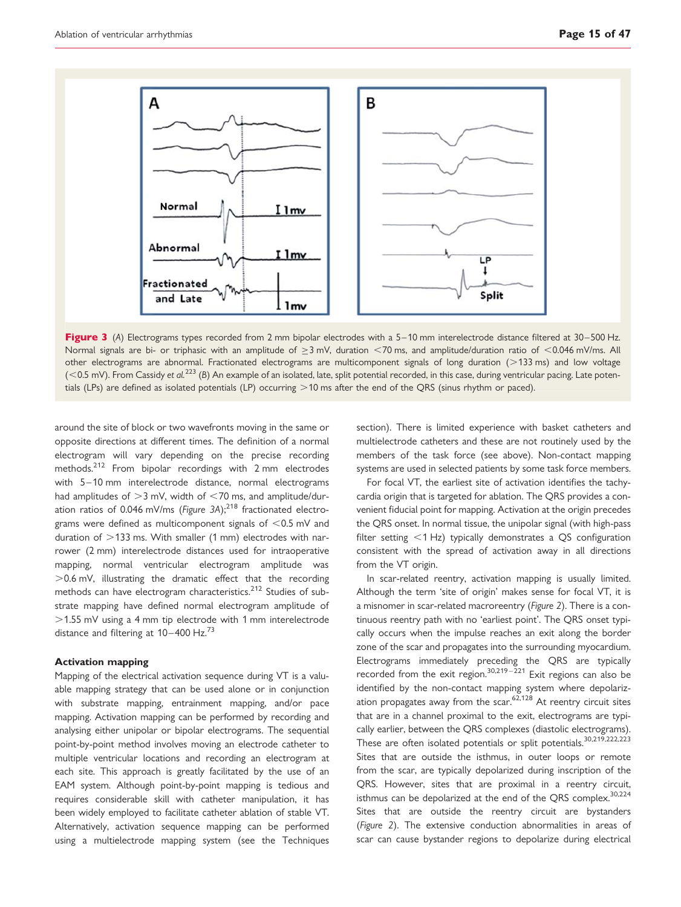A

Normal

I 1mv

Abnormal

I 1mv

Fractionated and Late

1mv

B

LP

Split

**Figure 3** (*A*) Electrograms types recorded from 2 mm bipolar electrodes with a 5–10 mm interelectrode distance filtered at 30–500 Hz. Normal signals are bi- or triphasic with an amplitude of ≥3 mV, duration <70 ms, and amplitude/duration ratio of <0.046 mV/ms. All other electrograms are abnormal. Fractionated electrograms are multicomponent signals of long duration (>133 ms) and low voltage (<0.5 mV). From Cassidy *et al.*[223] (*B*) An example of an isolated, late, split potential recorded, in this case, during ventricular pacing. Late potentials (LPs) are defined as isolated potentials (LP) occurring >10 ms after the end of the QRS (sinus rhythm or paced).

around the site of block or two wavefronts moving in the same or opposite directions at different times. The definition of a normal electrogram will vary depending on the precise recording methods.[212] From bipolar recordings with 2 mm electrodes with 5–10 mm interelectrode distance, normal electrograms had amplitudes of >3 mV, width of <70 ms, and amplitude/duration ratios of 0.046 mV/ms (*Figure 3A*);[218] fractionated electrograms were defined as multicomponent signals of <0.5 mV and duration of >133 ms. With smaller (1 mm) electrodes with narrower (2 mm) interelectrode distances used for intraoperative mapping, normal ventricular electrogram amplitude was >0.6 mV, illustrating the dramatic effect that the recording methods can have electrogram characteristics.[212] Studies of substrate mapping have defined normal electrogram amplitude of >1.55 mV using a 4 mm tip electrode with 1 mm interelectrode distance and filtering at 10–400 Hz.[73]

### Activation mapping

Mapping of the electrical activation sequence during VT is a valuable mapping strategy that can be used alone or in conjunction with substrate mapping, entrainment mapping, and/or pace mapping. Activation mapping can be performed by recording and analysing either unipolar or bipolar electrograms. The sequential point-by-point method involves moving an electrode catheter to multiple ventricular locations and recording an electrogram at each site. This approach is greatly facilitated by the use of an EAM system. Although point-by-point mapping is tedious and requires considerable skill with catheter manipulation, it has been widely employed to facilitate catheter ablation of stable VT. Alternatively, activation sequence mapping can be performed using a multielectrode mapping system (see the Techniques section). There is limited experience with basket catheters and multielectrode catheters and these are not routinely used by the members of the task force (see above). Non-contact mapping systems are used in selected patients by some task force members.

For focal VT, the earliest site of activation identifies the tachycardia origin that is targeted for ablation. The QRS provides a convenient fiducial point for mapping. Activation at the origin precedes the QRS onset. In normal tissue, the unipolar signal (with high-pass filter setting <1 Hz) typically demonstrates a QS configuration consistent with the spread of activation away in all directions from the VT origin.

In scar-related reentry, activation mapping is usually limited. Although the term 'site of origin' makes sense for focal VT, it is a misnomer in scar-related macroreentry (*Figure 2*). There is a continuous reentry path with no 'earliest point'. The QRS onset typically occurs when the impulse reaches an exit along the border zone of the scar and propagates into the surrounding myocardium. Electrograms immediately preceding the QRS are typically recorded from the exit region.[30,219–221] Exit regions can also be identified by the non-contact mapping system where depolarization propagates away from the scar.[62,128] At reentry circuit sites that are in a channel proximal to the exit, electrograms are typically earlier, between the QRS complexes (diastolic electrograms). These are often isolated potentials or split potentials.[30,219,222,223] Sites that are outside the isthmus, in outer loops or remote from the scar, are typically depolarized during inscription of the QRS. However, sites that are proximal in a reentry circuit, isthmus can be depolarized at the end of the QRS complex.[30,224] Sites that are outside the reentry circuit are bystanders (*Figure 2*). The extensive conduction abnormalities in areas of scar can cause bystander regions to depolarize during electrical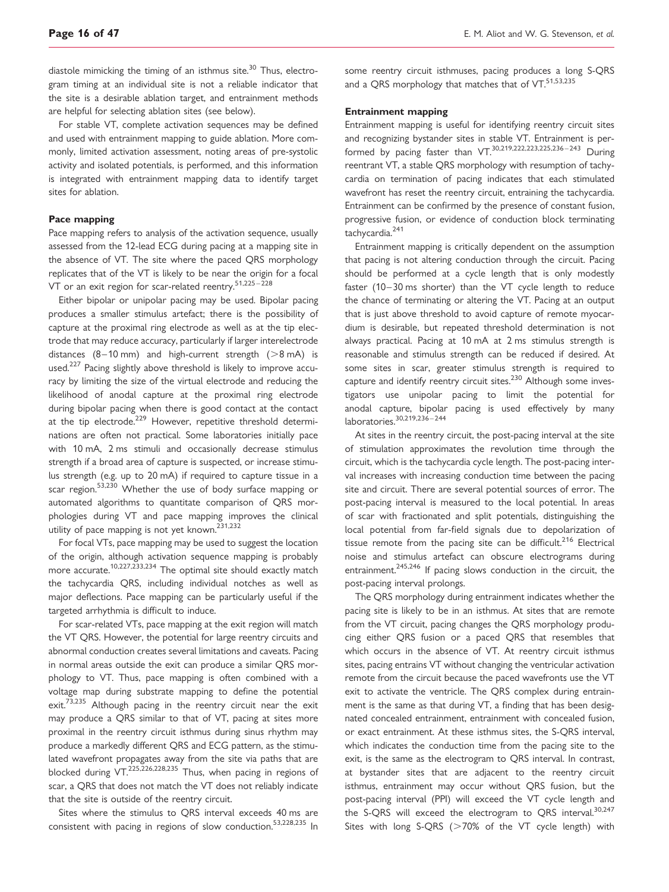diastole mimicking the timing of an isthmus site.[30] Thus, electrogram timing at an individual site is not a reliable indicator that the site is a desirable ablation target, and entrainment methods are helpful for selecting ablation sites (see below).

For stable VT, complete activation sequences may be defined and used with entrainment mapping to guide ablation. More commonly, limited activation assessment, noting areas of pre-systolic activity and isolated potentials, is performed, and this information is integrated with entrainment mapping data to identify target sites for ablation.

#### Pace mapping

Pace mapping refers to analysis of the activation sequence, usually assessed from the 12-lead ECG during pacing at a mapping site in the absence of VT. The site where the paced QRS morphology replicates that of the VT is likely to be near the origin for a focal VT or an exit region for scar-related reentry.[51,225–228]

Either bipolar or unipolar pacing may be used. Bipolar pacing produces a smaller stimulus artefact; there is the possibility of capture at the proximal ring electrode as well as at the tip electrode that may reduce accuracy, particularly if larger interelectrode distances (8–10 mm) and high-current strength (>8 mA) is used.[227] Pacing slightly above threshold is likely to improve accuracy by limiting the size of the virtual electrode and reducing the likelihood of anodal capture at the proximal ring electrode during bipolar pacing when there is good contact at the contact at the tip electrode.[229] However, repetitive threshold determinations are often not practical. Some laboratories initially pace with 10 mA, 2 ms stimuli and occasionally decrease stimulus strength if a broad area of capture is suspected, or increase stimulus strength (e.g. up to 20 mA) if required to capture tissue in a scar region.[53,230] Whether the use of body surface mapping or automated algorithms to quantitate comparison of QRS morphologies during VT and pace mapping improves the clinical utility of pace mapping is not yet known.[231,232]

For focal VTs, pace mapping may be used to suggest the location of the origin, although activation sequence mapping is probably more accurate.[10,227,233,234] The optimal site should exactly match the tachycardia QRS, including individual notches as well as major deflections. Pace mapping can be particularly useful if the targeted arrhythmia is difficult to induce.

For scar-related VTs, pace mapping at the exit region will match the VT QRS. However, the potential for large reentry circuits and abnormal conduction creates several limitations and caveats. Pacing in normal areas outside the exit can produce a similar QRS morphology to VT. Thus, pace mapping is often combined with a voltage map during substrate mapping to define the potential exit.[73,235] Although pacing in the reentry circuit near the exit may produce a QRS similar to that of VT, pacing at sites more proximal in the reentry circuit isthmus during sinus rhythm may produce a markedly different QRS and ECG pattern, as the stimulated wavefront propagates away from the site via paths that are blocked during VT.[225,226,228,235] Thus, when pacing in regions of scar, a QRS that does not match the VT does not reliably indicate that the site is outside of the reentry circuit.

Sites where the stimulus to QRS interval exceeds 40 ms are consistent with pacing in regions of slow conduction.[53,228,235] In some reentry circuit isthmuses, pacing produces a long S-QRS and a QRS morphology that matches that of VT.[51,53,235]

#### Entrainment mapping

Entrainment mapping is useful for identifying reentry circuit sites and recognizing bystander sites in stable VT. Entrainment is performed by pacing faster than VT.[30,219,222,223,225,236–243] During reentrant VT, a stable QRS morphology with resumption of tachycardia on termination of pacing indicates that each stimulated wavefront has reset the reentry circuit, entraining the tachycardia. Entrainment can be confirmed by the presence of constant fusion, progressive fusion, or evidence of conduction block terminating tachycardia.[241]

Entrainment mapping is critically dependent on the assumption that pacing is not altering conduction through the circuit. Pacing should be performed at a cycle length that is only modestly faster (10–30 ms shorter) than the VT cycle length to reduce the chance of terminating or altering the VT. Pacing at an output that is just above threshold to avoid capture of remote myocardium is desirable, but repeated threshold determination is not always practical. Pacing at 10 mA at 2 ms stimulus strength is reasonable and stimulus strength can be reduced if desired. At some sites in scar, greater stimulus strength is required to capture and identify reentry circuit sites.[230] Although some investigators use unipolar pacing to limit the potential for anodal capture, bipolar pacing is used effectively by many laboratories.[30,219,236–244]

At sites in the reentry circuit, the post-pacing interval at the site of stimulation approximates the revolution time through the circuit, which is the tachycardia cycle length. The post-pacing interval increases with increasing conduction time between the pacing site and circuit. There are several potential sources of error. The post-pacing interval is measured to the local potential. In areas of scar with fractionated and split potentials, distinguishing the local potential from far-field signals due to depolarization of tissue remote from the pacing site can be difficult.[216] Electrical noise and stimulus artefact can obscure electrograms during entrainment.[245,246] If pacing slows conduction in the circuit, the post-pacing interval prolongs.

The QRS morphology during entrainment indicates whether the pacing site is likely to be in an isthmus. At sites that are remote from the VT circuit, pacing changes the QRS morphology producing either QRS fusion or a paced QRS that resembles that which occurs in the absence of VT. At reentry circuit isthmus sites, pacing entrains VT without changing the ventricular activation remote from the circuit because the paced wavefronts use the VT exit to activate the ventricle. The QRS complex during entrainment is the same as that during VT, a finding that has been designated concealed entrainment, entrainment with concealed fusion, or exact entrainment. At these isthmus sites, the S-QRS interval, which indicates the conduction time from the pacing site to the exit, is the same as the electrogram to QRS interval. In contrast, at bystander sites that are adjacent to the reentry circuit isthmus, entrainment may occur without QRS fusion, but the post-pacing interval (PPI) will exceed the VT cycle length and the S-QRS will exceed the electrogram to QRS interval.[30,247] Sites with long S-QRS (>70% of the VT cycle length) with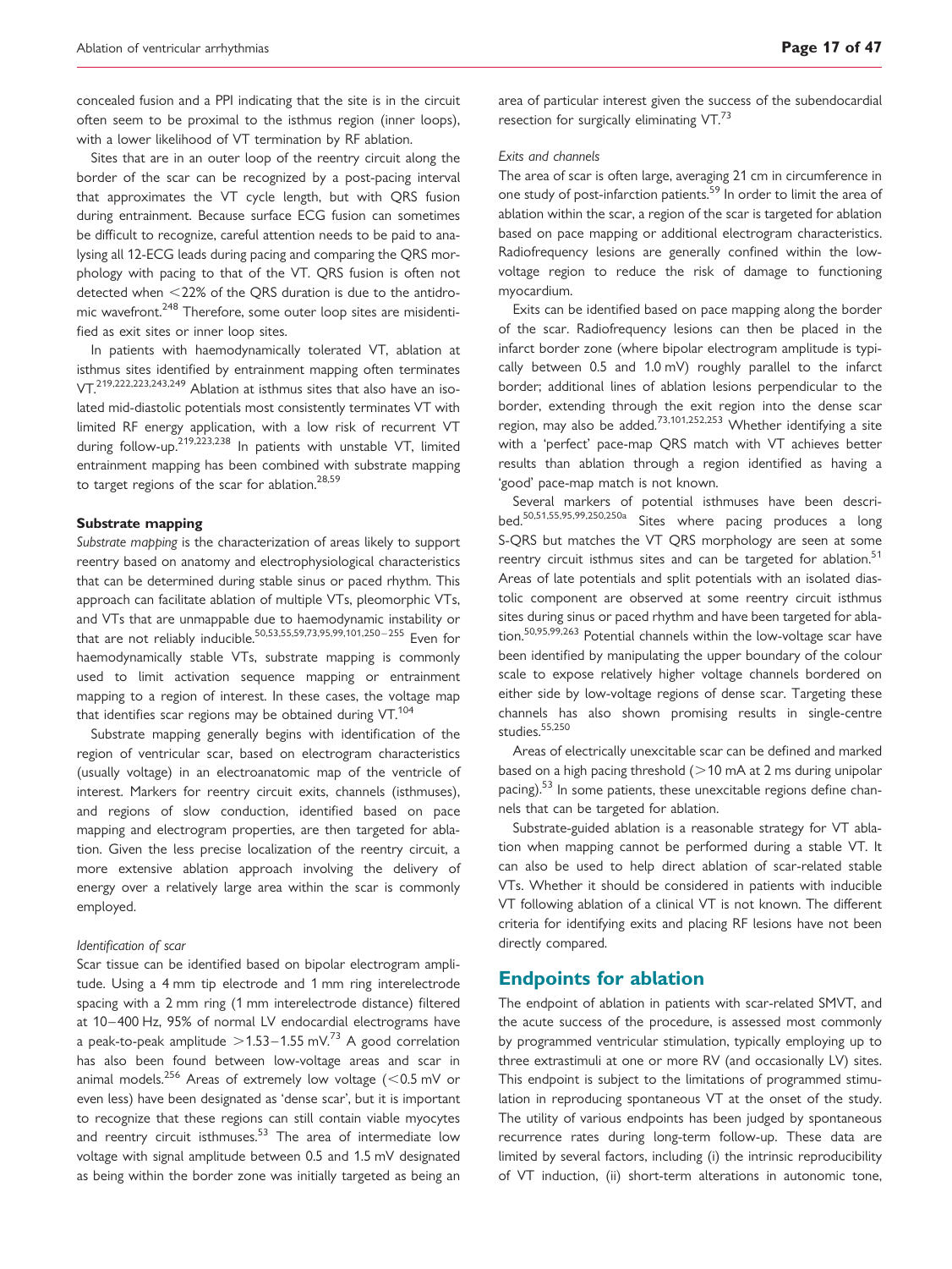concealed fusion and a PPI indicating that the site is in the circuit often seem to be proximal to the isthmus region (inner loops), with a lower likelihood of VT termination by RF ablation.

Sites that are in an outer loop of the reentry circuit along the border of the scar can be recognized by a post-pacing interval that approximates the VT cycle length, but with QRS fusion during entrainment. Because surface ECG fusion can sometimes be difficult to recognize, careful attention needs to be paid to analysing all 12-ECG leads during pacing and comparing the QRS morphology with pacing to that of the VT. QRS fusion is often not detected when <22% of the QRS duration is due to the antidromic wavefront.[248] Therefore, some outer loop sites are misidentified as exit sites or inner loop sites.

In patients with haemodynamically tolerated VT, ablation at isthmus sites identified by entrainment mapping often terminates VT.[219,222,223,243,249] Ablation at isthmus sites that also have an isolated mid-diastolic potentials most consistently terminates VT with limited RF energy application, with a low risk of recurrent VT during follow-up.[219,223,238] In patients with unstable VT, limited entrainment mapping has been combined with substrate mapping to target regions of the scar for ablation.[28,59]

### Substrate mapping

*Substrate mapping* is the characterization of areas likely to support reentry based on anatomy and electrophysiological characteristics that can be determined during stable sinus or paced rhythm. This approach can facilitate ablation of multiple VTs, pleomorphic VTs, and VTs that are unmappable due to haemodynamic instability or that are not reliably inducible.[50,53,55,59,73,95,99,101,250–255] Even for haemodynamically stable VTs, substrate mapping is commonly used to limit activation sequence mapping or entrainment mapping to a region of interest. In these cases, the voltage map that identifies scar regions may be obtained during VT.[104]

Substrate mapping generally begins with identification of the region of ventricular scar, based on electrogram characteristics (usually voltage) in an electroanatomic map of the ventricle of interest. Markers for reentry circuit exits, channels (isthmuses), and regions of slow conduction, identified based on pace mapping and electrogram properties, are then targeted for ablation. Given the less precise localization of the reentry circuit, a more extensive ablation approach involving the delivery of energy over a relatively large area within the scar is commonly employed.

#### *Identification of scar*

Scar tissue can be identified based on bipolar electrogram amplitude. Using a 4 mm tip electrode and 1 mm ring interelectrode spacing with a 2 mm ring (1 mm interelectrode distance) filtered at 10–400 Hz, 95% of normal LV endocardial electrograms have a peak-to-peak amplitude >1.53–1.55 mV.[73] A good correlation has also been found between low-voltage areas and scar in animal models.[256] Areas of extremely low voltage (<0.5 mV or even less) have been designated as 'dense scar', but it is important to recognize that these regions can still contain viable myocytes and reentry circuit isthmuses.[53] The area of intermediate low voltage with signal amplitude between 0.5 and 1.5 mV designated as being within the border zone was initially targeted as being an area of particular interest given the success of the subendocardial resection for surgically eliminating VT.[73]

#### *Exits and channels*

The area of scar is often large, averaging 21 cm in circumference in one study of post-infarction patients.[59] In order to limit the area of ablation within the scar, a region of the scar is targeted for ablation based on pace mapping or additional electrogram characteristics. Radiofrequency lesions are generally confined within the low-voltage region to reduce the risk of damage to functioning myocardium.

Exits can be identified based on pace mapping along the border of the scar. Radiofrequency lesions can then be placed in the infarct border zone (where bipolar electrogram amplitude is typically between 0.5 and 1.0 mV) roughly parallel to the infarct border; additional lines of ablation lesions perpendicular to the border, extending through the exit region into the dense scar region, may also be added.[73,101,252,253] Whether identifying a site with a 'perfect' pace-map QRS match with VT achieves better results than ablation through a region identified as having a 'good' pace-map match is not known.

Several markers of potential isthmuses have been described.[50,51,55,95,99,250,250a] Sites where pacing produces a long S-QRS but matches the VT QRS morphology are seen at some reentry circuit isthmus sites and can be targeted for ablation.[51] Areas of late potentials and split potentials with an isolated diastolic component are observed at some reentry circuit isthmus sites during sinus or paced rhythm and have been targeted for ablation.[50,95,99,263] Potential channels within the low-voltage scar have been identified by manipulating the upper boundary of the colour scale to expose relatively higher voltage channels bordered on either side by low-voltage regions of dense scar. Targeting these channels has also shown promising results in single-centre studies.[55,250]

Areas of electrically unexcitable scar can be defined and marked based on a high pacing threshold (>10 mA at 2 ms during unipolar pacing).[53] In some patients, these unexcitable regions define channels that can be targeted for ablation.

Substrate-guided ablation is a reasonable strategy for VT ablation when mapping cannot be performed during a stable VT. It can also be used to help direct ablation of scar-related stable VTs. Whether it should be considered in patients with inducible VT following ablation of a clinical VT is not known. The different criteria for identifying exits and placing RF lesions have not been directly compared.

## Endpoints for ablation

The endpoint of ablation in patients with scar-related SMVT, and the acute success of the procedure, is assessed most commonly by programmed ventricular stimulation, typically employing up to three extrastimuli at one or more RV (and occasionally LV) sites. This endpoint is subject to the limitations of programmed stimulation in reproducing spontaneous VT at the onset of the study. The utility of various endpoints has been judged by spontaneous recurrence rates during long-term follow-up. These data are limited by several factors, including (i) the intrinsic reproducibility of VT induction, (ii) short-term alterations in autonomic tone,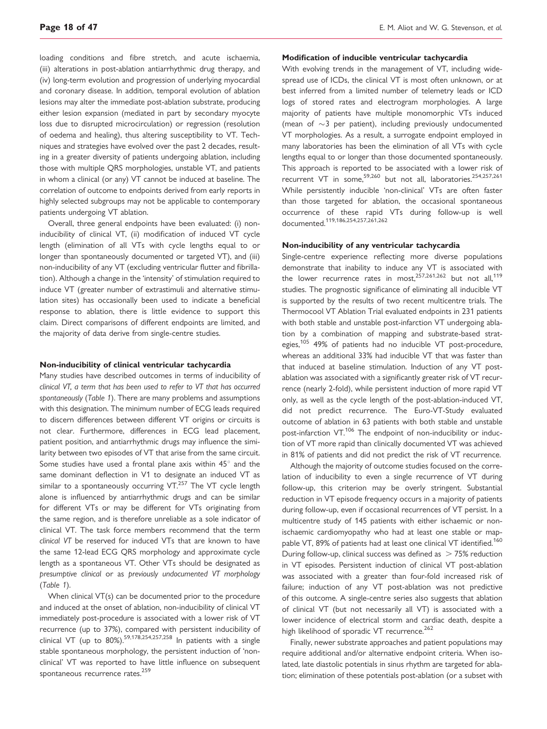loading conditions and fibre stretch, and acute ischaemia, (iii) alterations in post-ablation antiarrhythmic drug therapy, and (iv) long-term evolution and progression of underlying myocardial and coronary disease. In addition, temporal evolution of ablation lesions may alter the immediate post-ablation substrate, producing either lesion expansion (mediated in part by secondary myocyte loss due to disrupted microcirculation) or regression (resolution of oedema and healing), thus altering susceptibility to VT. Techniques and strategies have evolved over the past 2 decades, resulting in a greater diversity of patients undergoing ablation, including those with multiple QRS morphologies, unstable VT, and patients in whom a clinical (or any) VT cannot be induced at baseline. The correlation of outcome to endpoints derived from early reports in highly selected subgroups may not be applicable to contemporary patients undergoing VT ablation.

Overall, three general endpoints have been evaluated: (i) non-inducibility of clinical VT, (ii) modification of induced VT cycle length (elimination of all VTs with cycle lengths equal to or longer than spontaneously documented or targeted VT), and (iii) non-inducibility of any VT (excluding ventricular flutter and fibrillation). Although a change in the 'intensity' of stimulation required to induce VT (greater number of extrastimuli and alternative stimulation sites) has occasionally been used to indicate a beneficial response to ablation, there is little evidence to support this claim. Direct comparisons of different endpoints are limited, and the majority of data derive from single-centre studies.

#### Non-inducibility of clinical ventricular tachycardia

Many studies have described outcomes in terms of inducibility of *clinical VT, a term that has been used to refer to VT that has occurred spontaneously* (*Table 1*). There are many problems and assumptions with this designation. The minimum number of ECG leads required to discern differences between different VT origins or circuits is not clear. Furthermore, differences in ECG lead placement, patient position, and antiarrhythmic drugs may influence the similarity between two episodes of VT that arise from the same circuit. Some studies have used a frontal plane axis within 45° and the same dominant deflection in V1 to designate an induced VT as similar to a spontaneously occurring VT.[257] The VT cycle length alone is influenced by antiarrhythmic drugs and can be similar for different VTs or may be different for VTs originating from the same region, and is therefore unreliable as a sole indicator of clinical VT. The task force members recommend that the term *clinical VT* be reserved for induced VTs that are known to have the same 12-lead ECG QRS morphology and approximate cycle length as a spontaneous VT. Other VTs should be designated as *presumptive clinical* or as *previously undocumented VT morphology* (*Table 1*).

When clinical VT(s) can be documented prior to the procedure and induced at the onset of ablation, non-inducibility of clinical VT immediately post-procedure is associated with a lower risk of VT recurrence (up to 37%), compared with persistent inducibility of clinical VT (up to 80%).[59,178,254,257,258] In patients with a single stable spontaneous morphology, the persistent induction of 'non-clinical' VT was reported to have little influence on subsequent spontaneous recurrence rates.[259]

#### Modification of inducible ventricular tachycardia

With evolving trends in the management of VT, including widespread use of ICDs, the clinical VT is most often unknown, or at best inferred from a limited number of telemetry leads or ICD logs of stored rates and electrogram morphologies. A large majority of patients have multiple monomorphic VTs induced (mean of ~3 per patient), including previously undocumented VT morphologies. As a result, a surrogate endpoint employed in many laboratories has been the elimination of all VTs with cycle lengths equal to or longer than those documented spontaneously. This approach is reported to be associated with a lower risk of recurrent VT in some,[59,260] but not all, laboratories.[254,257,261] While persistently inducible 'non-clinical' VTs are often faster than those targeted for ablation, the occasional spontaneous occurrence of these rapid VTs during follow-up is well documented.[119,186,254,257,261,262]

#### Non-inducibility of any ventricular tachycardia

Single-centre experience reflecting more diverse populations demonstrate that inability to induce any VT is associated with the lower recurrence rates in most,[257,261,262] but not all,[119] studies. The prognostic significance of eliminating all inducible VT is supported by the results of two recent multicentre trials. The Thermocool VT Ablation Trial evaluated endpoints in 231 patients with both stable and unstable post-infarction VT undergoing ablation by a combination of mapping and substrate-based strategies,[105] 49% of patients had no inducible VT post-procedure, whereas an additional 33% had inducible VT that was faster than that induced at baseline stimulation. Induction of any VT post-ablation was associated with a significantly greater risk of VT recurrence (nearly 2-fold), while persistent induction of more rapid VT only, as well as the cycle length of the post-ablation-induced VT, did not predict recurrence. The Euro-VT-Study evaluated outcome of ablation in 63 patients with both stable and unstable post-infarction VT.[106] The endpoint of non-inducibility or induction of VT more rapid than clinically documented VT was achieved in 81% of patients and did not predict the risk of VT recurrence.

Although the majority of outcome studies focused on the correlation of inducibility to even a single recurrence of VT during follow-up, this criterion may be overly stringent. Substantial reduction in VT episode frequency occurs in a majority of patients during follow-up, even if occasional recurrences of VT persist. In a multicentre study of 145 patients with either ischaemic or non-ischaemic cardiomyopathy who had at least one stable or mappable VT, 89% of patients had at least one clinical VT identified.[160] During follow-up, clinical success was defined as $> 75\%$ reduction in VT episodes. Persistent induction of clinical VT post-ablation was associated with a greater than four-fold increased risk of failure; induction of any VT post-ablation was not predictive of this outcome. A single-centre series also suggests that ablation of clinical VT (but not necessarily all VT) is associated with a lower incidence of electrical storm and cardiac death, despite a high likelihood of sporadic VT recurrence.[262]

Finally, newer substrate approaches and patient populations may require additional and/or alternative endpoint criteria. When isolated, late diastolic potentials in sinus rhythm are targeted for ablation; elimination of these potentials post-ablation (or a subset with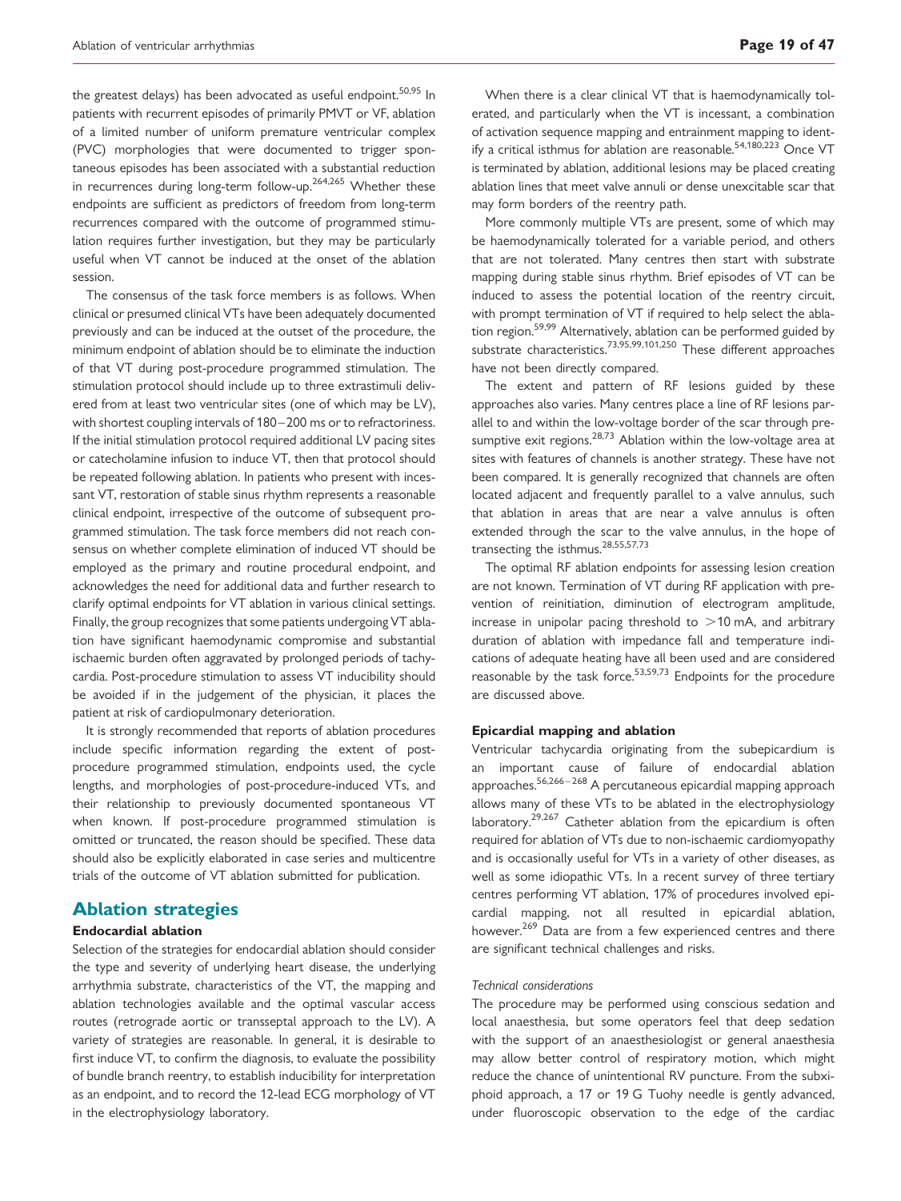the greatest delays) has been advocated as useful endpoint.[50,95] In patients with recurrent episodes of primarily PMVT or VF, ablation of a limited number of uniform premature ventricular complex (PVC) morphologies that were documented to trigger spontaneous episodes has been associated with a substantial reduction in recurrences during long-term follow-up.[264,265] Whether these endpoints are sufficient as predictors of freedom from long-term recurrences compared with the outcome of programmed stimulation requires further investigation, but they may be particularly useful when VT cannot be induced at the onset of the ablation session.

The consensus of the task force members is as follows. When clinical or presumed clinical VTs have been adequately documented previously and can be induced at the outset of the procedure, the minimum endpoint of ablation should be to eliminate the induction of that VT during post-procedure programmed stimulation. The stimulation protocol should include up to three extrastimuli delivered from at least two ventricular sites (one of which may be LV), with shortest coupling intervals of 180–200 ms or to refractoriness. If the initial stimulation protocol required additional LV pacing sites or catecholamine infusion to induce VT, then that protocol should be repeated following ablation. In patients who present with incessant VT, restoration of stable sinus rhythm represents a reasonable clinical endpoint, irrespective of the outcome of subsequent programmed stimulation. The task force members did not reach consensus on whether complete elimination of induced VT should be employed as the primary and routine procedural endpoint, and acknowledges the need for additional data and further research to clarify optimal endpoints for VT ablation in various clinical settings. Finally, the group recognizes that some patients undergoing VT ablation have significant haemodynamic compromise and substantial ischaemic burden often aggravated by prolonged periods of tachycardia. Post-procedure stimulation to assess VT inducibility should be avoided if in the judgement of the physician, it places the patient at risk of cardiopulmonary deterioration.

It is strongly recommended that reports of ablation procedures include specific information regarding the extent of post-procedure programmed stimulation, endpoints used, the cycle lengths, and morphologies of post-procedure-induced VTs, and their relationship to previously documented spontaneous VT when known. If post-procedure programmed stimulation is omitted or truncated, the reason should be specified. These data should also be explicitly elaborated in case series and multicentre trials of the outcome of VT ablation submitted for publication.

## Ablation strategies

### Endocardial ablation

Selection of the strategies for endocardial ablation should consider the type and severity of underlying heart disease, the underlying arrhythmia substrate, characteristics of the VT, the mapping and ablation technologies available and the optimal vascular access routes (retrograde aortic or transseptal approach to the LV). A variety of strategies are reasonable. In general, it is desirable to first induce VT, to confirm the diagnosis, to evaluate the possibility of bundle branch reentry, to establish inducibility for interpretation as an endpoint, and to record the 12-lead ECG morphology of VT in the electrophysiology laboratory.

When there is a clear clinical VT that is haemodynamically tolerated, and particularly when the VT is incessant, a combination of activation sequence mapping and entrainment mapping to identify a critical isthmus for ablation are reasonable.[54,180,223] Once VT is terminated by ablation, additional lesions may be placed creating ablation lines that meet valve annuli or dense unexcitable scar that may form borders of the reentry path.

More commonly multiple VTs are present, some of which may be haemodynamically tolerated for a variable period, and others that are not tolerated. Many centres then start with substrate mapping during stable sinus rhythm. Brief episodes of VT can be induced to assess the potential location of the reentry circuit, with prompt termination of VT if required to help select the ablation region.[59,99] Alternatively, ablation can be performed guided by substrate characteristics.[73,95,99,101,250] These different approaches have not been directly compared.

The extent and pattern of RF lesions guided by these approaches also varies. Many centres place a line of RF lesions parallel to and within the low-voltage border of the scar through presumptive exit regions.[28,73] Ablation within the low-voltage area at sites with features of channels is another strategy. These have not been compared. It is generally recognized that channels are often located adjacent and frequently parallel to a valve annulus, such that ablation in areas that are near a valve annulus is often extended through the scar to the valve annulus, in the hope of transecting the isthmus.[28,55,57,73]

The optimal RF ablation endpoints for assessing lesion creation are not known. Termination of VT during RF application with prevention of reinitiation, diminution of electrogram amplitude, increase in unipolar pacing threshold to >10 mA, and arbitrary duration of ablation with impedance fall and temperature indications of adequate heating have all been used and are considered reasonable by the task force.[53,59,73] Endpoints for the procedure are discussed above.

### Epicardial mapping and ablation

Ventricular tachycardia originating from the subepicardium is an important cause of failure of endocardial ablation approaches.[56,266–268] A percutaneous epicardial mapping approach allows many of these VTs to be ablated in the electrophysiology laboratory.[29,267] Catheter ablation from the epicardium is often required for ablation of VTs due to non-ischaemic cardiomyopathy and is occasionally useful for VTs in a variety of other diseases, as well as some idiopathic VTs. In a recent survey of three tertiary centres performing VT ablation, 17% of procedures involved epicardial mapping, not all resulted in epicardial ablation, however.[269] Data are from a few experienced centres and there are significant technical challenges and risks.

#### *Technical considerations*

The procedure may be performed using conscious sedation and local anaesthesia, but some operators feel that deep sedation with the support of an anaesthesiologist or general anaesthesia may allow better control of respiratory motion, which might reduce the chance of unintentional RV puncture. From the subxiphoid approach, a 17 or 19 G Tuohy needle is gently advanced, under fluoroscopic observation to the edge of the cardiac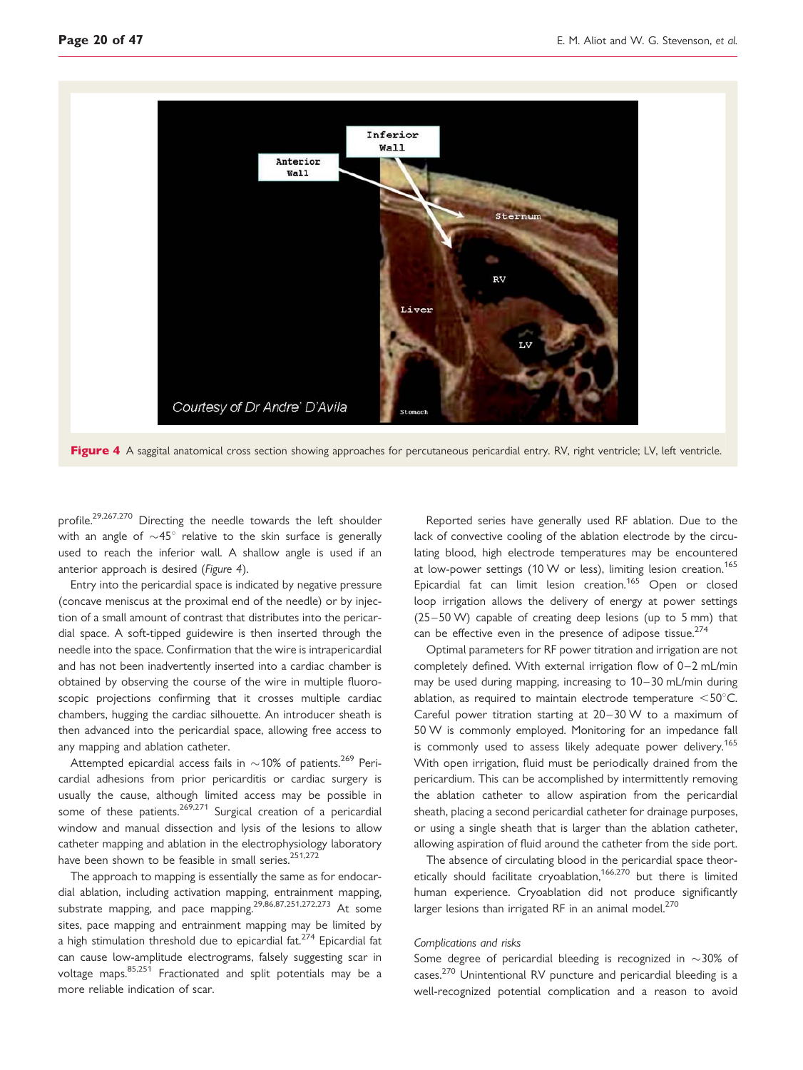Figure 4 A saggital anatomical cross section showing approaches for percutaneous pericardial entry. RV, right ventricle; LV, left ventricle.

profile.[29,267,270] Directing the needle towards the left shoulder with an angle of ∼45° relative to the skin surface is generally used to reach the inferior wall. A shallow angle is used if an anterior approach is desired (*Figure 4*).

Entry into the pericardial space is indicated by negative pressure (concave meniscus at the proximal end of the needle) or by injection of a small amount of contrast that distributes into the pericardial space. A soft-tipped guidewire is then inserted through the needle into the space. Confirmation that the wire is intrapericardial and has not been inadvertently inserted into a cardiac chamber is obtained by observing the course of the wire in multiple fluoroscopic projections confirming that it crosses multiple cardiac chambers, hugging the cardiac silhouette. An introducer sheath is then advanced into the pericardial space, allowing free access to any mapping and ablation catheter.

Attempted epicardial access fails in ∼10% of patients.[269] Pericardial adhesions from prior pericarditis or cardiac surgery is usually the cause, although limited access may be possible in some of these patients.[269,271] Surgical creation of a pericardial window and manual dissection and lysis of the lesions to allow catheter mapping and ablation in the electrophysiology laboratory have been shown to be feasible in small series.[251,272]

The approach to mapping is essentially the same as for endocardial ablation, including activation mapping, entrainment mapping, substrate mapping, and pace mapping.[29,86,87,251,272,273] At some sites, pace mapping and entrainment mapping may be limited by a high stimulation threshold due to epicardial fat.[274] Epicardial fat can cause low-amplitude electrograms, falsely suggesting scar in voltage maps.[85,251] Fractionated and split potentials may be a more reliable indication of scar.

Reported series have generally used RF ablation. Due to the lack of convective cooling of the ablation electrode by the circulating blood, high electrode temperatures may be encountered at low-power settings (10 W or less), limiting lesion creation.[165] Epicardial fat can limit lesion creation.[165] Open or closed loop irrigation allows the delivery of energy at power settings (25–50 W) capable of creating deep lesions (up to 5 mm) that can be effective even in the presence of adipose tissue.[274]

Optimal parameters for RF power titration and irrigation are not completely defined. With external irrigation flow of 0–2 mL/min may be used during mapping, increasing to 10–30 mL/min during ablation, as required to maintain electrode temperature <50°C. Careful power titration starting at 20–30 W to a maximum of 50 W is commonly employed. Monitoring for an impedance fall is commonly used to assess likely adequate power delivery.[165] With open irrigation, fluid must be periodically drained from the pericardium. This can be accomplished by intermittently removing the ablation catheter to allow aspiration from the pericardial sheath, placing a second pericardial catheter for drainage purposes, or using a single sheath that is larger than the ablation catheter, allowing aspiration of fluid around the catheter from the side port.

The absence of circulating blood in the pericardial space theoretically should facilitate cryoablation,[166,270] but there is limited human experience. Cryoablation did not produce significantly larger lesions than irrigated RF in an animal model.[270]

*Complications and risks*

Some degree of pericardial bleeding is recognized in ∼30% of cases.[270] Unintentional RV puncture and pericardial bleeding is a well-recognized potential complication and a reason to avoid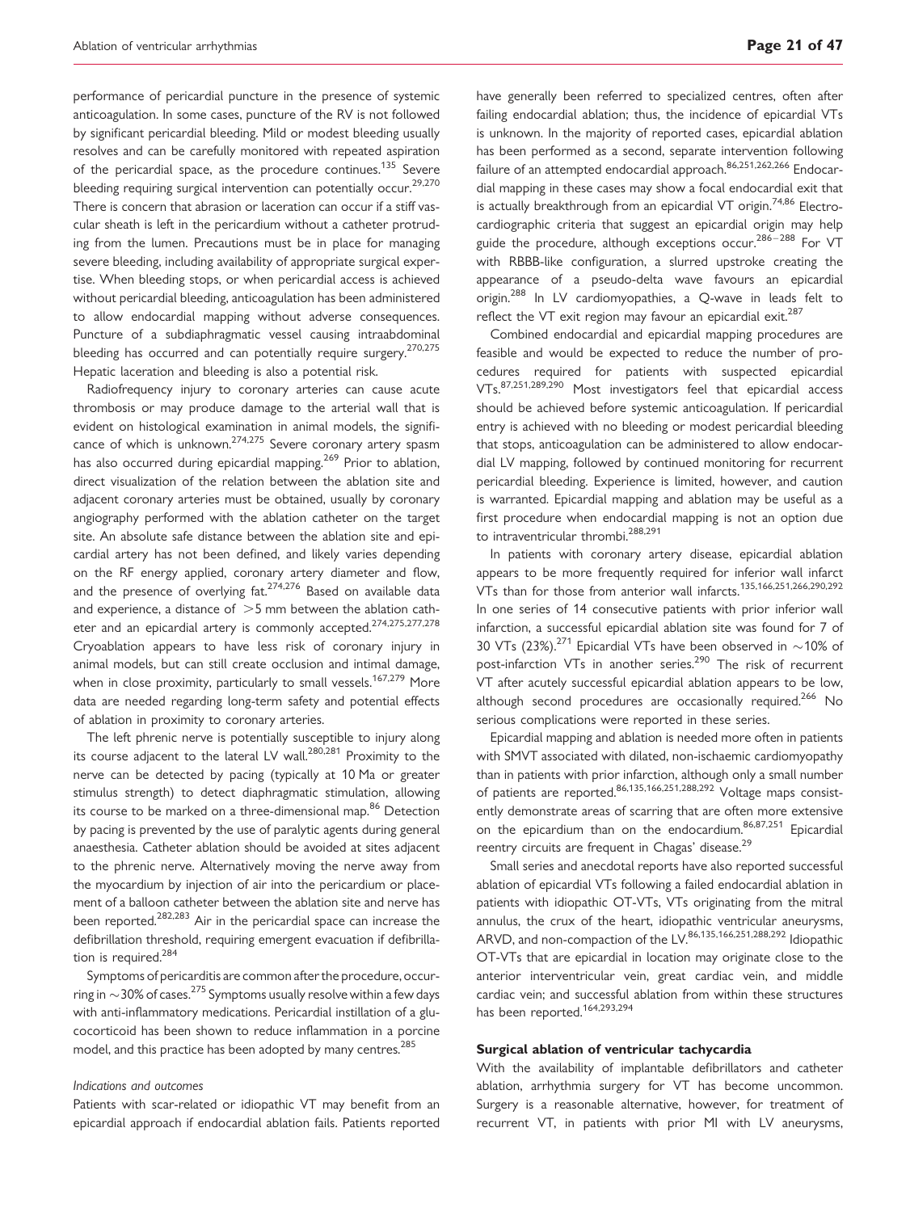performance of pericardial puncture in the presence of systemic anticoagulation. In some cases, puncture of the RV is not followed by significant pericardial bleeding. Mild or modest bleeding usually resolves and can be carefully monitored with repeated aspiration of the pericardial space, as the procedure continues.[135] Severe bleeding requiring surgical intervention can potentially occur.[29,270] There is concern that abrasion or laceration can occur if a stiff vascular sheath is left in the pericardium without a catheter protruding from the lumen. Precautions must be in place for managing severe bleeding, including availability of appropriate surgical expertise. When bleeding stops, or when pericardial access is achieved without pericardial bleeding, anticoagulation has been administered to allow endocardial mapping without adverse consequences. Puncture of a subdiaphragmatic vessel causing intraabdominal bleeding has occurred and can potentially require surgery.[270,275] Hepatic laceration and bleeding is also a potential risk.

Radiofrequency injury to coronary arteries can cause acute thrombosis or may produce damage to the arterial wall that is evident on histological examination in animal models, the significance of which is unknown.[274,275] Severe coronary artery spasm has also occurred during epicardial mapping.[269] Prior to ablation, direct visualization of the relation between the ablation site and adjacent coronary arteries must be obtained, usually by coronary angiography performed with the ablation catheter on the target site. An absolute safe distance between the ablation site and epicardial artery has not been defined, and likely varies depending on the RF energy applied, coronary artery diameter and flow, and the presence of overlying fat.[274,276] Based on available data and experience, a distance of >5 mm between the ablation catheter and an epicardial artery is commonly accepted.[274,275,277,278] Cryoablation appears to have less risk of coronary injury in animal models, but can still create occlusion and intimal damage, when in close proximity, particularly to small vessels.[167,279] More data are needed regarding long-term safety and potential effects of ablation in proximity to coronary arteries.

The left phrenic nerve is potentially susceptible to injury along its course adjacent to the lateral LV wall.[280,281] Proximity to the nerve can be detected by pacing (typically at 10 Ma or greater stimulus strength) to detect diaphragmatic stimulation, allowing its course to be marked on a three-dimensional map.[86] Detection by pacing is prevented by the use of paralytic agents during general anaesthesia. Catheter ablation should be avoided at sites adjacent to the phrenic nerve. Alternatively moving the nerve away from the myocardium by injection of air into the pericardium or placement of a balloon catheter between the ablation site and nerve has been reported.[282,283] Air in the pericardial space can increase the defibrillation threshold, requiring emergent evacuation if defibrillation is required.[284]

Symptoms of pericarditis are common after the procedure, occurring in ~30% of cases.[275] Symptoms usually resolve within a few days with anti-inflammatory medications. Pericardial instillation of a glucocorticoid has been shown to reduce inflammation in a porcine model, and this practice has been adopted by many centres.[285]

*Indications and outcomes*

Patients with scar-related or idiopathic VT may benefit from an epicardial approach if endocardial ablation fails. Patients reported have generally been referred to specialized centres, often after failing endocardial ablation; thus, the incidence of epicardial VTs is unknown. In the majority of reported cases, epicardial ablation has been performed as a second, separate intervention following failure of an attempted endocardial approach.[86,251,262,266] Endocardial mapping in these cases may show a focal endocardial exit that is actually breakthrough from an epicardial VT origin.[74,86] Electrocardiographic criteria that suggest an epicardial origin may help guide the procedure, although exceptions occur.[286–288] For VT with RBBB-like configuration, a slurred upstroke creating the appearance of a pseudo-delta wave favours an epicardial origin.[288] In LV cardiomyopathies, a Q-wave in leads felt to reflect the VT exit region may favour an epicardial exit.[287]

Combined endocardial and epicardial mapping procedures are feasible and would be expected to reduce the number of procedures required for patients with suspected epicardial VTs.[87,251,289,290] Most investigators feel that epicardial access should be achieved before systemic anticoagulation. If pericardial entry is achieved with no bleeding or modest pericardial bleeding that stops, anticoagulation can be administered to allow endocardial LV mapping, followed by continued monitoring for recurrent pericardial bleeding. Experience is limited, however, and caution is warranted. Epicardial mapping and ablation may be useful as a first procedure when endocardial mapping is not an option due to intraventricular thrombi.[288,291]

In patients with coronary artery disease, epicardial ablation appears to be more frequently required for inferior wall infarct VTs than for those from anterior wall infarcts.[135,166,251,266,290,292] In one series of 14 consecutive patients with prior inferior wall infarction, a successful epicardial ablation site was found for 7 of 30 VTs (23%).[271] Epicardial VTs have been observed in ~10% of post-infarction VTs in another series.[290] The risk of recurrent VT after acutely successful epicardial ablation appears to be low, although second procedures are occasionally required.[266] No serious complications were reported in these series.

Epicardial mapping and ablation is needed more often in patients with SMVT associated with dilated, non-ischaemic cardiomyopathy than in patients with prior infarction, although only a small number of patients are reported.[86,135,166,251,288,292] Voltage maps consistently demonstrate areas of scarring that are often more extensive on the epicardium than on the endocardium.[86,87,251] Epicardial reentry circuits are frequent in Chagas' disease.[29]

Small series and anecdotal reports have also reported successful ablation of epicardial VTs following a failed endocardial ablation in patients with idiopathic OT-VTs, VTs originating from the mitral annulus, the crux of the heart, idiopathic ventricular aneurysms, ARVD, and non-compaction of the LV.[86,135,166,251,288,292] Idiopathic OT-VTs that are epicardial in location may originate close to the anterior interventricular vein, great cardiac vein, and middle cardiac vein; and successful ablation from within these structures has been reported.[164,293,294]

### Surgical ablation of ventricular tachycardia

With the availability of implantable defibrillators and catheter ablation, arrhythmia surgery for VT has become uncommon. Surgery is a reasonable alternative, however, for treatment of recurrent VT, in patients with prior MI with LV aneurysms,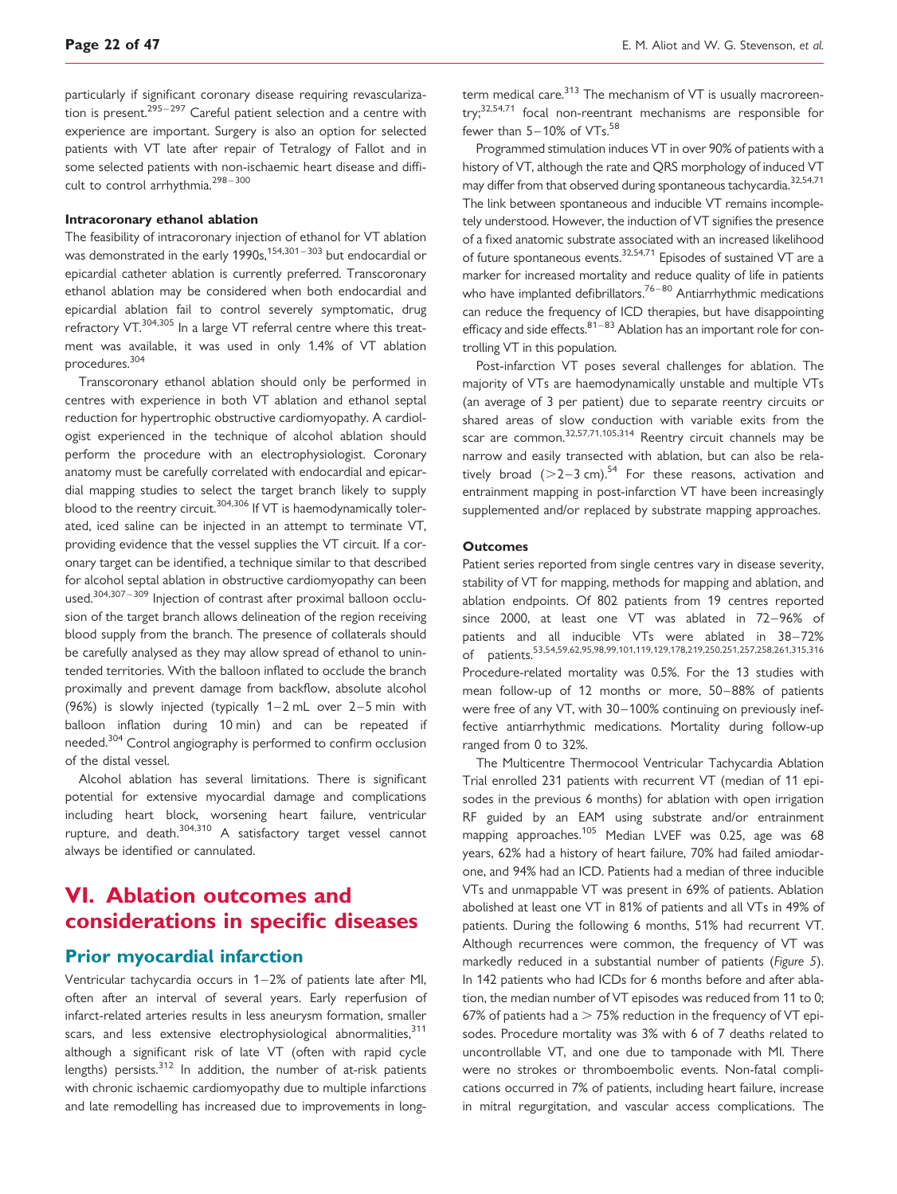particularly if significant coronary disease requiring revascularization is present.[295–297] Careful patient selection and a centre with experience are important. Surgery is also an option for selected patients with VT late after repair of Tetralogy of Fallot and in some selected patients with non-ischaemic heart disease and difficult to control arrhythmia.[298–300]

#### Intracoronary ethanol ablation

The feasibility of intracoronary injection of ethanol for VT ablation was demonstrated in the early 1990s,[154,301–303] but endocardial or epicardial catheter ablation is currently preferred. Transcoronary ethanol ablation may be considered when both endocardial and epicardial ablation fail to control severely symptomatic, drug refractory VT.[304,305] In a large VT referral centre where this treatment was available, it was used in only 1.4% of VT ablation procedures.[304]

Transcoronary ethanol ablation should only be performed in centres with experience in both VT ablation and ethanol septal reduction for hypertrophic obstructive cardiomyopathy. A cardiologist experienced in the technique of alcohol ablation should perform the procedure with an electrophysiologist. Coronary anatomy must be carefully correlated with endocardial and epicardial mapping studies to select the target branch likely to supply blood to the reentry circuit.[304,306] If VT is haemodynamically tolerated, iced saline can be injected in an attempt to terminate VT, providing evidence that the vessel supplies the VT circuit. If a coronary target can be identified, a technique similar to that described for alcohol septal ablation in obstructive cardiomyopathy can been used.[304,307–309] Injection of contrast after proximal balloon occlusion of the target branch allows delineation of the region receiving blood supply from the branch. The presence of collaterals should be carefully analysed as they may allow spread of ethanol to unintended territories. With the balloon inflated to occlude the branch proximally and prevent damage from backflow, absolute alcohol (96%) is slowly injected (typically 1–2 mL over 2–5 min with balloon inflation during 10 min) and can be repeated if needed.[304] Control angiography is performed to confirm occlusion of the distal vessel.

Alcohol ablation has several limitations. There is significant potential for extensive myocardial damage and complications including heart block, worsening heart failure, ventricular rupture, and death.[304,310] A satisfactory target vessel cannot always be identified or cannulated.

# VI. Ablation outcomes and considerations in specific diseases

## Prior myocardial infarction

Ventricular tachycardia occurs in 1–2% of patients late after MI, often after an interval of several years. Early reperfusion of infarct-related arteries results in less aneurysm formation, smaller scars, and less extensive electrophysiological abnormalities,[311] although a significant risk of late VT (often with rapid cycle lengths) persists.[312] In addition, the number of at-risk patients with chronic ischaemic cardiomyopathy due to multiple infarctions and late remodelling has increased due to improvements in long-term medical care.[313] The mechanism of VT is usually macroreentry;[32,54,71] focal non-reentrant mechanisms are responsible for fewer than 5–10% of VTs.[58]

Programmed stimulation induces VT in over 90% of patients with a history of VT, although the rate and QRS morphology of induced VT may differ from that observed during spontaneous tachycardia.[32,54,71] The link between spontaneous and inducible VT remains incompletely understood. However, the induction of VT signifies the presence of a fixed anatomic substrate associated with an increased likelihood of future spontaneous events.[32,54,71] Episodes of sustained VT are a marker for increased mortality and reduce quality of life in patients who have implanted defibrillators.[76–80] Antiarrhythmic medications can reduce the frequency of ICD therapies, but have disappointing efficacy and side effects.[81–83] Ablation has an important role for controlling VT in this population.

Post-infarction VT poses several challenges for ablation. The majority of VTs are haemodynamically unstable and multiple VTs (an average of 3 per patient) due to separate reentry circuits or shared areas of slow conduction with variable exits from the scar are common.[32,57,71,105,314] Reentry circuit channels may be narrow and easily transected with ablation, but can also be relatively broad (>2–3 cm).[54] For these reasons, activation and entrainment mapping in post-infarction VT have been increasingly supplemented and/or replaced by substrate mapping approaches.

#### Outcomes

Patient series reported from single centres vary in disease severity, stability of VT for mapping, methods for mapping and ablation, and ablation endpoints. Of 802 patients from 19 centres reported since 2000, at least one VT was ablated in 72–96% of patients and all inducible VTs were ablated in 38–72% of patients.[53,54,59,62,95,98,99,101,119,129,178,219,250,251,257,258,261,315,316] Procedure-related mortality was 0.5%. For the 13 studies with mean follow-up of 12 months or more, 50–88% of patients were free of any VT, with 30–100% continuing on previously ineffective antiarrhythmic medications. Mortality during follow-up ranged from 0 to 32%.

The Multicentre Thermocool Ventricular Tachycardia Ablation Trial enrolled 231 patients with recurrent VT (median of 11 episodes in the previous 6 months) for ablation with open irrigation RF guided by an EAM using substrate and/or entrainment mapping approaches.[105] Median LVEF was 0.25, age was 68 years, 62% had a history of heart failure, 70% had failed amiodarone, and 94% had an ICD. Patients had a median of three inducible VTs and unmappable VT was present in 69% of patients. Ablation abolished at least one VT in 81% of patients and all VTs in 49% of patients. During the following 6 months, 51% had recurrent VT. Although recurrences were common, the frequency of VT was markedly reduced in a substantial number of patients (*Figure 5*). In 142 patients who had ICDs for 6 months before and after ablation, the median number of VT episodes was reduced from 11 to 0; 67% of patients had a > 75% reduction in the frequency of VT episodes. Procedure mortality was 3% with 6 of 7 deaths related to uncontrollable VT, and one due to tamponade with MI. There were no strokes or thromboembolic events. Non-fatal complications occurred in 7% of patients, including heart failure, increase in mitral regurgitation, and vascular access complications. The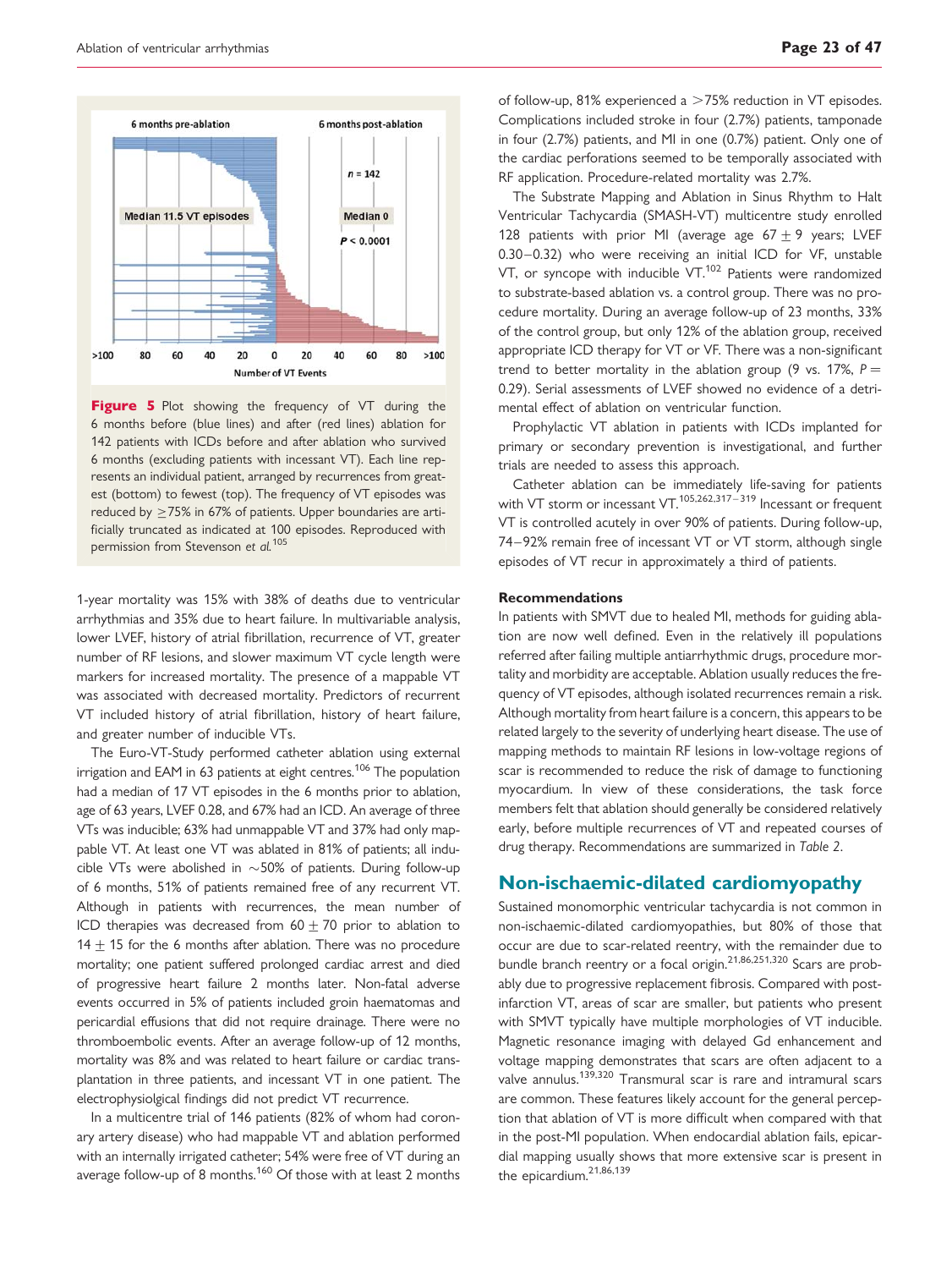6 months pre-ablation

6 months post-ablation

n = 142

Median 11.5 VT episodes

Median 0

P < 0.0001

>100 80 60 40 20 0 20 40 60 80 >100

Number of VT Events

**Figure 5** Plot showing the frequency of VT during the 6 months before (blue lines) and after (red lines) ablation for 142 patients with ICDs before and after ablation who survived 6 months (excluding patients with incessant VT). Each line represents an individual patient, arranged by recurrences from greatest (bottom) to fewest (top). The frequency of VT episodes was reduced by ≥75% in 67% of patients. Upper boundaries are artificially truncated as indicated at 100 episodes. Reproduced with permission from Stevenson *et al.*[105]

1-year mortality was 15% with 38% of deaths due to ventricular arrhythmias and 35% due to heart failure. In multivariable analysis, lower LVEF, history of atrial fibrillation, recurrence of VT, greater number of RF lesions, and slower maximum VT cycle length were markers for increased mortality. The presence of a mappable VT was associated with decreased mortality. Predictors of recurrent VT included history of atrial fibrillation, history of heart failure, and greater number of inducible VTs.

The Euro-VT-Study performed catheter ablation using external irrigation and EAM in 63 patients at eight centres.[106] The population had a median of 17 VT episodes in the 6 months prior to ablation, age of 63 years, LVEF 0.28, and 67% had an ICD. An average of three VTs was inducible; 63% had unmappable VT and 37% had only mappable VT. At least one VT was ablated in 81% of patients; all inducible VTs were abolished in ~50% of patients. During follow-up of 6 months, 51% of patients remained free of any recurrent VT. Although in patients with recurrences, the mean number of ICD therapies was decreased from $60 \pm 70$ prior to ablation to $14 \pm 15$ for the 6 months after ablation. There was no procedure mortality; one patient suffered prolonged cardiac arrest and died of progressive heart failure 2 months later. Non-fatal adverse events occurred in 5% of patients included groin haematomas and pericardial effusions that did not require drainage. There were no thromboembolic events. After an average follow-up of 12 months, mortality was 8% and was related to heart failure or cardiac transplantation in three patients, and incessant VT in one patient. The electrophysiolgical findings did not predict VT recurrence.

In a multicentre trial of 146 patients (82% of whom had coronary artery disease) who had mappable VT and ablation performed with an internally irrigated catheter; 54% were free of VT during an average follow-up of 8 months.[160] Of those with at least 2 months of follow-up, 81% experienced a >75% reduction in VT episodes. Complications included stroke in four (2.7%) patients, tamponade in four (2.7%) patients, and MI in one (0.7%) patient. Only one of the cardiac perforations seemed to be temporally associated with RF application. Procedure-related mortality was 2.7%.

The Substrate Mapping and Ablation in Sinus Rhythm to Halt Ventricular Tachycardia (SMASH-VT) multicentre study enrolled 128 patients with prior MI (average age $67 \pm 9$ years; LVEF 0.30–0.32) who were receiving an initial ICD for VF, unstable VT, or syncope with inducible VT.[102] Patients were randomized to substrate-based ablation vs. a control group. There was no procedure mortality. During an average follow-up of 23 months, 33% of the control group, but only 12% of the ablation group, received appropriate ICD therapy for VT or VF. There was a non-significant trend to better mortality in the ablation group (9 vs. 17%, $P = 0.29$). Serial assessments of LVEF showed no evidence of a detrimental effect of ablation on ventricular function.

Prophylactic VT ablation in patients with ICDs implanted for primary or secondary prevention is investigational, and further trials are needed to assess this approach.

Catheter ablation can be immediately life-saving for patients with VT storm or incessant VT.[105,262,317–319] Incessant or frequent VT is controlled acutely in over 90% of patients. During follow-up, 74–92% remain free of incessant VT or VT storm, although single episodes of VT recur in approximately a third of patients.

#### Recommendations

In patients with SMVT due to healed MI, methods for guiding ablation are now well defined. Even in the relatively ill populations referred after failing multiple antiarrhythmic drugs, procedure mortality and morbidity are acceptable. Ablation usually reduces the frequency of VT episodes, although isolated recurrences remain a risk. Although mortality from heart failure is a concern, this appears to be related largely to the severity of underlying heart disease. The use of mapping methods to maintain RF lesions in low-voltage regions of scar is recommended to reduce the risk of damage to functioning myocardium. In view of these considerations, the task force members felt that ablation should generally be considered relatively early, before multiple recurrences of VT and repeated courses of drug therapy. Recommendations are summarized in *Table 2*.

## Non-ischaemic-dilated cardiomyopathy

Sustained monomorphic ventricular tachycardia is not common in non-ischaemic-dilated cardiomyopathies, but 80% of those that occur are due to scar-related reentry, with the remainder due to bundle branch reentry or a focal origin.[21,86,251,320] Scars are probably due to progressive replacement fibrosis. Compared with post-infarction VT, areas of scar are smaller, but patients who present with SMVT typically have multiple morphologies of VT inducible. Magnetic resonance imaging with delayed Gd enhancement and voltage mapping demonstrates that scars are often adjacent to a valve annulus.[139,320] Transmural scar is rare and intramural scars are common. These features likely account for the general perception that ablation of VT is more difficult when compared with that in the post-MI population. When endocardial ablation fails, epicardial mapping usually shows that more extensive scar is present in the epicardium.[21,86,139]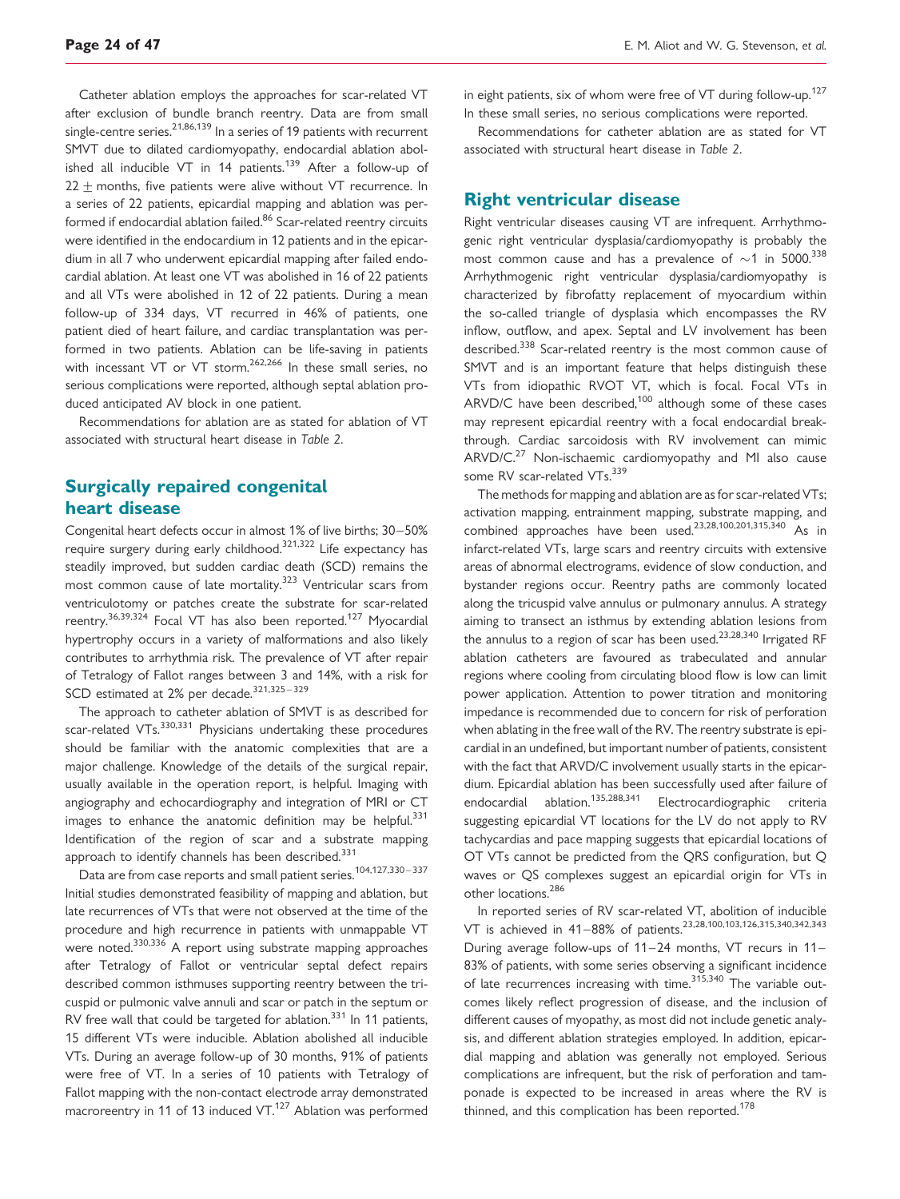Catheter ablation employs the approaches for scar-related VT after exclusion of bundle branch reentry. Data are from small single-centre series.[21,86,139] In a series of 19 patients with recurrent SMVT due to dilated cardiomyopathy, endocardial ablation abolished all inducible VT in 14 patients.[139] After a follow-up of 22 ± months, five patients were alive without VT recurrence. In a series of 22 patients, epicardial mapping and ablation was performed if endocardial ablation failed.[86] Scar-related reentry circuits were identified in the endocardium in 12 patients and in the epicardium in all 7 who underwent epicardial mapping after failed endocardial ablation. At least one VT was abolished in 16 of 22 patients and all VTs were abolished in 12 of 22 patients. During a mean follow-up of 334 days, VT recurred in 46% of patients, one patient died of heart failure, and cardiac transplantation was performed in two patients. Ablation can be life-saving in patients with incessant VT or VT storm.[262,266] In these small series, no serious complications were reported, although septal ablation produced anticipated AV block in one patient.

Recommendations for ablation are as stated for ablation of VT associated with structural heart disease in *Table 2*.

## Surgically repaired congenital heart disease

Congenital heart defects occur in almost 1% of live births; 30–50% require surgery during early childhood.[321,322] Life expectancy has steadily improved, but sudden cardiac death (SCD) remains the most common cause of late mortality.[323] Ventricular scars from ventriculotomy or patches create the substrate for scar-related reentry.[36,39,324] Focal VT has also been reported.[127] Myocardial hypertrophy occurs in a variety of malformations and also likely contributes to arrhythmia risk. The prevalence of VT after repair of Tetralogy of Fallot ranges between 3 and 14%, with a risk for SCD estimated at 2% per decade.[321,325–329]

The approach to catheter ablation of SMVT is as described for scar-related VTs.[330,331] Physicians undertaking these procedures should be familiar with the anatomic complexities that are a major challenge. Knowledge of the details of the surgical repair, usually available in the operation report, is helpful. Imaging with angiography and echocardiography and integration of MRI or CT images to enhance the anatomic definition may be helpful.[331] Identification of the region of scar and a substrate mapping approach to identify channels has been described.[331]

Data are from case reports and small patient series.[104,127,330–337] Initial studies demonstrated feasibility of mapping and ablation, but late recurrences of VTs that were not observed at the time of the procedure and high recurrence in patients with unmappable VT were noted.[330,336] A report using substrate mapping approaches after Tetralogy of Fallot or ventricular septal defect repairs described common isthmuses supporting reentry between the tricuspid or pulmonic valve annuli and scar or patch in the septum or RV free wall that could be targeted for ablation.[331] In 11 patients, 15 different VTs were inducible. Ablation abolished all inducible VTs. During an average follow-up of 30 months, 91% of patients were free of VT. In a series of 10 patients with Tetralogy of Fallot mapping with the non-contact electrode array demonstrated macroreentry in 11 of 13 induced VT.[127] Ablation was performed in eight patients, six of whom were free of VT during follow-up.[127] In these small series, no serious complications were reported.

Recommendations for catheter ablation are as stated for VT associated with structural heart disease in *Table 2*.

## Right ventricular disease

Right ventricular diseases causing VT are infrequent. Arrhythmogenic right ventricular dysplasia/cardiomyopathy is probably the most common cause and has a prevalence of ~1 in 5000.[338] Arrhythmogenic right ventricular dysplasia/cardiomyopathy is characterized by fibrofatty replacement of myocardium within the so-called triangle of dysplasia which encompasses the RV inflow, outflow, and apex. Septal and LV involvement has been described.[338] Scar-related reentry is the most common cause of SMVT and is an important feature that helps distinguish these VTs from idiopathic RVOT VT, which is focal. Focal VTs in ARVD/C have been described,[100] although some of these cases may represent epicardial reentry with a focal endocardial breakthrough. Cardiac sarcoidosis with RV involvement can mimic ARVD/C.[27] Non-ischaemic cardiomyopathy and MI also cause some RV scar-related VTs.[339]

The methods for mapping and ablation are as for scar-related VTs; activation mapping, entrainment mapping, substrate mapping, and combined approaches have been used.[23,28,100,201,315,340] As in infarct-related VTs, large scars and reentry circuits with extensive areas of abnormal electrograms, evidence of slow conduction, and bystander regions occur. Reentry paths are commonly located along the tricuspid valve annulus or pulmonary annulus. A strategy aiming to transect an isthmus by extending ablation lesions from the annulus to a region of scar has been used.[23,28,340] Irrigated RF ablation catheters are favoured as trabeculated and annular regions where cooling from circulating blood flow is low can limit power application. Attention to power titration and monitoring impedance is recommended due to concern for risk of perforation when ablating in the free wall of the RV. The reentry substrate is epicardial in an undefined, but important number of patients, consistent with the fact that ARVD/C involvement usually starts in the epicardium. Epicardial ablation has been successfully used after failure of endocardial ablation.[135,288,341] Electrocardiographic criteria suggesting epicardial VT locations for the LV do not apply to RV tachycardias and pace mapping suggests that epicardial locations of OT VTs cannot be predicted from the QRS configuration, but Q waves or QS complexes suggest an epicardial origin for VTs in other locations.[286]

In reported series of RV scar-related VT, abolition of inducible VT is achieved in 41–88% of patients.[23,28,100,103,126,315,340,342,343] During average follow-ups of 11–24 months, VT recurs in 11–83% of patients, with some series observing a significant incidence of late recurrences increasing with time.[315,340] The variable outcomes likely reflect progression of disease, and the inclusion of different causes of myopathy, as most did not include genetic analysis, and different ablation strategies employed. In addition, epicardial mapping and ablation was generally not employed. Serious complications are infrequent, but the risk of perforation and tamponade is expected to be increased in areas where the RV is thinned, and this complication has been reported.[178]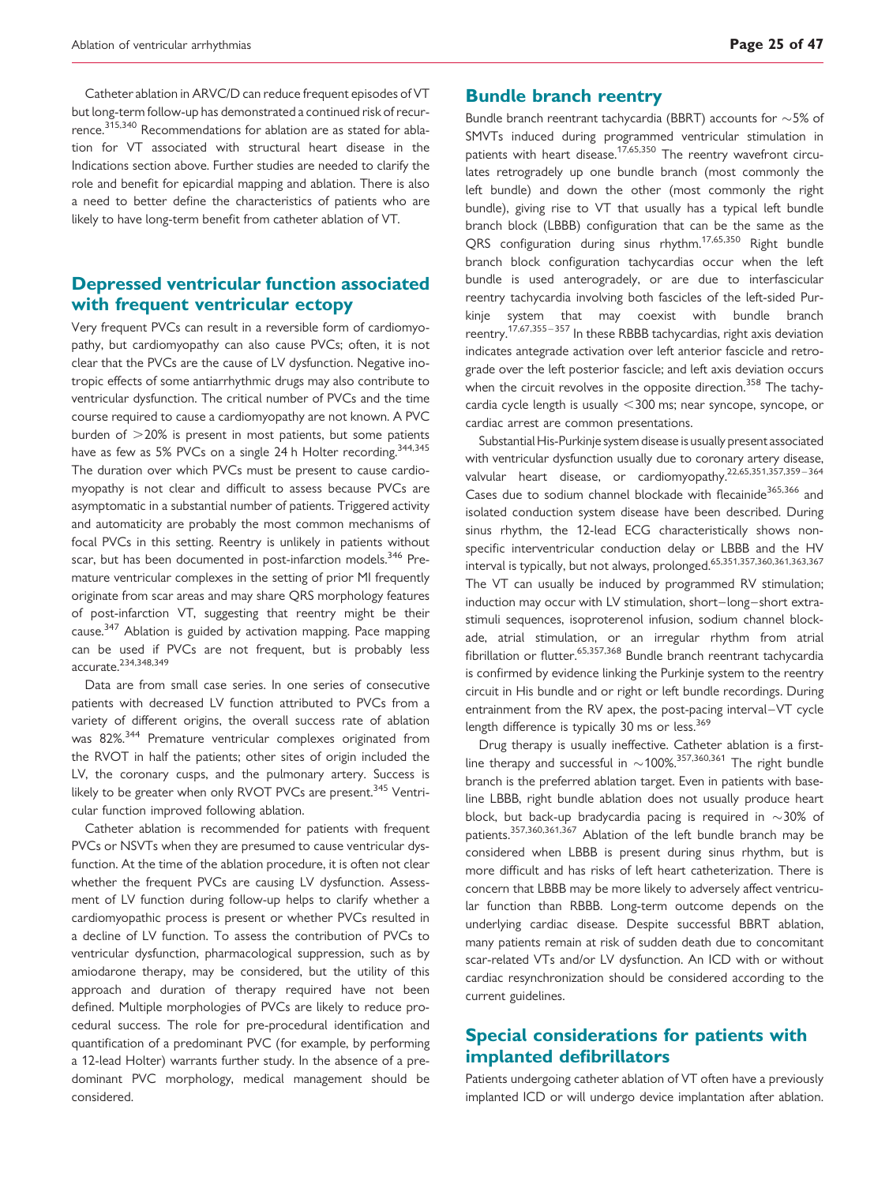Catheter ablation in ARVC/D can reduce frequent episodes of VT but long-term follow-up has demonstrated a continued risk of recurrence.[315,340] Recommendations for ablation are as stated for ablation for VT associated with structural heart disease in the Indications section above. Further studies are needed to clarify the role and benefit for epicardial mapping and ablation. There is also a need to better define the characteristics of patients who are likely to have long-term benefit from catheter ablation of VT.

## Depressed ventricular function associated with frequent ventricular ectopy

Very frequent PVCs can result in a reversible form of cardiomyopathy, but cardiomyopathy can also cause PVCs; often, it is not clear that the PVCs are the cause of LV dysfunction. Negative inotropic effects of some antiarrhythmic drugs may also contribute to ventricular dysfunction. The critical number of PVCs and the time course required to cause a cardiomyopathy are not known. A PVC burden of >20% is present in most patients, but some patients have as few as 5% PVCs on a single 24 h Holter recording.[344,345] The duration over which PVCs must be present to cause cardiomyopathy is not clear and difficult to assess because PVCs are asymptomatic in a substantial number of patients. Triggered activity and automaticity are probably the most common mechanisms of focal PVCs in this setting. Reentry is unlikely in patients without scar, but has been documented in post-infarction models.[346] Premature ventricular complexes in the setting of prior MI frequently originate from scar areas and may share QRS morphology features of post-infarction VT, suggesting that reentry might be their cause.[347] Ablation is guided by activation mapping. Pace mapping can be used if PVCs are not frequent, but is probably less accurate.[234,348,349]

Data are from small case series. In one series of consecutive patients with decreased LV function attributed to PVCs from a variety of different origins, the overall success rate of ablation was 82%.[344] Premature ventricular complexes originated from the RVOT in half the patients; other sites of origin included the LV, the coronary cusps, and the pulmonary artery. Success is likely to be greater when only RVOT PVCs are present.[345] Ventricular function improved following ablation.

Catheter ablation is recommended for patients with frequent PVCs or NSVTs when they are presumed to cause ventricular dysfunction. At the time of the ablation procedure, it is often not clear whether the frequent PVCs are causing LV dysfunction. Assessment of LV function during follow-up helps to clarify whether a cardiomyopathic process is present or whether PVCs resulted in a decline of LV function. To assess the contribution of PVCs to ventricular dysfunction, pharmacological suppression, such as by amiodarone therapy, may be considered, but the utility of this approach and duration of therapy required have not been defined. Multiple morphologies of PVCs are likely to reduce procedural success. The role for pre-procedural identification and quantification of a predominant PVC (for example, by performing a 12-lead Holter) warrants further study. In the absence of a predominant PVC morphology, medical management should be considered.

## Bundle branch reentry

Bundle branch reentrant tachycardia (BBRT) accounts for ~5% of SMVTs induced during programmed ventricular stimulation in patients with heart disease.[17,65,350] The reentry wavefront circulates retrogradely up one bundle branch (most commonly the left bundle) and down the other (most commonly the right bundle), giving rise to VT that usually has a typical left bundle branch block (LBBB) configuration that can be the same as the QRS configuration during sinus rhythm.[17,65,350] Right bundle branch block configuration tachycardias occur when the left bundle is used anterogradely, or are due to interfascicular reentry tachycardia involving both fascicles of the left-sided Purkinje system that may coexist with bundle branch reentry.[17,67,355–357] In these RBBB tachycardias, right axis deviation indicates antegrade activation over left anterior fascicle and retrograde over the left posterior fascicle; and left axis deviation occurs when the circuit revolves in the opposite direction.[358] The tachycardia cycle length is usually <300 ms; near syncope, syncope, or cardiac arrest are common presentations.

Substantial His-Purkinje system disease is usually present associated with ventricular dysfunction usually due to coronary artery disease, valvular heart disease, or cardiomyopathy.[22,65,351,357,359–364] Cases due to sodium channel blockade with flecainide[365,366] and isolated conduction system disease have been described. During sinus rhythm, the 12-lead ECG characteristically shows non-specific interventricular conduction delay or LBBB and the HV interval is typically, but not always, prolonged.[65,351,357,360,361,363,367] The VT can usually be induced by programmed RV stimulation; induction may occur with LV stimulation, short–long–short extrastimuli sequences, isoproterenol infusion, sodium channel blockade, atrial stimulation, or an irregular rhythm from atrial fibrillation or flutter.[65,357,368] Bundle branch reentrant tachycardia is confirmed by evidence linking the Purkinje system to the reentry circuit in His bundle and or right or left bundle recordings. During entrainment from the RV apex, the post-pacing interval–VT cycle length difference is typically 30 ms or less.[369]

Drug therapy is usually ineffective. Catheter ablation is a first-line therapy and successful in ~100%.[357,360,361] The right bundle branch is the preferred ablation target. Even in patients with baseline LBBB, right bundle ablation does not usually produce heart block, but back-up bradycardia pacing is required in ~30% of patients.[357,360,361,367] Ablation of the left bundle branch may be considered when LBBB is present during sinus rhythm, but is more difficult and has risks of left heart catheterization. There is concern that LBBB may be more likely to adversely affect ventricular function than RBBB. Long-term outcome depends on the underlying cardiac disease. Despite successful BBRT ablation, many patients remain at risk of sudden death due to concomitant scar-related VTs and/or LV dysfunction. An ICD with or without cardiac resynchronization should be considered according to the current guidelines.

## Special considerations for patients with implanted defibrillators

Patients undergoing catheter ablation of VT often have a previously implanted ICD or will undergo device implantation after ablation.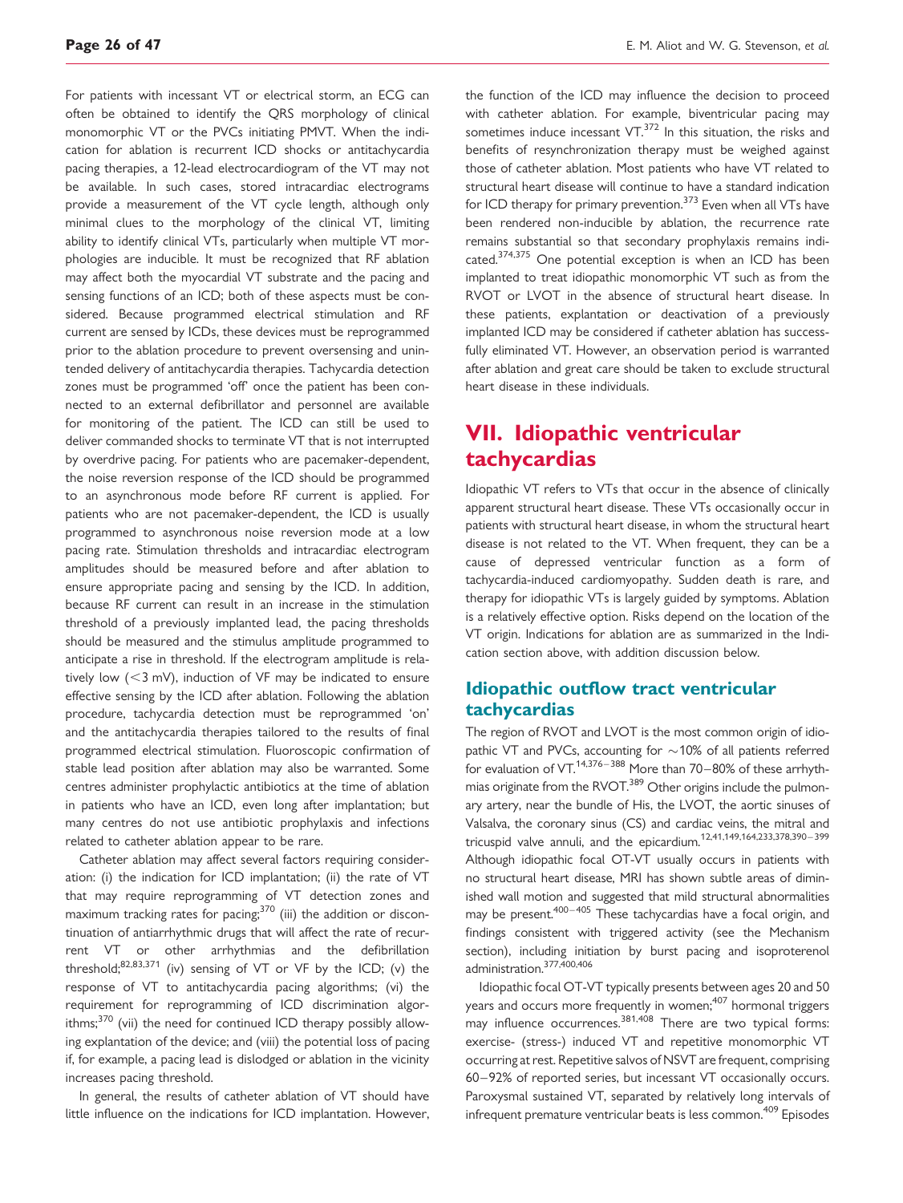For patients with incessant VT or electrical storm, an ECG can often be obtained to identify the QRS morphology of clinical monomorphic VT or the PVCs initiating PMVT. When the indication for ablation is recurrent ICD shocks or antitachycardia pacing therapies, a 12-lead electrocardiogram of the VT may not be available. In such cases, stored intracardiac electrograms provide a measurement of the VT cycle length, although only minimal clues to the morphology of the clinical VT, limiting ability to identify clinical VTs, particularly when multiple VT morphologies are inducible. It must be recognized that RF ablation may affect both the myocardial VT substrate and the pacing and sensing functions of an ICD; both of these aspects must be considered. Because programmed electrical stimulation and RF current are sensed by ICDs, these devices must be reprogrammed prior to the ablation procedure to prevent oversensing and unintended delivery of antitachycardia therapies. Tachycardia detection zones must be programmed 'off' once the patient has been connected to an external defibrillator and personnel are available for monitoring of the patient. The ICD can still be used to deliver commanded shocks to terminate VT that is not interrupted by overdrive pacing. For patients who are pacemaker-dependent, the noise reversion response of the ICD should be programmed to an asynchronous mode before RF current is applied. For patients who are not pacemaker-dependent, the ICD is usually programmed to asynchronous noise reversion mode at a low pacing rate. Stimulation thresholds and intracardiac electrogram amplitudes should be measured before and after ablation to ensure appropriate pacing and sensing by the ICD. In addition, because RF current can result in an increase in the stimulation threshold of a previously implanted lead, the pacing thresholds should be measured and the stimulus amplitude programmed to anticipate a rise in threshold. If the electrogram amplitude is relatively low (<3 mV), induction of VF may be indicated to ensure effective sensing by the ICD after ablation. Following the ablation procedure, tachycardia detection must be reprogrammed 'on' and the antitachycardia therapies tailored to the results of final programmed electrical stimulation. Fluoroscopic confirmation of stable lead position after ablation may also be warranted. Some centres administer prophylactic antibiotics at the time of ablation in patients who have an ICD, even long after implantation; but many centres do not use antibiotic prophylaxis and infections related to catheter ablation appear to be rare.

Catheter ablation may affect several factors requiring consideration: (i) the indication for ICD implantation; (ii) the rate of VT that may require reprogramming of VT detection zones and maximum tracking rates for pacing;[370] (iii) the addition or discontinuation of antiarrhythmic drugs that will affect the rate of recurrent VT or other arrhythmias and the defibrillation threshold;[82,83,371] (iv) sensing of VT or VF by the ICD; (v) the response of VT to antitachycardia pacing algorithms; (vi) the requirement for reprogramming of ICD discrimination algorithms;[370] (vii) the need for continued ICD therapy possibly allowing explantation of the device; and (viii) the potential loss of pacing if, for example, a pacing lead is dislodged or ablation in the vicinity increases pacing threshold.

In general, the results of catheter ablation of VT should have little influence on the indications for ICD implantation. However, the function of the ICD may influence the decision to proceed with catheter ablation. For example, biventricular pacing may sometimes induce incessant VT.[372] In this situation, the risks and benefits of resynchronization therapy must be weighed against those of catheter ablation. Most patients who have VT related to structural heart disease will continue to have a standard indication for ICD therapy for primary prevention.[373] Even when all VTs have been rendered non-inducible by ablation, the recurrence rate remains substantial so that secondary prophylaxis remains indicated.[374,375] One potential exception is when an ICD has been implanted to treat idiopathic monomorphic VT such as from the RVOT or LVOT in the absence of structural heart disease. In these patients, explantation or deactivation of a previously implanted ICD may be considered if catheter ablation has successfully eliminated VT. However, an observation period is warranted after ablation and great care should be taken to exclude structural heart disease in these individuals.

# VII. Idiopathic ventricular tachycardias

Idiopathic VT refers to VTs that occur in the absence of clinically apparent structural heart disease. These VTs occasionally occur in patients with structural heart disease, in whom the structural heart disease is not related to the VT. When frequent, they can be a cause of depressed ventricular function as a form of tachycardia-induced cardiomyopathy. Sudden death is rare, and therapy for idiopathic VTs is largely guided by symptoms. Ablation is a relatively effective option. Risks depend on the location of the VT origin. Indications for ablation are as summarized in the Indication section above, with addition discussion below.

## Idiopathic outflow tract ventricular tachycardias

The region of RVOT and LVOT is the most common origin of idiopathic VT and PVCs, accounting for ~10% of all patients referred for evaluation of VT.[14,376–388] More than 70–80% of these arrhythmias originate from the RVOT.[389] Other origins include the pulmonary artery, near the bundle of His, the LVOT, the aortic sinuses of Valsalva, the coronary sinus (CS) and cardiac veins, the mitral and tricuspid valve annuli, and the epicardium.[12,41,149,164,233,378,390–399] Although idiopathic focal OT-VT usually occurs in patients with no structural heart disease, MRI has shown subtle areas of diminished wall motion and suggested that mild structural abnormalities may be present.[400–405] These tachycardias have a focal origin, and findings consistent with triggered activity (see the Mechanism section), including initiation by burst pacing and isoproterenol administration.[377,400,406]

Idiopathic focal OT-VT typically presents between ages 20 and 50 years and occurs more frequently in women;[407] hormonal triggers may influence occurrences.[381,408] There are two typical forms: exercise- (stress-) induced VT and repetitive monomorphic VT occurring at rest. Repetitive salvos of NSVT are frequent, comprising 60–92% of reported series, but incessant VT occasionally occurs. Paroxysmal sustained VT, separated by relatively long intervals of infrequent premature ventricular beats is less common.[409] Episodes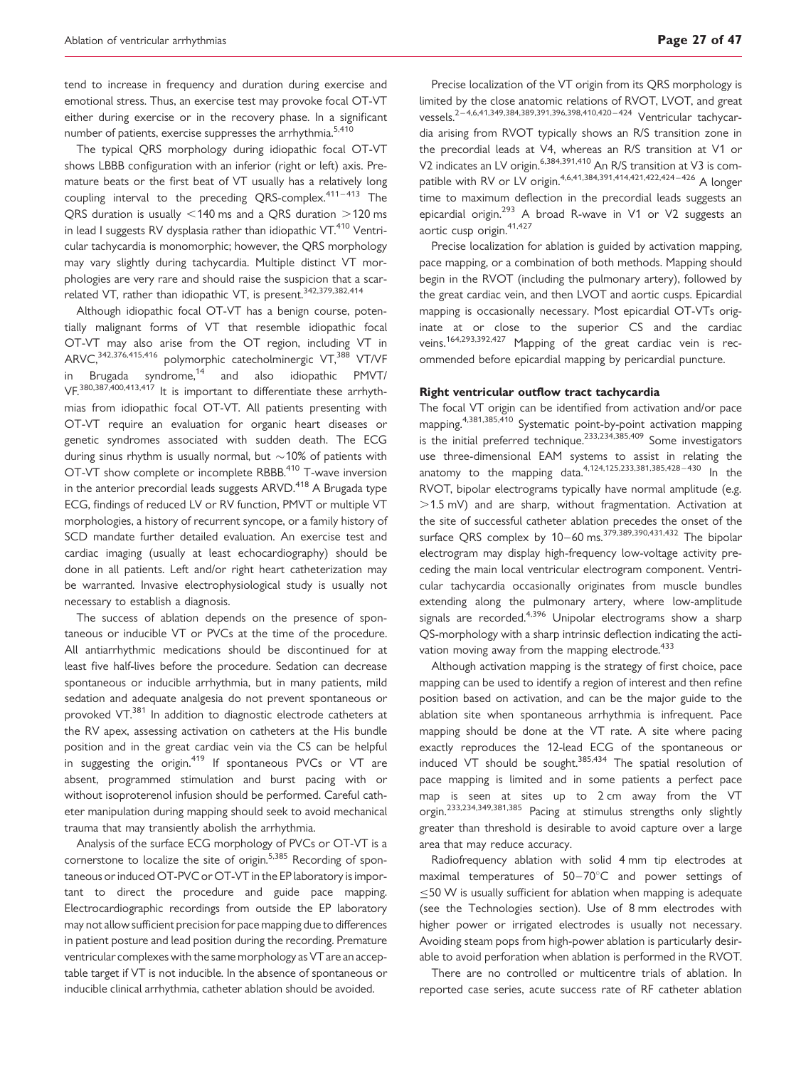tend to increase in frequency and duration during exercise and emotional stress. Thus, an exercise test may provoke focal OT-VT either during exercise or in the recovery phase. In a significant number of patients, exercise suppresses the arrhythmia.[5,410]

The typical QRS morphology during idiopathic focal OT-VT shows LBBB configuration with an inferior (right or left) axis. Premature beats or the first beat of VT usually has a relatively long coupling interval to the preceding QRS-complex.[411–413] The QRS duration is usually <140 ms and a QRS duration >120 ms in lead I suggests RV dysplasia rather than idiopathic VT.[410] Ventricular tachycardia is monomorphic; however, the QRS morphology may vary slightly during tachycardia. Multiple distinct VT morphologies are very rare and should raise the suspicion that a scar-related VT, rather than idiopathic VT, is present.[342,379,382,414]

Although idiopathic focal OT-VT has a benign course, potentially malignant forms of VT that resemble idiopathic focal OT-VT may also arise from the OT region, including VT in ARVC,[342,376,415,416] polymorphic catecholminergic VT,[388] VT/VF in Brugada syndrome,[14] and also idiopathic PMVT/VF.[380,387,400,413,417] It is important to differentiate these arrhythmias from idiopathic focal OT-VT. All patients presenting with OT-VT require an evaluation for organic heart diseases or genetic syndromes associated with sudden death. The ECG during sinus rhythm is usually normal, but ~10% of patients with OT-VT show complete or incomplete RBBB.[410] T-wave inversion in the anterior precordial leads suggests ARVD.[418] A Brugada type ECG, findings of reduced LV or RV function, PMVT or multiple VT morphologies, a history of recurrent syncope, or a family history of SCD mandate further detailed evaluation. An exercise test and cardiac imaging (usually at least echocardiography) should be done in all patients. Left and/or right heart catheterization may be warranted. Invasive electrophysiological study is usually not necessary to establish a diagnosis.

The success of ablation depends on the presence of spontaneous or inducible VT or PVCs at the time of the procedure. All antiarrhythmic medications should be discontinued for at least five half-lives before the procedure. Sedation can decrease spontaneous or inducible arrhythmia, but in many patients, mild sedation and adequate analgesia do not prevent spontaneous or provoked VT.[381] In addition to diagnostic electrode catheters at the RV apex, assessing activation on catheters at the His bundle position and in the great cardiac vein via the CS can be helpful in suggesting the origin.[419] If spontaneous PVCs or VT are absent, programmed stimulation and burst pacing with or without isoproterenol infusion should be performed. Careful catheter manipulation during mapping should seek to avoid mechanical trauma that may transiently abolish the arrhythmia.

Analysis of the surface ECG morphology of PVCs or OT-VT is a cornerstone to localize the site of origin.[5,385] Recording of spontaneous or induced OT-PVC or OT-VT in the EP laboratory is important to direct the procedure and guide pace mapping. Electrocardiographic recordings from outside the EP laboratory may not allow sufficient precision for pace mapping due to differences in patient posture and lead position during the recording. Premature ventricular complexes with the same morphology as VT are an acceptable target if VT is not inducible. In the absence of spontaneous or inducible clinical arrhythmia, catheter ablation should be avoided.

Precise localization of the VT origin from its QRS morphology is limited by the close anatomic relations of RVOT, LVOT, and great vessels.[2–4,6,41,349,384,389,391,396,398,410,420–424] Ventricular tachycardia arising from RVOT typically shows an R/S transition zone in the precordial leads at V4, whereas an R/S transition at V1 or V2 indicates an LV origin.[6,384,391,410] An R/S transition at V3 is compatible with RV or LV origin.[4,6,41,384,391,414,421,422,424–426] A longer time to maximum deflection in the precordial leads suggests an epicardial origin.[293] A broad R-wave in V1 or V2 suggests an aortic cusp origin.[41,427]

Precise localization for ablation is guided by activation mapping, pace mapping, or a combination of both methods. Mapping should begin in the RVOT (including the pulmonary artery), followed by the great cardiac vein, and then LVOT and aortic cusps. Epicardial mapping is occasionally necessary. Most epicardial OT-VTs originate at or close to the superior CS and the cardiac veins.[164,293,392,427] Mapping of the great cardiac vein is recommended before epicardial mapping by pericardial puncture.

#### Right ventricular outflow tract tachycardia

The focal VT origin can be identified from activation and/or pace mapping.[4,381,385,410] Systematic point-by-point activation mapping is the initial preferred technique.[233,234,385,409] Some investigators use three-dimensional EAM systems to assist in relating the anatomy to the mapping data.[4,124,125,233,381,385,428–430] In the RVOT, bipolar electrograms typically have normal amplitude (e.g. >1.5 mV) and are sharp, without fragmentation. Activation at the site of successful catheter ablation precedes the onset of the surface QRS complex by 10–60 ms.[379,389,390,431,432] The bipolar electrogram may display high-frequency low-voltage activity preceding the main local ventricular electrogram component. Ventricular tachycardia occasionally originates from muscle bundles extending along the pulmonary artery, where low-amplitude signals are recorded.[4,396] Unipolar electrograms show a sharp QS-morphology with a sharp intrinsic deflection indicating the activation moving away from the mapping electrode.[433]

Although activation mapping is the strategy of first choice, pace mapping can be used to identify a region of interest and then refine position based on activation, and can be the major guide to the ablation site when spontaneous arrhythmia is infrequent. Pace mapping should be done at the VT rate. A site where pacing exactly reproduces the 12-lead ECG of the spontaneous or induced VT should be sought.[385,434] The spatial resolution of pace mapping is limited and in some patients a perfect pace map is seen at sites up to 2 cm away from the VT orgin.[233,234,349,381,385] Pacing at stimulus strengths only slightly greater than threshold is desirable to avoid capture over a large area that may reduce accuracy.

Radiofrequency ablation with solid 4 mm tip electrodes at maximal temperatures of 50–70°C and power settings of ≤50 W is usually sufficient for ablation when mapping is adequate (see the Technologies section). Use of 8 mm electrodes with higher power or irrigated electrodes is usually not necessary. Avoiding steam pops from high-power ablation is particularly desirable to avoid perforation when ablation is performed in the RVOT.

There are no controlled or multicentre trials of ablation. In reported case series, acute success rate of RF catheter ablation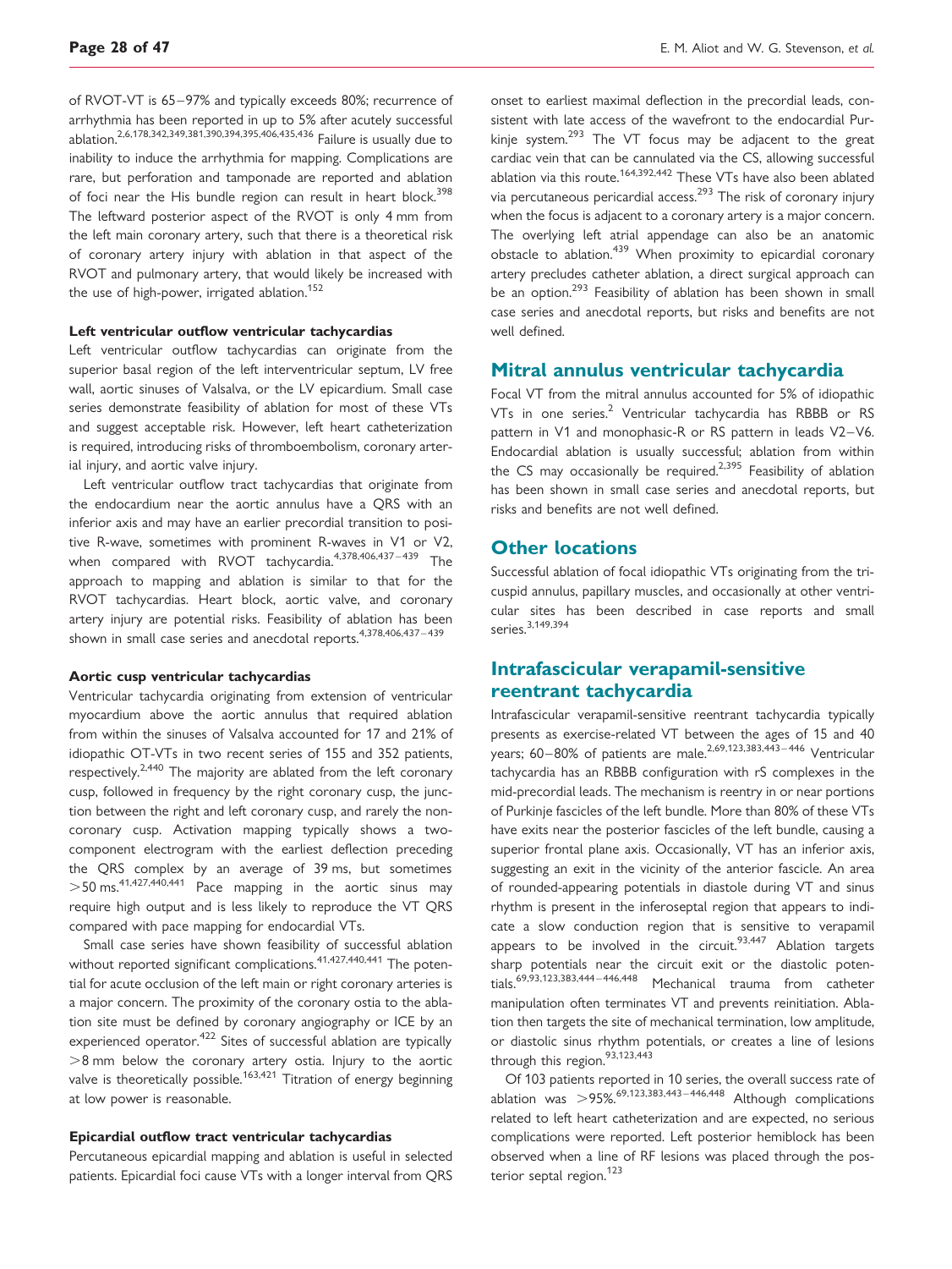of RVOT-VT is 65–97% and typically exceeds 80%; recurrence of arrhythmia has been reported in up to 5% after acutely successful ablation.[2,6,178,342,349,381,390,394,395,406,435,436] Failure is usually due to inability to induce the arrhythmia for mapping. Complications are rare, but perforation and tamponade are reported and ablation of foci near the His bundle region can result in heart block.[398] The leftward posterior aspect of the RVOT is only 4 mm from the left main coronary artery, such that there is a theoretical risk of coronary artery injury with ablation in that aspect of the RVOT and pulmonary artery, that would likely be increased with the use of high-power, irrigated ablation.[152]

#### Left ventricular outflow ventricular tachycardias

Left ventricular outflow tachycardias can originate from the superior basal region of the left interventricular septum, LV free wall, aortic sinuses of Valsalva, or the LV epicardium. Small case series demonstrate feasibility of ablation for most of these VTs and suggest acceptable risk. However, left heart catheterization is required, introducing risks of thromboembolism, coronary arterial injury, and aortic valve injury.

Left ventricular outflow tract tachycardias that originate from the endocardium near the aortic annulus have a QRS with an inferior axis and may have an earlier precordial transition to positive R-wave, sometimes with prominent R-waves in V1 or V2, when compared with RVOT tachycardia.[4,378,406,437–439] The approach to mapping and ablation is similar to that for the RVOT tachycardias. Heart block, aortic valve, and coronary artery injury are potential risks. Feasibility of ablation has been shown in small case series and anecdotal reports.[4,378,406,437–439]

#### Aortic cusp ventricular tachycardias

Ventricular tachycardia originating from extension of ventricular myocardium above the aortic annulus that required ablation from within the sinuses of Valsalva accounted for 17 and 21% of idiopathic OT-VTs in two recent series of 155 and 352 patients, respectively.[2,440] The majority are ablated from the left coronary cusp, followed in frequency by the right coronary cusp, the junction between the right and left coronary cusp, and rarely the non-coronary cusp. Activation mapping typically shows a two-component electrogram with the earliest deflection preceding the QRS complex by an average of 39 ms, but sometimes >50 ms.[41,427,440,441] Pace mapping in the aortic sinus may require high output and is less likely to reproduce the VT QRS compared with pace mapping for endocardial VTs.

Small case series have shown feasibility of successful ablation without reported significant complications.[41,427,440,441] The potential for acute occlusion of the left main or right coronary arteries is a major concern. The proximity of the coronary ostia to the ablation site must be defined by coronary angiography or ICE by an experienced operator.[422] Sites of successful ablation are typically >8 mm below the coronary artery ostia. Injury to the aortic valve is theoretically possible.[163,421] Titration of energy beginning at low power is reasonable.

#### Epicardial outflow tract ventricular tachycardias

Percutaneous epicardial mapping and ablation is useful in selected patients. Epicardial foci cause VTs with a longer interval from QRS onset to earliest maximal deflection in the precordial leads, consistent with late access of the wavefront to the endocardial Purkinje system.[293] The VT focus may be adjacent to the great cardiac vein that can be cannulated via the CS, allowing successful ablation via this route.[164,392,442] These VTs have also been ablated via percutaneous pericardial access.[293] The risk of coronary injury when the focus is adjacent to a coronary artery is a major concern. The overlying left atrial appendage can also be an anatomic obstacle to ablation.[439] When proximity to epicardial coronary artery precludes catheter ablation, a direct surgical approach can be an option.[293] Feasibility of ablation has been shown in small case series and anecdotal reports, but risks and benefits are not well defined.

## Mitral annulus ventricular tachycardia

Focal VT from the mitral annulus accounted for 5% of idiopathic VTs in one series.[2] Ventricular tachycardia has RBBB or RS pattern in V1 and monophasic-R or RS pattern in leads V2–V6. Endocardial ablation is usually successful; ablation from within the CS may occasionally be required.[2,395] Feasibility of ablation has been shown in small case series and anecdotal reports, but risks and benefits are not well defined.

## Other locations

Successful ablation of focal idiopathic VTs originating from the tricuspid annulus, papillary muscles, and occasionally at other ventricular sites has been described in case reports and small series.[3,149,394]

## Intrafascicular verapamil-sensitive reentrant tachycardia

Intrafascicular verapamil-sensitive reentrant tachycardia typically presents as exercise-related VT between the ages of 15 and 40 years; 60–80% of patients are male.[2,69,123,383,443–446] Ventricular tachycardia has an RBBB configuration with rS complexes in the mid-precordial leads. The mechanism is reentry in or near portions of Purkinje fascicles of the left bundle. More than 80% of these VTs have exits near the posterior fascicles of the left bundle, causing a superior frontal plane axis. Occasionally, VT has an inferior axis, suggesting an exit in the vicinity of the anterior fascicle. An area of rounded-appearing potentials in diastole during VT and sinus rhythm is present in the inferoseptal region that appears to indicate a slow conduction region that is sensitive to verapamil appears to be involved in the circuit.[93,447] Ablation targets sharp potentials near the circuit exit or the diastolic potentials.[69,93,123,383,444–446,448] Mechanical trauma from catheter manipulation often terminates VT and prevents reinitiation. Ablation then targets the site of mechanical termination, low amplitude, or diastolic sinus rhythm potentials, or creates a line of lesions through this region.[93,123,443]

Of 103 patients reported in 10 series, the overall success rate of ablation was >95%.[69,123,383,443–446,448] Although complications related to left heart catheterization and are expected, no serious complications were reported. Left posterior hemiblock has been observed when a line of RF lesions was placed through the posterior septal region.[123]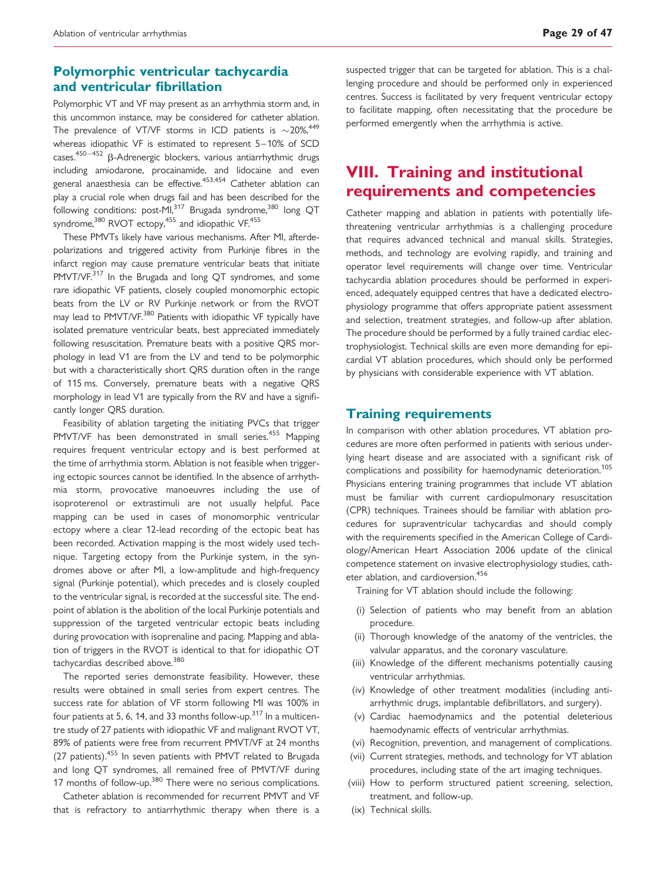## Polymorphic ventricular tachycardia and ventricular fibrillation

Polymorphic VT and VF may present as an arrhythmia storm and, in this uncommon instance, may be considered for catheter ablation. The prevalence of VT/VF storms in ICD patients is ∼20%,[449] whereas idiopathic VF is estimated to represent 5−10% of SCD cases.[450–452] β-Adrenergic blockers, various antiarrhythmic drugs including amiodarone, procainamide, and lidocaine and even general anaesthesia can be effective.[453,454] Catheter ablation can play a crucial role when drugs fail and has been described for the following conditions: post-MI,[317] Brugada syndrome,[380] long QT syndrome,[380] RVOT ectopy,[455] and idiopathic VF.[455]

These PMVTs likely have various mechanisms. After MI, afterdepolarizations and triggered activity from Purkinje fibres in the infarct region may cause premature ventricular beats that initiate PMVT/VF.[317] In the Brugada and long QT syndromes, and some rare idiopathic VF patients, closely coupled monomorphic ectopic beats from the LV or RV Purkinje network or from the RVOT may lead to PMVT/VF.[380] Patients with idiopathic VF typically have isolated premature ventricular beats, best appreciated immediately following resuscitation. Premature beats with a positive QRS morphology in lead V1 are from the LV and tend to be polymorphic but with a characteristically short QRS duration often in the range of 115 ms. Conversely, premature beats with a negative QRS morphology in lead V1 are typically from the RV and have a significantly longer QRS duration.

Feasibility of ablation targeting the initiating PVCs that trigger PMVT/VF has been demonstrated in small series.[455] Mapping requires frequent ventricular ectopy and is best performed at the time of arrhythmia storm. Ablation is not feasible when triggering ectopic sources cannot be identified. In the absence of arrhythmia storm, provocative manoeuvres including the use of isoproterenol or extrastimuli are not usually helpful. Pace mapping can be used in cases of monomorphic ventricular ectopy where a clear 12-lead recording of the ectopic beat has been recorded. Activation mapping is the most widely used technique. Targeting ectopy from the Purkinje system, in the syndromes above or after MI, a low-amplitude and high-frequency signal (Purkinje potential), which precedes and is closely coupled to the ventricular signal, is recorded at the successful site. The endpoint of ablation is the abolition of the local Purkinje potentials and suppression of the targeted ventricular ectopic beats including during provocation with isoprenaline and pacing. Mapping and ablation of triggers in the RVOT is identical to that for idiopathic OT tachycardias described above.[380]

The reported series demonstrate feasibility. However, these results were obtained in small series from expert centres. The success rate for ablation of VF storm following MI was 100% in four patients at 5, 6, 14, and 33 months follow-up.[317] In a multicentre study of 27 patients with idiopathic VF and malignant RVOT VT, 89% of patients were free from recurrent PMVT/VF at 24 months (27 patients).[455] In seven patients with PMVT related to Brugada and long QT syndromes, all remained free of PMVT/VF during 17 months of follow-up.[380] There were no serious complications.

Catheter ablation is recommended for recurrent PMVT and VF that is refractory to antiarrhythmic therapy when there is a suspected trigger that can be targeted for ablation. This is a challenging procedure and should be performed only in experienced centres. Success is facilitated by very frequent ventricular ectopy to facilitate mapping, often necessitating that the procedure be performed emergently when the arrhythmia is active.

# VIII. Training and institutional requirements and competencies

Catheter mapping and ablation in patients with potentially life-threatening ventricular arrhythmias is a challenging procedure that requires advanced technical and manual skills. Strategies, methods, and technology are evolving rapidly, and training and operator level requirements will change over time. Ventricular tachycardia ablation procedures should be performed in experienced, adequately equipped centres that have a dedicated electrophysiology programme that offers appropriate patient assessment and selection, treatment strategies, and follow-up after ablation. The procedure should be performed by a fully trained cardiac electrophysiologist. Technical skills are even more demanding for epicardial VT ablation procedures, which should only be performed by physicians with considerable experience with VT ablation.

## Training requirements

In comparison with other ablation procedures, VT ablation procedures are more often performed in patients with serious underlying heart disease and are associated with a significant risk of complications and possibility for haemodynamic deterioration.[105] Physicians entering training programmes that include VT ablation must be familiar with current cardiopulmonary resuscitation (CPR) techniques. Trainees should be familiar with ablation procedures for supraventricular tachycardias and should comply with the requirements specified in the American College of Cardiology/American Heart Association 2006 update of the clinical competence statement on invasive electrophysiology studies, catheter ablation, and cardioversion.[456]

Training for VT ablation should include the following:

- (i) Selection of patients who may benefit from an ablation procedure.
- (ii) Thorough knowledge of the anatomy of the ventricles, the valvular apparatus, and the coronary vasculature.
- (iii) Knowledge of the different mechanisms potentially causing ventricular arrhythmias.
- (iv) Knowledge of other treatment modalities (including antiarrhythmic drugs, implantable defibrillators, and surgery).
- (v) Cardiac haemodynamics and the potential deleterious haemodynamic effects of ventricular arrhythmias.
- (vi) Recognition, prevention, and management of complications.
- (vii) Current strategies, methods, and technology for VT ablation procedures, including state of the art imaging techniques.
- (viii) How to perform structured patient screening, selection, treatment, and follow-up.
- (ix) Technical skills.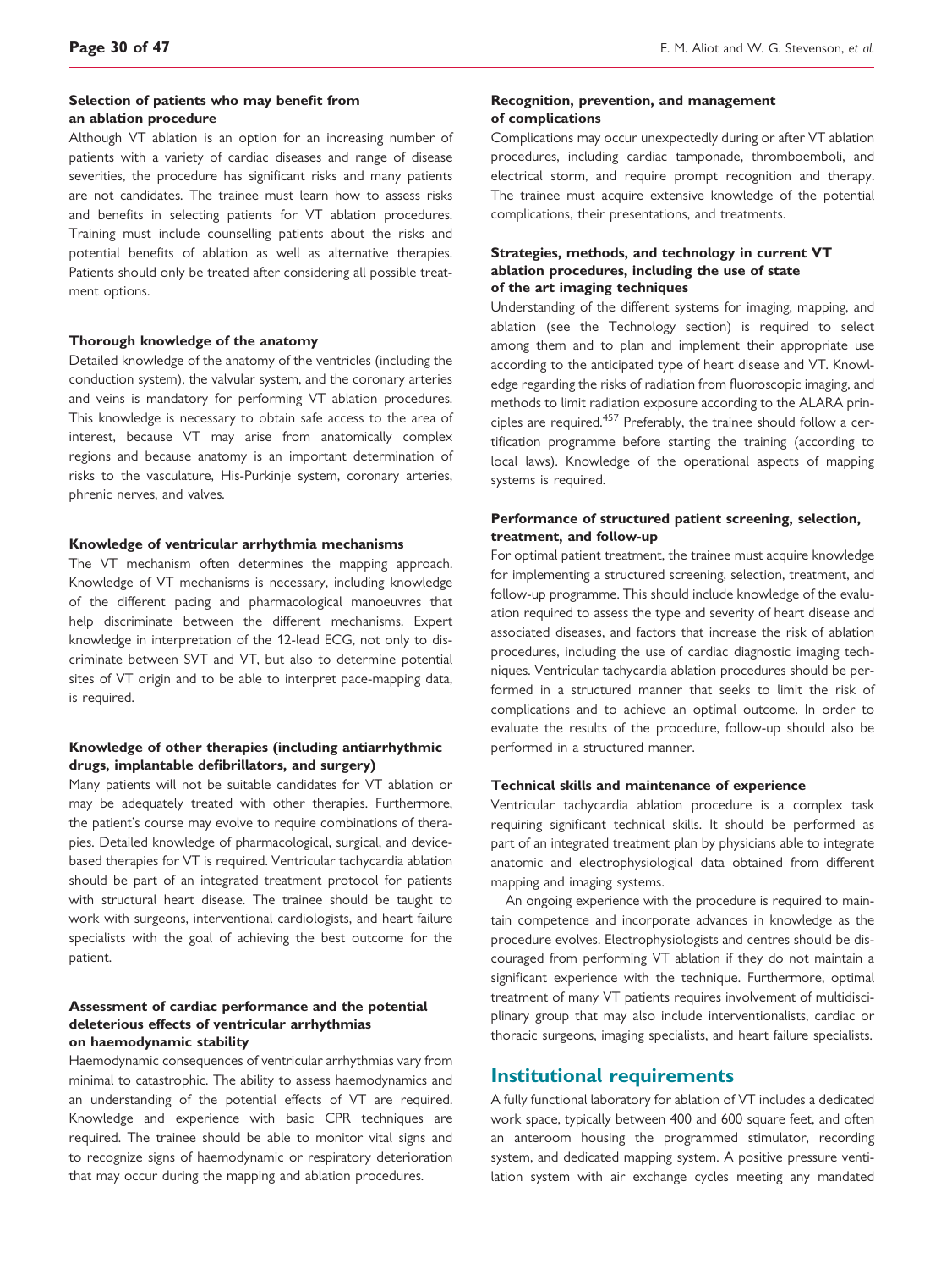### Selection of patients who may benefit from an ablation procedure

Although VT ablation is an option for an increasing number of patients with a variety of cardiac diseases and range of disease severities, the procedure has significant risks and many patients are not candidates. The trainee must learn how to assess risks and benefits in selecting patients for VT ablation procedures. Training must include counselling patients about the risks and potential benefits of ablation as well as alternative therapies. Patients should only be treated after considering all possible treatment options.

### Thorough knowledge of the anatomy

Detailed knowledge of the anatomy of the ventricles (including the conduction system), the valvular system, and the coronary arteries and veins is mandatory for performing VT ablation procedures. This knowledge is necessary to obtain safe access to the area of interest, because VT may arise from anatomically complex regions and because anatomy is an important determination of risks to the vasculature, His-Purkinje system, coronary arteries, phrenic nerves, and valves.

### Knowledge of ventricular arrhythmia mechanisms

The VT mechanism often determines the mapping approach. Knowledge of VT mechanisms is necessary, including knowledge of the different pacing and pharmacological manoeuvres that help discriminate between the different mechanisms. Expert knowledge in interpretation of the 12-lead ECG, not only to discriminate between SVT and VT, but also to determine potential sites of VT origin and to be able to interpret pace-mapping data, is required.

### Knowledge of other therapies (including antiarrhythmic drugs, implantable defibrillators, and surgery)

Many patients will not be suitable candidates for VT ablation or may be adequately treated with other therapies. Furthermore, the patient's course may evolve to require combinations of therapies. Detailed knowledge of pharmacological, surgical, and device-based therapies for VT is required. Ventricular tachycardia ablation should be part of an integrated treatment protocol for patients with structural heart disease. The trainee should be taught to work with surgeons, interventional cardiologists, and heart failure specialists with the goal of achieving the best outcome for the patient.

### Assessment of cardiac performance and the potential deleterious effects of ventricular arrhythmias on haemodynamic stability

Haemodynamic consequences of ventricular arrhythmias vary from minimal to catastrophic. The ability to assess haemodynamics and an understanding of the potential effects of VT are required. Knowledge and experience with basic CPR techniques are required. The trainee should be able to monitor vital signs and to recognize signs of haemodynamic or respiratory deterioration that may occur during the mapping and ablation procedures.

### Recognition, prevention, and management of complications

Complications may occur unexpectedly during or after VT ablation procedures, including cardiac tamponade, thromboemboli, and electrical storm, and require prompt recognition and therapy. The trainee must acquire extensive knowledge of the potential complications, their presentations, and treatments.

### Strategies, methods, and technology in current VT ablation procedures, including the use of state of the art imaging techniques

Understanding of the different systems for imaging, mapping, and ablation (see the Technology section) is required to select among them and to plan and implement their appropriate use according to the anticipated type of heart disease and VT. Knowledge regarding the risks of radiation from fluoroscopic imaging, and methods to limit radiation exposure according to the ALARA principles are required.[457] Preferably, the trainee should follow a certification programme before starting the training (according to local laws). Knowledge of the operational aspects of mapping systems is required.

### Performance of structured patient screening, selection, treatment, and follow-up

For optimal patient treatment, the trainee must acquire knowledge for implementing a structured screening, selection, treatment, and follow-up programme. This should include knowledge of the evaluation required to assess the type and severity of heart disease and associated diseases, and factors that increase the risk of ablation procedures, including the use of cardiac diagnostic imaging techniques. Ventricular tachycardia ablation procedures should be performed in a structured manner that seeks to limit the risk of complications and to achieve an optimal outcome. In order to evaluate the results of the procedure, follow-up should also be performed in a structured manner.

### Technical skills and maintenance of experience

Ventricular tachycardia ablation procedure is a complex task requiring significant technical skills. It should be performed as part of an integrated treatment plan by physicians able to integrate anatomic and electrophysiological data obtained from different mapping and imaging systems.

An ongoing experience with the procedure is required to maintain competence and incorporate advances in knowledge as the procedure evolves. Electrophysiologists and centres should be discouraged from performing VT ablation if they do not maintain a significant experience with the technique. Furthermore, optimal treatment of many VT patients requires involvement of multidisciplinary group that may also include interventionalists, cardiac or thoracic surgeons, imaging specialists, and heart failure specialists.

## Institutional requirements

A fully functional laboratory for ablation of VT includes a dedicated work space, typically between 400 and 600 square feet, and often an anteroom housing the programmed stimulator, recording system, and dedicated mapping system. A positive pressure ventilation system with air exchange cycles meeting any mandated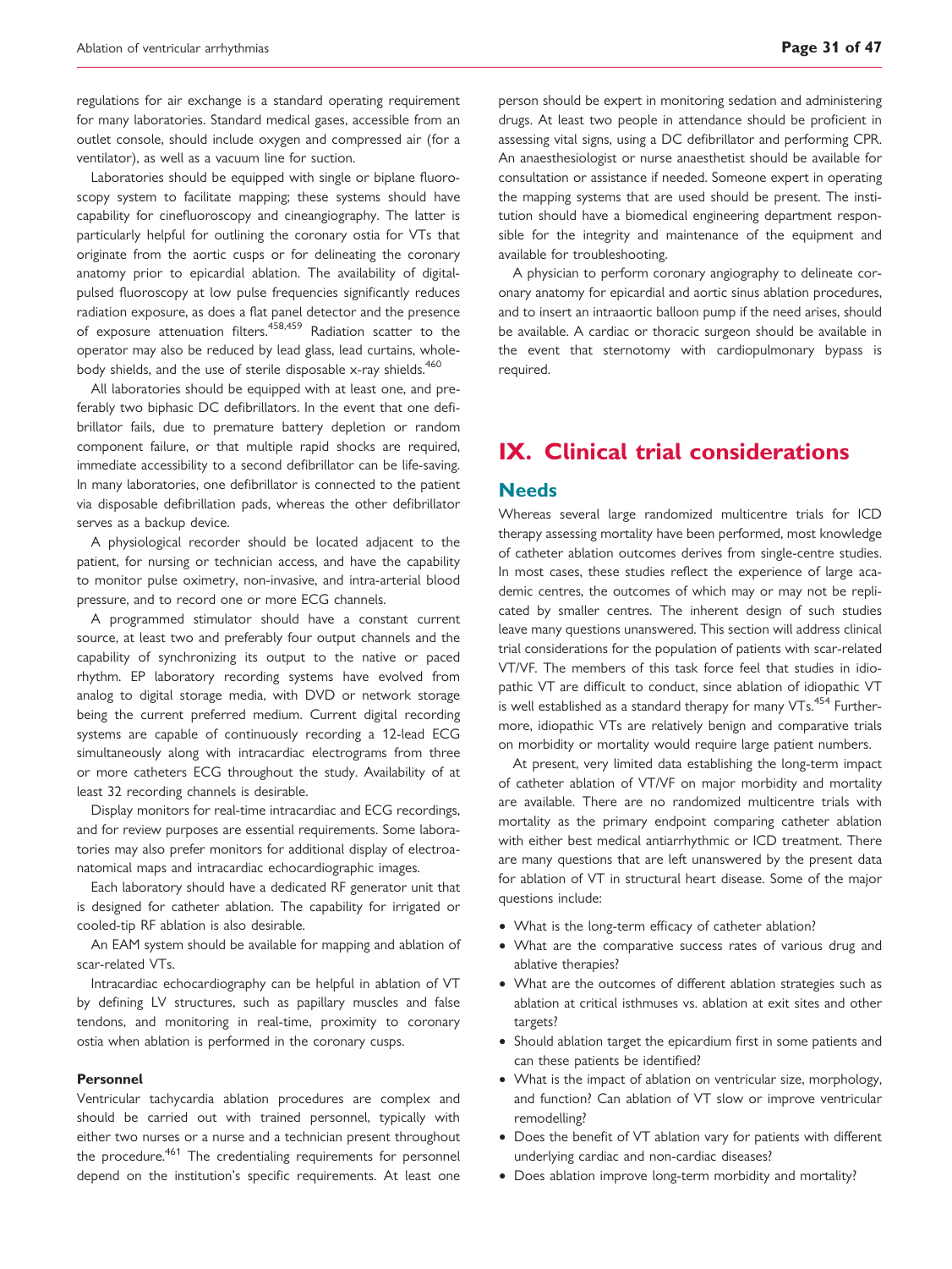regulations for air exchange is a standard operating requirement for many laboratories. Standard medical gases, accessible from an outlet console, should include oxygen and compressed air (for a ventilator), as well as a vacuum line for suction.

Laboratories should be equipped with single or biplane fluoroscopy system to facilitate mapping; these systems should have capability for cinefluoroscopy and cineangiography. The latter is particularly helpful for outlining the coronary ostia for VTs that originate from the aortic cusps or for delineating the coronary anatomy prior to epicardial ablation. The availability of digital-pulsed fluoroscopy at low pulse frequencies significantly reduces radiation exposure, as does a flat panel detector and the presence of exposure attenuation filters.[458,459] Radiation scatter to the operator may also be reduced by lead glass, lead curtains, whole-body shields, and the use of sterile disposable x-ray shields.[460]

All laboratories should be equipped with at least one, and preferably two biphasic DC defibrillators. In the event that one defibrillator fails, due to premature battery depletion or random component failure, or that multiple rapid shocks are required, immediate accessibility to a second defibrillator can be life-saving. In many laboratories, one defibrillator is connected to the patient via disposable defibrillation pads, whereas the other defibrillator serves as a backup device.

A physiological recorder should be located adjacent to the patient, for nursing or technician access, and have the capability to monitor pulse oximetry, non-invasive, and intra-arterial blood pressure, and to record one or more ECG channels.

A programmed stimulator should have a constant current source, at least two and preferably four output channels and the capability of synchronizing its output to the native or paced rhythm. EP laboratory recording systems have evolved from analog to digital storage media, with DVD or network storage being the current preferred medium. Current digital recording systems are capable of continuously recording a 12-lead ECG simultaneously along with intracardiac electrograms from three or more catheters ECG throughout the study. Availability of at least 32 recording channels is desirable.

Display monitors for real-time intracardiac and ECG recordings, and for review purposes are essential requirements. Some laboratories may also prefer monitors for additional display of electroanatomical maps and intracardiac echocardiographic images.

Each laboratory should have a dedicated RF generator unit that is designed for catheter ablation. The capability for irrigated or cooled-tip RF ablation is also desirable.

An EAM system should be available for mapping and ablation of scar-related VTs.

Intracardiac echocardiography can be helpful in ablation of VT by defining LV structures, such as papillary muscles and false tendons, and monitoring in real-time, proximity to coronary ostia when ablation is performed in the coronary cusps.

#### Personnel

Ventricular tachycardia ablation procedures are complex and should be carried out with trained personnel, typically with either two nurses or a nurse and a technician present throughout the procedure.[461] The credentialing requirements for personnel depend on the institution's specific requirements. At least one person should be expert in monitoring sedation and administering drugs. At least two people in attendance should be proficient in assessing vital signs, using a DC defibrillator and performing CPR. An anaesthesiologist or nurse anaesthetist should be available for consultation or assistance if needed. Someone expert in operating the mapping systems that are used should be present. The institution should have a biomedical engineering department responsible for the integrity and maintenance of the equipment and available for troubleshooting.

A physician to perform coronary angiography to delineate coronary anatomy for epicardial and aortic sinus ablation procedures, and to insert an intraaortic balloon pump if the need arises, should be available. A cardiac or thoracic surgeon should be available in the event that sternotomy with cardiopulmonary bypass is required.

## IX. Clinical trial considerations

### Needs

Whereas several large randomized multicentre trials for ICD therapy assessing mortality have been performed, most knowledge of catheter ablation outcomes derives from single-centre studies. In most cases, these studies reflect the experience of large academic centres, the outcomes of which may or may not be replicated by smaller centres. The inherent design of such studies leave many questions unanswered. This section will address clinical trial considerations for the population of patients with scar-related VT/VF. The members of this task force feel that studies in idiopathic VT are difficult to conduct, since ablation of idiopathic VT is well established as a standard therapy for many VTs.[454] Furthermore, idiopathic VTs are relatively benign and comparative trials on morbidity or mortality would require large patient numbers.

At present, very limited data establishing the long-term impact of catheter ablation of VT/VF on major morbidity and mortality are available. There are no randomized multicentre trials with mortality as the primary endpoint comparing catheter ablation with either best medical antiarrhythmic or ICD treatment. There are many questions that are left unanswered by the present data for ablation of VT in structural heart disease. Some of the major questions include:

- What is the long-term efficacy of catheter ablation?
- What are the comparative success rates of various drug and ablative therapies?
- What are the outcomes of different ablation strategies such as ablation at critical isthmuses vs. ablation at exit sites and other targets?
- Should ablation target the epicardium first in some patients and can these patients be identified?
- What is the impact of ablation on ventricular size, morphology, and function? Can ablation of VT slow or improve ventricular remodelling?
- Does the benefit of VT ablation vary for patients with different underlying cardiac and non-cardiac diseases?
- Does ablation improve long-term morbidity and mortality?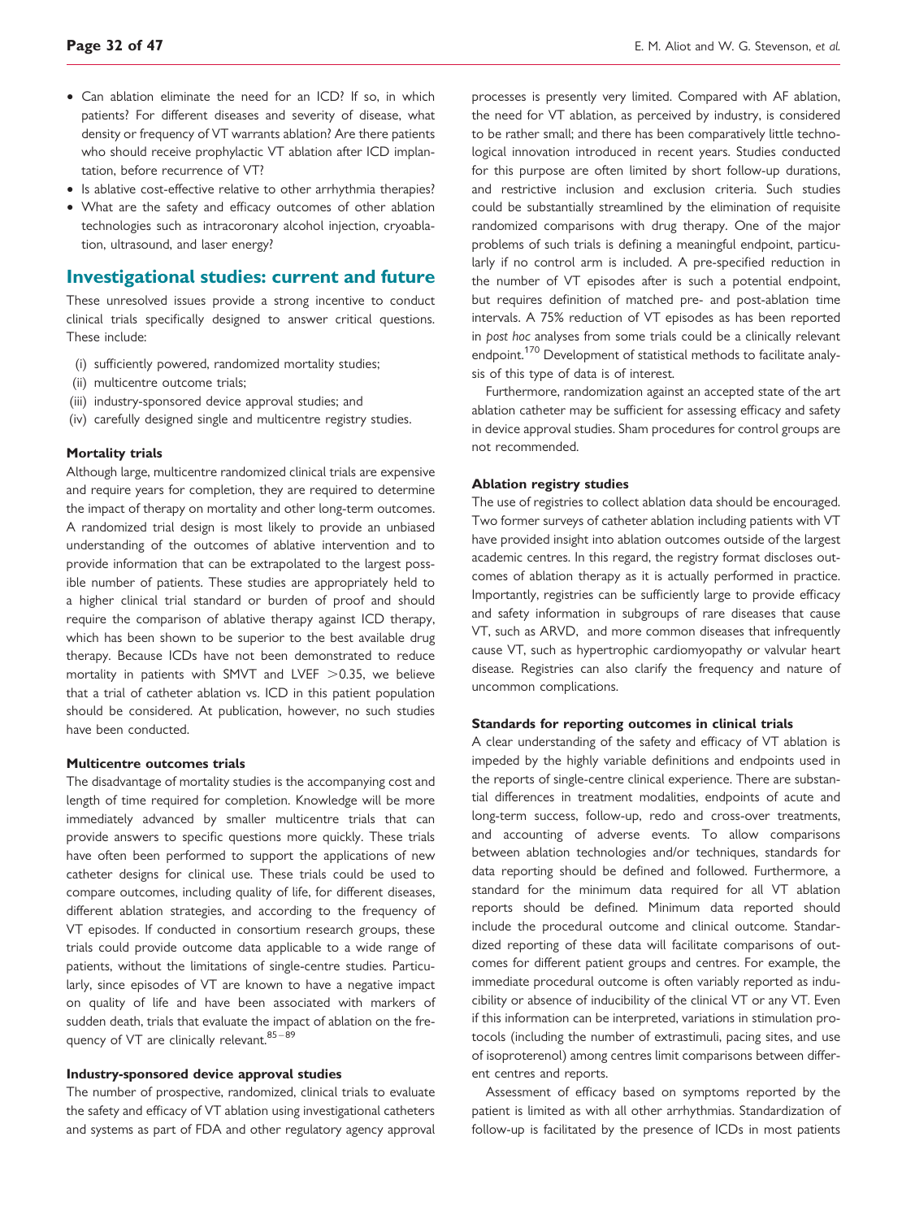- Can ablation eliminate the need for an ICD? If so, in which patients? For different diseases and severity of disease, what density or frequency of VT warrants ablation? Are there patients who should receive prophylactic VT ablation after ICD implantation, before recurrence of VT?
- Is ablative cost-effective relative to other arrhythmia therapies?
- What are the safety and efficacy outcomes of other ablation technologies such as intracoronary alcohol injection, cryoablation, ultrasound, and laser energy?

## Investigational studies: current and future

These unresolved issues provide a strong incentive to conduct clinical trials specifically designed to answer critical questions. These include:

(i) sufficiently powered, randomized mortality studies;
(ii) multicentre outcome trials;
(iii) industry-sponsored device approval studies; and
(iv) carefully designed single and multicentre registry studies.

### Mortality trials

Although large, multicentre randomized clinical trials are expensive and require years for completion, they are required to determine the impact of therapy on mortality and other long-term outcomes. A randomized trial design is most likely to provide an unbiased understanding of the outcomes of ablative intervention and to provide information that can be extrapolated to the largest possible number of patients. These studies are appropriately held to a higher clinical trial standard or burden of proof and should require the comparison of ablative therapy against ICD therapy, which has been shown to be superior to the best available drug therapy. Because ICDs have not been demonstrated to reduce mortality in patients with SMVT and LVEF $>0.35$, we believe that a trial of catheter ablation vs. ICD in this patient population should be considered. At publication, however, no such studies have been conducted.

### Multicentre outcomes trials

The disadvantage of mortality studies is the accompanying cost and length of time required for completion. Knowledge will be more immediately advanced by smaller multicentre trials that can provide answers to specific questions more quickly. These trials have often been performed to support the applications of new catheter designs for clinical use. These trials could be used to compare outcomes, including quality of life, for different diseases, different ablation strategies, and according to the frequency of VT episodes. If conducted in consortium research groups, these trials could provide outcome data applicable to a wide range of patients, without the limitations of single-centre studies. Particularly, since episodes of VT are known to have a negative impact on quality of life and have been associated with markers of sudden death, trials that evaluate the impact of ablation on the frequency of VT are clinically relevant.[85–89]

### Industry-sponsored device approval studies

The number of prospective, randomized, clinical trials to evaluate the safety and efficacy of VT ablation using investigational catheters and systems as part of FDA and other regulatory agency approval processes is presently very limited. Compared with AF ablation, the need for VT ablation, as perceived by industry, is considered to be rather small; and there has been comparatively little technological innovation introduced in recent years. Studies conducted for this purpose are often limited by short follow-up durations, and restrictive inclusion and exclusion criteria. Such studies could be substantially streamlined by the elimination of requisite randomized comparisons with drug therapy. One of the major problems of such trials is defining a meaningful endpoint, particularly if no control arm is included. A pre-specified reduction in the number of VT episodes after is such a potential endpoint, but requires definition of matched pre- and post-ablation time intervals. A 75% reduction of VT episodes as has been reported in *post hoc* analyses from some trials could be a clinically relevant endpoint.[170] Development of statistical methods to facilitate analysis of this type of data is of interest.

Furthermore, randomization against an accepted state of the art ablation catheter may be sufficient for assessing efficacy and safety in device approval studies. Sham procedures for control groups are not recommended.

### Ablation registry studies

The use of registries to collect ablation data should be encouraged. Two former surveys of catheter ablation including patients with VT have provided insight into ablation outcomes outside of the largest academic centres. In this regard, the registry format discloses outcomes of ablation therapy as it is actually performed in practice. Importantly, registries can be sufficiently large to provide efficacy and safety information in subgroups of rare diseases that cause VT, such as ARVD, and more common diseases that infrequently cause VT, such as hypertrophic cardiomyopathy or valvular heart disease. Registries can also clarify the frequency and nature of uncommon complications.

### Standards for reporting outcomes in clinical trials

A clear understanding of the safety and efficacy of VT ablation is impeded by the highly variable definitions and endpoints used in the reports of single-centre clinical experience. There are substantial differences in treatment modalities, endpoints of acute and long-term success, follow-up, redo and cross-over treatments, and accounting of adverse events. To allow comparisons between ablation technologies and/or techniques, standards for data reporting should be defined and followed. Furthermore, a standard for the minimum data required for all VT ablation reports should be defined. Minimum data reported should include the procedural outcome and clinical outcome. Standardized reporting of these data will facilitate comparisons of outcomes for different patient groups and centres. For example, the immediate procedural outcome is often variably reported as inducibility or absence of inducibility of the clinical VT or any VT. Even if this information can be interpreted, variations in stimulation protocols (including the number of extrastimuli, pacing sites, and use of isoproterenol) among centres limit comparisons between different centres and reports.

Assessment of efficacy based on symptoms reported by the patient is limited as with all other arrhythmias. Standardization of follow-up is facilitated by the presence of ICDs in most patients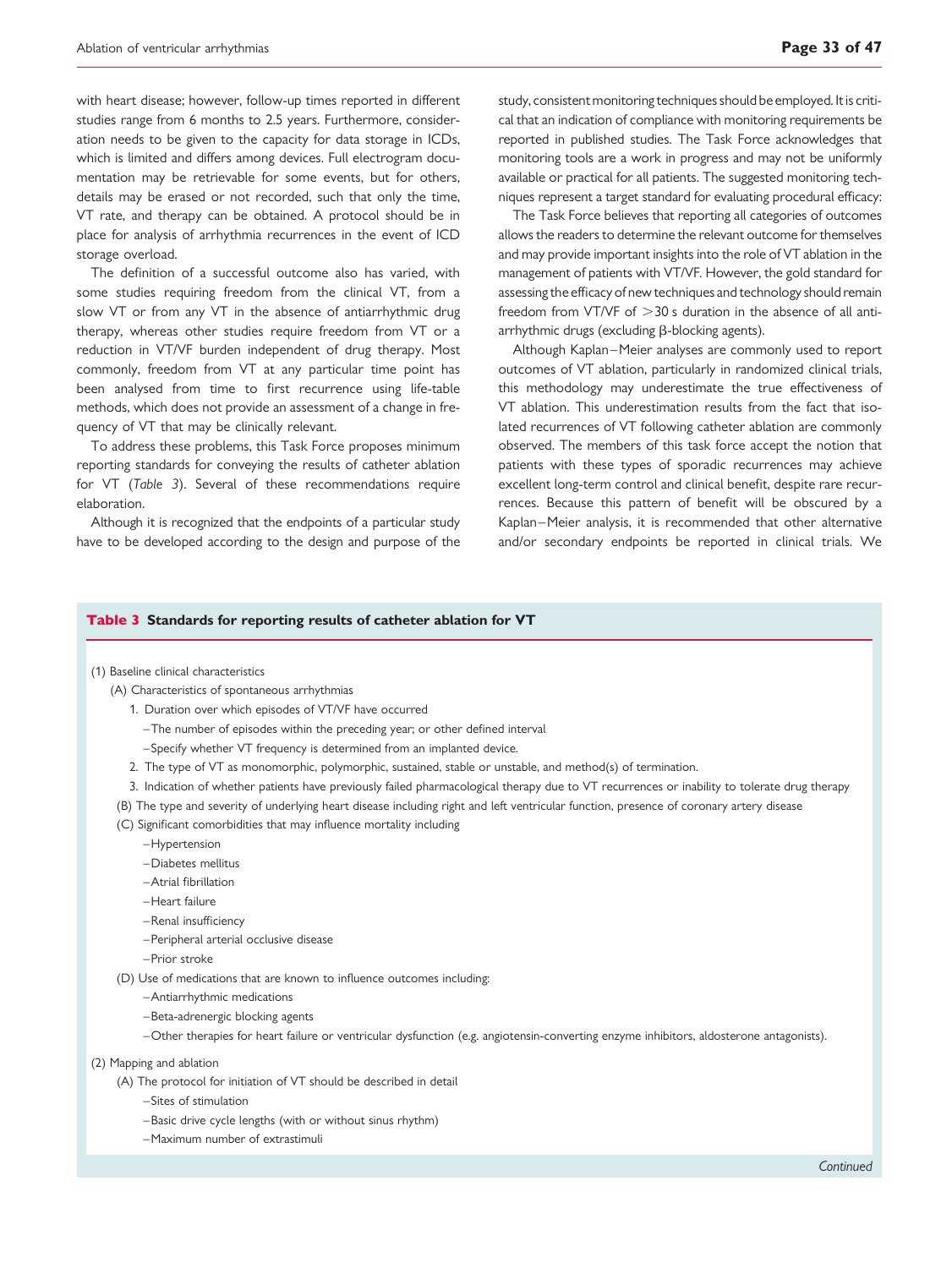with heart disease; however, follow-up times reported in different studies range from 6 months to 2.5 years. Furthermore, consideration needs to be given to the capacity for data storage in ICDs, which is limited and differs among devices. Full electrogram documentation may be retrievable for some events, but for others, details may be erased or not recorded, such that only the time, VT rate, and therapy can be obtained. A protocol should be in place for analysis of arrhythmia recurrences in the event of ICD storage overload.

The definition of a successful outcome also has varied, with some studies requiring freedom from the clinical VT, from a slow VT or from any VT in the absence of antiarrhythmic drug therapy, whereas other studies require freedom from VT or a reduction in VT/VF burden independent of drug therapy. Most commonly, freedom from VT at any particular time point has been analysed from time to first recurrence using life-table methods, which does not provide an assessment of a change in frequency of VT that may be clinically relevant.

To address these problems, this Task Force proposes minimum reporting standards for conveying the results of catheter ablation for VT (*Table 3*). Several of these recommendations require elaboration.

Although it is recognized that the endpoints of a particular study have to be developed according to the design and purpose of the study, consistent monitoring techniques should be employed. It is critical that an indication of compliance with monitoring requirements be reported in published studies. The Task Force acknowledges that monitoring tools are a work in progress and may not be uniformly available or practical for all patients. The suggested monitoring techniques represent a target standard for evaluating procedural efficacy:

The Task Force believes that reporting all categories of outcomes allows the readers to determine the relevant outcome for themselves and may provide important insights into the role of VT ablation in the management of patients with VT/VF. However, the gold standard for assessing the efficacy of new techniques and technology should remain freedom from VT/VF of >30 s duration in the absence of all antiarrhythmic drugs (excluding β-blocking agents).

Although Kaplan–Meier analyses are commonly used to report outcomes of VT ablation, particularly in randomized clinical trials, this methodology may underestimate the true effectiveness of VT ablation. This underestimation results from the fact that isolated recurrences of VT following catheter ablation are commonly observed. The members of this task force accept the notion that patients with these types of sporadic recurrences may achieve excellent long-term control and clinical benefit, despite rare recurrences. Because this pattern of benefit will be obscured by a Kaplan–Meier analysis, it is recommended that other alternative and/or secondary endpoints be reported in clinical trials. We

**Table 3 Standards for reporting results of catheter ablation for VT**

(1) Baseline clinical characteristics

- (A) Characteristics of spontaneous arrhythmias
  1. Duration over which episodes of VT/VF have occurred
     - –The number of episodes within the preceding year; or other defined interval
     - –Specify whether VT frequency is determined from an implanted device.
  2. The type of VT as monomorphic, polymorphic, sustained, stable or unstable, and method(s) of termination.
  3. Indication of whether patients have previously failed pharmacological therapy due to VT recurrences or inability to tolerate drug therapy
- (B) The type and severity of underlying heart disease including right and left ventricular function, presence of coronary artery disease
- (C) Significant comorbidities that may influence mortality including
  - –Hypertension
  - –Diabetes mellitus
  - –Atrial fibrillation
  - –Heart failure
  - –Renal insufficiency
  - –Peripheral arterial occlusive disease
  - –Prior stroke
- (D) Use of medications that are known to influence outcomes including:
  - –Antiarrhythmic medications
  - –Beta-adrenergic blocking agents
  - –Other therapies for heart failure or ventricular dysfunction (e.g. angiotensin-converting enzyme inhibitors, aldosterone antagonists).

(2) Mapping and ablation

- (A) The protocol for initiation of VT should be described in detail
  - –Sites of stimulation
  - –Basic drive cycle lengths (with or without sinus rhythm)
  - –Maximum number of extrastimuli

*Continued*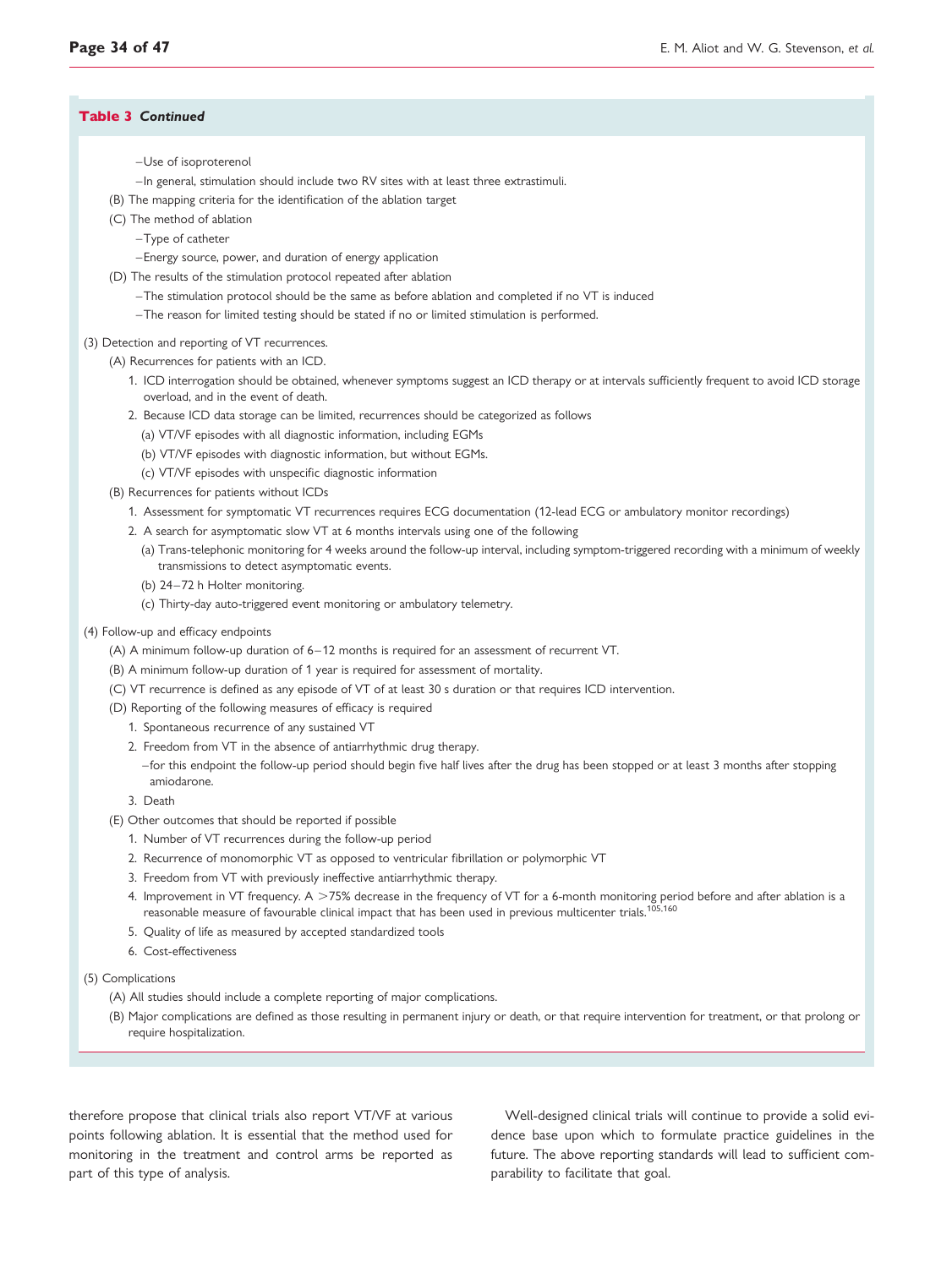**Table 3** ***Continued***

- –Use of isoproterenol
- –In general, stimulation should include two RV sites with at least three extrastimuli.

(B) The mapping criteria for the identification of the ablation target

(C) The method of ablation

- –Type of catheter
- –Energy source, power, and duration of energy application

(D) The results of the stimulation protocol repeated after ablation

- –The stimulation protocol should be the same as before ablation and completed if no VT is induced
- –The reason for limited testing should be stated if no or limited stimulation is performed.

(3) Detection and reporting of VT recurrences.

(A) Recurrences for patients with an ICD.

1. ICD interrogation should be obtained, whenever symptoms suggest an ICD therapy or at intervals sufficiently frequent to avoid ICD storage overload, and in the event of death.
2. Because ICD data storage can be limited, recurrences should be categorized as follows
   - (a) VT/VF episodes with all diagnostic information, including EGMs
   - (b) VT/VF episodes with diagnostic information, but without EGMs.
   - (c) VT/VF episodes with unspecific diagnostic information

(B) Recurrences for patients without ICDs

1. Assessment for symptomatic VT recurrences requires ECG documentation (12-lead ECG or ambulatory monitor recordings)
2. A search for asymptomatic slow VT at 6 months intervals using one of the following
   - (a) Trans-telephonic monitoring for 4 weeks around the follow-up interval, including symptom-triggered recording with a minimum of weekly transmissions to detect asymptomatic events.
   - (b) 24–72 h Holter monitoring.
   - (c) Thirty-day auto-triggered event monitoring or ambulatory telemetry.

(4) Follow-up and efficacy endpoints

(A) A minimum follow-up duration of 6–12 months is required for an assessment of recurrent VT.

(B) A minimum follow-up duration of 1 year is required for assessment of mortality.

(C) VT recurrence is defined as any episode of VT of at least 30 s duration or that requires ICD intervention.

(D) Reporting of the following measures of efficacy is required

1. Spontaneous recurrence of any sustained VT
2. Freedom from VT in the absence of antiarrhythmic drug therapy.
   - –for this endpoint the follow-up period should begin five half lives after the drug has been stopped or at least 3 months after stopping amiodarone.
3. Death

(E) Other outcomes that should be reported if possible

1. Number of VT recurrences during the follow-up period
2. Recurrence of monomorphic VT as opposed to ventricular fibrillation or polymorphic VT
3. Freedom from VT with previously ineffective antiarrhythmic therapy.
4. Improvement in VT frequency. A >75% decrease in the frequency of VT for a 6-month monitoring period before and after ablation is a reasonable measure of favourable clinical impact that has been used in previous multicenter trials.[105,160]
5. Quality of life as measured by accepted standardized tools
6. Cost-effectiveness

(5) Complications

(A) All studies should include a complete reporting of major complications.

(B) Major complications are defined as those resulting in permanent injury or death, or that require intervention for treatment, or that prolong or require hospitalization.

therefore propose that clinical trials also report VT/VF at various points following ablation. It is essential that the method used for monitoring in the treatment and control arms be reported as part of this type of analysis.

Well-designed clinical trials will continue to provide a solid evidence base upon which to formulate practice guidelines in the future. The above reporting standards will lead to sufficient comparability to facilitate that goal.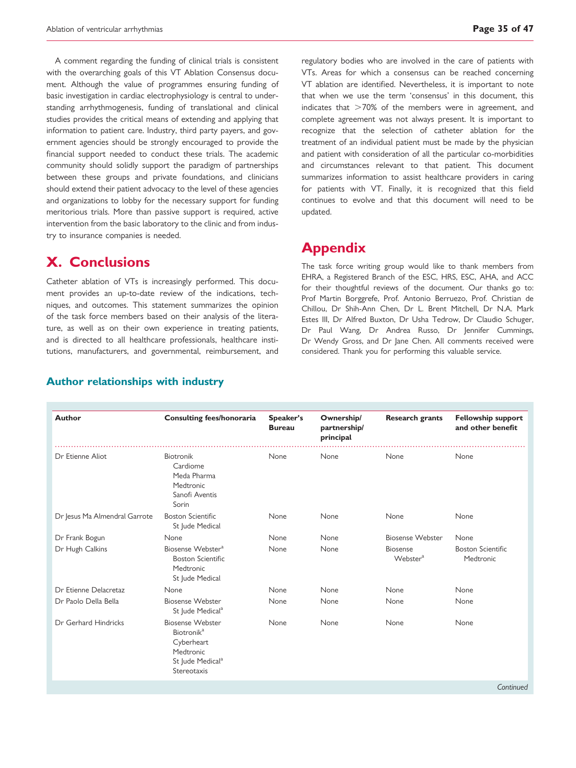A comment regarding the funding of clinical trials is consistent with the overarching goals of this VT Ablation Consensus document. Although the value of programmes ensuring funding of basic investigation in cardiac electrophysiology is central to understanding arrhythmogenesis, funding of translational and clinical studies provides the critical means of extending and applying that information to patient care. Industry, third party payers, and government agencies should be strongly encouraged to provide the financial support needed to conduct these trials. The academic community should solidly support the paradigm of partnerships between these groups and private foundations, and clinicians should extend their patient advocacy to the level of these agencies and organizations to lobby for the necessary support for funding meritorious trials. More than passive support is required, active intervention from the basic laboratory to the clinic and from industry to insurance companies is needed.

# X. Conclusions

Catheter ablation of VTs is increasingly performed. This document provides an up-to-date review of the indications, techniques, and outcomes. This statement summarizes the opinion of the task force members based on their analysis of the literature, as well as on their own experience in treating patients, and is directed to all healthcare professionals, healthcare institutions, manufacturers, and governmental, reimbursement, and regulatory bodies who are involved in the care of patients with VTs. Areas for which a consensus can be reached concerning VT ablation are identified. Nevertheless, it is important to note that when we use the term 'consensus' in this document, this indicates that >70% of the members were in agreement, and complete agreement was not always present. It is important to recognize that the selection of catheter ablation for the treatment of an individual patient must be made by the physician and patient with consideration of all the particular co-morbidities and circumstances relevant to that patient. This document summarizes information to assist healthcare providers in caring for patients with VT. Finally, it is recognized that this field continues to evolve and that this document will need to be updated.

# Appendix

The task force writing group would like to thank members from EHRA, a Registered Branch of the ESC, HRS, ESC, AHA, and ACC for their thoughtful reviews of the document. Our thanks go to: Prof Martin Borggrefe, Prof. Antonio Berruezo, Prof. Christian de Chillou, Dr Shih-Ann Chen, Dr L. Brent Mitchell, Dr N.A. Mark Estes III, Dr Alfred Buxton, Dr Usha Tedrow, Dr Claudio Schuger, Dr Paul Wang, Dr Andrea Russo, Dr Jennifer Cummings, Dr Wendy Gross, and Dr Jane Chen. All comments received were considered. Thank you for performing this valuable service.

## Author relationships with industry

| Author | Consulting fees/honoraria | Speaker's Bureau | Ownership/ partnership/ principal | Research grants | Fellowship support and other benefit |
|---|---|---|---|---|---|
| Dr Etienne Aliot | Biotronik<br>Cardiome<br>Meda Pharma<br>Medtronic<br>Sanofi Aventis<br>Sorin | None | None | None | None |
| Dr Jesus Ma Almendral Garrote | Boston Scientific<br>St Jude Medical | None | None | None | None |
| Dr Frank Bogun | None | None | None | Biosense Webster | None |
| Dr Hugh Calkins | Biosense Webster[a]<br>Boston Scientific<br>Medtronic<br>St Jude Medical | None | None | Biosense Webster[a] | Boston Scientific<br>Medtronic |
| Dr Etienne Delacretaz | None | None | None | None | None |
| Dr Paolo Della Bella | Biosense Webster<br>St Jude Medical[a] | None | None | None | None |
| Dr Gerhard Hindricks | Biosense Webster<br>Biotronik[a]<br>Cyberheart<br>Medtronic<br>St Jude Medical[a]<br>Stereotaxis | None | None | None | None |

*Continued*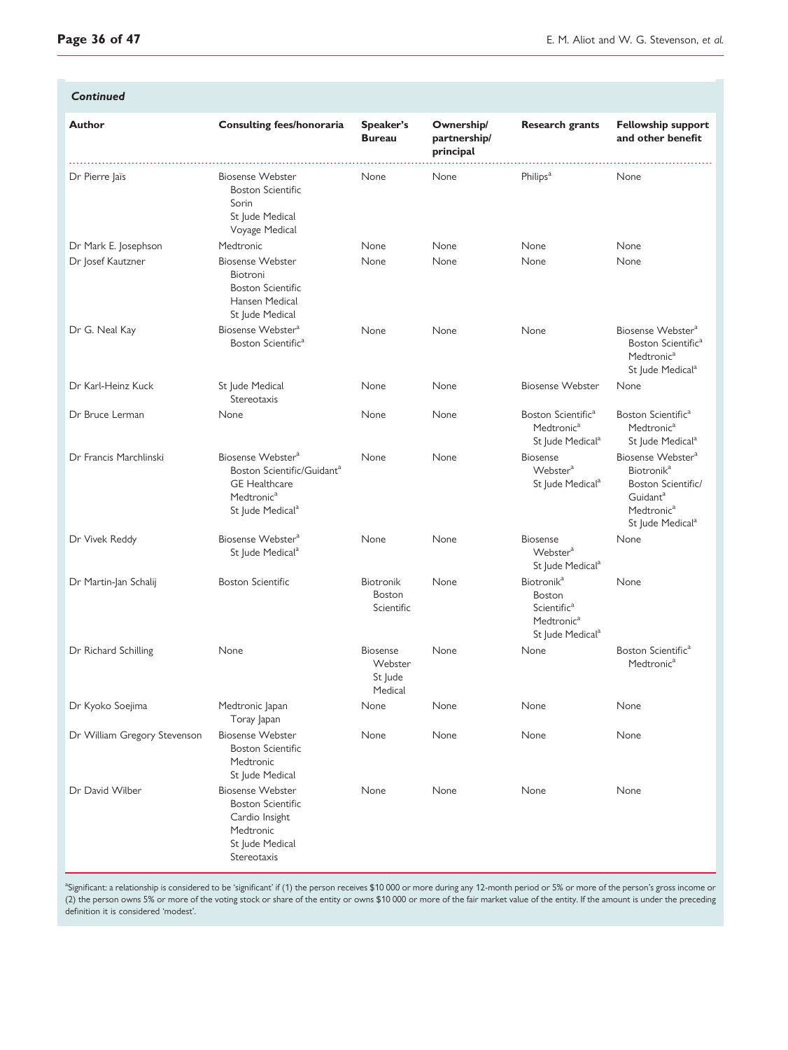*Continued*

| Author | Consulting fees/honoraria | Speaker's Bureau | Ownership/ partnership/ principal | Research grants | Fellowship support and other benefit |
|---|---|---|---|---|---|
| Dr Pierre Jaïs | Biosense Webster<br>Boston Scientific<br>Sorin<br>St Jude Medical<br>Voyage Medical | None | None | Philips[a] | None |
| Dr Mark E. Josephson | Medtronic | None | None | None | None |
| Dr Josef Kautzner | Biosense Webster<br>Biotroni<br>Boston Scientific<br>Hansen Medical<br>St Jude Medical | None | None | None | None |
| Dr G. Neal Kay | Biosense Webster[a]<br>Boston Scientific[a] | None | None | None | Biosense Webster[a]<br>Boston Scientific[a]<br>Medtronic[a]<br>St Jude Medical[a] |
| Dr Karl-Heinz Kuck | St Jude Medical<br>Stereotaxis | None | None | Biosense Webster | None |
| Dr Bruce Lerman | None | None | None | Boston Scientific[a]<br>Medtronic[a]<br>St Jude Medical[a] | Boston Scientific[a]<br>Medtronic[a]<br>St Jude Medical[a] |
| Dr Francis Marchlinski | Biosense Webster[a]<br>Boston Scientific/Guidant[a]<br>GE Healthcare<br>Medtronic[a]<br>St Jude Medical[a] | None | None | Biosense Webster[a]<br>St Jude Medical[a] | Biosense Webster[a]<br>Biotronik[a]<br>Boston Scientific/ Guidant[a]<br>Medtronic[a]<br>St Jude Medical[a] |
| Dr Vivek Reddy | Biosense Webster[a]<br>St Jude Medical[a] | None | None | Biosense Webster[a]<br>St Jude Medical[a] | None |
| Dr Martin-Jan Schalij | Boston Scientific | Biotronik<br>Boston Scientific | None | Biotronik[a]<br>Boston Scientific[a]<br>Medtronic[a]<br>St Jude Medical[a] | None |
| Dr Richard Schilling | None | Biosense Webster<br>St Jude Medical | None | None | Boston Scientific[a]<br>Medtronic[a] |
| Dr Kyoko Soejima | Medtronic Japan<br>Toray Japan | None | None | None | None |
| Dr William Gregory Stevenson | Biosense Webster<br>Boston Scientific<br>Medtronic<br>St Jude Medical | None | None | None | None |
| Dr David Wilber | Biosense Webster<br>Boston Scientific<br>Cardio Insight<br>Medtronic<br>St Jude Medical<br>Stereotaxis | None | None | None | None |

[a]Significant: a relationship is considered to be 'significant' if (1) the person receives $10 000 or more during any 12-month period or 5% or more of the person's gross income or (2) the person owns 5% or more of the voting stock or share of the entity or owns $10 000 or more of the fair market value of the entity. If the amount is under the preceding definition it is considered 'modest'.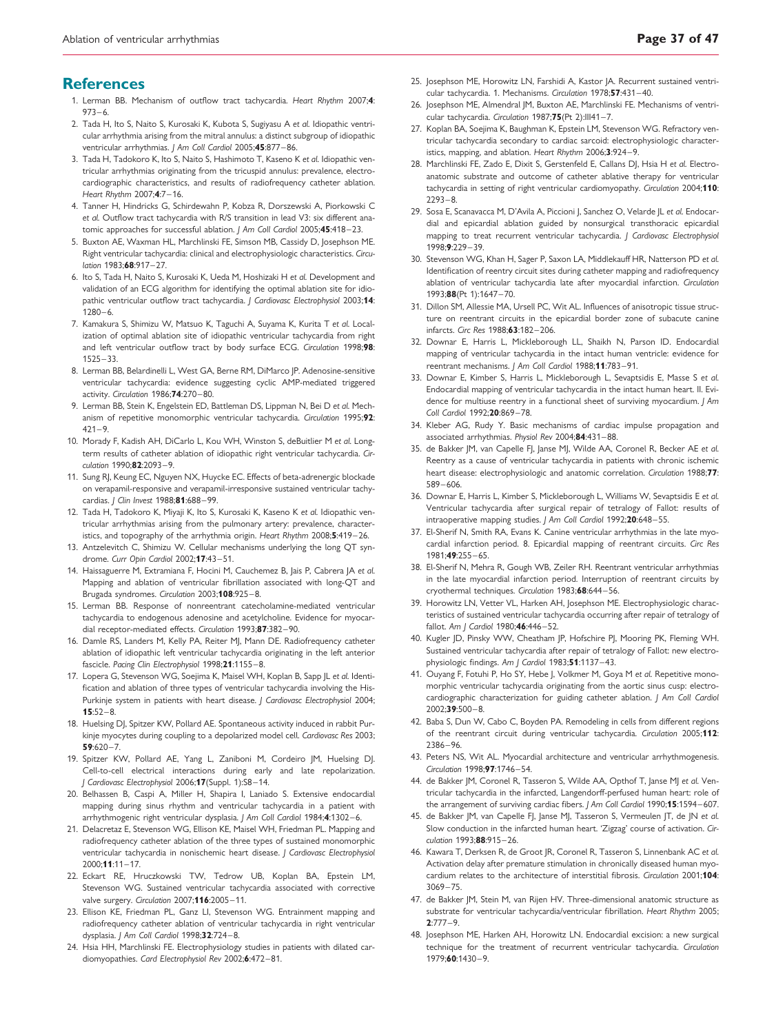## References

1. Lerman BB. Mechanism of outflow tract tachycardia. *Heart Rhythm* 2007;**4**: 973–6.
2. Tada H, Ito S, Naito S, Kurosaki K, Kubota S, Sugiyasu A *et al.* Idiopathic ventricular arrhythmia arising from the mitral annulus: a distinct subgroup of idiopathic ventricular arrhythmias. *J Am Coll Cardiol* 2005;**45**:877–86.
3. Tada H, Tadokoro K, Ito S, Naito S, Hashimoto T, Kaseno K *et al.* Idiopathic ventricular arrhythmias originating from the tricuspid annulus: prevalence, electrocardiographic characteristics, and results of radiofrequency catheter ablation. *Heart Rhythm* 2007;**4**:7–16.
4. Tanner H, Hindricks G, Schirdewahn P, Kobza R, Dorszewski A, Piorkowski C *et al.* Outflow tract tachycardia with R/S transition in lead V3: six different anatomic approaches for successful ablation. *J Am Coll Cardiol* 2005;**45**:418–23.
5. Buxton AE, Waxman HL, Marchlinski FE, Simson MB, Cassidy D, Josephson ME. Right ventricular tachycardia: clinical and electrophysiologic characteristics. *Circulation* 1983;**68**:917–27.
6. Ito S, Tada H, Naito S, Kurosaki K, Ueda M, Hoshizaki H *et al.* Development and validation of an ECG algorithm for identifying the optimal ablation site for idiopathic ventricular outflow tract tachycardia. *J Cardiovasc Electrophysiol* 2003;**14**: 1280–6.
7. Kamakura S, Shimizu W, Matsuo K, Taguchi A, Suyama K, Kurita T *et al.* Localization of optimal ablation site of idiopathic ventricular tachycardia from right and left ventricular outflow tract by body surface ECG. *Circulation* 1998;**98**: 1525–33.
8. Lerman BB, Belardinelli L, West GA, Berne RM, DiMarco JP. Adenosine-sensitive ventricular tachycardia: evidence suggesting cyclic AMP-mediated triggered activity. *Circulation* 1986;**74**:270–80.
9. Lerman BB, Stein K, Engelstein ED, Battleman DS, Lippman N, Bei D *et al.* Mechanism of repetitive monomorphic ventricular tachycardia. *Circulation* 1995;**92**: 421–9.
10. Morady F, Kadish AH, DiCarlo L, Kou WH, Winston S, deBuitlier M *et al.* Long-term results of catheter ablation of idiopathic right ventricular tachycardia. *Circulation* 1990;**82**:2093–9.
11. Sung RJ, Keung EC, Nguyen NX, Huycke EC. Effects of beta-adrenergic blockade on verapamil-responsive and verapamil-irresponsive sustained ventricular tachycardias. *J Clin Invest* 1988;**81**:688–99.
12. Tada H, Tadokoro K, Miyaji K, Ito S, Kurosaki K, Kaseno K *et al.* Idiopathic ventricular arrhythmias arising from the pulmonary artery: prevalence, characteristics, and topography of the arrhythmia origin. *Heart Rhythm* 2008;**5**:419–26.
13. Antzelevitch C, Shimizu W. Cellular mechanisms underlying the long QT syndrome. *Curr Opin Cardiol* 2002;**17**:43–51.
14. Haissaguerre M, Extramiana F, Hocini M, Cauchemez B, Jais P, Cabrera JA *et al.* Mapping and ablation of ventricular fibrillation associated with long-QT and Brugada syndromes. *Circulation* 2003;**108**:925–8.
15. Lerman BB. Response of nonreentrant catecholamine-mediated ventricular tachycardia to endogenous adenosine and acetylcholine. Evidence for myocardial receptor-mediated effects. *Circulation* 1993;**87**:382–90.
16. Damle RS, Landers M, Kelly PA, Reiter MJ, Mann DE. Radiofrequency catheter ablation of idiopathic left ventricular tachycardia originating in the left anterior fascicle. *Pacing Clin Electrophysiol* 1998;**21**:1155–8.
17. Lopera G, Stevenson WG, Soejima K, Maisel WH, Koplan B, Sapp JL *et al.* Identification and ablation of three types of ventricular tachycardia involving the His-Purkinje system in patients with heart disease. *J Cardiovasc Electrophysiol* 2004; **15**:52–8.
18. Huelsing DJ, Spitzer KW, Pollard AE. Spontaneous activity induced in rabbit Purkinje myocytes during coupling to a depolarized model cell. *Cardiovasc Res* 2003; **59**:620–7.
19. Spitzer KW, Pollard AE, Yang L, Zaniboni M, Cordeiro JM, Huelsing DJ. Cell-to-cell electrical interactions during early and late repolarization. *J Cardiovasc Electrophysiol* 2006;**17**(Suppl. 1):S8–14.
20. Belhassen B, Caspi A, Miller H, Shapira I, Laniado S. Extensive endocardial mapping during sinus rhythm and ventricular tachycardia in a patient with arrhythmogenic right ventricular dysplasia. *J Am Coll Cardiol* 1984;**4**:1302–6.
21. Delacretaz E, Stevenson WG, Ellison KE, Maisel WH, Friedman PL. Mapping and radiofrequency catheter ablation of the three types of sustained monomorphic ventricular tachycardia in nonischemic heart disease. *J Cardiovasc Electrophysiol* 2000;**11**:11–17.
22. Eckart RE, Hruczkowski TW, Tedrow UB, Koplan BA, Epstein LM, Stevenson WG. Sustained ventricular tachycardia associated with corrective valve surgery. *Circulation* 2007;**116**:2005–11.
23. Ellison KE, Friedman PL, Ganz LI, Stevenson WG. Entrainment mapping and radiofrequency catheter ablation of ventricular tachycardia in right ventricular dysplasia. *J Am Coll Cardiol* 1998;**32**:724–8.
24. Hsia HH, Marchlinski FE. Electrophysiology studies in patients with dilated cardiomyopathies. *Card Electrophysiol Rev* 2002;**6**:472–81.
25. Josephson ME, Horowitz LN, Farshidi A, Kastor JA. Recurrent sustained ventricular tachycardia. 1. Mechanisms. *Circulation* 1978;**57**:431–40.
26. Josephson ME, Almendral JM, Buxton AE, Marchlinski FE. Mechanisms of ventricular tachycardia. *Circulation* 1987;**75**(Pt 2):III41–7.
27. Koplan BA, Soejima K, Baughman K, Epstein LM, Stevenson WG. Refractory ventricular tachycardia secondary to cardiac sarcoid: electrophysiologic characteristics, mapping, and ablation. *Heart Rhythm* 2006;**3**:924–9.
28. Marchlinski FE, Zado E, Dixit S, Gerstenfeld E, Callans DJ, Hsia H *et al.* Electroanatomic substrate and outcome of catheter ablative therapy for ventricular tachycardia in setting of right ventricular cardiomyopathy. *Circulation* 2004;**110**: 2293–8.
29. Sosa E, Scanavacca M, D'Avila A, Piccioni J, Sanchez O, Velarde JL *et al.* Endocardial and epicardial ablation guided by nonsurgical transthoracic epicardial mapping to treat recurrent ventricular tachycardia. *J Cardiovasc Electrophysiol* 1998;**9**:229–39.
30. Stevenson WG, Khan H, Sager P, Saxon LA, Middlekauff HR, Natterson PD *et al.* Identification of reentry circuit sites during catheter mapping and radiofrequency ablation of ventricular tachycardia late after myocardial infarction. *Circulation* 1993;**88**(Pt 1):1647–70.
31. Dillon SM, Allessie MA, Ursell PC, Wit AL. Influences of anisotropic tissue structure on reentrant circuits in the epicardial border zone of subacute canine infarcts. *Circ Res* 1988;**63**:182–206.
32. Downar E, Harris L, Mickleborough LL, Shaikh N, Parson ID. Endocardial mapping of ventricular tachycardia in the intact human ventricle: evidence for reentrant mechanisms. *J Am Coll Cardiol* 1988;**11**:783–91.
33. Downar E, Kimber S, Harris L, Mickleborough L, Sevaptsidis E, Masse S *et al.* Endocardial mapping of ventricular tachycardia in the intact human heart. II. Evidence for multiuse reentry in a functional sheet of surviving myocardium. *J Am Coll Cardiol* 1992;**20**:869–78.
34. Kleber AG, Rudy Y. Basic mechanisms of cardiac impulse propagation and associated arrhythmias. *Physiol Rev* 2004;**84**:431–88.
35. de Bakker JM, van Capelle FJ, Janse MJ, Wilde AA, Coronel R, Becker AE *et al.* Reentry as a cause of ventricular tachycardia in patients with chronic ischemic heart disease: electrophysiologic and anatomic correlation. *Circulation* 1988;**77**: 589–606.
36. Downar E, Harris L, Kimber S, Mickleborough L, Williams W, Sevaptsidis E *et al.* Ventricular tachycardia after surgical repair of tetralogy of Fallot: results of intraoperative mapping studies. *J Am Coll Cardiol* 1992;**20**:648–55.
37. El-Sherif N, Smith RA, Evans K. Canine ventricular arrhythmias in the late myocardial infarction period. 8. Epicardial mapping of reentrant circuits. *Circ Res* 1981;**49**:255–65.
38. El-Sherif N, Mehra R, Gough WB, Zeiler RH. Reentrant ventricular arrhythmias in the late myocardial infarction period. Interruption of reentrant circuits by cryothermal techniques. *Circulation* 1983;**68**:644–56.
39. Horowitz LN, Vetter VL, Harken AH, Josephson ME. Electrophysiologic characteristics of sustained ventricular tachycardia occurring after repair of tetralogy of fallot. *Am J Cardiol* 1980;**46**:446–52.
40. Kugler JD, Pinsky WW, Cheatham JP, Hofschire PJ, Mooring PK, Fleming WH. Sustained ventricular tachycardia after repair of tetralogy of Fallot: new electrophysiologic findings. *Am J Cardiol* 1983;**51**:1137–43.
41. Ouyang F, Fotuhi P, Ho SY, Hebe J, Volkmer M, Goya M *et al.* Repetitive monomorphic ventricular tachycardia originating from the aortic sinus cusp: electrocardiographic characterization for guiding catheter ablation. *J Am Coll Cardiol* 2002;**39**:500–8.
42. Baba S, Dun W, Cabo C, Boyden PA. Remodeling in cells from different regions of the reentrant circuit during ventricular tachycardia. *Circulation* 2005;**112**: 2386–96.
43. Peters NS, Wit AL. Myocardial architecture and ventricular arrhythmogenesis. *Circulation* 1998;**97**:1746–54.
44. de Bakker JM, Coronel R, Tasseron S, Wilde AA, Opthof T, Janse MJ *et al.* Ventricular tachycardia in the infarcted, Langendorff-perfused human heart: role of the arrangement of surviving cardiac fibers. *J Am Coll Cardiol* 1990;**15**:1594–607.
45. de Bakker JM, van Capelle FJ, Janse MJ, Tasseron S, Vermeulen JT, de JN *et al.* Slow conduction in the infarcted human heart. 'Zigzag' course of activation. *Circulation* 1993;**88**:915–26.
46. Kawara T, Derksen R, de Groot JR, Coronel R, Tasseron S, Linnenbank AC *et al.* Activation delay after premature stimulation in chronically diseased human myocardium relates to the architecture of interstitial fibrosis. *Circulation* 2001;**104**: 3069–75.
47. de Bakker JM, Stein M, van Rijen HV. Three-dimensional anatomic structure as substrate for ventricular tachycardia/ventricular fibrillation. *Heart Rhythm* 2005; **2**:777–9.
48. Josephson ME, Harken AH, Horowitz LN. Endocardial excision: a new surgical technique for the treatment of recurrent ventricular tachycardia. *Circulation* 1979;**60**:1430–9.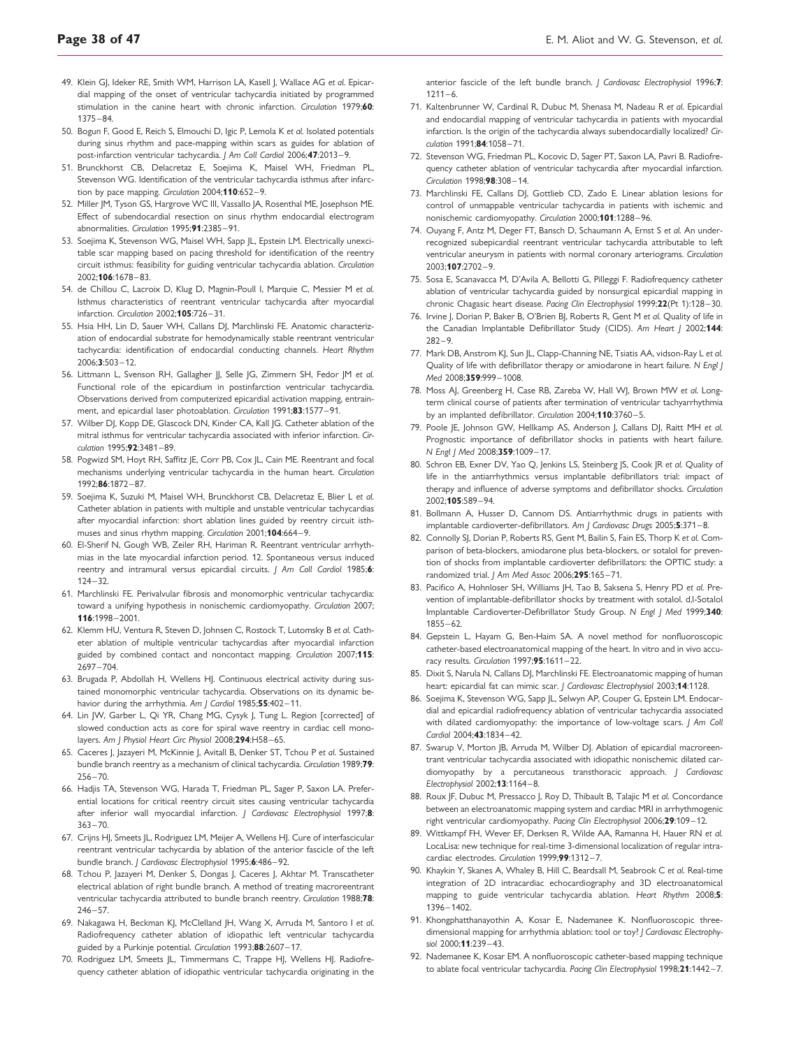49. Klein GJ, Ideker RE, Smith WM, Harrison LA, Kasell J, Wallace AG *et al.* Epicardial mapping of the onset of ventricular tachycardia initiated by programmed stimulation in the canine heart with chronic infarction. *Circulation* 1979;**60**: 1375–84.
50. Bogun F, Good E, Reich S, Elmouchi D, Igic P, Lemola K *et al.* Isolated potentials during sinus rhythm and pace-mapping within scars as guides for ablation of post-infarction ventricular tachycardia. *J Am Coll Cardiol* 2006;**47**:2013–9.
51. Brunckhorst CB, Delacretaz E, Soejima K, Maisel WH, Friedman PL, Stevenson WG. Identification of the ventricular tachycardia isthmus after infarction by pace mapping. *Circulation* 2004;**110**:652–9.
52. Miller JM, Tyson GS, Hargrove WC III, Vassallo JA, Rosenthal ME, Josephson ME. Effect of subendocardial resection on sinus rhythm endocardial electrogram abnormalities. *Circulation* 1995;**91**:2385–91.
53. Soejima K, Stevenson WG, Maisel WH, Sapp JL, Epstein LM. Electrically unexcitable scar mapping based on pacing threshold for identification of the reentry circuit isthmus: feasibility for guiding ventricular tachycardia ablation. *Circulation* 2002;**106**:1678–83.
54. de Chillou C, Lacroix D, Klug D, Magnin-Poull I, Marquie C, Messier M *et al.* Isthmus characteristics of reentrant ventricular tachycardia after myocardial infarction. *Circulation* 2002;**105**:726–31.
55. Hsia HH, Lin D, Sauer WH, Callans DJ, Marchlinski FE. Anatomic characterization of endocardial substrate for hemodynamically stable reentrant ventricular tachycardia: identification of endocardial conducting channels. *Heart Rhythm* 2006;**3**:503–12.
56. Littmann L, Svenson RH, Gallagher JJ, Selle JG, Zimmern SH, Fedor JM *et al.* Functional role of the epicardium in postinfarction ventricular tachycardia. Observations derived from computerized epicardial activation mapping, entrainment, and epicardial laser photoablation. *Circulation* 1991;**83**:1577–91.
57. Wilber DJ, Kopp DE, Glascock DN, Kinder CA, Kall JG. Catheter ablation of the mitral isthmus for ventricular tachycardia associated with inferior infarction. *Circulation* 1995;**92**:3481–89.
58. Pogwizd SM, Hoyt RH, Saffitz JE, Corr PB, Cox JL, Cain ME. Reentrant and focal mechanisms underlying ventricular tachycardia in the human heart. *Circulation* 1992;**86**:1872–87.
59. Soejima K, Suzuki M, Maisel WH, Brunckhorst CB, Delacretaz E, Blier L *et al.* Catheter ablation in patients with multiple and unstable ventricular tachycardias after myocardial infarction: short ablation lines guided by reentry circuit isthmuses and sinus rhythm mapping. *Circulation* 2001;**104**:664–9.
60. El-Sherif N, Gough WB, Zeiler RH, Hariman R. Reentrant ventricular arrhythmias in the late myocardial infarction period. 12. Spontaneous versus induced reentry and intramural versus epicardial circuits. *J Am Coll Cardiol* 1985;**6**: 124–32.
61. Marchlinski FE. Perivalvular fibrosis and monomorphic ventricular tachycardia: toward a unifying hypothesis in nonischemic cardiomyopathy. *Circulation* 2007; **116**:1998–2001.
62. Klemm HU, Ventura R, Steven D, Johnsen C, Rostock T, Lutomsky B *et al.* Catheter ablation of multiple ventricular tachycardias after myocardial infarction guided by combined contact and noncontact mapping. *Circulation* 2007;**115**: 2697–704.
63. Brugada P, Abdollah H, Wellens HJ. Continuous electrical activity during sustained monomorphic ventricular tachycardia. Observations on its dynamic behavior during the arrhythmia. *Am J Cardiol* 1985;**55**:402–11.
64. Lin JW, Garber L, Qi YR, Chang MG, Cysyk J, Tung L. Region [corrected] of slowed conduction acts as core for spiral wave reentry in cardiac cell monolayers. *Am J Physiol Heart Circ Physiol* 2008;**294**:H58–65.
65. Caceres J, Jazayeri M, McKinnie J, Avitall B, Denker ST, Tchou P *et al.* Sustained bundle branch reentry as a mechanism of clinical tachycardia. *Circulation* 1989;**79**: 256–70.
66. Hadjis TA, Stevenson WG, Harada T, Friedman PL, Sager P, Saxon LA. Preferential locations for critical reentry circuit sites causing ventricular tachycardia after inferior wall myocardial infarction. *J Cardiovasc Electrophysiol* 1997;**8**: 363–70.
67. Crijns HJ, Smeets JL, Rodriguez LM, Meijer A, Wellens HJ. Cure of interfascicular reentrant ventricular tachycardia by ablation of the anterior fascicle of the left bundle branch. *J Cardiovasc Electrophysiol* 1995;**6**:486–92.
68. Tchou P, Jazayeri M, Denker S, Dongas J, Caceres J, Akhtar M. Transcatheter electrical ablation of right bundle branch. A method of treating macroreentrant ventricular tachycardia attributed to bundle branch reentry. *Circulation* 1988;**78**: 246–57.
69. Nakagawa H, Beckman KJ, McClelland JH, Wang X, Arruda M, Santoro I *et al.* Radiofrequency catheter ablation of idiopathic left ventricular tachycardia guided by a Purkinje potential. *Circulation* 1993;**88**:2607–17.
70. Rodriguez LM, Smeets JL, Timmermans C, Trappe HJ, Wellens HJ. Radiofrequency catheter ablation of idiopathic ventricular tachycardia originating in the anterior fascicle of the left bundle branch. *J Cardiovasc Electrophysiol* 1996;**7**: 1211–6.
71. Kaltenbrunner W, Cardinal R, Dubuc M, Shenasa M, Nadeau R *et al.* Epicardial and endocardial mapping of ventricular tachycardia in patients with myocardial infarction. Is the origin of the tachycardia always subendocardially localized? *Circulation* 1991;**84**:1058–71.
72. Stevenson WG, Friedman PL, Kocovic D, Sager PT, Saxon LA, Pavri B. Radiofrequency catheter ablation of ventricular tachycardia after myocardial infarction. *Circulation* 1998;**98**:308–14.
73. Marchlinski FE, Callans DJ, Gottlieb CD, Zado E. Linear ablation lesions for control of unmappable ventricular tachycardia in patients with ischemic and nonischemic cardiomyopathy. *Circulation* 2000;**101**:1288–96.
74. Ouyang F, Antz M, Deger FT, Bansch D, Schaumann A, Ernst S *et al.* An underrecognized subepicardial reentrant ventricular tachycardia attributable to left ventricular aneurysm in patients with normal coronary arteriograms. *Circulation* 2003;**107**:2702–9.
75. Sosa E, Scanavacca M, D'Avila A, Bellotti G, Pilleggi F. Radiofrequency catheter ablation of ventricular tachycardia guided by nonsurgical epicardial mapping in chronic Chagasic heart disease. *Pacing Clin Electrophysiol* 1999;**22**(Pt 1):128–30.
76. Irvine J, Dorian P, Baker B, O'Brien BJ, Roberts R, Gent M *et al.* Quality of life in the Canadian Implantable Defibrillator Study (CIDS). *Am Heart J* 2002;**144**: 282–9.
77. Mark DB, Anstrom KJ, Sun JL, Clapp-Channing NE, Tsiatis AA, vidson-Ray L *et al.* Quality of life with defibrillator therapy or amiodarone in heart failure. *N Engl J Med* 2008;**359**:999–1008.
78. Moss AJ, Greenberg H, Case RB, Zareba W, Hall WJ, Brown MW *et al.* Long-term clinical course of patients after termination of ventricular tachyarrhythmia by an implanted defibrillator. *Circulation* 2004;**110**:3760–5.
79. Poole JE, Johnson GW, Hellkamp AS, Anderson J, Callans DJ, Raitt MH *et al.* Prognostic importance of defibrillator shocks in patients with heart failure. *N Engl J Med* 2008;**359**:1009–17.
80. Schron EB, Exner DV, Yao Q, Jenkins LS, Steinberg JS, Cook JR *et al.* Quality of life in the antiarrhythmics versus implantable defibrillators trial: impact of therapy and influence of adverse symptoms and defibrillator shocks. *Circulation* 2002;**105**:589–94.
81. Bollmann A, Husser D, Cannom DS. Antiarrhythmic drugs in patients with implantable cardioverter-defibrillators. *Am J Cardiovasc Drugs* 2005;**5**:371–8.
82. Connolly SJ, Dorian P, Roberts RS, Gent M, Bailin S, Fain ES, Thorp K *et al.* Comparison of beta-blockers, amiodarone plus beta-blockers, or sotalol for prevention of shocks from implantable cardioverter defibrillators: the OPTIC study: a randomized trial. *J Am Med Assoc* 2006;**295**:165–71.
83. Pacifico A, Hohnloser SH, Williams JH, Tao B, Saksena S, Henry PD *et al.* Prevention of implantable-defibrillator shocks by treatment with sotalol. d,l-Sotalol Implantable Cardioverter-Defibrillator Study Group. *N Engl J Med* 1999;**340**: 1855–62.
84. Gepstein L, Hayam G, Ben-Haim SA. A novel method for nonfluoroscopic catheter-based electroanatomical mapping of the heart. In vitro and in vivo accuracy results. *Circulation* 1997;**95**:1611–22.
85. Dixit S, Narula N, Callans DJ, Marchlinski FE. Electroanatomic mapping of human heart: epicardial fat can mimic scar. *J Cardiovasc Electrophysiol* 2003;**14**:1128.
86. Soejima K, Stevenson WG, Sapp JL, Selwyn AP, Couper G, Epstein LM. Endocardial and epicardial radiofrequency ablation of ventricular tachycardia associated with dilated cardiomyopathy: the importance of low-voltage scars. *J Am Coll Cardiol* 2004;**43**:1834–42.
87. Swarup V, Morton JB, Arruda M, Wilber DJ. Ablation of epicardial macroreentrant ventricular tachycardia associated with idiopathic nonischemic dilated cardiomyopathy by a percutaneous transthoracic approach. *J Cardiovasc Electrophysiol* 2002;**13**:1164–8.
88. Roux JF, Dubuc M, Pressacco J, Roy D, Thibault B, Talajic M *et al.* Concordance between an electroanatomic mapping system and cardiac MRI in arrhythmogenic right ventricular cardiomyopathy. *Pacing Clin Electrophysiol* 2006;**29**:109–12.
89. Wittkampf FH, Wever EF, Derksen R, Wilde AA, Ramanna H, Hauer RN *et al.* LocaLisa: new technique for real-time 3-dimensional localization of regular intracardiac electrodes. *Circulation* 1999;**99**:1312–7.
90. Khaykin Y, Skanes A, Whaley B, Hill C, Beardsall M, Seabrook C *et al.* Real-time integration of 2D intracardiac echocardiography and 3D electroanatomical mapping to guide ventricular tachycardia ablation. *Heart Rhythm* 2008;**5**: 1396–1402.
91. Khongphatthanayothin A, Kosar E, Nademanee K. Nonfluoroscopic three-dimensional mapping for arrhythmia ablation: tool or toy? *J Cardiovasc Electrophysiol* 2000;**11**:239–43.
92. Nademanee K, Kosar EM. A nonfluoroscopic catheter-based mapping technique to ablate focal ventricular tachycardia. *Pacing Clin Electrophysiol* 1998;**21**:1442–7.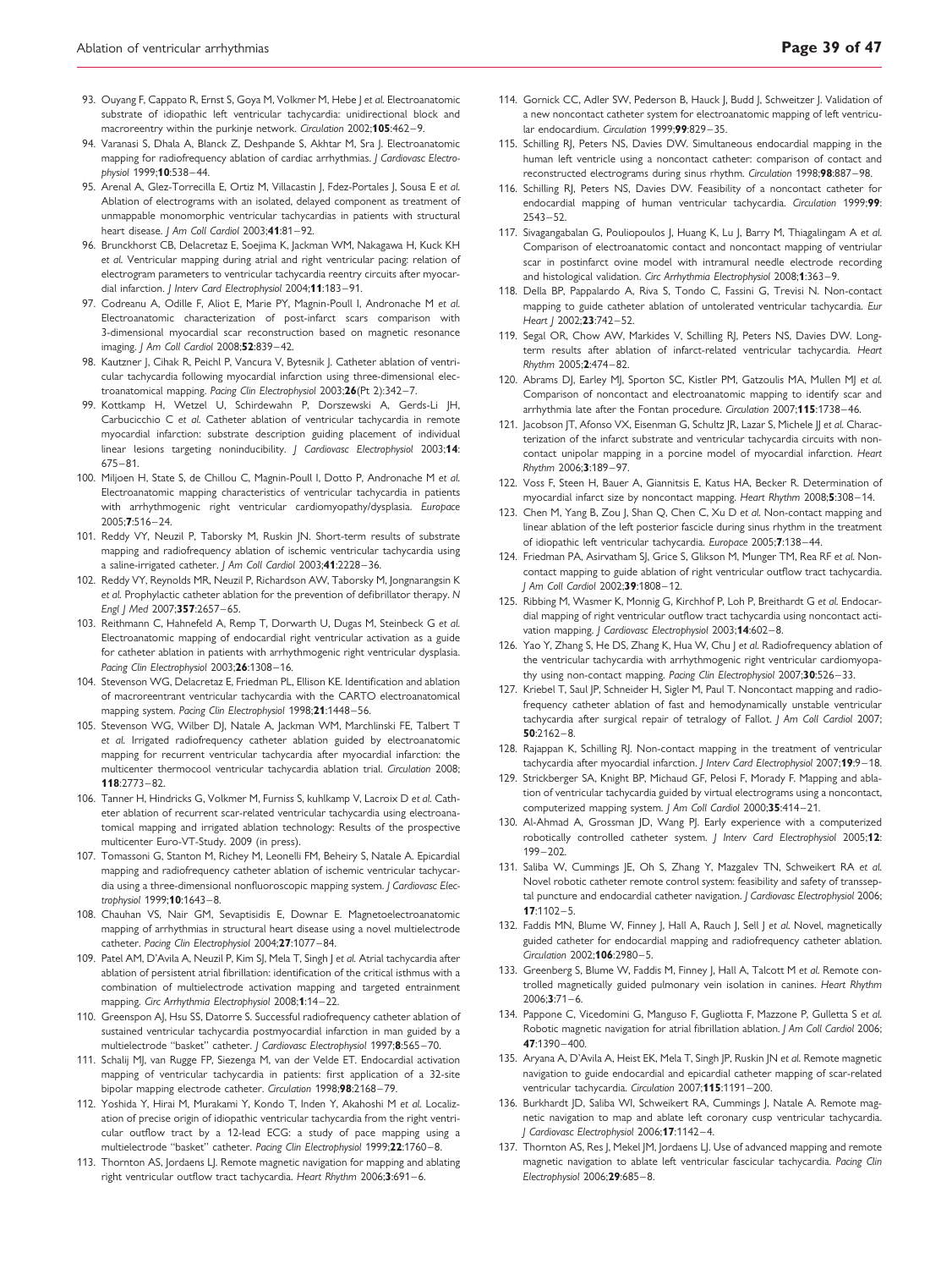93. Ouyang F, Cappato R, Ernst S, Goya M, Volkmer M, Hebe J *et al.* Electroanatomic substrate of idiopathic left ventricular tachycardia: unidirectional block and macroreentry within the purkinje network. *Circulation* 2002;**105**:462–9.
94. Varanasi S, Dhala A, Blanck Z, Deshpande S, Akhtar M, Sra J. Electroanatomic mapping for radiofrequency ablation of cardiac arrhythmias. *J Cardiovasc Electrophysiol* 1999;**10**:538–44.
95. Arenal A, Glez-Torrecilla E, Ortiz M, Villacastin J, Fdez-Portales J, Sousa E *et al.* Ablation of electrograms with an isolated, delayed component as treatment of unmappable monomorphic ventricular tachycardias in patients with structural heart disease. *J Am Coll Cardiol* 2003;**41**:81–92.
96. Brunckhorst CB, Delacretaz E, Soejima K, Jackman WM, Nakagawa H, Kuck KH *et al.* Ventricular mapping during atrial and right ventricular pacing: relation of electrogram parameters to ventricular tachycardia reentry circuits after myocardial infarction. *J Interv Card Electrophysiol* 2004;**11**:183–91.
97. Codreanu A, Odille F, Aliot E, Marie PY, Magnin-Poull I, Andronache M *et al.* Electroanatomic characterization of post-infarct scars comparison with 3-dimensional myocardial scar reconstruction based on magnetic resonance imaging. *J Am Coll Cardiol* 2008;**52**:839–42.
98. Kautzner J, Cihak R, Peichl P, Vancura V, Bytesnik J. Catheter ablation of ventricular tachycardia following myocardial infarction using three-dimensional electroanatomical mapping. *Pacing Clin Electrophysiol* 2003;**26**(Pt 2):342–7.
99. Kottkamp H, Wetzel U, Schirdewahn P, Dorszewski A, Gerds-Li JH, Carbucicchio C *et al.* Catheter ablation of ventricular tachycardia in remote myocardial infarction: substrate description guiding placement of individual linear lesions targeting noninducibility. *J Cardiovasc Electrophysiol* 2003;**14**:675–81.
100. Miljoen H, State S, de Chillou C, Magnin-Poull I, Dotto P, Andronache M *et al.* Electroanatomic mapping characteristics of ventricular tachycardia in patients with arrhythmogenic right ventricular cardiomyopathy/dysplasia. *Europace* 2005;**7**:516–24.
101. Reddy VY, Neuzil P, Taborsky M, Ruskin JN. Short-term results of substrate mapping and radiofrequency ablation of ischemic ventricular tachycardia using a saline-irrigated catheter. *J Am Coll Cardiol* 2003;**41**:2228–36.
102. Reddy VY, Reynolds MR, Neuzil P, Richardson AW, Taborsky M, Jongnarangsin K *et al.* Prophylactic catheter ablation for the prevention of defibrillator therapy. *N Engl J Med* 2007;**357**:2657–65.
103. Reithmann C, Hahnefeld A, Remp T, Dorwarth U, Dugas M, Steinbeck G *et al.* Electroanatomic mapping of endocardial right ventricular activation as a guide for catheter ablation in patients with arrhythmogenic right ventricular dysplasia. *Pacing Clin Electrophysiol* 2003;**26**:1308–16.
104. Stevenson WG, Delacretaz E, Friedman PL, Ellison KE. Identification and ablation of macroreentrant ventricular tachycardia with the CARTO electroanatomical mapping system. *Pacing Clin Electrophysiol* 1998;**21**:1448–56.
105. Stevenson WG, Wilber DJ, Natale A, Jackman WM, Marchlinski FE, Talbert T *et al.* Irrigated radiofrequency catheter ablation guided by electroanatomic mapping for recurrent ventricular tachycardia after myocardial infarction: the multicenter thermocool ventricular tachycardia ablation trial. *Circulation* 2008;**118**:2773–82.
106. Tanner H, Hindricks G, Volkmer M, Furniss S, kuhlkamp V, Lacroix D *et al.* Catheter ablation of recurrent scar-related ventricular tachycardia using electroanatomical mapping and irrigated ablation technology: Results of the prospective multicenter Euro-VT-Study. 2009 (in press).
107. Tomassoni G, Stanton M, Richey M, Leonelli FM, Beheiry S, Natale A. Epicardial mapping and radiofrequency catheter ablation of ischemic ventricular tachycardia using a three-dimensional nonfluoroscopic mapping system. *J Cardiovasc Electrophysiol* 1999;**10**:1643–8.
108. Chauhan VS, Nair GM, Sevaptisidis E, Downar E. Magnetoelectroanatomic mapping of arrhythmias in structural heart disease using a novel multielectrode catheter. *Pacing Clin Electrophysiol* 2004;**27**:1077–84.
109. Patel AM, D'Avila A, Neuzil P, Kim SJ, Mela T, Singh J *et al.* Atrial tachycardia after ablation of persistent atrial fibrillation: identification of the critical isthmus with a combination of multielectrode activation mapping and targeted entrainment mapping. *Circ Arrhythmia Electrophysiol* 2008;**1**:14–22.
110. Greenspon AJ, Hsu SS, Datorre S. Successful radiofrequency catheter ablation of sustained ventricular tachycardia postmyocardial infarction in man guided by a multielectrode "basket" catheter. *J Cardiovasc Electrophysiol* 1997;**8**:565–70.
111. Schalij MJ, van Rugge FP, Siezenga M, van der Velde ET. Endocardial activation mapping of ventricular tachycardia in patients: first application of a 32-site bipolar mapping electrode catheter. *Circulation* 1998;**98**:2168–79.
112. Yoshida Y, Hirai M, Murakami Y, Kondo T, Inden Y, Akahoshi M *et al.* Localization of precise origin of idiopathic ventricular tachycardia from the right ventricular outflow tract by a 12-lead ECG: a study of pace mapping using a multielectrode "basket" catheter. *Pacing Clin Electrophysiol* 1999;**22**:1760–8.
113. Thornton AS, Jordaens LJ. Remote magnetic navigation for mapping and ablating right ventricular outflow tract tachycardia. *Heart Rhythm* 2006;**3**:691–6.
114. Gornick CC, Adler SW, Pederson B, Hauck J, Budd J, Schweitzer J. Validation of a new noncontact catheter system for electroanatomic mapping of left ventricular endocardium. *Circulation* 1999;**99**:829–35.
115. Schilling RJ, Peters NS, Davies DW. Simultaneous endocardial mapping in the human left ventricle using a noncontact catheter: comparison of contact and reconstructed electrograms during sinus rhythm. *Circulation* 1998;**98**:887–98.
116. Schilling RJ, Peters NS, Davies DW. Feasibility of a noncontact catheter for endocardial mapping of human ventricular tachycardia. *Circulation* 1999;**99**:2543–52.
117. Sivagangabalan G, Pouliopoulos J, Huang K, Lu J, Barry M, Thiagalingam A *et al.* Comparison of electroanatomic contact and noncontact mapping of ventriular scar in postinfarct ovine model with intramural needle electrode recording and histological validation. *Circ Arrhythmia Electrophysiol* 2008;**1**:363–9.
118. Della BP, Pappalardo A, Riva S, Tondo C, Fassini G, Trevisi N. Non-contact mapping to guide catheter ablation of untolerated ventricular tachycardia. *Eur Heart J* 2002;**23**:742–52.
119. Segal OR, Chow AW, Markides V, Schilling RJ, Peters NS, Davies DW. Long-term results after ablation of infarct-related ventricular tachycardia. *Heart Rhythm* 2005;**2**:474–82.
120. Abrams DJ, Earley MJ, Sporton SC, Kistler PM, Gatzoulis MA, Mullen MJ *et al.* Comparison of noncontact and electroanatomic mapping to identify scar and arrhythmia late after the Fontan procedure. *Circulation* 2007;**115**:1738–46.
121. Jacobson JT, Afonso VX, Eisenman G, Schultz JR, Lazar S, Michele JJ *et al.* Characterization of the infarct substrate and ventricular tachycardia circuits with noncontact unipolar mapping in a porcine model of myocardial infarction. *Heart Rhythm* 2006;**3**:189–97.
122. Voss F, Steen H, Bauer A, Giannitsis E, Katus HA, Becker R. Determination of myocardial infarct size by noncontact mapping. *Heart Rhythm* 2008;**5**:308–14.
123. Chen M, Yang B, Zou J, Shan Q, Chen C, Xu D *et al.* Non-contact mapping and linear ablation of the left posterior fascicle during sinus rhythm in the treatment of idiopathic left ventricular tachycardia. *Europace* 2005;**7**:138–44.
124. Friedman PA, Asirvatham SJ, Grice S, Glikson M, Munger TM, Rea RF *et al.* Noncontact mapping to guide ablation of right ventricular outflow tract tachycardia. *J Am Coll Cardiol* 2002;**39**:1808–12.
125. Ribbing M, Wasmer K, Monnig G, Kirchhof P, Loh P, Breithardt G *et al.* Endocardial mapping of right ventricular outflow tract tachycardia using noncontact activation mapping. *J Cardiovasc Electrophysiol* 2003;**14**:602–8.
126. Yao Y, Zhang S, He DS, Zhang K, Hua W, Chu J *et al.* Radiofrequency ablation of the ventricular tachycardia with arrhythmogenic right ventricular cardiomyopathy using non-contact mapping. *Pacing Clin Electrophysiol* 2007;**30**:526–33.
127. Kriebel T, Saul JP, Schneider H, Sigler M, Paul T. Noncontact mapping and radiofrequency catheter ablation of fast and hemodynamically unstable ventricular tachycardia after surgical repair of tetralogy of Fallot. *J Am Coll Cardiol* 2007;**50**:2162–8.
128. Rajappan K, Schilling RJ. Non-contact mapping in the treatment of ventricular tachycardia after myocardial infarction. *J Interv Card Electrophysiol* 2007;**19**:9–18.
129. Strickberger SA, Knight BP, Michaud GF, Pelosi F, Morady F. Mapping and ablation of ventricular tachycardia guided by virtual electrograms using a noncontact, computerized mapping system. *J Am Coll Cardiol* 2000;**35**:414–21.
130. Al-Ahmad A, Grossman JD, Wang PJ. Early experience with a computerized robotically controlled catheter system. *J Interv Card Electrophysiol* 2005;**12**:199–202.
131. Saliba W, Cummings JE, Oh S, Zhang Y, Mazgalev TN, Schweikert RA *et al.* Novel robotic catheter remote control system: feasibility and safety of transseptal puncture and endocardial catheter navigation. *J Cardiovasc Electrophysiol* 2006;**17**:1102–5.
132. Faddis MN, Blume W, Finney J, Hall A, Rauch J, Sell J *et al.* Novel, magnetically guided catheter for endocardial mapping and radiofrequency catheter ablation. *Circulation* 2002;**106**:2980–5.
133. Greenberg S, Blume W, Faddis M, Finney J, Hall A, Talcott M *et al.* Remote controlled magnetically guided pulmonary vein isolation in canines. *Heart Rhythm* 2006;**3**:71–6.
134. Pappone C, Vicedomini G, Manguso F, Gugliotta F, Mazzone P, Gulletta S *et al.* Robotic magnetic navigation for atrial fibrillation ablation. *J Am Coll Cardiol* 2006;**47**:1390–400.
135. Aryana A, D'Avila A, Heist EK, Mela T, Singh JP, Ruskin JN *et al.* Remote magnetic navigation to guide endocardial and epicardial catheter mapping of scar-related ventricular tachycardia. *Circulation* 2007;**115**:1191–200.
136. Burkhardt JD, Saliba WI, Schweikert RA, Cummings J, Natale A. Remote magnetic navigation to map and ablate left coronary cusp ventricular tachycardia. *J Cardiovasc Electrophysiol* 2006;**17**:1142–4.
137. Thornton AS, Res J, Mekel JM, Jordaens LJ. Use of advanced mapping and remote magnetic navigation to ablate left ventricular fascicular tachycardia. *Pacing Clin Electrophysiol* 2006;**29**:685–8.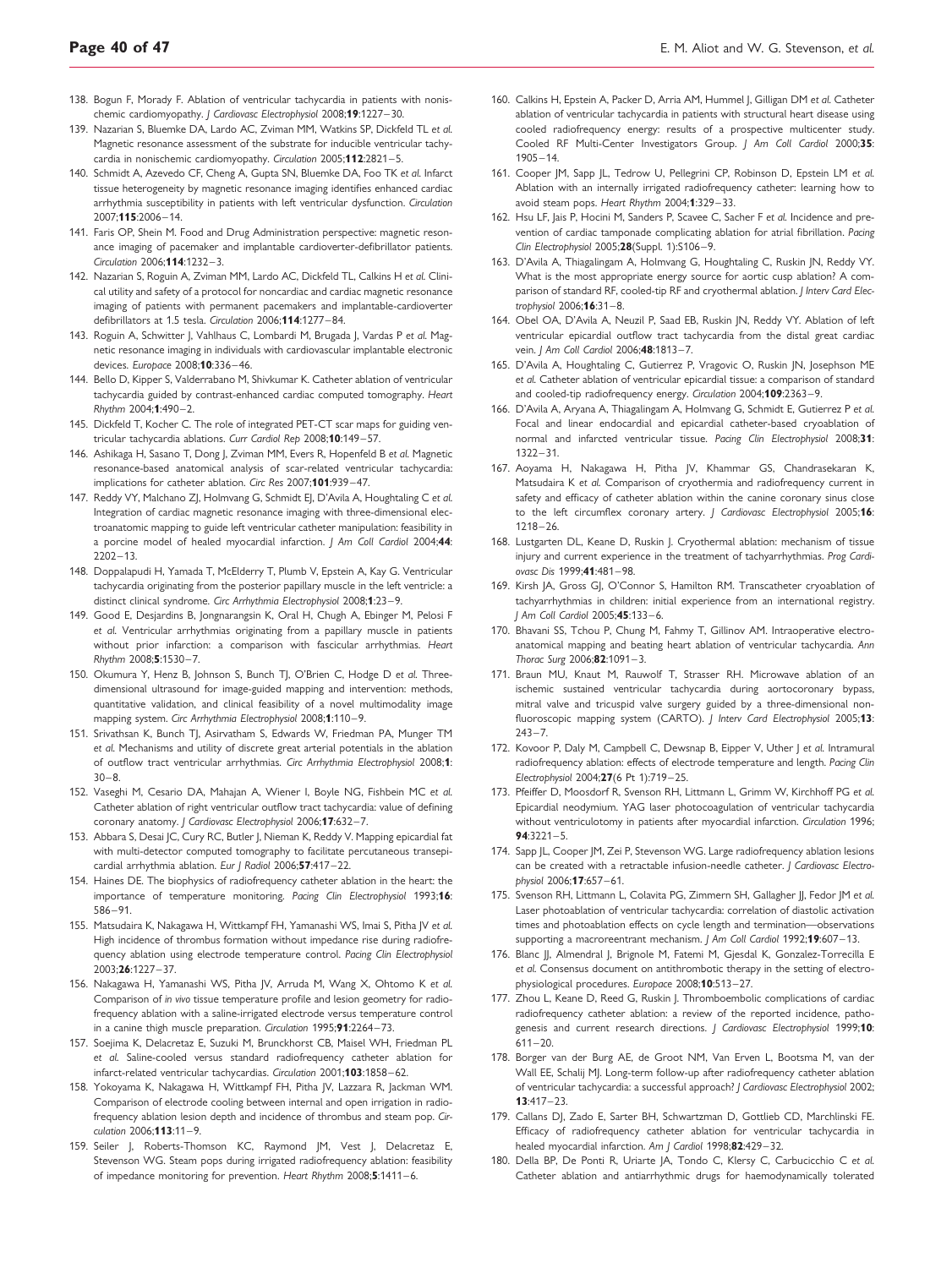138. Bogun F, Morady F. Ablation of ventricular tachycardia in patients with nonischemic cardiomyopathy. *J Cardiovasc Electrophysiol* 2008;**19**:1227–30.
139. Nazarian S, Bluemke DA, Lardo AC, Zviman MM, Watkins SP, Dickfeld TL *et al.* Magnetic resonance assessment of the substrate for inducible ventricular tachycardia in nonischemic cardiomyopathy. *Circulation* 2005;**112**:2821–5.
140. Schmidt A, Azevedo CF, Cheng A, Gupta SN, Bluemke DA, Foo TK *et al.* Infarct tissue heterogeneity by magnetic resonance imaging identifies enhanced cardiac arrhythmia susceptibility in patients with left ventricular dysfunction. *Circulation* 2007;**115**:2006–14.
141. Faris OP, Shein M. Food and Drug Administration perspective: magnetic resonance imaging of pacemaker and implantable cardioverter-defibrillator patients. *Circulation* 2006;**114**:1232–3.
142. Nazarian S, Roguin A, Zviman MM, Lardo AC, Dickfeld TL, Calkins H *et al.* Clinical utility and safety of a protocol for noncardiac and cardiac magnetic resonance imaging of patients with permanent pacemakers and implantable-cardioverter defibrillators at 1.5 tesla. *Circulation* 2006;**114**:1277–84.
143. Roguin A, Schwitter J, Vahlhaus C, Lombardi M, Brugada J, Vardas P *et al.* Magnetic resonance imaging in individuals with cardiovascular implantable electronic devices. *Europace* 2008;**10**:336–46.
144. Bello D, Kipper S, Valderrabano M, Shivkumar K. Catheter ablation of ventricular tachycardia guided by contrast-enhanced cardiac computed tomography. *Heart Rhythm* 2004;**1**:490–2.
145. Dickfeld T, Kocher C. The role of integrated PET-CT scar maps for guiding ventricular tachycardia ablations. *Curr Cardiol Rep* 2008;**10**:149–57.
146. Ashikaga H, Sasano T, Dong J, Zviman MM, Evers R, Hopenfeld B *et al.* Magnetic resonance-based anatomical analysis of scar-related ventricular tachycardia: implications for catheter ablation. *Circ Res* 2007;**101**:939–47.
147. Reddy VY, Malchano ZJ, Holmvang G, Schmidt EJ, D'Avila A, Houghtaling C *et al.* Integration of cardiac magnetic resonance imaging with three-dimensional electroanatomic mapping to guide left ventricular catheter manipulation: feasibility in a porcine model of healed myocardial infarction. *J Am Coll Cardiol* 2004;**44**: 2202–13.
148. Doppalapudi H, Yamada T, McElderry T, Plumb V, Epstein A, Kay G. Ventricular tachycardia originating from the posterior papillary muscle in the left ventricle: a distinct clinical syndrome. *Circ Arrhythmia Electrophysiol* 2008;**1**:23–9.
149. Good E, Desjardins B, Jongnarangsin K, Oral H, Chugh A, Ebinger M, Pelosi F *et al.* Ventricular arrhythmias originating from a papillary muscle in patients without prior infarction: a comparison with fascicular arrhythmias. *Heart Rhythm* 2008;**5**:1530–7.
150. Okumura Y, Henz B, Johnson S, Bunch TJ, O'Brien C, Hodge D *et al.* Three-dimensional ultrasound for image-guided mapping and intervention: methods, quantitative validation, and clinical feasibility of a novel multimodality image mapping system. *Circ Arrhythmia Electrophysiol* 2008;**1**:110–9.
151. Srivathsan K, Bunch TJ, Asirvatham S, Edwards W, Friedman PA, Munger TM *et al.* Mechanisms and utility of discrete great arterial potentials in the ablation of outflow tract ventricular arrhythmias. *Circ Arrhythmia Electrophysiol* 2008;**1**: 30–8.
152. Vaseghi M, Cesario DA, Mahajan A, Wiener I, Boyle NG, Fishbein MC *et al.* Catheter ablation of right ventricular outflow tract tachycardia: value of defining coronary anatomy. *J Cardiovasc Electrophysiol* 2006;**17**:632–7.
153. Abbara S, Desai JC, Cury RC, Butler J, Nieman K, Reddy V. Mapping epicardial fat with multi-detector computed tomography to facilitate percutaneous transepicardial arrhythmia ablation. *Eur J Radiol* 2006;**57**:417–22.
154. Haines DE. The biophysics of radiofrequency catheter ablation in the heart: the importance of temperature monitoring. *Pacing Clin Electrophysiol* 1993;**16**: 586–91.
155. Matsudaira K, Nakagawa H, Wittkampf FH, Yamanashi WS, Imai S, Pitha JV *et al.* High incidence of thrombus formation without impedance rise during radiofrequency ablation using electrode temperature control. *Pacing Clin Electrophysiol* 2003;**26**:1227–37.
156. Nakagawa H, Yamanashi WS, Pitha JV, Arruda M, Wang X, Ohtomo K *et al.* Comparison of *in vivo* tissue temperature profile and lesion geometry for radiofrequency ablation with a saline-irrigated electrode versus temperature control in a canine thigh muscle preparation. *Circulation* 1995;**91**:2264–73.
157. Soejima K, Delacretaz E, Suzuki M, Brunckhorst CB, Maisel WH, Friedman PL *et al.* Saline-cooled versus standard radiofrequency catheter ablation for infarct-related ventricular tachycardias. *Circulation* 2001;**103**:1858–62.
158. Yokoyama K, Nakagawa H, Wittkampf FH, Pitha JV, Lazzara R, Jackman WM. Comparison of electrode cooling between internal and open irrigation in radiofrequency ablation lesion depth and incidence of thrombus and steam pop. *Circulation* 2006;**113**:11–9.
159. Seiler J, Roberts-Thomson KC, Raymond JM, Vest J, Delacretaz E, Stevenson WG. Steam pops during irrigated radiofrequency ablation: feasibility of impedance monitoring for prevention. *Heart Rhythm* 2008;**5**:1411–6.
160. Calkins H, Epstein A, Packer D, Arria AM, Hummel J, Gilligan DM *et al.* Catheter ablation of ventricular tachycardia in patients with structural heart disease using cooled radiofrequency energy: results of a prospective multicenter study. Cooled RF Multi-Center Investigators Group. *J Am Coll Cardiol* 2000;**35**: 1905–14.
161. Cooper JM, Sapp JL, Tedrow U, Pellegrini CP, Robinson D, Epstein LM *et al.* Ablation with an internally irrigated radiofrequency catheter: learning how to avoid steam pops. *Heart Rhythm* 2004;**1**:329–33.
162. Hsu LF, Jais P, Hocini M, Sanders P, Scavee C, Sacher F *et al.* Incidence and prevention of cardiac tamponade complicating ablation for atrial fibrillation. *Pacing Clin Electrophysiol* 2005;**28**(Suppl. 1):S106–9.
163. D'Avila A, Thiagalingam A, Holmvang G, Houghtaling C, Ruskin JN, Reddy VY. What is the most appropriate energy source for aortic cusp ablation? A comparison of standard RF, cooled-tip RF and cryothermal ablation. *J Interv Card Electrophysiol* 2006;**16**:31–8.
164. Obel OA, D'Avila A, Neuzil P, Saad EB, Ruskin JN, Reddy VY. Ablation of left ventricular epicardial outflow tract tachycardia from the distal great cardiac vein. *J Am Coll Cardiol* 2006;**48**:1813–7.
165. D'Avila A, Houghtaling C, Gutierrez P, Vragovic O, Ruskin JN, Josephson ME *et al.* Catheter ablation of ventricular epicardial tissue: a comparison of standard and cooled-tip radiofrequency energy. *Circulation* 2004;**109**:2363–9.
166. D'Avila A, Aryana A, Thiagalingam A, Holmvang G, Schmidt E, Gutierrez P *et al.* Focal and linear endocardial and epicardial catheter-based cryoablation of normal and infarcted ventricular tissue. *Pacing Clin Electrophysiol* 2008;**31**: 1322–31.
167. Aoyama H, Nakagawa H, Pitha JV, Khammar GS, Chandrasekaran K, Matsudaira K *et al.* Comparison of cryothermia and radiofrequency current in safety and efficacy of catheter ablation within the canine coronary sinus close to the left circumflex coronary artery. *J Cardiovasc Electrophysiol* 2005;**16**: 1218–26.
168. Lustgarten DL, Keane D, Ruskin J. Cryothermal ablation: mechanism of tissue injury and current experience in the treatment of tachyarrhythmias. *Prog Cardiovasc Dis* 1999;**41**:481–98.
169. Kirsh JA, Gross GJ, O'Connor S, Hamilton RM. Transcatheter cryoablation of tachyarrhythmias in children: initial experience from an international registry. *J Am Coll Cardiol* 2005;**45**:133–6.
170. Bhavani SS, Tchou P, Chung M, Fahmy T, Gillinov AM. Intraoperative electroanatomical mapping and beating heart ablation of ventricular tachycardia. *Ann Thorac Surg* 2006;**82**:1091–3.
171. Braun MU, Knaut M, Rauwolf T, Strasser RH. Microwave ablation of an ischemic sustained ventricular tachycardia during aortocoronary bypass, mitral valve and tricuspid valve surgery guided by a three-dimensional nonfluoroscopic mapping system (CARTO). *J Interv Card Electrophysiol* 2005;**13**: 243–7.
172. Kovoor P, Daly M, Campbell C, Dewsnap B, Eipper V, Uther J *et al.* Intramural radiofrequency ablation: effects of electrode temperature and length. *Pacing Clin Electrophysiol* 2004;**27**(6 Pt 1):719–25.
173. Pfeiffer D, Moosdorf R, Svenson RH, Littmann L, Grimm W, Kirchhoff PG *et al.* Epicardial neodymium. YAG laser photocoagulation of ventricular tachycardia without ventriculotomy in patients after myocardial infarction. *Circulation* 1996; **94**:3221–5.
174. Sapp JL, Cooper JM, Zei P, Stevenson WG. Large radiofrequency ablation lesions can be created with a retractable infusion-needle catheter. *J Cardiovasc Electrophysiol* 2006;**17**:657–61.
175. Svenson RH, Littmann L, Colavita PG, Zimmern SH, Gallagher JJ, Fedor JM *et al.* Laser photoablation of ventricular tachycardia: correlation of diastolic activation times and photoablation effects on cycle length and termination—observations supporting a macroreentrant mechanism. *J Am Coll Cardiol* 1992;**19**:607–13.
176. Blanc JJ, Almendral J, Brignole M, Fatemi M, Gjesdal K, Gonzalez-Torrecilla E *et al.* Consensus document on antithrombotic therapy in the setting of electrophysiological procedures. *Europace* 2008;**10**:513–27.
177. Zhou L, Keane D, Reed G, Ruskin J. Thromboembolic complications of cardiac radiofrequency catheter ablation: a review of the reported incidence, pathogenesis and current research directions. *J Cardiovasc Electrophysiol* 1999;**10**: 611–20.
178. Borger van der Burg AE, de Groot NM, Van Erven L, Bootsma M, van der Wall EE, Schalij MJ. Long-term follow-up after radiofrequency catheter ablation of ventricular tachycardia: a successful approach? *J Cardiovasc Electrophysiol* 2002; **13**:417–23.
179. Callans DJ, Zado E, Sarter BH, Schwartzman D, Gottlieb CD, Marchlinski FE. Efficacy of radiofrequency catheter ablation for ventricular tachycardia in healed myocardial infarction. *Am J Cardiol* 1998;**82**:429–32.
180. Della BP, De Ponti R, Uriarte JA, Tondo C, Klersy C, Carbucicchio C *et al.* Catheter ablation and antiarrhythmic drugs for haemodynamically tolerated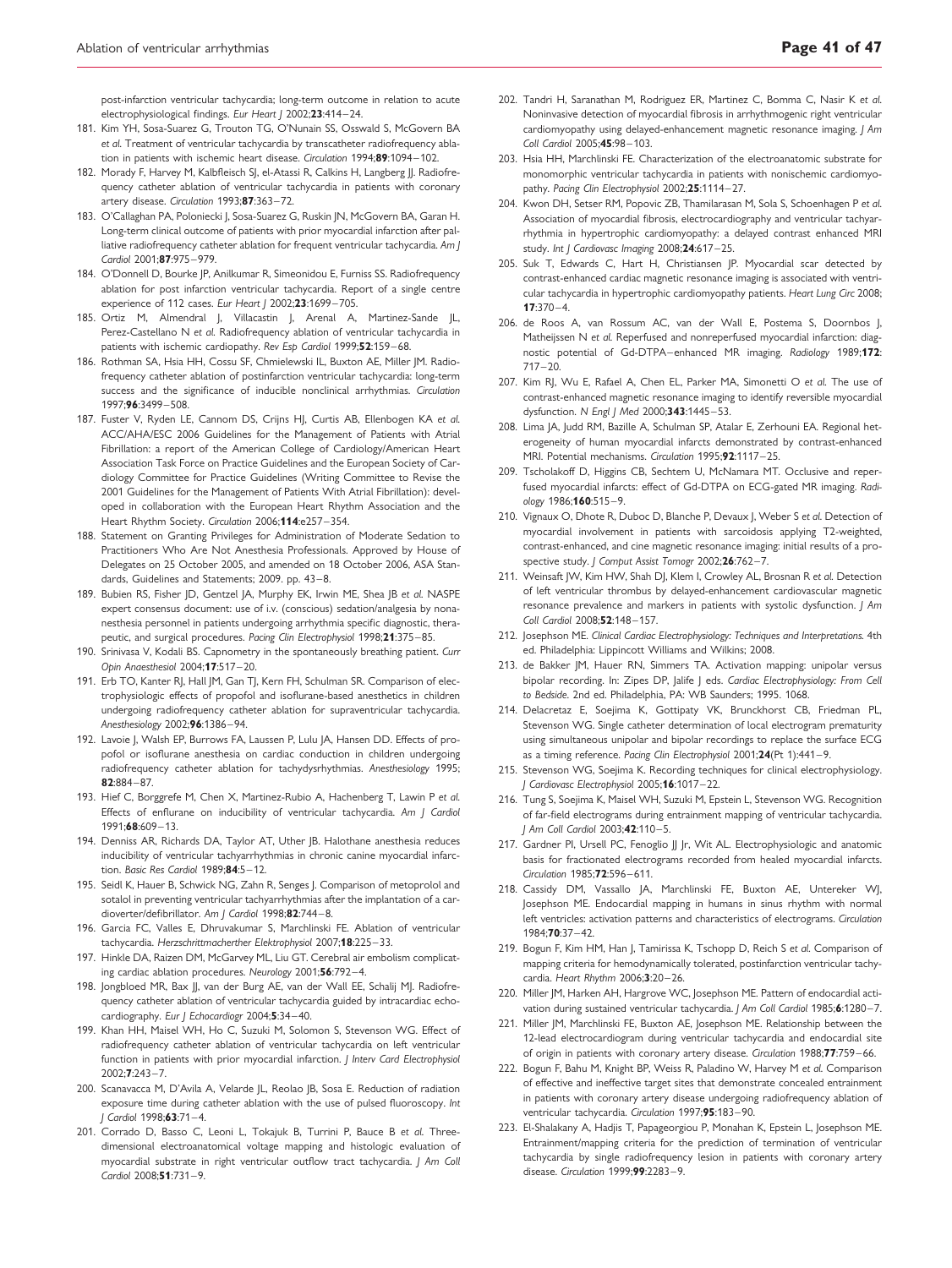post-infarction ventricular tachycardia; long-term outcome in relation to acute electrophysiological findings. *Eur Heart J* 2002;**23**:414–24.

181. Kim YH, Sosa-Suarez G, Trouton TG, O'Nunain SS, Osswald S, McGovern BA *et al.* Treatment of ventricular tachycardia by transcatheter radiofrequency ablation in patients with ischemic heart disease. *Circulation* 1994;**89**:1094–102.
182. Morady F, Harvey M, Kalbfleisch SJ, el-Atassi R, Calkins H, Langberg JJ. Radiofrequency catheter ablation of ventricular tachycardia in patients with coronary artery disease. *Circulation* 1993;**87**:363–72.
183. O'Callaghan PA, Poloniecki J, Sosa-Suarez G, Ruskin JN, McGovern BA, Garan H. Long-term clinical outcome of patients with prior myocardial infarction after palliative radiofrequency catheter ablation for frequent ventricular tachycardia. *Am J Cardiol* 2001;**87**:975–979.
184. O'Donnell D, Bourke JP, Anilkumar R, Simeonidou E, Furniss SS. Radiofrequency ablation for post infarction ventricular tachycardia. Report of a single centre experience of 112 cases. *Eur Heart J* 2002;**23**:1699–705.
185. Ortiz M, Almendral J, Villacastin J, Arenal A, Martinez-Sande JL, Perez-Castellano N *et al.* Radiofrequency ablation of ventricular tachycardia in patients with ischemic cardiopathy. *Rev Esp Cardiol* 1999;**52**:159–68.
186. Rothman SA, Hsia HH, Cossu SF, Chmielewski IL, Buxton AE, Miller JM. Radiofrequency catheter ablation of postinfarction ventricular tachycardia: long-term success and the significance of inducible nonclinical arrhythmias. *Circulation* 1997;**96**:3499–508.
187. Fuster V, Ryden LE, Cannom DS, Crijns HJ, Curtis AB, Ellenbogen KA *et al.* ACC/AHA/ESC 2006 Guidelines for the Management of Patients with Atrial Fibrillation: a report of the American College of Cardiology/American Heart Association Task Force on Practice Guidelines and the European Society of Cardiology Committee for Practice Guidelines (Writing Committee to Revise the 2001 Guidelines for the Management of Patients With Atrial Fibrillation): developed in collaboration with the European Heart Rhythm Association and the Heart Rhythm Society. *Circulation* 2006;**114**:e257–354.
188. Statement on Granting Privileges for Administration of Moderate Sedation to Practitioners Who Are Not Anesthesia Professionals. Approved by House of Delegates on 25 October 2005, and amended on 18 October 2006, ASA Standards, Guidelines and Statements; 2009. pp. 43–8.
189. Bubien RS, Fisher JD, Gentzel JA, Murphy EK, Irwin ME, Shea JB *et al.* NASPE expert consensus document: use of i.v. (conscious) sedation/analgesia by nonanesthesia personnel in patients undergoing arrhythmia specific diagnostic, therapeutic, and surgical procedures. *Pacing Clin Electrophysiol* 1998;**21**:375–85.
190. Srinivasa V, Kodali BS. Capnometry in the spontaneously breathing patient. *Curr Opin Anaesthesiol* 2004;**17**:517–20.
191. Erb TO, Kanter RJ, Hall JM, Gan TJ, Kern FH, Schulman SR. Comparison of electrophysiologic effects of propofol and isoflurane-based anesthetics in children undergoing radiofrequency catheter ablation for supraventricular tachycardia. *Anesthesiology* 2002;**96**:1386–94.
192. Lavoie J, Walsh EP, Burrows FA, Laussen P, Lulu JA, Hansen DD. Effects of propofol or isoflurane anesthesia on cardiac conduction in children undergoing radiofrequency catheter ablation for tachydysrhythmias. *Anesthesiology* 1995; **82**:884–87.
193. Hief C, Borggrefe M, Chen X, Martinez-Rubio A, Hachenberg T, Lawin P *et al.* Effects of enflurane on inducibility of ventricular tachycardia. *Am J Cardiol* 1991;**68**:609–13.
194. Denniss AR, Richards DA, Taylor AT, Uther JB. Halothane anesthesia reduces inducibility of ventricular tachyarrhythmias in chronic canine myocardial infarction. *Basic Res Cardiol* 1989;**84**:5–12.
195. Seidl K, Hauer B, Schwick NG, Zahn R, Senges J. Comparison of metoprolol and sotalol in preventing ventricular tachyarrhythmias after the implantation of a cardioverter/defibrillator. *Am J Cardiol* 1998;**82**:744–8.
196. Garcia FC, Valles E, Dhruvakumar S, Marchlinski FE. Ablation of ventricular tachycardia. *Herzschrittmacherther Elektrophysiol* 2007;**18**:225–33.
197. Hinkle DA, Raizen DM, McGarvey ML, Liu GT. Cerebral air embolism complicating cardiac ablation procedures. *Neurology* 2001;**56**:792–4.
198. Jongbloed MR, Bax JJ, van der Burg AE, van der Wall EE, Schalij MJ. Radiofrequency catheter ablation of ventricular tachycardia guided by intracardiac echocardiography. *Eur J Echocardiogr* 2004;**5**:34–40.
199. Khan HH, Maisel WH, Ho C, Suzuki M, Solomon S, Stevenson WG. Effect of radiofrequency catheter ablation of ventricular tachycardia on left ventricular function in patients with prior myocardial infarction. *J Interv Card Electrophysiol* 2002;**7**:243–7.
200. Scanavacca M, D'Avila A, Velarde JL, Reolao JB, Sosa E. Reduction of radiation exposure time during catheter ablation with the use of pulsed fluoroscopy. *Int J Cardiol* 1998;**63**:71–4.
201. Corrado D, Basso C, Leoni L, Tokajuk B, Turrini P, Bauce B *et al.* Three-dimensional electroanatomical voltage mapping and histologic evaluation of myocardial substrate in right ventricular outflow tract tachycardia. *J Am Coll Cardiol* 2008;**51**:731–9.
202. Tandri H, Saranathan M, Rodriguez ER, Martinez C, Bomma C, Nasir K *et al.* Noninvasive detection of myocardial fibrosis in arrhythmogenic right ventricular cardiomyopathy using delayed-enhancement magnetic resonance imaging. *J Am Coll Cardiol* 2005;**45**:98–103.
203. Hsia HH, Marchlinski FE. Characterization of the electroanatomic substrate for monomorphic ventricular tachycardia in patients with nonischemic cardiomyopathy. *Pacing Clin Electrophysiol* 2002;**25**:1114–27.
204. Kwon DH, Setser RM, Popovic ZB, Thamilarasan M, Sola S, Schoenhagen P *et al.* Association of myocardial fibrosis, electrocardiography and ventricular tachyarrhythmia in hypertrophic cardiomyopathy: a delayed contrast enhanced MRI study. *Int J Cardiovasc Imaging* 2008;**24**:617–25.
205. Suk T, Edwards C, Hart H, Christiansen JP. Myocardial scar detected by contrast-enhanced cardiac magnetic resonance imaging is associated with ventricular tachycardia in hypertrophic cardiomyopathy patients. *Heart Lung Circ* 2008; **17**:370–4.
206. de Roos A, van Rossum AC, van der Wall E, Postema S, Doornbos J, Matheijssen N *et al.* Reperfused and nonreperfused myocardial infarction: diagnostic potential of Gd-DTPA–enhanced MR imaging. *Radiology* 1989;**172**: 717–20.
207. Kim RJ, Wu E, Rafael A, Chen EL, Parker MA, Simonetti O *et al.* The use of contrast-enhanced magnetic resonance imaging to identify reversible myocardial dysfunction. *N Engl J Med* 2000;**343**:1445–53.
208. Lima JA, Judd RM, Bazille A, Schulman SP, Atalar E, Zerhouni EA. Regional heterogeneity of human myocardial infarcts demonstrated by contrast-enhanced MRI. Potential mechanisms. *Circulation* 1995;**92**:1117–25.
209. Tscholakoff D, Higgins CB, Sechtem U, McNamara MT. Occlusive and reperfused myocardial infarcts: effect of Gd-DTPA on ECG-gated MR imaging. *Radiology* 1986;**160**:515–9.
210. Vignaux O, Dhote R, Duboc D, Blanche P, Devaux J, Weber S *et al.* Detection of myocardial involvement in patients with sarcoidosis applying T2-weighted, contrast-enhanced, and cine magnetic resonance imaging: initial results of a prospective study. *J Comput Assist Tomogr* 2002;**26**:762–7.
211. Weinsaft JW, Kim HW, Shah DJ, Klem I, Crowley AL, Brosnan R *et al.* Detection of left ventricular thrombus by delayed-enhancement cardiovascular magnetic resonance prevalence and markers in patients with systolic dysfunction. *J Am Coll Cardiol* 2008;**52**:148–157.
212. Josephson ME. *Clinical Cardiac Electrophysiology: Techniques and Interpretations.* 4th ed. Philadelphia: Lippincott Williams and Wilkins; 2008.
213. de Bakker JM, Hauer RN, Simmers TA. Activation mapping: unipolar versus bipolar recording. In: Zipes DP, Jalife J eds. *Cardiac Electrophysiology: From Cell to Bedside.* 2nd ed. Philadelphia, PA: WB Saunders; 1995. 1068.
214. Delacretaz E, Soejima K, Gottipaty VK, Brunckhorst CB, Friedman PL, Stevenson WG. Single catheter determination of local electrogram prematurity using simultaneous unipolar and bipolar recordings to replace the surface ECG as a timing reference. *Pacing Clin Electrophysiol* 2001;**24**(Pt 1):441–9.
215. Stevenson WG, Soejima K. Recording techniques for clinical electrophysiology. *J Cardiovasc Electrophysiol* 2005;**16**:1017–22.
216. Tung S, Soejima K, Maisel WH, Suzuki M, Epstein L, Stevenson WG. Recognition of far-field electrograms during entrainment mapping of ventricular tachycardia. *J Am Coll Cardiol* 2003;**42**:110–5.
217. Gardner PI, Ursell PC, Fenoglio JJ Jr, Wit AL. Electrophysiologic and anatomic basis for fractionated electrograms recorded from healed myocardial infarcts. *Circulation* 1985;**72**:596–611.
218. Cassidy DM, Vassallo JA, Marchlinski FE, Buxton AE, Untereker WJ, Josephson ME. Endocardial mapping in humans in sinus rhythm with normal left ventricles: activation patterns and characteristics of electrograms. *Circulation* 1984;**70**:37–42.
219. Bogun F, Kim HM, Han J, Tamirissa K, Tschopp D, Reich S *et al.* Comparison of mapping criteria for hemodynamically tolerated, postinfarction ventricular tachycardia. *Heart Rhythm* 2006;**3**:20–26.
220. Miller JM, Harken AH, Hargrove WC, Josephson ME. Pattern of endocardial activation during sustained ventricular tachycardia. *J Am Coll Cardiol* 1985;**6**:1280–7.
221. Miller JM, Marchlinski FE, Buxton AE, Josephson ME. Relationship between the 12-lead electrocardiogram during ventricular tachycardia and endocardial site of origin in patients with coronary artery disease. *Circulation* 1988;**77**:759–66.
222. Bogun F, Bahu M, Knight BP, Weiss R, Paladino W, Harvey M *et al.* Comparison of effective and ineffective target sites that demonstrate concealed entrainment in patients with coronary artery disease undergoing radiofrequency ablation of ventricular tachycardia. *Circulation* 1997;**95**:183–90.
223. El-Shalakany A, Hadjis T, Papageorgiou P, Monahan K, Epstein L, Josephson ME. Entrainment/mapping criteria for the prediction of termination of ventricular tachycardia by single radiofrequency lesion in patients with coronary artery disease. *Circulation* 1999;**99**:2283–9.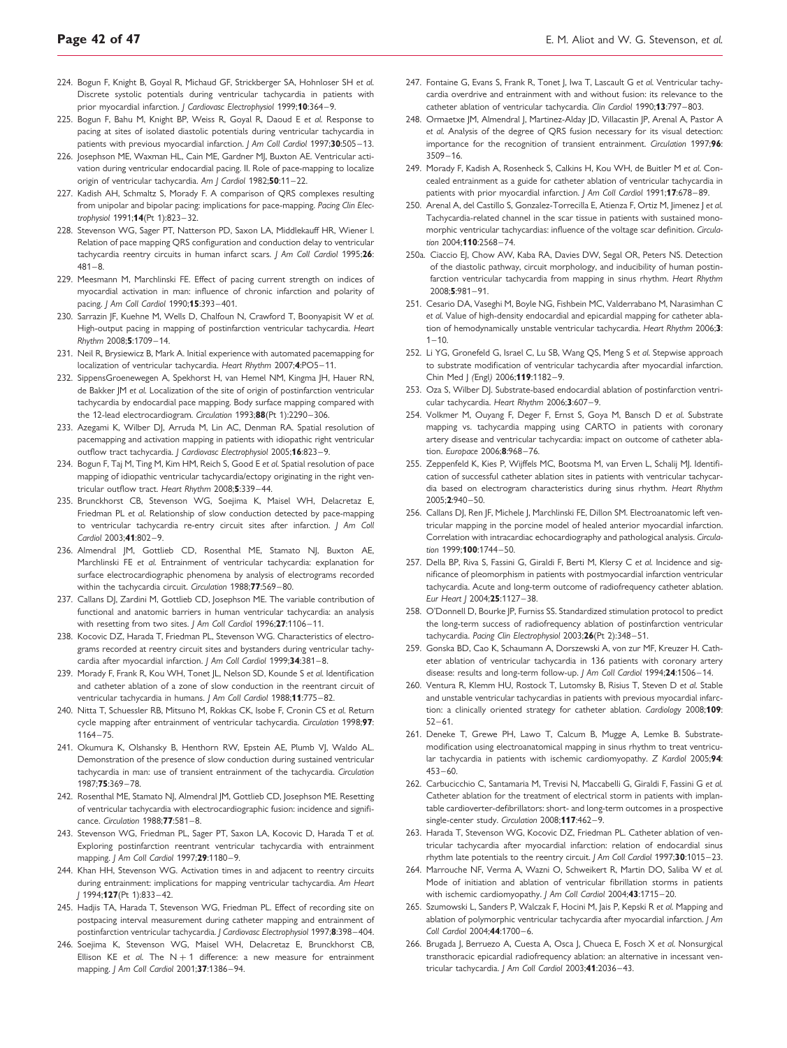224. Bogun F, Knight B, Goyal R, Michaud GF, Strickberger SA, Hohnloser SH *et al.* Discrete systolic potentials during ventricular tachycardia in patients with prior myocardial infarction. *J Cardiovasc Electrophysiol* 1999;**10**:364–9.
225. Bogun F, Bahu M, Knight BP, Weiss R, Goyal R, Daoud E *et al.* Response to pacing at sites of isolated diastolic potentials during ventricular tachycardia in patients with previous myocardial infarction. *J Am Coll Cardiol* 1997;**30**:505–13.
226. Josephson ME, Waxman HL, Cain ME, Gardner MJ, Buxton AE. Ventricular activation during ventricular endocardial pacing. II. Role of pace-mapping to localize origin of ventricular tachycardia. *Am J Cardiol* 1982;**50**:11–22.
227. Kadish AH, Schmaltz S, Morady F. A comparison of QRS complexes resulting from unipolar and bipolar pacing: implications for pace-mapping. *Pacing Clin Electrophysiol* 1991;**14**(Pt 1):823–32.
228. Stevenson WG, Sager PT, Natterson PD, Saxon LA, Middlekauff HR, Wiener I. Relation of pace mapping QRS configuration and conduction delay to ventricular tachycardia reentry circuits in human infarct scars. *J Am Coll Cardiol* 1995;**26**:481–8.
229. Meesmann M, Marchlinski FE. Effect of pacing current strength on indices of myocardial activation in man: influence of chronic infarction and polarity of pacing. *J Am Coll Cardiol* 1990;**15**:393–401.
230. Sarrazin JF, Kuehne M, Wells D, Chalfoun N, Crawford T, Boonyapisit W *et al.* High-output pacing in mapping of postinfarction ventricular tachycardia. *Heart Rhythm* 2008;**5**:1709–14.
231. Neil R, Brysiewicz B, Mark A. Initial experience with automated pacemapping for localization of ventricular tachycardia. *Heart Rhythm* 2007;**4**:PO5–11.
232. SippensGroenewegen A, Spekhorst H, van Hemel NM, Kingma JH, Hauer RN, de Bakker JM *et al.* Localization of the site of origin of postinfarction ventricular tachycardia by endocardial pace mapping. Body surface mapping compared with the 12-lead electrocardiogram. *Circulation* 1993;**88**(Pt 1):2290–306.
233. Azegami K, Wilber DJ, Arruda M, Lin AC, Denman RA. Spatial resolution of pacemapping and activation mapping in patients with idiopathic right ventricular outflow tract tachycardia. *J Cardiovasc Electrophysiol* 2005;**16**:823–9.
234. Bogun F, Taj M, Ting M, Kim HM, Reich S, Good E *et al.* Spatial resolution of pace mapping of idiopathic ventricular tachycardia/ectopy originating in the right ventricular outflow tract. *Heart Rhythm* 2008;**5**:339–44.
235. Brunckhorst CB, Stevenson WG, Soejima K, Maisel WH, Delacretaz E, Friedman PL *et al.* Relationship of slow conduction detected by pace-mapping to ventricular tachycardia re-entry circuit sites after infarction. *J Am Coll Cardiol* 2003;**41**:802–9.
236. Almendral JM, Gottlieb CD, Rosenthal ME, Stamato NJ, Buxton AE, Marchlinski FE *et al.* Entrainment of ventricular tachycardia: explanation for surface electrocardiographic phenomena by analysis of electrograms recorded within the tachycardia circuit. *Circulation* 1988;**77**:569–80.
237. Callans DJ, Zardini M, Gottlieb CD, Josephson ME. The variable contribution of functional and anatomic barriers in human ventricular tachycardia: an analysis with resetting from two sites. *J Am Coll Cardiol* 1996;**27**:1106–11.
238. Kocovic DZ, Harada T, Friedman PL, Stevenson WG. Characteristics of electrograms recorded at reentry circuit sites and bystanders during ventricular tachycardia after myocardial infarction. *J Am Coll Cardiol* 1999;**34**:381–8.
239. Morady F, Frank R, Kou WH, Tonet JL, Nelson SD, Kounde S *et al.* Identification and catheter ablation of a zone of slow conduction in the reentrant circuit of ventricular tachycardia in humans. *J Am Coll Cardiol* 1988;**11**:775–82.
240. Nitta T, Schuessler RB, Mitsuno M, Rokkas CK, Isobe F, Cronin CS *et al.* Return cycle mapping after entrainment of ventricular tachycardia. *Circulation* 1998;**97**:1164–75.
241. Okumura K, Olshansky B, Henthorn RW, Epstein AE, Plumb VJ, Waldo AL. Demonstration of the presence of slow conduction during sustained ventricular tachycardia in man: use of transient entrainment of the tachycardia. *Circulation* 1987;**75**:369–78.
242. Rosenthal ME, Stamato NJ, Almendral JM, Gottlieb CD, Josephson ME. Resetting of ventricular tachycardia with electrocardiographic fusion: incidence and significance. *Circulation* 1988;**77**:581–8.
243. Stevenson WG, Friedman PL, Sager PT, Saxon LA, Kocovic D, Harada T *et al.* Exploring postinfarction reentrant ventricular tachycardia with entrainment mapping. *J Am Coll Cardiol* 1997;**29**:1180–9.
244. Khan HH, Stevenson WG. Activation times in and adjacent to reentry circuits during entrainment: implications for mapping ventricular tachycardia. *Am Heart J* 1994;**127**(Pt 1):833–42.
245. Hadjis TA, Harada T, Stevenson WG, Friedman PL. Effect of recording site on postpacing interval measurement during catheter mapping and entrainment of postinfarction ventricular tachycardia. *J Cardiovasc Electrophysiol* 1997;**8**:398–404.
246. Soejima K, Stevenson WG, Maisel WH, Delacretaz E, Brunckhorst CB, Ellison KE *et al.* The N + 1 difference: a new measure for entrainment mapping. *J Am Coll Cardiol* 2001;**37**:1386–94.
247. Fontaine G, Evans S, Frank R, Tonet J, Iwa T, Lascault G *et al.* Ventricular tachycardia overdrive and entrainment with and without fusion: its relevance to the catheter ablation of ventricular tachycardia. *Clin Cardiol* 1990;**13**:797–803.
248. Ormaetxe JM, Almendral J, Martinez-Alday JD, Villacastin JP, Arenal A, Pastor A *et al.* Analysis of the degree of QRS fusion necessary for its visual detection: importance for the recognition of transient entrainment. *Circulation* 1997;**96**:3509–16.
249. Morady F, Kadish A, Rosenheck S, Calkins H, Kou WH, de Buitler M *et al.* Concealed entrainment as a guide for catheter ablation of ventricular tachycardia in patients with prior myocardial infarction. *J Am Coll Cardiol* 1991;**17**:678–89.
250. Arenal A, del Castillo S, Gonzalez-Torrecilla E, Atienza F, Ortiz M, Jimenez J *et al.* Tachycardia-related channel in the scar tissue in patients with sustained monomorphic ventricular tachycardias: influence of the voltage scar definition. *Circulation* 2004;**110**:2568–74.

250a. Ciaccio EJ, Chow AW, Kaba RA, Davies DW, Segal OR, Peters NS. Detection of the diastolic pathway, circuit morphology, and inducibility of human postinfarction ventricular tachycardia from mapping in sinus rhythm. *Heart Rhythm* 2008;**5**:981–91.

251. Cesario DA, Vaseghi M, Boyle NG, Fishbein MC, Valderrabano M, Narasimhan C *et al.* Value of high-density endocardial and epicardial mapping for catheter ablation of hemodynamically unstable ventricular tachycardia. *Heart Rhythm* 2006;**3**:1–10.
252. Li YG, Gronefeld G, Israel C, Lu SB, Wang QS, Meng S *et al.* Stepwise approach to substrate modification of ventricular tachycardia after myocardial infarction. Chin Med J (Engl) 2006;**119**:1182–9.
253. Oza S, Wilber DJ. Substrate-based endocardial ablation of postinfarction ventricular tachycardia. *Heart Rhythm* 2006;**3**:607–9.
254. Volkmer M, Ouyang F, Deger F, Ernst S, Goya M, Bansch D *et al.* Substrate mapping vs. tachycardia mapping using CARTO in patients with coronary artery disease and ventricular tachycardia: impact on outcome of catheter ablation. *Europace* 2006;**8**:968–76.
255. Zeppenfeld K, Kies P, Wijffels MC, Bootsma M, van Erven L, Schalij MJ. Identification of successful catheter ablation sites in patients with ventricular tachycardia based on electrogram characteristics during sinus rhythm. *Heart Rhythm* 2005;**2**:940–50.
256. Callans DJ, Ren JF, Michele J, Marchlinski FE, Dillon SM. Electroanatomic left ventricular mapping in the porcine model of healed anterior myocardial infarction. Correlation with intracardiac echocardiography and pathological analysis. *Circulation* 1999;**100**:1744–50.
257. Della BP, Riva S, Fassini G, Giraldi F, Berti M, Klersy C *et al.* Incidence and significance of pleomorphism in patients with postmyocardial infarction ventricular tachycardia. Acute and long-term outcome of radiofrequency catheter ablation. *Eur Heart J* 2004;**25**:1127–38.
258. O'Donnell D, Bourke JP, Furniss SS. Standardized stimulation protocol to predict the long-term success of radiofrequency ablation of postinfarction ventricular tachycardia. *Pacing Clin Electrophysiol* 2003;**26**(Pt 2):348–51.
259. Gonska BD, Cao K, Schaumann A, Dorszewski A, von zur MF, Kreuzer H. Catheter ablation of ventricular tachycardia in 136 patients with coronary artery disease: results and long-term follow-up. *J Am Coll Cardiol* 1994;**24**:1506–14.
260. Ventura R, Klemm HU, Rostock T, Lutomsky B, Risius T, Steven D *et al.* Stable and unstable ventricular tachycardias in patients with previous myocardial infarction: a clinically oriented strategy for catheter ablation. *Cardiology* 2008;**109**:52–61.
261. Deneke T, Grewe PH, Lawo T, Calcum B, Mugge A, Lemke B. Substrate-modification using electroanatomical mapping in sinus rhythm to treat ventricular tachycardia in patients with ischemic cardiomyopathy. *Z Kardiol* 2005;**94**:453–60.
262. Carbucicchio C, Santamaria M, Trevisi N, Maccabelli G, Giraldi F, Fassini G *et al.* Catheter ablation for the treatment of electrical storm in patients with implantable cardioverter-defibrillators: short- and long-term outcomes in a prospective single-center study. *Circulation* 2008;**117**:462–9.
263. Harada T, Stevenson WG, Kocovic DZ, Friedman PL. Catheter ablation of ventricular tachycardia after myocardial infarction: relation of endocardial sinus rhythm late potentials to the reentry circuit. *J Am Coll Cardiol* 1997;**30**:1015–23.
264. Marrouche NF, Verma A, Wazni O, Schweikert R, Martin DO, Saliba W *et al.* Mode of initiation and ablation of ventricular fibrillation storms in patients with ischemic cardiomyopathy. *J Am Coll Cardiol* 2004;**43**:1715–20.
265. Szumowski L, Sanders P, Walczak F, Hocini M, Jais P, Kepski R *et al.* Mapping and ablation of polymorphic ventricular tachycardia after myocardial infarction. *J Am Coll Cardiol* 2004;**44**:1700–6.
266. Brugada J, Berruezo A, Cuesta A, Osca J, Chueca E, Fosch X *et al.* Nonsurgical transthoracic epicardial radiofrequency ablation: an alternative in incessant ventricular tachycardia. *J Am Coll Cardiol* 2003;**41**:2036–43.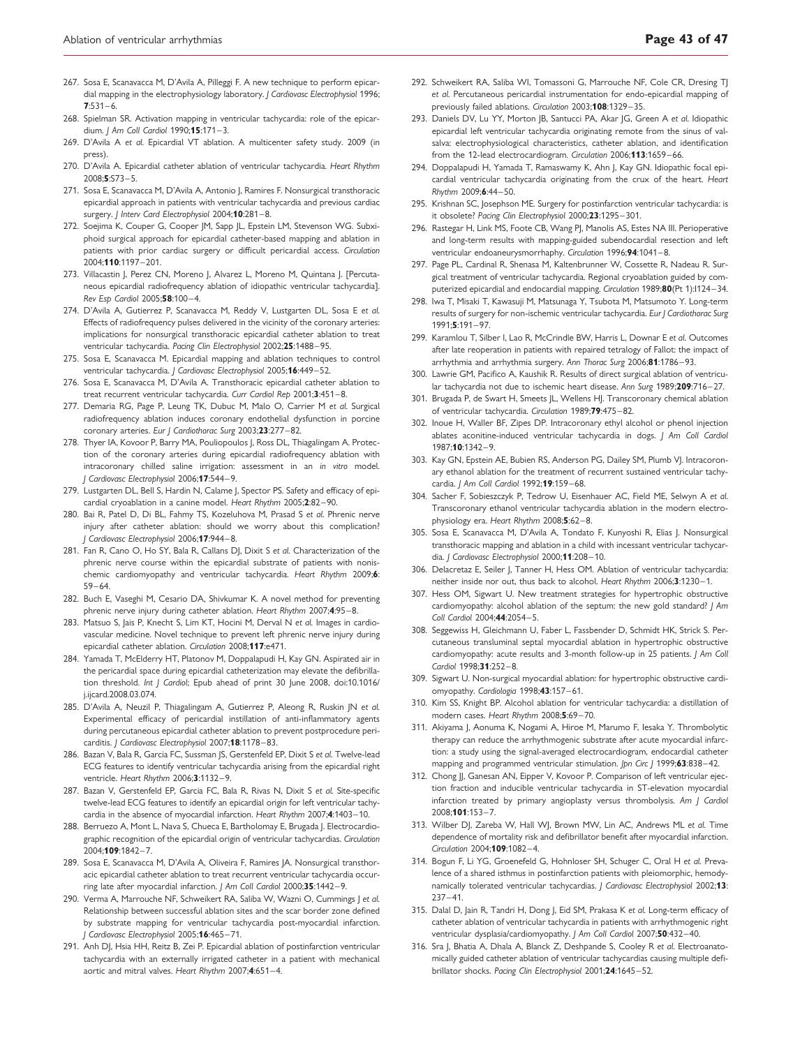267. Sosa E, Scanavacca M, D'Avila A, Pilleggi F. A new technique to perform epicardial mapping in the electrophysiology laboratory. *J Cardiovasc Electrophysiol* 1996; **7**:531–6.
268. Spielman SR. Activation mapping in ventricular tachycardia: role of the epicardium. *J Am Coll Cardiol* 1990;**15**:171–3.
269. D'Avila A *et al.* Epicardial VT ablation. A multicenter safety study. 2009 (in press).
270. D'Avila A. Epicardial catheter ablation of ventricular tachycardia. *Heart Rhythm* 2008;**5**:S73–5.
271. Sosa E, Scanavacca M, D'Avila A, Antonio J, Ramires F. Nonsurgical transthoracic epicardial approach in patients with ventricular tachycardia and previous cardiac surgery. *J Interv Card Electrophysiol* 2004;**10**:281–8.
272. Soejima K, Couper G, Cooper JM, Sapp JL, Epstein LM, Stevenson WG. Subxiphoid surgical approach for epicardial catheter-based mapping and ablation in patients with prior cardiac surgery or difficult pericardial access. *Circulation* 2004;**110**:1197–201.
273. Villacastin J, Perez CN, Moreno J, Alvarez L, Moreno M, Quintana J. [Percutaneous epicardial radiofrequency ablation of idiopathic ventricular tachycardia]. *Rev Esp Cardiol* 2005;**58**:100–4.
274. D'Avila A, Gutierrez P, Scanavacca M, Reddy V, Lustgarten DL, Sosa E *et al.* Effects of radiofrequency pulses delivered in the vicinity of the coronary arteries: implications for nonsurgical transthoracic epicardial catheter ablation to treat ventricular tachycardia. *Pacing Clin Electrophysiol* 2002;**25**:1488–95.
275. Sosa E, Scanavacca M. Epicardial mapping and ablation techniques to control ventricular tachycardia. *J Cardiovasc Electrophysiol* 2005;**16**:449–52.
276. Sosa E, Scanavacca M, D'Avila A. Transthoracic epicardial catheter ablation to treat recurrent ventricular tachycardia. *Curr Cardiol Rep* 2001;**3**:451–8.
277. Demaria RG, Page P, Leung TK, Dubuc M, Malo O, Carrier M *et al.* Surgical radiofrequency ablation induces coronary endothelial dysfunction in porcine coronary arteries. *Eur J Cardiothorac Surg* 2003;**23**:277–82.
278. Thyer IA, Kovoor P, Barry MA, Pouliopoulos J, Ross DL, Thiagalingam A. Protection of the coronary arteries during epicardial radiofrequency ablation with intracoronary chilled saline irrigation: assessment in an *in vitro* model. *J Cardiovasc Electrophysiol* 2006;**17**:544–9.
279. Lustgarten DL, Bell S, Hardin N, Calame J, Spector PS. Safety and efficacy of epicardial cryoablation in a canine model. *Heart Rhythm* 2005;**2**:82–90.
280. Bai R, Patel D, Di BL, Fahmy TS, Kozeluhova M, Prasad S *et al.* Phrenic nerve injury after catheter ablation: should we worry about this complication? *J Cardiovasc Electrophysiol* 2006;**17**:944–8.
281. Fan R, Cano O, Ho SY, Bala R, Callans DJ, Dixit S *et al.* Characterization of the phrenic nerve course within the epicardial substrate of patients with nonischemic cardiomyopathy and ventricular tachycardia. *Heart Rhythm* 2009;**6**: 59–64.
282. Buch E, Vaseghi M, Cesario DA, Shivkumar K. A novel method for preventing phrenic nerve injury during catheter ablation. *Heart Rhythm* 2007;**4**:95–8.
283. Matsuo S, Jais P, Knecht S, Lim KT, Hocini M, Derval N *et al.* Images in cardiovascular medicine. Novel technique to prevent left phrenic nerve injury during epicardial catheter ablation. *Circulation* 2008;**117**:e471.
284. Yamada T, McElderry HT, Platonov M, Doppalapudi H, Kay GN. Aspirated air in the pericardial space during epicardial catheterization may elevate the defibrillation threshold. *Int J Cardiol*; Epub ahead of print 30 June 2008, doi:10.1016/j.ijcard.2008.03.074.
285. D'Avila A, Neuzil P, Thiagalingam A, Gutierrez P, Aleong R, Ruskin JN *et al.* Experimental efficacy of pericardial instillation of anti-inflammatory agents during percutaneous epicardial catheter ablation to prevent postprocedure pericarditis. *J Cardiovasc Electrophysiol* 2007;**18**:1178–83.
286. Bazan V, Bala R, Garcia FC, Sussman JS, Gerstenfeld EP, Dixit S *et al.* Twelve-lead ECG features to identify ventricular tachycardia arising from the epicardial right ventricle. *Heart Rhythm* 2006;**3**:1132–9.
287. Bazan V, Gerstenfeld EP, Garcia FC, Bala R, Rivas N, Dixit S *et al.* Site-specific twelve-lead ECG features to identify an epicardial origin for left ventricular tachycardia in the absence of myocardial infarction. *Heart Rhythm* 2007;**4**:1403–10.
288. Berruezo A, Mont L, Nava S, Chueca E, Bartholomay E, Brugada J. Electrocardiographic recognition of the epicardial origin of ventricular tachycardias. *Circulation* 2004;**109**:1842–7.
289. Sosa E, Scanavacca M, D'Avila A, Oliveira F, Ramires JA. Nonsurgical transthoracic epicardial catheter ablation to treat recurrent ventricular tachycardia occurring late after myocardial infarction. *J Am Coll Cardiol* 2000;**35**:1442–9.
290. Verma A, Marrouche NF, Schweikert RA, Saliba W, Wazni O, Cummings J *et al.* Relationship between successful ablation sites and the scar border zone defined by substrate mapping for ventricular tachycardia post-myocardial infarction. *J Cardiovasc Electrophysiol* 2005;**16**:465–71.
291. Anh DJ, Hsia HH, Reitz B, Zei P. Epicardial ablation of postinfarction ventricular tachycardia with an externally irrigated catheter in a patient with mechanical aortic and mitral valves. *Heart Rhythm* 2007;**4**:651–4.
292. Schweikert RA, Saliba WI, Tomassoni G, Marrouche NF, Cole CR, Dresing TJ *et al.* Percutaneous pericardial instrumentation for endo-epicardial mapping of previously failed ablations. *Circulation* 2003;**108**:1329–35.
293. Daniels DV, Lu YY, Morton JB, Santucci PA, Akar JG, Green A *et al.* Idiopathic epicardial left ventricular tachycardia originating remote from the sinus of valsalva: electrophysiological characteristics, catheter ablation, and identification from the 12-lead electrocardiogram. *Circulation* 2006;**113**:1659–66.
294. Doppalapudi H, Yamada T, Ramaswamy K, Ahn J, Kay GN. Idiopathic focal epicardial ventricular tachycardia originating from the crux of the heart. *Heart Rhythm* 2009;**6**:44–50.
295. Krishnan SC, Josephson ME. Surgery for postinfarction ventricular tachycardia: is it obsolete? *Pacing Clin Electrophysiol* 2000;**23**:1295–301.
296. Rastegar H, Link MS, Foote CB, Wang PJ, Manolis AS, Estes NA III. Perioperative and long-term results with mapping-guided subendocardial resection and left ventricular endoaneurysmorrhaphy. *Circulation* 1996;**94**:1041–8.
297. Page PL, Cardinal R, Shenasa M, Kaltenbrunner W, Cossette R, Nadeau R. Surgical treatment of ventricular tachycardia. Regional cryoablation guided by computerized epicardial and endocardial mapping. *Circulation* 1989;**80**(Pt 1):I124–34.
298. Iwa T, Misaki T, Kawasuji M, Matsunaga Y, Tsubota M, Matsumoto Y. Long-term results of surgery for non-ischemic ventricular tachycardia. *Eur J Cardiothorac Surg* 1991;**5**:191–97.
299. Karamlou T, Silber I, Lao R, McCrindle BW, Harris L, Downar E *et al.* Outcomes after late reoperation in patients with repaired tetralogy of Fallot: the impact of arrhythmia and arrhythmia surgery. *Ann Thorac Surg* 2006;**81**:1786–93.
300. Lawrie GM, Pacifico A, Kaushik R. Results of direct surgical ablation of ventricular tachycardia not due to ischemic heart disease. *Ann Surg* 1989;**209**:716–27.
301. Brugada P, de Swart H, Smeets JL, Wellens HJ. Transcoronary chemical ablation of ventricular tachycardia. *Circulation* 1989;**79**:475–82.
302. Inoue H, Waller BF, Zipes DP. Intracoronary ethyl alcohol or phenol injection ablates aconitine-induced ventricular tachycardia in dogs. *J Am Coll Cardiol* 1987;**10**:1342–9.
303. Kay GN, Epstein AE, Bubien RS, Anderson PG, Dailey SM, Plumb VJ. Intracoronary ethanol ablation for the treatment of recurrent sustained ventricular tachycardia. *J Am Coll Cardiol* 1992;**19**:159–68.
304. Sacher F, Sobieszczyk P, Tedrow U, Eisenhauer AC, Field ME, Selwyn A *et al.* Transcoronary ethanol ventricular tachycardia ablation in the modern electrophysiology era. *Heart Rhythm* 2008;**5**:62–8.
305. Sosa E, Scanavacca M, D'Avila A, Tondato F, Kunyoshi R, Elias J. Nonsurgical transthoracic mapping and ablation in a child with incessant ventricular tachycardia. *J Cardiovasc Electrophysiol* 2000;**11**:208–10.
306. Delacretaz E, Seiler J, Tanner H, Hess OM. Ablation of ventricular tachycardia: neither inside nor out, thus back to alcohol. *Heart Rhythm* 2006;**3**:1230–1.
307. Hess OM, Sigwart U. New treatment strategies for hypertrophic obstructive cardiomyopathy: alcohol ablation of the septum: the new gold standard? *J Am Coll Cardiol* 2004;**44**:2054–5.
308. Seggewiss H, Gleichmann U, Faber L, Fassbender D, Schmidt HK, Strick S. Percutaneous transluminal septal myocardial ablation in hypertrophic obstructive cardiomyopathy: acute results and 3-month follow-up in 25 patients. *J Am Coll Cardiol* 1998;**31**:252–8.
309. Sigwart U. Non-surgical myocardial ablation: for hypertrophic obstructive cardiomyopathy. *Cardiologia* 1998;**43**:157–61.
310. Kim SS, Knight BP. Alcohol ablation for ventricular tachycardia: a distillation of modern cases. *Heart Rhythm* 2008;**5**:69–70.
311. Akiyama J, Aonuma K, Nogami A, Hiroe M, Marumo F, Iesaka Y. Thrombolytic therapy can reduce the arrhythmogenic substrate after acute myocardial infarction: a study using the signal-averaged electrocardiogram, endocardial catheter mapping and programmed ventricular stimulation. *Jpn Circ J* 1999;**63**:838–42.
312. Chong JJ, Ganesan AN, Eipper V, Kovoor P. Comparison of left ventricular ejection fraction and inducible ventricular tachycardia in ST-elevation myocardial infarction treated by primary angioplasty versus thrombolysis. *Am J Cardiol* 2008;**101**:153–7.
313. Wilber DJ, Zareba W, Hall WJ, Brown MW, Lin AC, Andrews ML *et al.* Time dependence of mortality risk and defibrillator benefit after myocardial infarction. *Circulation* 2004;**109**:1082–4.
314. Bogun F, Li YG, Groenefeld G, Hohnloser SH, Schuger C, Oral H *et al.* Prevalence of a shared isthmus in postinfarction patients with pleiomorphic, hemodynamically tolerated ventricular tachycardias. *J Cardiovasc Electrophysiol* 2002;**13**: 237–41.
315. Dalal D, Jain R, Tandri H, Dong J, Eid SM, Prakasa K *et al.* Long-term efficacy of catheter ablation of ventricular tachycardia in patients with arrhythmogenic right ventricular dysplasia/cardiomyopathy. *J Am Coll Cardiol* 2007;**50**:432–40.
316. Sra J, Bhatia A, Dhala A, Blanck Z, Deshpande S, Cooley R *et al.* Electroanatomically guided catheter ablation of ventricular tachycardias causing multiple defibrillator shocks. *Pacing Clin Electrophysiol* 2001;**24**:1645–52.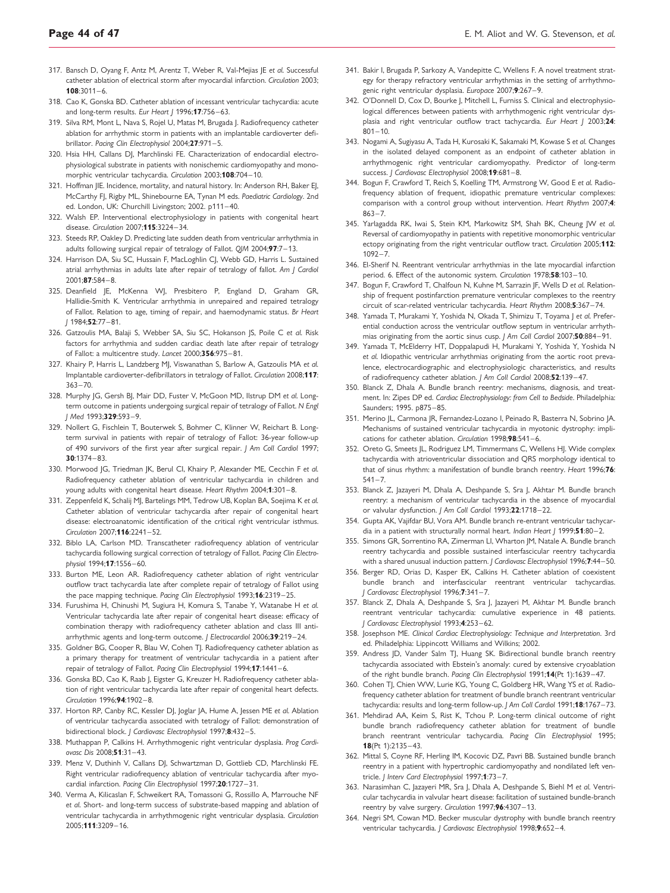317. Bansch D, Oyang F, Antz M, Arentz T, Weber R, Val-Mejias JE *et al.* Successful catheter ablation of electrical storm after myocardial infarction. *Circulation* 2003; **108**:3011–6.
318. Cao K, Gonska BD. Catheter ablation of incessant ventricular tachycardia: acute and long-term results. *Eur Heart J* 1996;**17**:756–63.
319. Silva RM, Mont L, Nava S, Rojel U, Matas M, Brugada J. Radiofrequency catheter ablation for arrhythmic storm in patients with an implantable cardioverter defibrillator. *Pacing Clin Electrophysiol* 2004;**27**:971–5.
320. Hsia HH, Callans DJ, Marchlinski FE. Characterization of endocardial electrophysiological substrate in patients with nonischemic cardiomyopathy and monomorphic ventricular tachycardia. *Circulation* 2003;**108**:704–10.
321. Hoffman JIE. Incidence, mortality, and natural history. In: Anderson RH, Baker EJ, McCarthy FJ, Rigby ML, Shinebourne EA, Tynan M eds. *Paediatric Cardiology*. 2nd ed. London, UK: Churchill Livingston; 2002. p111–40.
322. Walsh EP. Interventional electrophysiology in patients with congenital heart disease. *Circulation* 2007;**115**:3224–34.
323. Steeds RP, Oakley D. Predicting late sudden death from ventricular arrhythmia in adults following surgical repair of tetralogy of Fallot. *QJM* 2004;**97**:7–13.
324. Harrison DA, Siu SC, Hussain F, MacLoghlin CJ, Webb GD, Harris L. Sustained atrial arrhythmias in adults late after repair of tetralogy of fallot. *Am J Cardiol* 2001;**87**:584–8.
325. Deanfield JE, McKenna WJ, Presbitero P, England D, Graham GR, Hallidie-Smith K. Ventricular arrhythmia in unrepaired and repaired tetralogy of Fallot. Relation to age, timing of repair, and haemodynamic status. *Br Heart J* 1984;**52**:77–81.
326. Gatzoulis MA, Balaji S, Webber SA, Siu SC, Hokanson JS, Poile C *et al.* Risk factors for arrhythmia and sudden cardiac death late after repair of tetralogy of Fallot: a multicentre study. *Lancet* 2000;**356**:975–81.
327. Khairy P, Harris L, Landzberg MJ, Viswanathan S, Barlow A, Gatzoulis MA *et al.* Implantable cardioverter-defibrillators in tetralogy of Fallot. *Circulation* 2008;**117**: 363–70.
328. Murphy JG, Gersh BJ, Mair DD, Fuster V, McGoon MD, Ilstrup DM *et al.* Long-term outcome in patients undergoing surgical repair of tetralogy of Fallot. *N Engl J Med* 1993;**329**:593–9.
329. Nollert G, Fischlein T, Bouterwek S, Bohmer C, Klinner W, Reichart B. Long-term survival in patients with repair of tetralogy of Fallot: 36-year follow-up of 490 survivors of the first year after surgical repair. *J Am Coll Cardiol* 1997; **30**:1374–83.
330. Morwood JG, Triedman JK, Berul CI, Khairy P, Alexander ME, Cecchin F *et al.* Radiofrequency catheter ablation of ventricular tachycardia in children and young adults with congenital heart disease. *Heart Rhythm* 2004;**1**:301–8.
331. Zeppenfeld K, Schalij MJ, Bartelings MM, Tedrow UB, Koplan BA, Soejima K *et al.* Catheter ablation of ventricular tachycardia after repair of congenital heart disease: electroanatomic identification of the critical right ventricular isthmus. *Circulation* 2007;**116**:2241–52.
332. Biblo LA, Carlson MD. Transcatheter radiofrequency ablation of ventricular tachycardia following surgical correction of tetralogy of Fallot. *Pacing Clin Electrophysiol* 1994;**17**:1556–60.
333. Burton ME, Leon AR. Radiofrequency catheter ablation of right ventricular outflow tract tachycardia late after complete repair of tetralogy of Fallot using the pace mapping technique. *Pacing Clin Electrophysiol* 1993;**16**:2319–25.
334. Furushima H, Chinushi M, Sugiura H, Komura S, Tanabe Y, Watanabe H *et al.* Ventricular tachycardia late after repair of congenital heart disease: efficacy of combination therapy with radiofrequency catheter ablation and class III antiarrhythmic agents and long-term outcome. *J Electrocardiol* 2006;**39**:219–24.
335. Goldner BG, Cooper R, Blau W, Cohen TJ. Radiofrequency catheter ablation as a primary therapy for treatment of ventricular tachycardia in a patient after repair of tetralogy of Fallot. *Pacing Clin Electrophysiol* 1994;**17**:1441–6.
336. Gonska BD, Cao K, Raab J, Eigster G, Kreuzer H. Radiofrequency catheter ablation of right ventricular tachycardia late after repair of congenital heart defects. *Circulation* 1996;**94**:1902–8.
337. Horton RP, Canby RC, Kessler DJ, Joglar JA, Hume A, Jessen ME *et al.* Ablation of ventricular tachycardia associated with tetralogy of Fallot: demonstration of bidirectional block. *J Cardiovasc Electrophysiol* 1997;**8**:432–5.
338. Muthappan P, Calkins H. Arrhythmogenic right ventricular dysplasia. *Prog Cardiovasc Dis* 2008;**51**:31–43.
339. Menz V, Duthinh V, Callans DJ, Schwartzman D, Gottlieb CD, Marchlinski FE. Right ventricular radiofrequency ablation of ventricular tachycardia after myocardial infarction. *Pacing Clin Electrophysiol* 1997;**20**:1727–31.
340. Verma A, Kilicaslan F, Schweikert RA, Tomassoni G, Rossillo A, Marrouche NF *et al.* Short- and long-term success of substrate-based mapping and ablation of ventricular tachycardia in arrhythmogenic right ventricular dysplasia. *Circulation* 2005;**111**:3209–16.
341. Bakir I, Brugada P, Sarkozy A, Vandepitte C, Wellens F. A novel treatment strategy for therapy refractory ventricular arrhythmias in the setting of arrhythmogenic right ventricular dysplasia. *Europace* 2007;**9**:267–9.
342. O'Donnell D, Cox D, Bourke J, Mitchell L, Furniss S. Clinical and electrophysiological differences between patients with arrhythmogenic right ventricular dysplasia and right ventricular outflow tract tachycardia. *Eur Heart J* 2003;**24**: 801–10.
343. Nogami A, Sugiyasu A, Tada H, Kurosaki K, Sakamaki M, Kowase S *et al.* Changes in the isolated delayed component as an endpoint of catheter ablation in arrhythmogenic right ventricular cardiomyopathy. Predictor of long-term success. *J Cardiovasc Electrophysiol* 2008;**19**:681–8.
344. Bogun F, Crawford T, Reich S, Koelling TM, Armstrong W, Good E *et al.* Radiofrequency ablation of frequent, idiopathic premature ventricular complexes: comparison with a control group without intervention. *Heart Rhythm* 2007;**4**: 863–7.
345. Yarlagadda RK, Iwai S, Stein KM, Markowitz SM, Shah BK, Cheung JW *et al.* Reversal of cardiomyopathy in patients with repetitive monomorphic ventricular ectopy originating from the right ventricular outflow tract. *Circulation* 2005;**112**: 1092–7.
346. El-Sherif N. Reentrant ventricular arrhythmias in the late myocardial infarction period. 6. Effect of the autonomic system. *Circulation* 1978;**58**:103–10.
347. Bogun F, Crawford T, Chalfoun N, Kuhne M, Sarrazin JF, Wells D *et al.* Relationship of frequent postinfarction premature ventricular complexes to the reentry circuit of scar-related ventricular tachycardia. *Heart Rhythm* 2008;**5**:367–74.
348. Yamada T, Murakami Y, Yoshida N, Okada T, Shimizu T, Toyama J *et al.* Preferential conduction across the ventricular outflow septum in ventricular arrhythmias originating from the aortic sinus cusp. *J Am Coll Cardiol* 2007;**50**:884–91.
349. Yamada T, McElderry HT, Doppalapudi H, Murakami Y, Yoshida Y, Yoshida N *et al.* Idiopathic ventricular arrhythmias originating from the aortic root prevalence, electrocardiographic and electrophysiologic characteristics, and results of radiofrequency catheter ablation. *J Am Coll Cardiol* 2008;**52**:139–47.
350. Blanck Z, Dhala A. Bundle branch reentry: mechanisms, diagnosis, and treatment. In: Zipes DP ed. *Cardiac Electrophysiology: from Cell to Bedside*. Philadelphia: Saunders; 1995. p875–85.
351. Merino JL, Carmona JR, Fernandez-Lozano I, Peinado R, Basterra N, Sobrino JA. Mechanisms of sustained ventricular tachycardia in myotonic dystrophy: implications for catheter ablation. *Circulation* 1998;**98**:541–6.
352. Oreto G, Smeets JL, Rodriguez LM, Timmermans C, Wellens HJ. Wide complex tachycardia with atrioventricular dissociation and QRS morphology identical to that of sinus rhythm: a manifestation of bundle branch reentry. *Heart* 1996;**76**: 541–7.
353. Blanck Z, Jazayeri M, Dhala A, Deshpande S, Sra J, Akhtar M. Bundle branch reentry: a mechanism of ventricular tachycardia in the absence of myocardial or valvular dysfunction. *J Am Coll Cardiol* 1993;**22**:1718–22.
354. Gupta AK, Vajifdar BU, Vora AM. Bundle branch re-entrant ventricular tachycardia in a patient with structurally normal heart. *Indian Heart J* 1999;**51**:80–2.
355. Simons GR, Sorrentino RA, Zimerman LI, Wharton JM, Natale A. Bundle branch reentry tachycardia and possible sustained interfascicular reentry tachycardia with a shared unusual induction pattern. *J Cardiovasc Electrophysiol* 1996;**7**:44–50.
356. Berger RD, Orias D, Kasper EK, Calkins H. Catheter ablation of coexistent bundle branch and interfascicular reentrant ventricular tachycardias. *J Cardiovasc Electrophysiol* 1996;**7**:341–7.
357. Blanck Z, Dhala A, Deshpande S, Sra J, Jazayeri M, Akhtar M. Bundle branch reentrant ventricular tachycardia: cumulative experience in 48 patients. *J Cardiovasc Electrophysiol* 1993;**4**:253–62.
358. Josephson ME. *Clinical Cardiac Electrophysiology: Technique and Interpretation*. 3rd ed. Philadelphia: Lippincott Williams and Wilkins; 2002.
359. Andress JD, Vander Salm TJ, Huang SK. Bidirectional bundle branch reentry tachycardia associated with Ebstein's anomaly: cured by extensive cryoablation of the right bundle branch. *Pacing Clin Electrophysiol* 1991;**14**(Pt 1):1639–47.
360. Cohen TJ, Chien WW, Lurie KG, Young C, Goldberg HR, Wang YS *et al.* Radiofrequency catheter ablation for treatment of bundle branch reentrant ventricular tachycardia: results and long-term follow-up. *J Am Coll Cardiol* 1991;**18**:1767–73.
361. Mehdirad AA, Keim S, Rist K, Tchou P. Long-term clinical outcome of right bundle branch radiofrequency catheter ablation for treatment of bundle branch reentrant ventricular tachycardia. *Pacing Clin Electrophysiol* 1995; **18**(Pt 1):2135–43.
362. Mittal S, Coyne RF, Herling IM, Kocovic DZ, Pavri BB. Sustained bundle branch reentry in a patient with hypertrophic cardiomyopathy and nondilated left ventricle. *J Interv Card Electrophysiol* 1997;**1**:73–7.
363. Narasimhan C, Jazayeri MR, Sra J, Dhala A, Deshpande S, Biehl M *et al.* Ventricular tachycardia in valvular heart disease: facilitation of sustained bundle-branch reentry by valve surgery. *Circulation* 1997;**96**:4307–13.
364. Negri SM, Cowan MD. Becker muscular dystrophy with bundle branch reentry ventricular tachycardia. *J Cardiovasc Electrophysiol* 1998;**9**:652–4.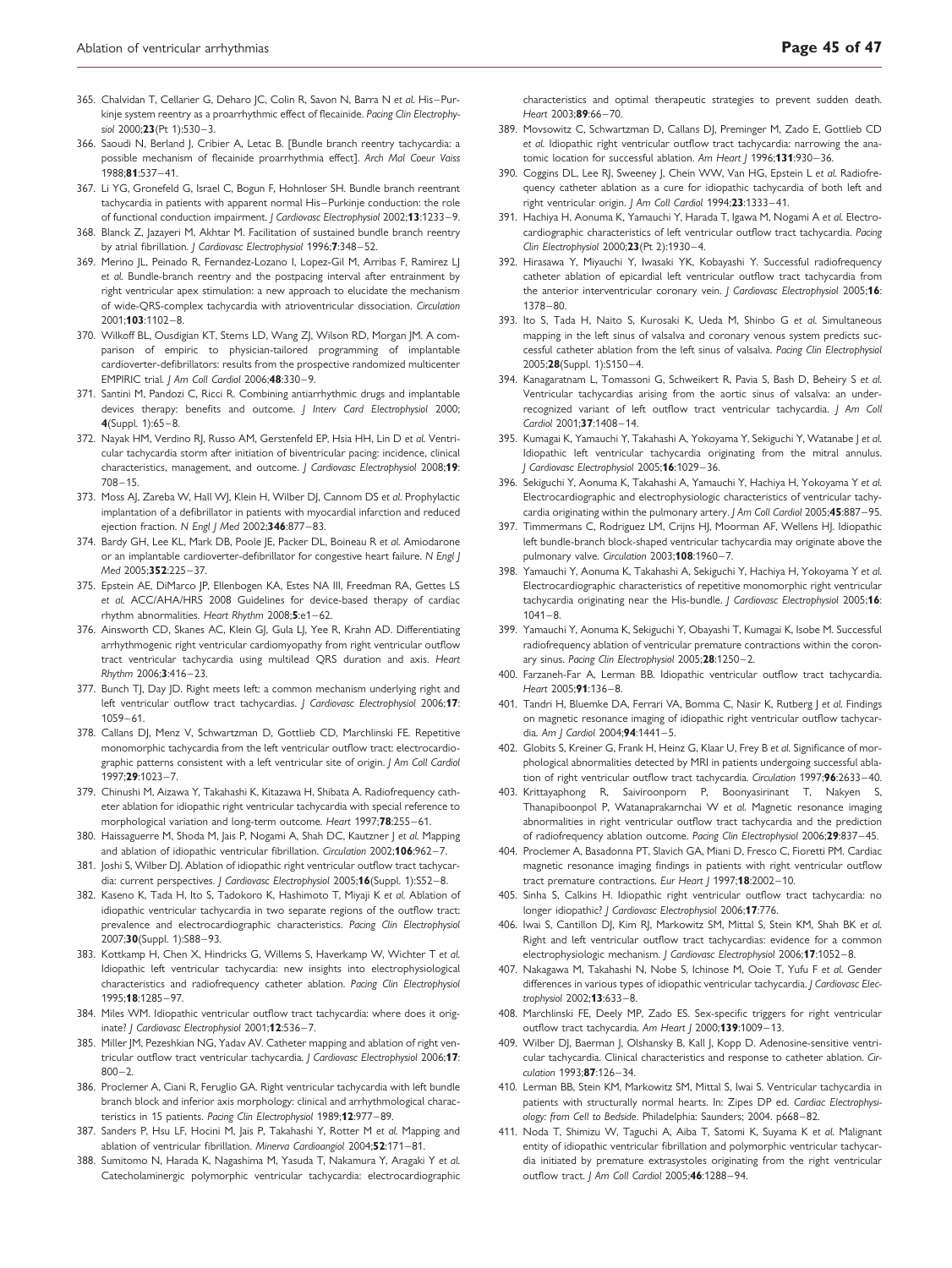365. Chalvidan T, Cellarier G, Deharo JC, Colin R, Savon N, Barra N *et al.* His–Purkinje system reentry as a proarrhythmic effect of flecainide. *Pacing Clin Electrophysiol* 2000;**23**(Pt 1):530–3.
366. Saoudi N, Berland J, Cribier A, Letac B. [Bundle branch reentry tachycardia: a possible mechanism of flecainide proarrhythmia effect]. *Arch Mal Coeur Vaiss* 1988;**81**:537–41.
367. Li YG, Gronefeld G, Israel C, Bogun F, Hohnloser SH. Bundle branch reentrant tachycardia in patients with apparent normal His–Purkinje conduction: the role of functional conduction impairment. *J Cardiovasc Electrophysiol* 2002;**13**:1233–9.
368. Blanck Z, Jazayeri M, Akhtar M. Facilitation of sustained bundle branch reentry by atrial fibrillation. *J Cardiovasc Electrophysiol* 1996;**7**:348–52.
369. Merino JL, Peinado R, Fernandez-Lozano I, Lopez-Gil M, Arribas F, Ramirez LJ *et al.* Bundle-branch reentry and the postpacing interval after entrainment by right ventricular apex stimulation: a new approach to elucidate the mechanism of wide-QRS-complex tachycardia with atrioventricular dissociation. *Circulation* 2001;**103**:1102–8.
370. Wilkoff BL, Ousdigian KT, Sterns LD, Wang ZJ, Wilson RD, Morgan JM. A comparison of empiric to physician-tailored programming of implantable cardioverter-defibrillators: results from the prospective randomized multicenter EMPIRIC trial. *J Am Coll Cardiol* 2006;**48**:330–9.
371. Santini M, Pandozi C, Ricci R. Combining antiarrhythmic drugs and implantable devices therapy: benefits and outcome. *J Interv Card Electrophysiol* 2000; **4**(Suppl. 1):65–8.
372. Nayak HM, Verdino RJ, Russo AM, Gerstenfeld EP, Hsia HH, Lin D *et al.* Ventricular tachycardia storm after initiation of biventricular pacing: incidence, clinical characteristics, management, and outcome. *J Cardiovasc Electrophysiol* 2008;**19**: 708–15.
373. Moss AJ, Zareba W, Hall WJ, Klein H, Wilber DJ, Cannom DS *et al.* Prophylactic implantation of a defibrillator in patients with myocardial infarction and reduced ejection fraction. *N Engl J Med* 2002;**346**:877–83.
374. Bardy GH, Lee KL, Mark DB, Poole JE, Packer DL, Boineau R *et al.* Amiodarone or an implantable cardioverter-defibrillator for congestive heart failure. *N Engl J Med* 2005;**352**:225–37.
375. Epstein AE, DiMarco JP, Ellenbogen KA, Estes NA III, Freedman RA, Gettes LS *et al.* ACC/AHA/HRS 2008 Guidelines for device-based therapy of cardiac rhythm abnormalities. *Heart Rhythm* 2008;**5**:e1–62.
376. Ainsworth CD, Skanes AC, Klein GJ, Gula LJ, Yee R, Krahn AD. Differentiating arrhythmogenic right ventricular cardiomyopathy from right ventricular outflow tract ventricular tachycardia using multilead QRS duration and axis. *Heart Rhythm* 2006;**3**:416–23.
377. Bunch TJ, Day JD. Right meets left: a common mechanism underlying right and left ventricular outflow tract tachycardias. *J Cardiovasc Electrophysiol* 2006;**17**: 1059–61.
378. Callans DJ, Menz V, Schwartzman D, Gottlieb CD, Marchlinski FE. Repetitive monomorphic tachycardia from the left ventricular outflow tract: electrocardiographic patterns consistent with a left ventricular site of origin. *J Am Coll Cardiol* 1997;**29**:1023–7.
379. Chinushi M, Aizawa Y, Takahashi K, Kitazawa H, Shibata A. Radiofrequency catheter ablation for idiopathic right ventricular tachycardia with special reference to morphological variation and long-term outcome. *Heart* 1997;**78**:255–61.
380. Haissaguerre M, Shoda M, Jais P, Nogami A, Shah DC, Kautzner J *et al.* Mapping and ablation of idiopathic ventricular fibrillation. *Circulation* 2002;**106**:962–7.
381. Joshi S, Wilber DJ. Ablation of idiopathic right ventricular outflow tract tachycardia: current perspectives. *J Cardiovasc Electrophysiol* 2005;**16**(Suppl. 1):S52–8.
382. Kaseno K, Tada H, Ito S, Tadokoro K, Hashimoto T, Miyaji K *et al.* Ablation of idiopathic ventricular tachycardia in two separate regions of the outflow tract: prevalence and electrocardiographic characteristics. *Pacing Clin Electrophysiol* 2007;**30**(Suppl. 1):S88–93.
383. Kottkamp H, Chen X, Hindricks G, Willems S, Haverkamp W, Wichter T *et al.* Idiopathic left ventricular tachycardia: new insights into electrophysiological characteristics and radiofrequency catheter ablation. *Pacing Clin Electrophysiol* 1995;**18**:1285–97.
384. Miles WM. Idiopathic ventricular outflow tract tachycardia: where does it originate? *J Cardiovasc Electrophysiol* 2001;**12**:536–7.
385. Miller JM, Pezeshkian NG, Yadav AV. Catheter mapping and ablation of right ventricular outflow tract ventricular tachycardia. *J Cardiovasc Electrophysiol* 2006;**17**: 800–2.
386. Proclemer A, Ciani R, Feruglio GA. Right ventricular tachycardia with left bundle branch block and inferior axis morphology: clinical and arrhythmological characteristics in 15 patients. *Pacing Clin Electrophysiol* 1989;**12**:977–89.
387. Sanders P, Hsu LF, Hocini M, Jais P, Takahashi Y, Rotter M *et al.* Mapping and ablation of ventricular fibrillation. *Minerva Cardioangiol* 2004;**52**:171–81.
388. Sumitomo N, Harada K, Nagashima M, Yasuda T, Nakamura Y, Aragaki Y *et al.* Catecholaminergic polymorphic ventricular tachycardia: electrocardiographic characteristics and optimal therapeutic strategies to prevent sudden death. *Heart* 2003;**89**:66–70.
389. Movsowitz C, Schwartzman D, Callans DJ, Preminger M, Zado E, Gottlieb CD *et al.* Idiopathic right ventricular outflow tract tachycardia: narrowing the anatomic location for successful ablation. *Am Heart J* 1996;**131**:930–36.
390. Coggins DL, Lee RJ, Sweeney J, Chein WW, Van HG, Epstein L *et al.* Radiofrequency catheter ablation as a cure for idiopathic tachycardia of both left and right ventricular origin. *J Am Coll Cardiol* 1994;**23**:1333–41.
391. Hachiya H, Aonuma K, Yamauchi Y, Harada T, Igawa M, Nogami A *et al.* Electrocardiographic characteristics of left ventricular outflow tract tachycardia. *Pacing Clin Electrophysiol* 2000;**23**(Pt 2):1930–4.
392. Hirasawa Y, Miyauchi Y, Iwasaki YK, Kobayashi Y. Successful radiofrequency catheter ablation of epicardial left ventricular outflow tract tachycardia from the anterior interventricular coronary vein. *J Cardiovasc Electrophysiol* 2005;**16**: 1378–80.
393. Ito S, Tada H, Naito S, Kurosaki K, Ueda M, Shinbo G *et al.* Simultaneous mapping in the left sinus of valsalva and coronary venous system predicts successful catheter ablation from the left sinus of valsalva. *Pacing Clin Electrophysiol* 2005;**28**(Suppl. 1):S150–4.
394. Kanagaratnam L, Tomassoni G, Schweikert R, Pavia S, Bash D, Beheiry S *et al.* Ventricular tachycardias arising from the aortic sinus of valsalva: an under-recognized variant of left outflow tract ventricular tachycardia. *J Am Coll Cardiol* 2001;**37**:1408–14.
395. Kumagai K, Yamauchi Y, Takahashi A, Yokoyama Y, Sekiguchi Y, Watanabe J *et al.* Idiopathic left ventricular tachycardia originating from the mitral annulus. *J Cardiovasc Electrophysiol* 2005;**16**:1029–36.
396. Sekiguchi Y, Aonuma K, Takahashi A, Yamauchi Y, Hachiya H, Yokoyama Y *et al.* Electrocardiographic and electrophysiologic characteristics of ventricular tachycardia originating within the pulmonary artery. *J Am Coll Cardiol* 2005;**45**:887–95.
397. Timmermans C, Rodriguez LM, Crijns HJ, Moorman AF, Wellens HJ. Idiopathic left bundle-branch block-shaped ventricular tachycardia may originate above the pulmonary valve. *Circulation* 2003;**108**:1960–7.
398. Yamauchi Y, Aonuma K, Takahashi A, Sekiguchi Y, Hachiya H, Yokoyama Y *et al.* Electrocardiographic characteristics of repetitive monomorphic right ventricular tachycardia originating near the His-bundle. *J Cardiovasc Electrophysiol* 2005;**16**: 1041–8.
399. Yamauchi Y, Aonuma K, Sekiguchi Y, Obayashi T, Kumagai K, Isobe M. Successful radiofrequency ablation of ventricular premature contractions within the coronary sinus. *Pacing Clin Electrophysiol* 2005;**28**:1250–2.
400. Farzaneh-Far A, Lerman BB. Idiopathic ventricular outflow tract tachycardia. *Heart* 2005;**91**:136–8.
401. Tandri H, Bluemke DA, Ferrari VA, Bomma C, Nasir K, Rutberg J *et al.* Findings on magnetic resonance imaging of idiopathic right ventricular outflow tachycardia. *Am J Cardiol* 2004;**94**:1441–5.
402. Globits S, Kreiner G, Frank H, Heinz G, Klaar U, Frey B *et al.* Significance of morphological abnormalities detected by MRI in patients undergoing successful ablation of right ventricular outflow tract tachycardia. *Circulation* 1997;**96**:2633–40.
403. Krittayaphong R, Saiviroonporn P, Boonyasirinant T, Nakyen S, Thanapiboonpol P, Watanaprakarnchai W *et al.* Magnetic resonance imaging abnormalities in right ventricular outflow tract tachycardia and the prediction of radiofrequency ablation outcome. *Pacing Clin Electrophysiol* 2006;**29**:837–45.
404. Proclemer A, Basadonna PT, Slavich GA, Miani D, Fresco C, Fioretti PM. Cardiac magnetic resonance imaging findings in patients with right ventricular outflow tract premature contractions. *Eur Heart J* 1997;**18**:2002–10.
405. Sinha S, Calkins H. Idiopathic right ventricular outflow tract tachycardia: no longer idiopathic? *J Cardiovasc Electrophysiol* 2006;**17**:776.
406. Iwai S, Cantillon DJ, Kim RJ, Markowitz SM, Mittal S, Stein KM, Shah BK *et al.* Right and left ventricular outflow tract tachycardias: evidence for a common electrophysiologic mechanism. *J Cardiovasc Electrophysiol* 2006;**17**:1052–8.
407. Nakagawa M, Takahashi N, Nobe S, Ichinose M, Ooie T, Yufu F *et al.* Gender differences in various types of idiopathic ventricular tachycardia. *J Cardiovasc Electrophysiol* 2002;**13**:633–8.
408. Marchlinski FE, Deely MP, Zado ES. Sex-specific triggers for right ventricular outflow tract tachycardia. *Am Heart J* 2000;**139**:1009–13.
409. Wilber DJ, Baerman J, Olshansky B, Kall J, Kopp D. Adenosine-sensitive ventricular tachycardia. Clinical characteristics and response to catheter ablation. *Circulation* 1993;**87**:126–34.
410. Lerman BB, Stein KM, Markowitz SM, Mittal S, Iwai S. Ventricular tachycardia in patients with structurally normal hearts. In: Zipes DP ed. *Cardiac Electrophysiology: from Cell to Bedside*. Philadelphia: Saunders; 2004. p668–82.
411. Noda T, Shimizu W, Taguchi A, Aiba T, Satomi K, Suyama K *et al.* Malignant entity of idiopathic ventricular fibrillation and polymorphic ventricular tachycardia initiated by premature extrasystoles originating from the right ventricular outflow tract. *J Am Coll Cardiol* 2005;**46**:1288–94.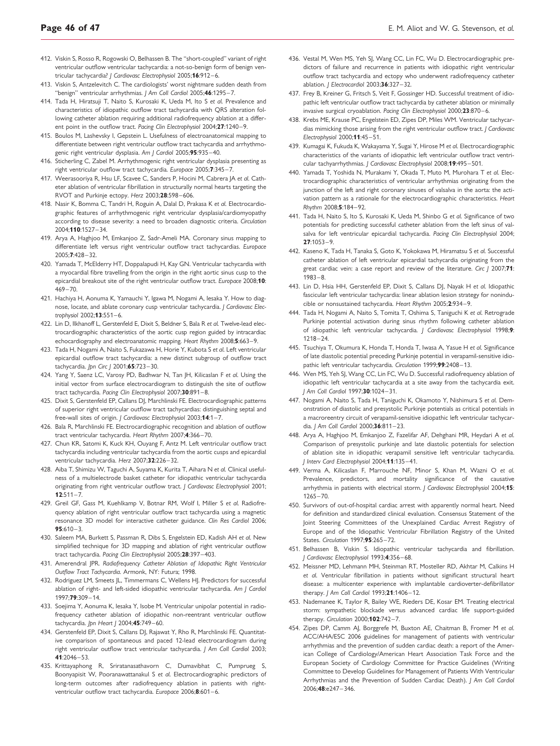412. Viskin S, Rosso R, Rogowski O, Belhassen B. The "short-coupled" variant of right ventricular outflow ventricular tachycardia: a not-so-benign form of benign ventricular tachycardia? *J Cardiovasc Electrophysiol* 2005;**16**:912–6.

413. Viskin S, Antzelevitch C. The cardiologists' worst nightmare sudden death from "benign" ventricular arrhythmias. *J Am Coll Cardiol* 2005;**46**:1295–7.

414. Tada H, Hiratsuji T, Naito S, Kurosaki K, Ueda M, Ito S *et al.* Prevalence and characteristics of idiopathic outflow tract tachycardia with QRS alteration following catheter ablation requiring additional radiofrequency ablation at a different point in the outflow tract. *Pacing Clin Electrophysiol* 2004;**27**:1240–9.

415. Boulos M, Lashevsky I, Gepstein L. Usefulness of electroanatomical mapping to differentiate between right ventricular outflow tract tachycardia and arrhythmogenic right ventricular dysplasia. *Am J Cardiol* 2005;**95**:935–40.

416. Sticherling C, Zabel M. Arrhythmogenic right ventricular dysplasia presenting as right ventricular outflow tract tachycardia. *Europace* 2005;**7**:345–7.

417. Weerasooriya R, Hsu LF, Scavee C, Sanders P, Hocini M, Cabrera JA *et al.* Catheter ablation of ventricular fibrillation in structurally normal hearts targeting the RVOT and Purkinje ectopy. *Herz* 2003;**28**:598–606.

418. Nasir K, Bomma C, Tandri H, Roguin A, Dalal D, Prakasa K *et al.* Electrocardiographic features of arrhythmogenic right ventricular dysplasia/cardiomyopathy according to disease severity: a need to broaden diagnostic criteria. *Circulation* 2004;**110**:1527–34.

419. Arya A, Haghjoo M, Emkanjoo Z, Sadr-Ameli MA. Coronary sinus mapping to differentiate left versus right ventricular outflow tract tachycardias. *Europace* 2005;**7**:428–32.

420. Yamada T, McElderry HT, Doppalapudi H, Kay GN. Ventricular tachycardia with a myocardial fibre travelling from the origin in the right aortic sinus cusp to the epicardial breakout site of the right ventricular outflow tract. *Europace* 2008;**10**: 469–70.

421. Hachiya H, Aonuma K, Yamauchi Y, Igawa M, Nogami A, Iesaka Y. How to diagnose, locate, and ablate coronary cusp ventricular tachycardia. *J Cardiovasc Electrophysiol* 2002;**13**:551–6.

422. Lin D, Ilkhanoff L, Gerstenfeld E, Dixit S, Beldner S, Bala R *et al.* Twelve-lead electrocardiographic characteristics of the aortic cusp region guided by intracardiac echocardiography and electroanatomic mapping. *Heart Rhythm* 2008;**5**:663–9.

423. Tada H, Nogami A, Naito S, Fukazawa H, Horie Y, Kubota S *et al.* Left ventricular epicardial outflow tract tachycardia: a new distinct subgroup of outflow tract tachycardia. *Jpn Circ J* 2001;**65**:723–30.

424. Yang Y, Saenz LC, Varosy PD, Badhwar N, Tan JH, Kilicaslan F *et al.* Using the initial vector from surface electrocardiogram to distinguish the site of outflow tract tachycardia. *Pacing Clin Electrophysiol* 2007;**30**:891–8.

425. Dixit S, Gerstenfeld EP, Callans DJ, Marchlinski FE. Electrocardiographic patterns of superior right ventricular outflow tract tachycardias: distinguishing septal and free-wall sites of origin. *J Cardiovasc Electrophysiol* 2003;**14**:1–7.

426. Bala R, Marchlinski FE. Electrocardiographic recognition and ablation of outflow tract ventricular tachycardia. *Heart Rhythm* 2007;**4**:366–70.

427. Chun KR, Satomi K, Kuck KH, Ouyang F, Antz M. Left ventricular outflow tract tachycardia including ventricular tachycardia from the aortic cusps and epicardial ventricular tachycardia. *Herz* 2007;**32**:226–32.

428. Aiba T, Shimizu W, Taguchi A, Suyama K, Kurita T, Aihara N *et al.* Clinical usefulness of a multielectrode basket catheter for idiopathic ventricular tachycardia originating from right ventricular outflow tract. *J Cardiovasc Electrophysiol* 2001; **12**:511–7.

429. Greil GF, Gass M, Kuehlkamp V, Botnar RM, Wolf I, Miller S *et al.* Radiofrequency ablation of right ventricular outflow tract tachycardia using a magnetic resonance 3D model for interactive catheter guidance. *Clin Res Cardiol* 2006; **95**:610–3.

430. Saleem MA, Burkett S, Passman R, Dibs S, Engelstein ED, Kadish AH *et al.* New simplified technique for 3D mapping and ablation of right ventricular outflow tract tachycardia. *Pacing Clin Electrophysiol* 2005;**28**:397–403.

431. Amerendral JPR. *Radiofrequency Catheter Ablation of Idiopathic Right Ventricular Outflow Tract Tachycardia.* Armonk, NY: Futura; 1998.

432. Rodriguez LM, Smeets JL, Timmermans C, Wellens HJ. Predictors for successful ablation of right- and left-sided idiopathic ventricular tachycardia. *Am J Cardiol* 1997;**79**:309–14.

433. Soejima Y, Aonuma K, Iesaka Y, Isobe M. Ventricular unipolar potential in radiofrequency catheter ablation of idiopathic non-reentrant ventricular outflow tachycardia. *Jpn Heart J* 2004;**45**:749–60.

434. Gerstenfeld EP, Dixit S, Callans DJ, Rajawat Y, Rho R, Marchlinski FE. Quantitative comparison of spontaneous and paced 12-lead electrocardiogram during right ventricular outflow tract ventricular tachycardia. *J Am Coll Cardiol* 2003; **41**:2046–53.

435. Krittayaphong R, Sriratanasathavorn C, Dumavibhat C, Pumprueg S, Boonyapisit W, Pooranawattanakul S *et al.* Electrocardiographic predictors of long-term outcomes after radiofrequency ablation in patients with right-ventricular outflow tract tachycardia. *Europace* 2006;**8**:601–6.

436. Vestal M, Wen MS, Yeh SJ, Wang CC, Lin FC, Wu D. Electrocardiographic predictors of failure and recurrence in patients with idiopathic right ventricular outflow tract tachycardia and ectopy who underwent radiofrequency catheter ablation. *J Electrocardiol* 2003;**36**:327–32.

437. Frey B, Kreiner G, Fritsch S, Veit F, Gossinger HD. Successful treatment of idiopathic left ventricular outflow tract tachycardia by catheter ablation or minimally invasive surgical cryoablation. *Pacing Clin Electrophysiol* 2000;**23**:870–6.

438. Krebs ME, Krause PC, Engelstein ED, Zipes DP, Miles WM. Ventricular tachycardias mimicking those arising from the right ventricular outflow tract. *J Cardiovasc Electrophysiol* 2000;**11**:45–51.

439. Kumagai K, Fukuda K, Wakayama Y, Sugai Y, Hirose M *et al.* Electrocardiographic characteristics of the variants of idiopathic left ventricular outflow tract ventricular tachyarrhythmias. *J Cardiovasc Electrophysiol* 2008;**19**:495–501.

440. Yamada T, Yoshida N, Murakami Y, Okada T, Muto M, Murohara T *et al.* Electrocardiographic characteristics of ventricular arrhythmias originating from the junction of the left and right coronary sinuses of valsalva in the aorta: the activation pattern as a rationale for the electrocardiographic characteristics. *Heart Rhythm* 2008;**5**:184–92.

441. Tada H, Naito S, Ito S, Kurosaki K, Ueda M, Shinbo G *et al.* Significance of two potentials for predicting successful catheter ablation from the left sinus of valsalva for left ventricular epicardial tachycardia. *Pacing Clin Electrophysiol* 2004; **27**:1053–9.

442. Kaseno K, Tada H, Tanaka S, Goto K, Yokokawa M, Hiramatsu S *et al.* Successful catheter ablation of left ventricular epicardial tachycardia originating from the great cardiac vein: a case report and review of the literature. *Circ J* 2007;**71**: 1983–8.

443. Lin D, Hsia HH, Gerstenfeld EP, Dixit S, Callans DJ, Nayak H *et al.* Idiopathic fascicular left ventricular tachycardia: linear ablation lesion strategy for noninducible or nonsustained tachycardia. *Heart Rhythm* 2005;**2**:934–9.

444. Tada H, Nogami A, Naito S, Tomita T, Oshima S, Taniguchi K *et al.* Retrograde Purkinje potential activation during sinus rhythm following catheter ablation of idiopathic left ventricular tachycardia. *J Cardiovasc Electrophysiol* 1998;**9**: 1218–24.

445. Tsuchiya T, Okumura K, Honda T, Honda T, Iwasa A, Yasue H *et al.* Significance of late diastolic potential preceding Purkinje potential in verapamil-sensitive idiopathic left ventricular tachycardia. *Circulation* 1999;**99**:2408–13.

446. Wen MS, Yeh SJ, Wang CC, Lin FC, Wu D. Successful radiofrequency ablation of idiopathic left ventricular tachycardia at a site away from the tachycardia exit. *J Am Coll Cardiol* 1997;**30**:1024–31.

447. Nogami A, Naito S, Tada H, Taniguchi K, Okamoto Y, Nishimura S *et al.* Demonstration of diastolic and presystolic Purkinje potentials as critical potentials in a macroreentry circuit of verapamil-sensitive idiopathic left ventricular tachycardia. *J Am Coll Cardiol* 2000;**36**:811–23.

448. Arya A, Haghjoo M, Emkanjoo Z, Fazelifar AF, Dehghani MR, Heydari A *et al.* Comparison of presystolic purkinje and late diastolic potentials for selection of ablation site in idiopathic verapamil sensitive left ventricular tachycardia. *J Interv Card Electrophysiol* 2004;**11**:135–41.

449. Verma A, Kilicaslan F, Marrouche NF, Minor S, Khan M, Wazni O *et al.* Prevalence, predictors, and mortality significance of the causative arrhythmia in patients with electrical storm. *J Cardiovasc Electrophysiol* 2004;**15**: 1265–70.

450. Survivors of out-of-hospital cardiac arrest with apparently normal heart. Need for definition and standardized clinical evaluation. Consensus Statement of the Joint Steering Committees of the Unexplained Cardiac Arrest Registry of Europe and of the Idiopathic Ventricular Fibrillation Registry of the United States. *Circulation* 1997;**95**:265–72.

451. Belhassen B, Viskin S. Idiopathic ventricular tachycardia and fibrillation. *J Cardiovasc Electrophysiol* 1993;**4**:356–68.

452. Meissner MD, Lehmann MH, Steinman RT, Mosteller RD, Akhtar M, Calkins H *et al.* Ventricular fibrillation in patients without significant structural heart disease: a multicenter experience with implantable cardioverter-defibrillator therapy. *J Am Coll Cardiol* 1993;**21**:1406–12.

453. Nademanee K, Taylor R, Bailey WE, Rieders DE, Kosar EM. Treating electrical storm: sympathetic blockade versus advanced cardiac life support-guided therapy. *Circulation* 2000;**102**:742–7.

454. Zipes DP, Camm AJ, Borggrefe M, Buxton AE, Chaitman B, Fromer M *et al.* ACC/AHA/ESC 2006 guidelines for management of patients with ventricular arrhythmias and the prevention of sudden cardiac death: a report of the American College of Cardiology/American Heart Association Task Force and the European Society of Cardiology Committee for Practice Guidelines (Writing Committee to Develop Guidelines for Management of Patients With Ventricular Arrhythmias and the Prevention of Sudden Cardiac Death). *J Am Coll Cardiol* 2006;**48**:e247–346.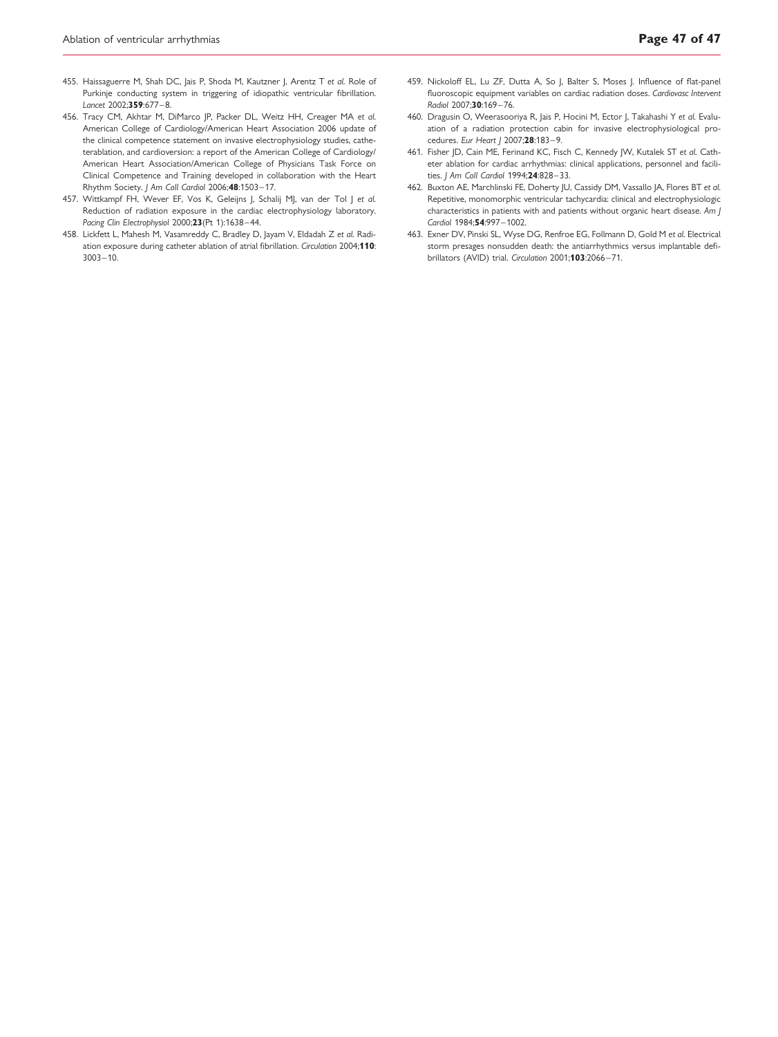455. Haissaguerre M, Shah DC, Jais P, Shoda M, Kautzner J, Arentz T *et al.* Role of Purkinje conducting system in triggering of idiopathic ventricular fibrillation. *Lancet* 2002;**359**:677–8.
456. Tracy CM, Akhtar M, DiMarco JP, Packer DL, Weitz HH, Creager MA *et al.* American College of Cardiology/American Heart Association 2006 update of the clinical competence statement on invasive electrophysiology studies, catheterablation, and cardioversion: a report of the American College of Cardiology/American Heart Association/American College of Physicians Task Force on Clinical Competence and Training developed in collaboration with the Heart Rhythm Society. *J Am Coll Cardiol* 2006;**48**:1503–17.
457. Wittkampf FH, Wever EF, Vos K, Geleijns J, Schalij MJ, van der Tol J *et al.* Reduction of radiation exposure in the cardiac electrophysiology laboratory. *Pacing Clin Electrophysiol* 2000;**23**(Pt 1):1638–44.
458. Lickfett L, Mahesh M, Vasamreddy C, Bradley D, Jayam V, Eldadah Z *et al.* Radiation exposure during catheter ablation of atrial fibrillation. *Circulation* 2004;**110**:3003–10.
459. Nickoloff EL, Lu ZF, Dutta A, So J, Balter S, Moses J. Influence of flat-panel fluoroscopic equipment variables on cardiac radiation doses. *Cardiovasc Intervent Radiol* 2007;**30**:169–76.
460. Dragusin O, Weerasooriya R, Jais P, Hocini M, Ector J, Takahashi Y *et al.* Evaluation of a radiation protection cabin for invasive electrophysiological procedures. *Eur Heart J* 2007;**28**:183–9.
461. Fisher JD, Cain ME, Ferinand KC, Fisch C, Kennedy JW, Kutalek ST *et al.* Catheter ablation for cardiac arrhythmias: clinical applications, personnel and facilities. *J Am Coll Cardiol* 1994;**24**:828–33.
462. Buxton AE, Marchlinski FE, Doherty JU, Cassidy DM, Vassallo JA, Flores BT *et al.* Repetitive, monomorphic ventricular tachycardia: clinical and electrophysiologic characteristics in patients with and patients without organic heart disease. *Am J Cardiol* 1984;**54**:997–1002.
463. Exner DV, Pinski SL, Wyse DG, Renfroe EG, Follmann D, Gold M *et al.* Electrical storm presages nonsudden death: the antiarrhythmics versus implantable defibrillators (AVID) trial. *Circulation* 2001;**103**:2066–71.